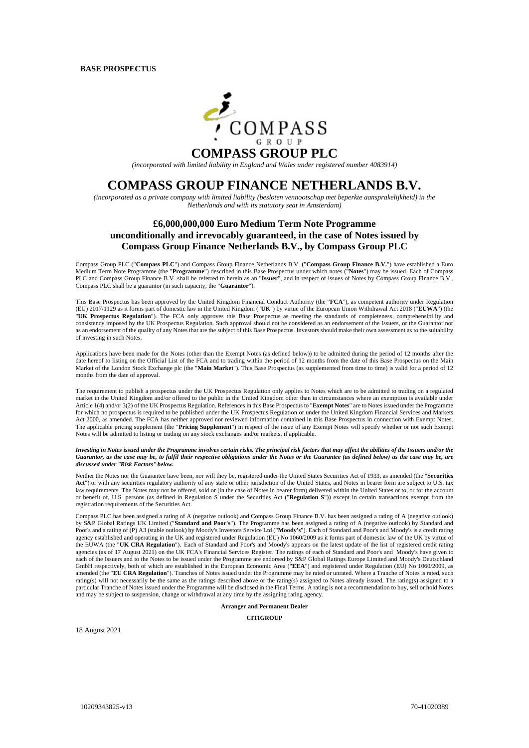**BASE PROSPECTUS**

# COMPASS GROUP PLC

*(incorporated with limited liability in England and Wales under registered number 4083914)*

# COMPASS GROUP FINANCE NETHERLANDS B.V.

*(incorporated as a private company with limited liability (besloten vennootschap met beperkte aansprakelijkheid) in the Netherlands and with its statutory seat in Amsterdam)*

## £6,000,000,000 Euro Medium Term Note Programme unconditionally and irrevocably guaranteed, in the case of Notes issued by Compass Group Finance Netherlands B.V., by Compass Group PLC

Compass Group PLC ("**Compass PLC**") and Compass Group Finance Netherlands B.V. ("**Compass Group Finance B.V.**") have established a Euro Medium Term Note Programme (the "**Programme**") described in this Base Prospectus under which notes ("**Notes**") may be issued. Each of Compass PLC and Compass Group Finance B.V. shall be referred to herein as an "**Issuer**", and in respect of issues of Notes by Compass Group Finance B.V., Compass PLC shall be a guarantor (in such capacity, the "**Guarantor**").

This Base Prospectus has been approved by the United Kingdom Financial Conduct Authority (the "**FCA**"), as competent authority under Regulation (EU) 2017/1129 as it forms part of domestic law in the United Kingdom ("**UK**") by virtue of the European Union Withdrawal Act 2018 ("**EUWA**") (the "**UK Prospectus Regulation**"). The FCA only approves this Base Prospectus as meeting the standards of completeness, comprehensibility and consistency imposed by the UK Prospectus Regulation. Such approval should not be considered as an endorsement of the Issuers, or the Guarantor nor as an endorsement of the quality of any Notes that are the subject of this Base Prospectus. Investors should make their own assessment as to the suitability of investing in such Notes.

Applications have been made for the Notes (other than the Exempt Notes (as defined below)) to be admitted during the period of 12 months after the date hereof to listing on the Official List of the FCA and to trading within the period of 12 months from the date of this Base Prospectus on the Main Market of the London Stock Exchange plc (the "**Main Market**"). This Base Prospectus (as supplemented from time to time) is valid for a period of 12 months from the date of approval.

The requirement to publish a prospectus under the UK Prospectus Regulation only applies to Notes which are to be admitted to trading on a regulated market in the United Kingdom and/or offered to the public in the United Kingdom other than in circumstances where an exemption is available under Article 1(4) and/or 3(2) of the UK Prospectus Regulation. References in this Base Prospectus to "**Exempt Notes**" are to Notes issued under the Programme for which no prospectus is required to be published under the UK Prospectus Regulation or under the United Kingdom Financial Services and Markets Act 2000, as amended. The FCA has neither approved nor reviewed information contained in this Base Prospectus in connection with Exempt Notes. The applicable pricing supplement (the "**Pricing Supplement**") in respect of the issue of any Exempt Notes will specify whether or not such Exempt Notes will be admitted to listing or trading on any stock exchanges and/or markets, if applicable.

***Investing in Notes issued under the Programme involves certain risks. The principal risk factors that may affect the abilities of the Issuers and/or the Guarantor, as the case may be, to fulfil their respective obligations under the Notes or the Guarantee (as defined below) as the case may be, are discussed under "Risk Factors" below.***

Neither the Notes nor the Guarantee have been, nor will they be, registered under the United States Securities Act of 1933, as amended (the "**Securities Act**") or with any securities regulatory authority of any state or other jurisdiction of the United States, and Notes in bearer form are subject to U.S. tax law requirements. The Notes may not be offered, sold or (in the case of Notes in bearer form) delivered within the United States or to, or for the account or benefit of, U.S. persons (as defined in Regulation S under the Securities Act ("**Regulation S**")) except in certain transactions exempt from the registration requirements of the Securities Act.

Compass PLC has been assigned a rating of A (negative outlook) and Compass Group Finance B.V. has been assigned a rating of A (negative outlook) by S&P Global Ratings UK Limited ("**Standard and Poor's**"). The Programme has been assigned a rating of A (negative outlook) by Standard and Poor's and a rating of (P) A3 (stable outlook) by Moody's Investors Service Ltd ("**Moody's**"). Each of Standard and Poor's and Moody's is a credit rating agency established and operating in the UK and registered under Regulation (EU) No 1060/2009 as it forms part of domestic law of the UK by virtue of the EUWA (the "**UK CRA Regulation**"). Each of Standard and Poor's and Moody's appears on the latest update of the list of registered credit rating agencies (as of 17 August 2021) on the UK FCA's Financial Services Register. The ratings of each of Standard and Poor's and Moody's have given to each of the Issuers and to the Notes to be issued under the Programme are endorsed by S&P Global Ratings Europe Limited and Moody's Deutschland GmbH respectively, both of which are established in the European Economic Area ("**EEA**") and registered under Regulation (EU) No 1060/2009, as amended (the "**EU CRA Regulation**"). Tranches of Notes issued under the Programme may be rated or unrated. Where a Tranche of Notes is rated, such rating(s) will not necessarily be the same as the ratings described above or the rating(s) assigned to Notes already issued. The rating(s) assigned to a particular Tranche of Notes issued under the Programme will be disclosed in the Final Terms. A rating is not a recommendation to buy, sell or hold Notes and may be subject to suspension, change or withdrawal at any time by the assigning rating agency.

**Arranger and Permanent Dealer**

**CITIGROUP**

18 August 2021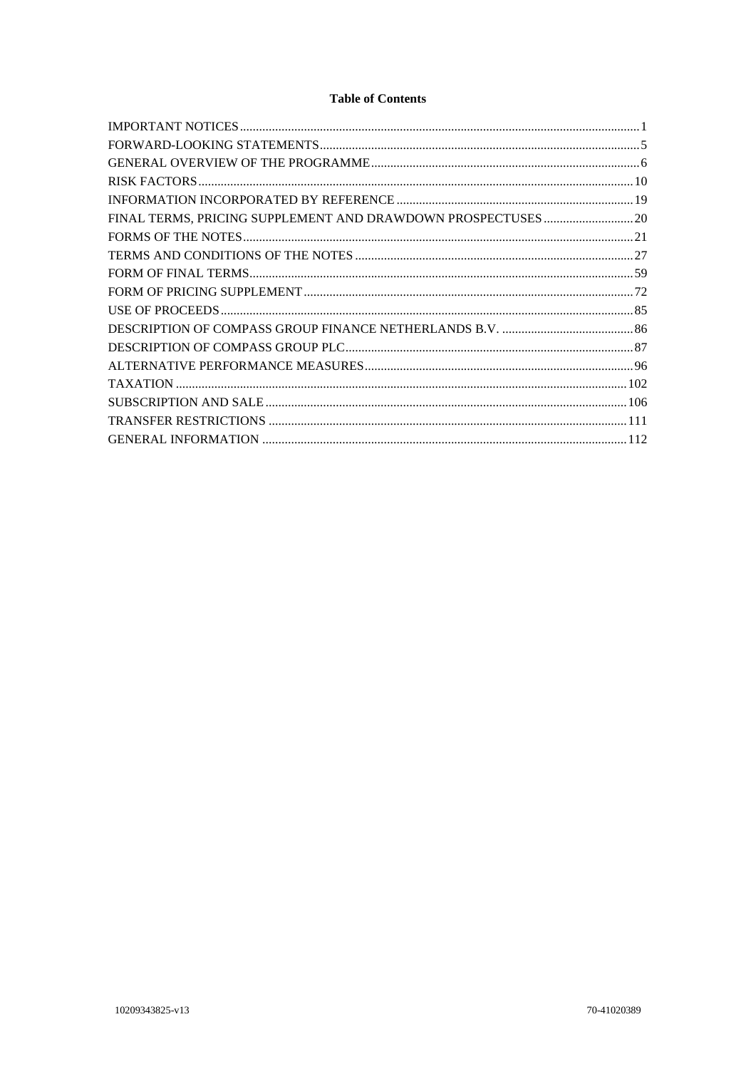# Table of Contents

| | |
|---|---|
| IMPORTANT NOTICES | 1 |
| FORWARD-LOOKING STATEMENTS | 5 |
| GENERAL OVERVIEW OF THE PROGRAMME | 6 |
| RISK FACTORS | 10 |
| INFORMATION INCORPORATED BY REFERENCE | 19 |
| FINAL TERMS, PRICING SUPPLEMENT AND DRAWDOWN PROSPECTUSES | 20 |
| FORMS OF THE NOTES | 21 |
| TERMS AND CONDITIONS OF THE NOTES | 27 |
| FORM OF FINAL TERMS | 59 |
| FORM OF PRICING SUPPLEMENT | 72 |
| USE OF PROCEEDS | 85 |
| DESCRIPTION OF COMPASS GROUP FINANCE NETHERLANDS B.V. | 86 |
| DESCRIPTION OF COMPASS GROUP PLC | 87 |
| ALTERNATIVE PERFORMANCE MEASURES | 96 |
| TAXATION | 102 |
| SUBSCRIPTION AND SALE | 106 |
| TRANSFER RESTRICTIONS | 111 |
| GENERAL INFORMATION | 112 |

10209343825-v13 70-41020389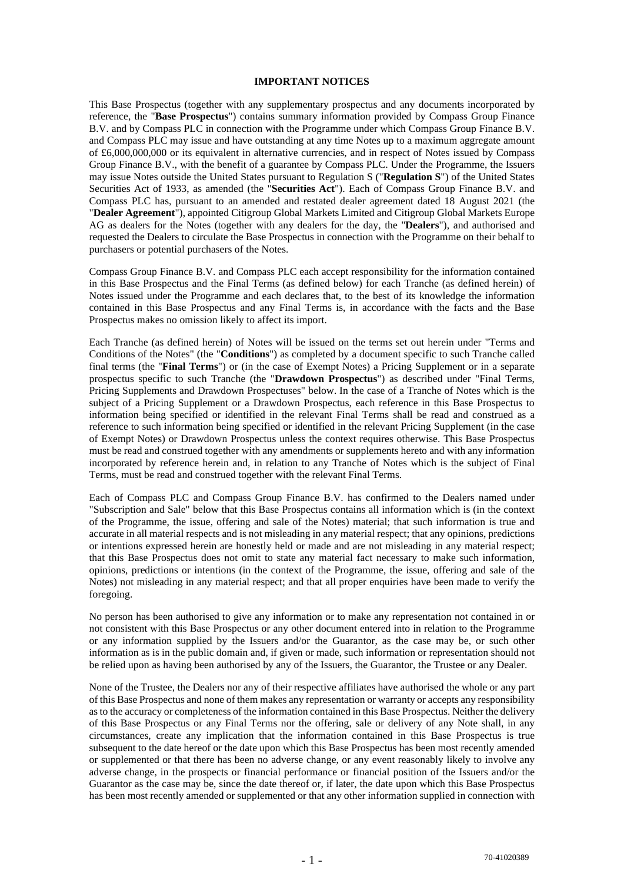**IMPORTANT NOTICES**

This Base Prospectus (together with any supplementary prospectus and any documents incorporated by reference, the "**Base Prospectus**") contains summary information provided by Compass Group Finance B.V. and by Compass PLC in connection with the Programme under which Compass Group Finance B.V. and Compass PLC may issue and have outstanding at any time Notes up to a maximum aggregate amount of £6,000,000,000 or its equivalent in alternative currencies, and in respect of Notes issued by Compass Group Finance B.V., with the benefit of a guarantee by Compass PLC. Under the Programme, the Issuers may issue Notes outside the United States pursuant to Regulation S ("**Regulation S**") of the United States Securities Act of 1933, as amended (the "**Securities Act**"). Each of Compass Group Finance B.V. and Compass PLC has, pursuant to an amended and restated dealer agreement dated 18 August 2021 (the "**Dealer Agreement**"), appointed Citigroup Global Markets Limited and Citigroup Global Markets Europe AG as dealers for the Notes (together with any dealers for the day, the "**Dealers**"), and authorised and requested the Dealers to circulate the Base Prospectus in connection with the Programme on their behalf to purchasers or potential purchasers of the Notes.

Compass Group Finance B.V. and Compass PLC each accept responsibility for the information contained in this Base Prospectus and the Final Terms (as defined below) for each Tranche (as defined herein) of Notes issued under the Programme and each declares that, to the best of its knowledge the information contained in this Base Prospectus and any Final Terms is, in accordance with the facts and the Base Prospectus makes no omission likely to affect its import.

Each Tranche (as defined herein) of Notes will be issued on the terms set out herein under "Terms and Conditions of the Notes" (the "**Conditions**") as completed by a document specific to such Tranche called final terms (the "**Final Terms**") or (in the case of Exempt Notes) a Pricing Supplement or in a separate prospectus specific to such Tranche (the "**Drawdown Prospectus**") as described under "Final Terms, Pricing Supplements and Drawdown Prospectuses" below. In the case of a Tranche of Notes which is the subject of a Pricing Supplement or a Drawdown Prospectus, each reference in this Base Prospectus to information being specified or identified in the relevant Final Terms shall be read and construed as a reference to such information being specified or identified in the relevant Pricing Supplement (in the case of Exempt Notes) or Drawdown Prospectus unless the context requires otherwise. This Base Prospectus must be read and construed together with any amendments or supplements hereto and with any information incorporated by reference herein and, in relation to any Tranche of Notes which is the subject of Final Terms, must be read and construed together with the relevant Final Terms.

Each of Compass PLC and Compass Group Finance B.V. has confirmed to the Dealers named under "Subscription and Sale" below that this Base Prospectus contains all information which is (in the context of the Programme, the issue, offering and sale of the Notes) material; that such information is true and accurate in all material respects and is not misleading in any material respect; that any opinions, predictions or intentions expressed herein are honestly held or made and are not misleading in any material respect; that this Base Prospectus does not omit to state any material fact necessary to make such information, opinions, predictions or intentions (in the context of the Programme, the issue, offering and sale of the Notes) not misleading in any material respect; and that all proper enquiries have been made to verify the foregoing.

No person has been authorised to give any information or to make any representation not contained in or not consistent with this Base Prospectus or any other document entered into in relation to the Programme or any information supplied by the Issuers and/or the Guarantor, as the case may be, or such other information as is in the public domain and, if given or made, such information or representation should not be relied upon as having been authorised by any of the Issuers, the Guarantor, the Trustee or any Dealer.

None of the Trustee, the Dealers nor any of their respective affiliates have authorised the whole or any part of this Base Prospectus and none of them makes any representation or warranty or accepts any responsibility as to the accuracy or completeness of the information contained in this Base Prospectus. Neither the delivery of this Base Prospectus or any Final Terms nor the offering, sale or delivery of any Note shall, in any circumstances, create any implication that the information contained in this Base Prospectus is true subsequent to the date hereof or the date upon which this Base Prospectus has been most recently amended or supplemented or that there has been no adverse change, or any event reasonably likely to involve any adverse change, in the prospects or financial performance or financial position of the Issuers and/or the Guarantor as the case may be, since the date thereof or, if later, the date upon which this Base Prospectus has been most recently amended or supplemented or that any other information supplied in connection with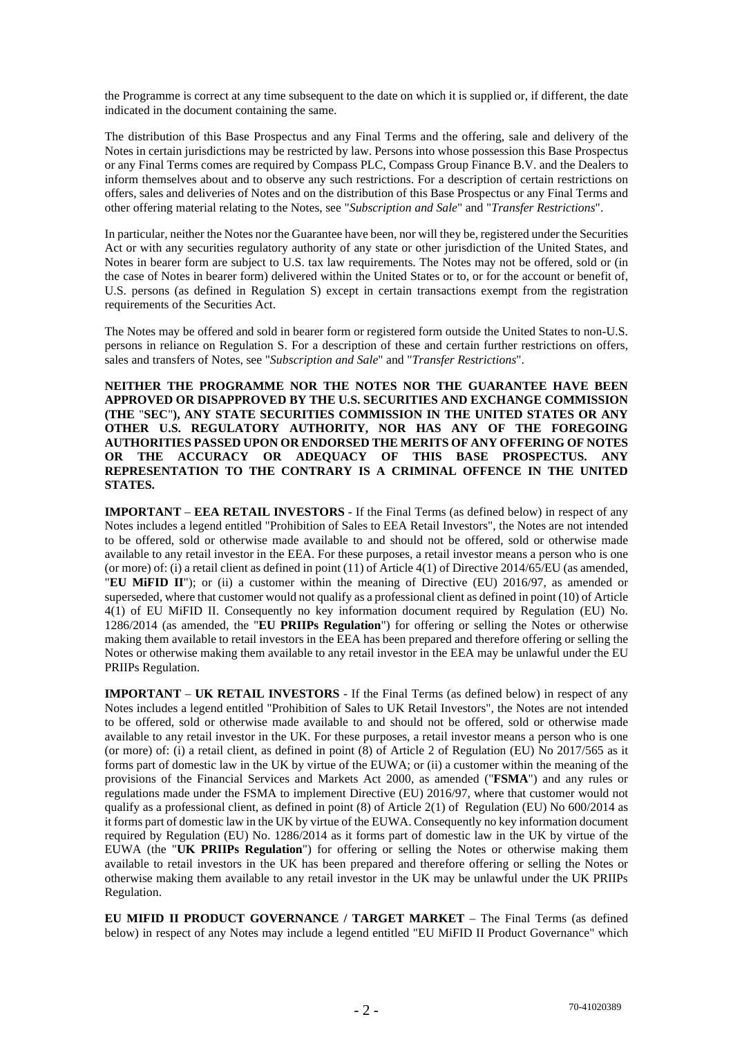the Programme is correct at any time subsequent to the date on which it is supplied or, if different, the date indicated in the document containing the same.

The distribution of this Base Prospectus and any Final Terms and the offering, sale and delivery of the Notes in certain jurisdictions may be restricted by law. Persons into whose possession this Base Prospectus or any Final Terms comes are required by Compass PLC, Compass Group Finance B.V. and the Dealers to inform themselves about and to observe any such restrictions. For a description of certain restrictions on offers, sales and deliveries of Notes and on the distribution of this Base Prospectus or any Final Terms and other offering material relating to the Notes, see "*Subscription and Sale*" and "*Transfer Restrictions*".

In particular, neither the Notes nor the Guarantee have been, nor will they be, registered under the Securities Act or with any securities regulatory authority of any state or other jurisdiction of the United States, and Notes in bearer form are subject to U.S. tax law requirements. The Notes may not be offered, sold or (in the case of Notes in bearer form) delivered within the United States or to, or for the account or benefit of, U.S. persons (as defined in Regulation S) except in certain transactions exempt from the registration requirements of the Securities Act.

The Notes may be offered and sold in bearer form or registered form outside the United States to non-U.S. persons in reliance on Regulation S. For a description of these and certain further restrictions on offers, sales and transfers of Notes, see "*Subscription and Sale*" and "*Transfer Restrictions*".

**NEITHER THE PROGRAMME NOR THE NOTES NOR THE GUARANTEE HAVE BEEN APPROVED OR DISAPPROVED BY THE U.S. SECURITIES AND EXCHANGE COMMISSION (THE "SEC"), ANY STATE SECURITIES COMMISSION IN THE UNITED STATES OR ANY OTHER U.S. REGULATORY AUTHORITY, NOR HAS ANY OF THE FOREGOING AUTHORITIES PASSED UPON OR ENDORSED THE MERITS OF ANY OFFERING OF NOTES OR THE ACCURACY OR ADEQUACY OF THIS BASE PROSPECTUS. ANY REPRESENTATION TO THE CONTRARY IS A CRIMINAL OFFENCE IN THE UNITED STATES.**

**IMPORTANT** – **EEA RETAIL INVESTORS** - If the Final Terms (as defined below) in respect of any Notes includes a legend entitled "Prohibition of Sales to EEA Retail Investors", the Notes are not intended to be offered, sold or otherwise made available to and should not be offered, sold or otherwise made available to any retail investor in the EEA. For these purposes, a retail investor means a person who is one (or more) of: (i) a retail client as defined in point (11) of Article 4(1) of Directive 2014/65/EU (as amended, "**EU MiFID II**"); or (ii) a customer within the meaning of Directive (EU) 2016/97, as amended or superseded, where that customer would not qualify as a professional client as defined in point (10) of Article 4(1) of EU MiFID II. Consequently no key information document required by Regulation (EU) No. 1286/2014 (as amended, the "**EU PRIIPs Regulation**") for offering or selling the Notes or otherwise making them available to retail investors in the EEA has been prepared and therefore offering or selling the Notes or otherwise making them available to any retail investor in the EEA may be unlawful under the EU PRIIPs Regulation.

**IMPORTANT** – **UK RETAIL INVESTORS** - If the Final Terms (as defined below) in respect of any Notes includes a legend entitled "Prohibition of Sales to UK Retail Investors", the Notes are not intended to be offered, sold or otherwise made available to and should not be offered, sold or otherwise made available to any retail investor in the UK. For these purposes, a retail investor means a person who is one (or more) of: (i) a retail client, as defined in point (8) of Article 2 of Regulation (EU) No 2017/565 as it forms part of domestic law in the UK by virtue of the EUWA; or (ii) a customer within the meaning of the provisions of the Financial Services and Markets Act 2000, as amended ("**FSMA**") and any rules or regulations made under the FSMA to implement Directive (EU) 2016/97, where that customer would not qualify as a professional client, as defined in point (8) of Article 2(1) of Regulation (EU) No 600/2014 as it forms part of domestic law in the UK by virtue of the EUWA. Consequently no key information document required by Regulation (EU) No. 1286/2014 as it forms part of domestic law in the UK by virtue of the EUWA (the "**UK PRIIPs Regulation**") for offering or selling the Notes or otherwise making them available to retail investors in the UK has been prepared and therefore offering or selling the Notes or otherwise making them available to any retail investor in the UK may be unlawful under the UK PRIIPs Regulation.

**EU MIFID II PRODUCT GOVERNANCE / TARGET MARKET** – The Final Terms (as defined below) in respect of any Notes may include a legend entitled "EU MiFID II Product Governance" which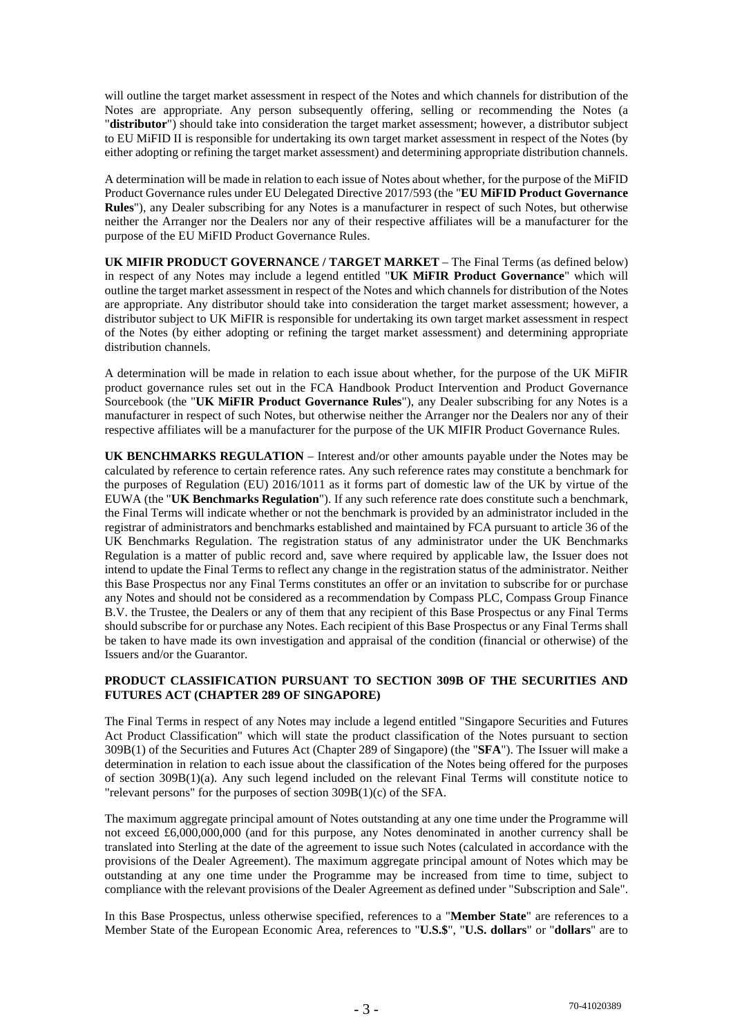will outline the target market assessment in respect of the Notes and which channels for distribution of the Notes are appropriate. Any person subsequently offering, selling or recommending the Notes (a "**distributor**") should take into consideration the target market assessment; however, a distributor subject to EU MiFID II is responsible for undertaking its own target market assessment in respect of the Notes (by either adopting or refining the target market assessment) and determining appropriate distribution channels.

A determination will be made in relation to each issue of Notes about whether, for the purpose of the MiFID Product Governance rules under EU Delegated Directive 2017/593 (the "**EU MiFID Product Governance Rules**"), any Dealer subscribing for any Notes is a manufacturer in respect of such Notes, but otherwise neither the Arranger nor the Dealers nor any of their respective affiliates will be a manufacturer for the purpose of the EU MiFID Product Governance Rules.

**UK MIFIR PRODUCT GOVERNANCE / TARGET MARKET** – The Final Terms (as defined below) in respect of any Notes may include a legend entitled "**UK MiFIR Product Governance**" which will outline the target market assessment in respect of the Notes and which channels for distribution of the Notes are appropriate. Any distributor should take into consideration the target market assessment; however, a distributor subject to UK MiFIR is responsible for undertaking its own target market assessment in respect of the Notes (by either adopting or refining the target market assessment) and determining appropriate distribution channels.

A determination will be made in relation to each issue about whether, for the purpose of the UK MiFIR product governance rules set out in the FCA Handbook Product Intervention and Product Governance Sourcebook (the "**UK MiFIR Product Governance Rules**"), any Dealer subscribing for any Notes is a manufacturer in respect of such Notes, but otherwise neither the Arranger nor the Dealers nor any of their respective affiliates will be a manufacturer for the purpose of the UK MIFIR Product Governance Rules.

**UK BENCHMARKS REGULATION** – Interest and/or other amounts payable under the Notes may be calculated by reference to certain reference rates. Any such reference rates may constitute a benchmark for the purposes of Regulation (EU) 2016/1011 as it forms part of domestic law of the UK by virtue of the EUWA (the "**UK Benchmarks Regulation**"). If any such reference rate does constitute such a benchmark, the Final Terms will indicate whether or not the benchmark is provided by an administrator included in the registrar of administrators and benchmarks established and maintained by FCA pursuant to article 36 of the UK Benchmarks Regulation. The registration status of any administrator under the UK Benchmarks Regulation is a matter of public record and, save where required by applicable law, the Issuer does not intend to update the Final Terms to reflect any change in the registration status of the administrator. Neither this Base Prospectus nor any Final Terms constitutes an offer or an invitation to subscribe for or purchase any Notes and should not be considered as a recommendation by Compass PLC, Compass Group Finance B.V. the Trustee, the Dealers or any of them that any recipient of this Base Prospectus or any Final Terms should subscribe for or purchase any Notes. Each recipient of this Base Prospectus or any Final Terms shall be taken to have made its own investigation and appraisal of the condition (financial or otherwise) of the Issuers and/or the Guarantor.

**PRODUCT CLASSIFICATION PURSUANT TO SECTION 309B OF THE SECURITIES AND FUTURES ACT (CHAPTER 289 OF SINGAPORE)**

The Final Terms in respect of any Notes may include a legend entitled "Singapore Securities and Futures Act Product Classification" which will state the product classification of the Notes pursuant to section 309B(1) of the Securities and Futures Act (Chapter 289 of Singapore) (the "**SFA**"). The Issuer will make a determination in relation to each issue about the classification of the Notes being offered for the purposes of section 309B(1)(a). Any such legend included on the relevant Final Terms will constitute notice to "relevant persons" for the purposes of section 309B(1)(c) of the SFA.

The maximum aggregate principal amount of Notes outstanding at any one time under the Programme will not exceed £6,000,000,000 (and for this purpose, any Notes denominated in another currency shall be translated into Sterling at the date of the agreement to issue such Notes (calculated in accordance with the provisions of the Dealer Agreement). The maximum aggregate principal amount of Notes which may be outstanding at any one time under the Programme may be increased from time to time, subject to compliance with the relevant provisions of the Dealer Agreement as defined under "Subscription and Sale".

In this Base Prospectus, unless otherwise specified, references to a "**Member State**" are references to a Member State of the European Economic Area, references to "**U.S.$**", "**U.S. dollars**" or "**dollars**" are to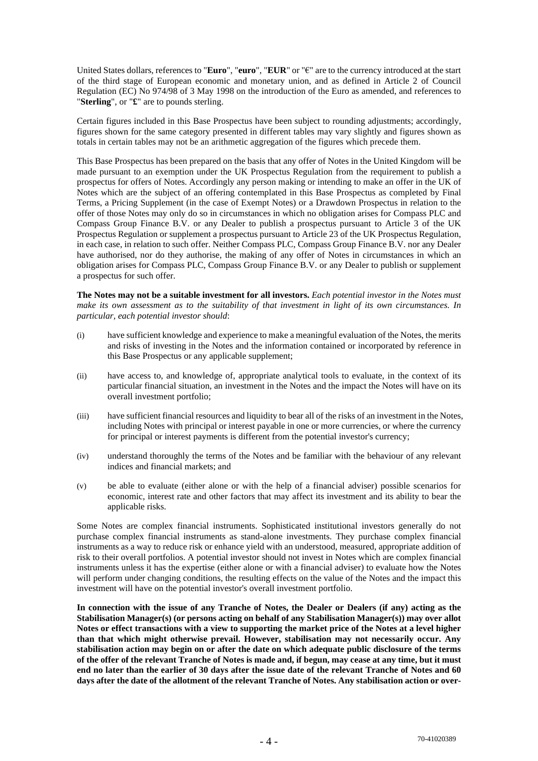United States dollars, references to "**Euro**", "**euro**", "**EUR**" or "€" are to the currency introduced at the start of the third stage of European economic and monetary union, and as defined in Article 2 of Council Regulation (EC) No 974/98 of 3 May 1998 on the introduction of the Euro as amended, and references to "**Sterling**", or "**£**" are to pounds sterling.

Certain figures included in this Base Prospectus have been subject to rounding adjustments; accordingly, figures shown for the same category presented in different tables may vary slightly and figures shown as totals in certain tables may not be an arithmetic aggregation of the figures which precede them.

This Base Prospectus has been prepared on the basis that any offer of Notes in the United Kingdom will be made pursuant to an exemption under the UK Prospectus Regulation from the requirement to publish a prospectus for offers of Notes. Accordingly any person making or intending to make an offer in the UK of Notes which are the subject of an offering contemplated in this Base Prospectus as completed by Final Terms, a Pricing Supplement (in the case of Exempt Notes) or a Drawdown Prospectus in relation to the offer of those Notes may only do so in circumstances in which no obligation arises for Compass PLC and Compass Group Finance B.V. or any Dealer to publish a prospectus pursuant to Article 3 of the UK Prospectus Regulation or supplement a prospectus pursuant to Article 23 of the UK Prospectus Regulation, in each case, in relation to such offer. Neither Compass PLC, Compass Group Finance B.V. nor any Dealer have authorised, nor do they authorise, the making of any offer of Notes in circumstances in which an obligation arises for Compass PLC, Compass Group Finance B.V. or any Dealer to publish or supplement a prospectus for such offer.

**The Notes may not be a suitable investment for all investors.** *Each potential investor in the Notes must make its own assessment as to the suitability of that investment in light of its own circumstances. In particular, each potential investor should*:

(i) have sufficient knowledge and experience to make a meaningful evaluation of the Notes, the merits and risks of investing in the Notes and the information contained or incorporated by reference in this Base Prospectus or any applicable supplement;

(ii) have access to, and knowledge of, appropriate analytical tools to evaluate, in the context of its particular financial situation, an investment in the Notes and the impact the Notes will have on its overall investment portfolio;

(iii) have sufficient financial resources and liquidity to bear all of the risks of an investment in the Notes, including Notes with principal or interest payable in one or more currencies, or where the currency for principal or interest payments is different from the potential investor's currency;

(iv) understand thoroughly the terms of the Notes and be familiar with the behaviour of any relevant indices and financial markets; and

(v) be able to evaluate (either alone or with the help of a financial adviser) possible scenarios for economic, interest rate and other factors that may affect its investment and its ability to bear the applicable risks.

Some Notes are complex financial instruments. Sophisticated institutional investors generally do not purchase complex financial instruments as stand-alone investments. They purchase complex financial instruments as a way to reduce risk or enhance yield with an understood, measured, appropriate addition of risk to their overall portfolios. A potential investor should not invest in Notes which are complex financial instruments unless it has the expertise (either alone or with a financial adviser) to evaluate how the Notes will perform under changing conditions, the resulting effects on the value of the Notes and the impact this investment will have on the potential investor's overall investment portfolio.

**In connection with the issue of any Tranche of Notes, the Dealer or Dealers (if any) acting as the Stabilisation Manager(s) (or persons acting on behalf of any Stabilisation Manager(s)) may over allot Notes or effect transactions with a view to supporting the market price of the Notes at a level higher than that which might otherwise prevail. However, stabilisation may not necessarily occur. Any stabilisation action may begin on or after the date on which adequate public disclosure of the terms of the offer of the relevant Tranche of Notes is made and, if begun, may cease at any time, but it must end no later than the earlier of 30 days after the issue date of the relevant Tranche of Notes and 60 days after the date of the allotment of the relevant Tranche of Notes. Any stabilisation action or over-**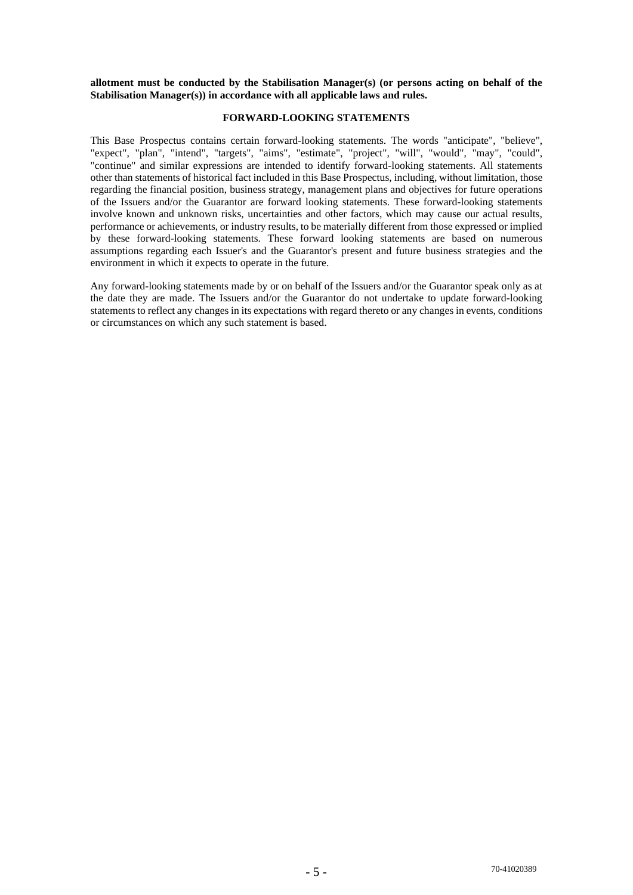**allotment must be conducted by the Stabilisation Manager(s) (or persons acting on behalf of the Stabilisation Manager(s)) in accordance with all applicable laws and rules.**

## FORWARD-LOOKING STATEMENTS

This Base Prospectus contains certain forward-looking statements. The words "anticipate", "believe", "expect", "plan", "intend", "targets", "aims", "estimate", "project", "will", "would", "may", "could", "continue" and similar expressions are intended to identify forward-looking statements. All statements other than statements of historical fact included in this Base Prospectus, including, without limitation, those regarding the financial position, business strategy, management plans and objectives for future operations of the Issuers and/or the Guarantor are forward looking statements. These forward-looking statements involve known and unknown risks, uncertainties and other factors, which may cause our actual results, performance or achievements, or industry results, to be materially different from those expressed or implied by these forward-looking statements. These forward looking statements are based on numerous assumptions regarding each Issuer's and the Guarantor's present and future business strategies and the environment in which it expects to operate in the future.

Any forward-looking statements made by or on behalf of the Issuers and/or the Guarantor speak only as at the date they are made. The Issuers and/or the Guarantor do not undertake to update forward-looking statements to reflect any changes in its expectations with regard thereto or any changes in events, conditions or circumstances on which any such statement is based.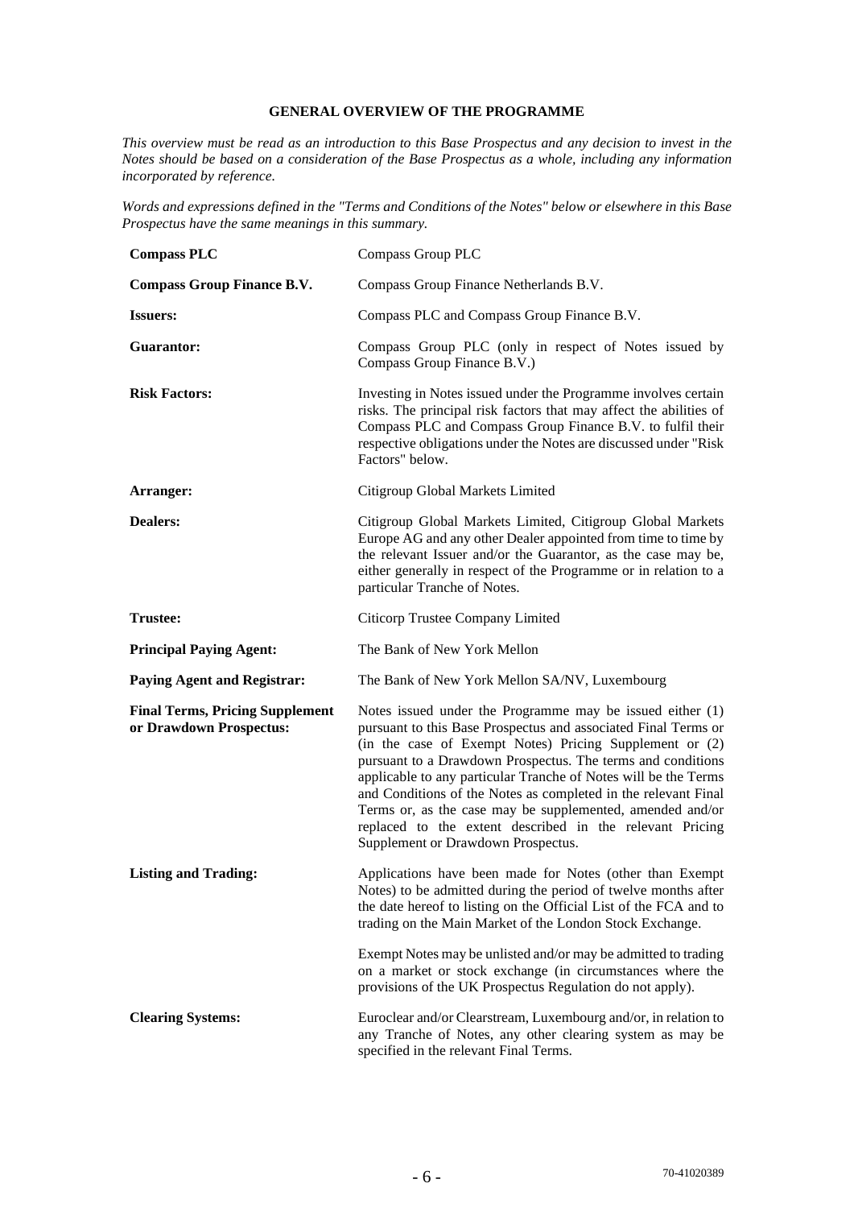# GENERAL OVERVIEW OF THE PROGRAMME

*This overview must be read as an introduction to this Base Prospectus and any decision to invest in the Notes should be based on a consideration of the Base Prospectus as a whole, including any information incorporated by reference.*

*Words and expressions defined in the "Terms and Conditions of the Notes" below or elsewhere in this Base Prospectus have the same meanings in this summary.*

| | |
|---|---|
| **Compass PLC** | Compass Group PLC |
| **Compass Group Finance B.V.** | Compass Group Finance Netherlands B.V. |
| **Issuers:** | Compass PLC and Compass Group Finance B.V. |
| **Guarantor:** | Compass Group PLC (only in respect of Notes issued by Compass Group Finance B.V.) |
| **Risk Factors:** | Investing in Notes issued under the Programme involves certain risks. The principal risk factors that may affect the abilities of Compass PLC and Compass Group Finance B.V. to fulfil their respective obligations under the Notes are discussed under "Risk Factors" below. |
| **Arranger:** | Citigroup Global Markets Limited |
| **Dealers:** | Citigroup Global Markets Limited, Citigroup Global Markets Europe AG and any other Dealer appointed from time to time by the relevant Issuer and/or the Guarantor, as the case may be, either generally in respect of the Programme or in relation to a particular Tranche of Notes. |
| **Trustee:** | Citicorp Trustee Company Limited |
| **Principal Paying Agent:** | The Bank of New York Mellon |
| **Paying Agent and Registrar:** | The Bank of New York Mellon SA/NV, Luxembourg |
| **Final Terms, Pricing Supplement or Drawdown Prospectus:** | Notes issued under the Programme may be issued either (1) pursuant to this Base Prospectus and associated Final Terms or (in the case of Exempt Notes) Pricing Supplement or (2) pursuant to a Drawdown Prospectus. The terms and conditions applicable to any particular Tranche of Notes will be the Terms and Conditions of the Notes as completed in the relevant Final Terms or, as the case may be supplemented, amended and/or replaced to the extent described in the relevant Pricing Supplement or Drawdown Prospectus. |
| **Listing and Trading:** | Applications have been made for Notes (other than Exempt Notes) to be admitted during the period of twelve months after the date hereof to listing on the Official List of the FCA and to trading on the Main Market of the London Stock Exchange.<br><br>Exempt Notes may be unlisted and/or may be admitted to trading on a market or stock exchange (in circumstances where the provisions of the UK Prospectus Regulation do not apply). |
| **Clearing Systems:** | Euroclear and/or Clearstream, Luxembourg and/or, in relation to any Tranche of Notes, any other clearing system as may be specified in the relevant Final Terms. |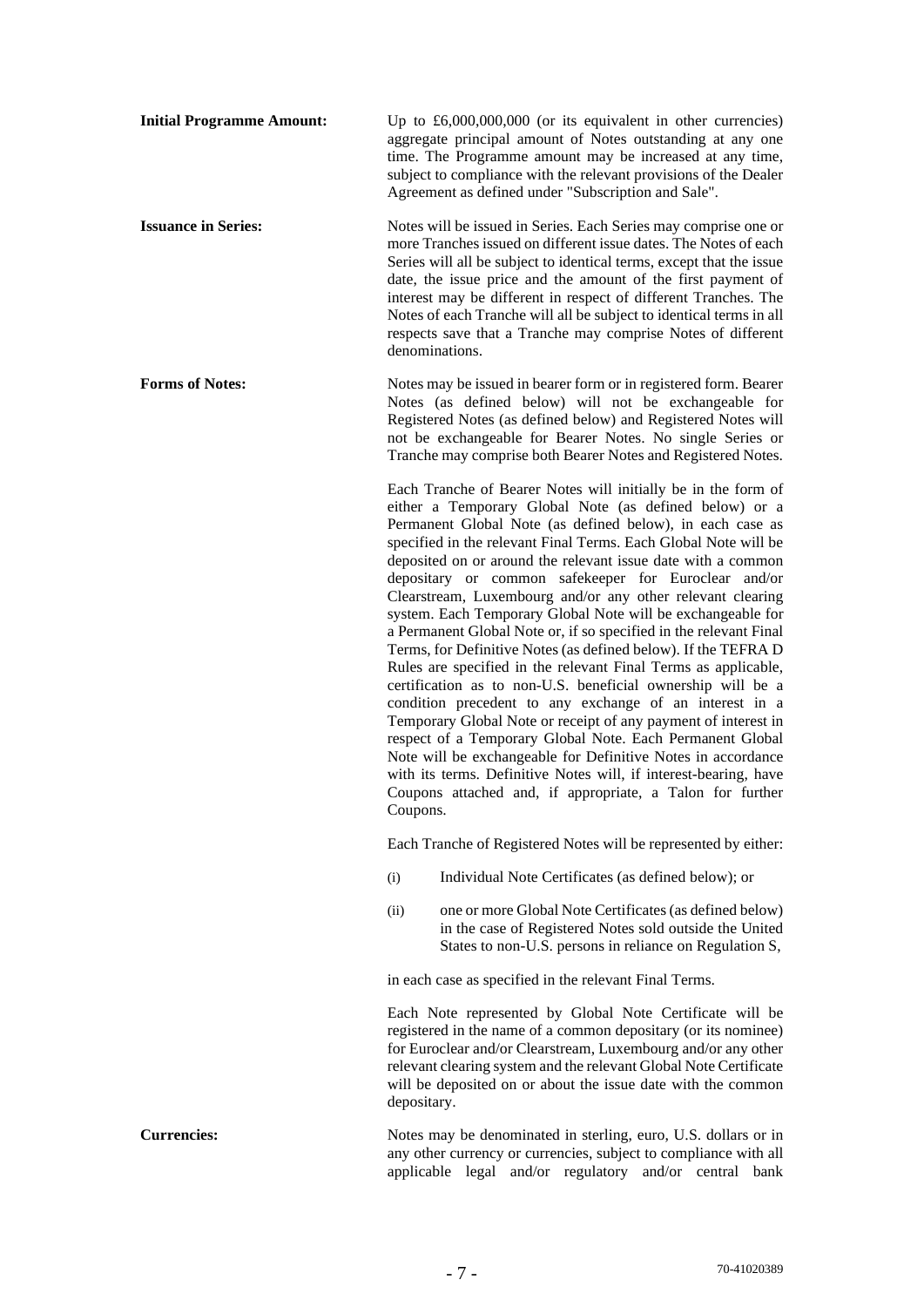**Initial Programme Amount:** Up to £6,000,000,000 (or its equivalent in other currencies) aggregate principal amount of Notes outstanding at any one time. The Programme amount may be increased at any time, subject to compliance with the relevant provisions of the Dealer Agreement as defined under "Subscription and Sale".

**Issuance in Series:** Notes will be issued in Series. Each Series may comprise one or more Tranches issued on different issue dates. The Notes of each Series will all be subject to identical terms, except that the issue date, the issue price and the amount of the first payment of interest may be different in respect of different Tranches. The Notes of each Tranche will all be subject to identical terms in all respects save that a Tranche may comprise Notes of different denominations.

**Forms of Notes:** Notes may be issued in bearer form or in registered form. Bearer Notes (as defined below) will not be exchangeable for Registered Notes (as defined below) and Registered Notes will not be exchangeable for Bearer Notes. No single Series or Tranche may comprise both Bearer Notes and Registered Notes.

Each Tranche of Bearer Notes will initially be in the form of either a Temporary Global Note (as defined below) or a Permanent Global Note (as defined below), in each case as specified in the relevant Final Terms. Each Global Note will be deposited on or around the relevant issue date with a common depositary or common safekeeper for Euroclear and/or Clearstream, Luxembourg and/or any other relevant clearing system. Each Temporary Global Note will be exchangeable for a Permanent Global Note or, if so specified in the relevant Final Terms, for Definitive Notes (as defined below). If the TEFRA D Rules are specified in the relevant Final Terms as applicable, certification as to non-U.S. beneficial ownership will be a condition precedent to any exchange of an interest in a Temporary Global Note or receipt of any payment of interest in respect of a Temporary Global Note. Each Permanent Global Note will be exchangeable for Definitive Notes in accordance with its terms. Definitive Notes will, if interest-bearing, have Coupons attached and, if appropriate, a Talon for further Coupons.

Each Tranche of Registered Notes will be represented by either:

(i) Individual Note Certificates (as defined below); or

(ii) one or more Global Note Certificates (as defined below) in the case of Registered Notes sold outside the United States to non-U.S. persons in reliance on Regulation S,

in each case as specified in the relevant Final Terms.

Each Note represented by Global Note Certificate will be registered in the name of a common depositary (or its nominee) for Euroclear and/or Clearstream, Luxembourg and/or any other relevant clearing system and the relevant Global Note Certificate will be deposited on or about the issue date with the common depositary.

**Currencies:** Notes may be denominated in sterling, euro, U.S. dollars or in any other currency or currencies, subject to compliance with all applicable legal and/or regulatory and/or central bank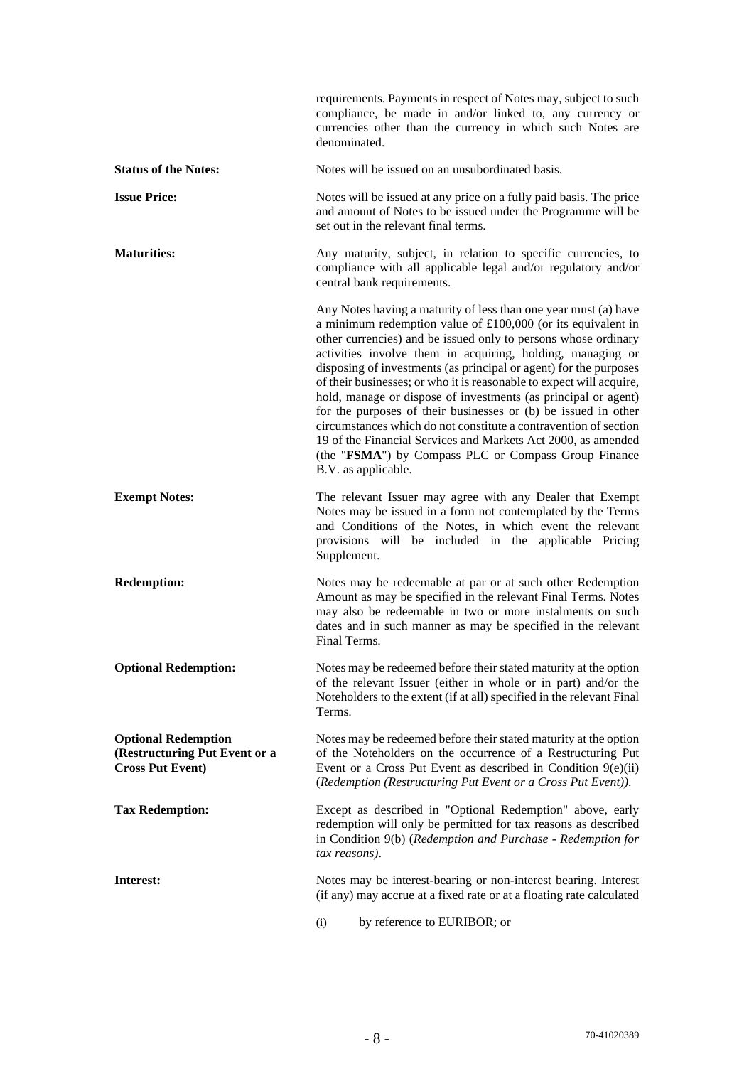| | |
|---|---|
| | requirements. Payments in respect of Notes may, subject to such compliance, be made in and/or linked to, any currency or currencies other than the currency in which such Notes are denominated. |
| **Status of the Notes:** | Notes will be issued on an unsubordinated basis. |
| **Issue Price:** | Notes will be issued at any price on a fully paid basis. The price and amount of Notes to be issued under the Programme will be set out in the relevant final terms. |
| **Maturities:** | Any maturity, subject, in relation to specific currencies, to compliance with all applicable legal and/or regulatory and/or central bank requirements. |
| | Any Notes having a maturity of less than one year must (a) have a minimum redemption value of £100,000 (or its equivalent in other currencies) and be issued only to persons whose ordinary activities involve them in acquiring, holding, managing or disposing of investments (as principal or agent) for the purposes of their businesses; or who it is reasonable to expect will acquire, hold, manage or dispose of investments (as principal or agent) for the purposes of their businesses or (b) be issued in other circumstances which do not constitute a contravention of section 19 of the Financial Services and Markets Act 2000, as amended (the "**FSMA**") by Compass PLC or Compass Group Finance B.V. as applicable. |
| **Exempt Notes:** | The relevant Issuer may agree with any Dealer that Exempt Notes may be issued in a form not contemplated by the Terms and Conditions of the Notes, in which event the relevant provisions will be included in the applicable Pricing Supplement. |
| **Redemption:** | Notes may be redeemable at par or at such other Redemption Amount as may be specified in the relevant Final Terms. Notes may also be redeemable in two or more instalments on such dates and in such manner as may be specified in the relevant Final Terms. |
| **Optional Redemption:** | Notes may be redeemed before their stated maturity at the option of the relevant Issuer (either in whole or in part) and/or the Noteholders to the extent (if at all) specified in the relevant Final Terms. |
| **Optional Redemption (Restructuring Put Event or a Cross Put Event)** | Notes may be redeemed before their stated maturity at the option of the Noteholders on the occurrence of a Restructuring Put Event or a Cross Put Event as described in Condition 9(e)(ii) (*Redemption (Restructuring Put Event or a Cross Put Event))*. |
| **Tax Redemption:** | Except as described in "Optional Redemption" above, early redemption will only be permitted for tax reasons as described in Condition 9(b) (*Redemption and Purchase - Redemption for tax reasons)*. |
| **Interest:** | Notes may be interest-bearing or non-interest bearing. Interest (if any) may accrue at a fixed rate or at a floating rate calculated<br><br>(i) by reference to EURIBOR; or |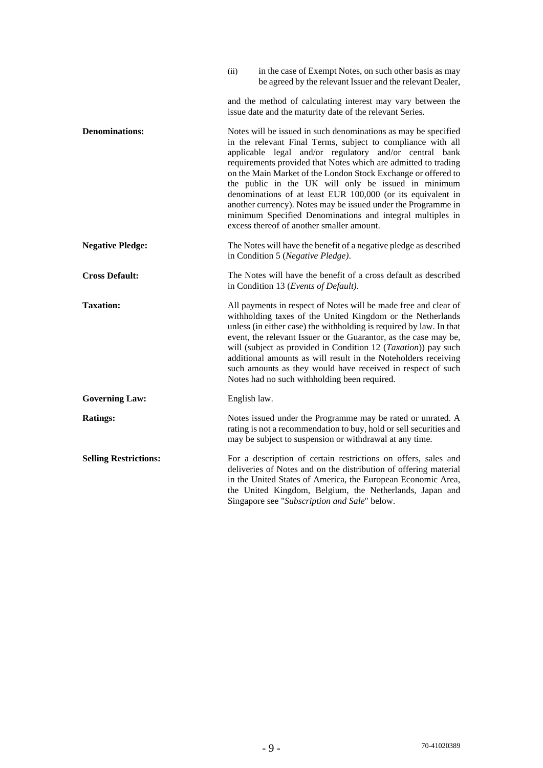(ii) in the case of Exempt Notes, on such other basis as may be agreed by the relevant Issuer and the relevant Dealer,

and the method of calculating interest may vary between the issue date and the maturity date of the relevant Series.

| | |
|---|---|
| **Denominations:** | Notes will be issued in such denominations as may be specified in the relevant Final Terms, subject to compliance with all applicable legal and/or regulatory and/or central bank requirements provided that Notes which are admitted to trading on the Main Market of the London Stock Exchange or offered to the public in the UK will only be issued in minimum denominations of at least EUR 100,000 (or its equivalent in another currency). Notes may be issued under the Programme in minimum Specified Denominations and integral multiples in excess thereof of another smaller amount. |
| **Negative Pledge:** | The Notes will have the benefit of a negative pledge as described in Condition 5 (*Negative Pledge*). |
| **Cross Default:** | The Notes will have the benefit of a cross default as described in Condition 13 (*Events of Default*). |
| **Taxation:** | All payments in respect of Notes will be made free and clear of withholding taxes of the United Kingdom or the Netherlands unless (in either case) the withholding is required by law. In that event, the relevant Issuer or the Guarantor, as the case may be, will (subject as provided in Condition 12 (*Taxation*)) pay such additional amounts as will result in the Noteholders receiving such amounts as they would have received in respect of such Notes had no such withholding been required. |
| **Governing Law:** | English law. |
| **Ratings:** | Notes issued under the Programme may be rated or unrated. A rating is not a recommendation to buy, hold or sell securities and may be subject to suspension or withdrawal at any time. |
| **Selling Restrictions:** | For a description of certain restrictions on offers, sales and deliveries of Notes and on the distribution of offering material in the United States of America, the European Economic Area, the United Kingdom, Belgium, the Netherlands, Japan and Singapore see "*Subscription and Sale*" below. |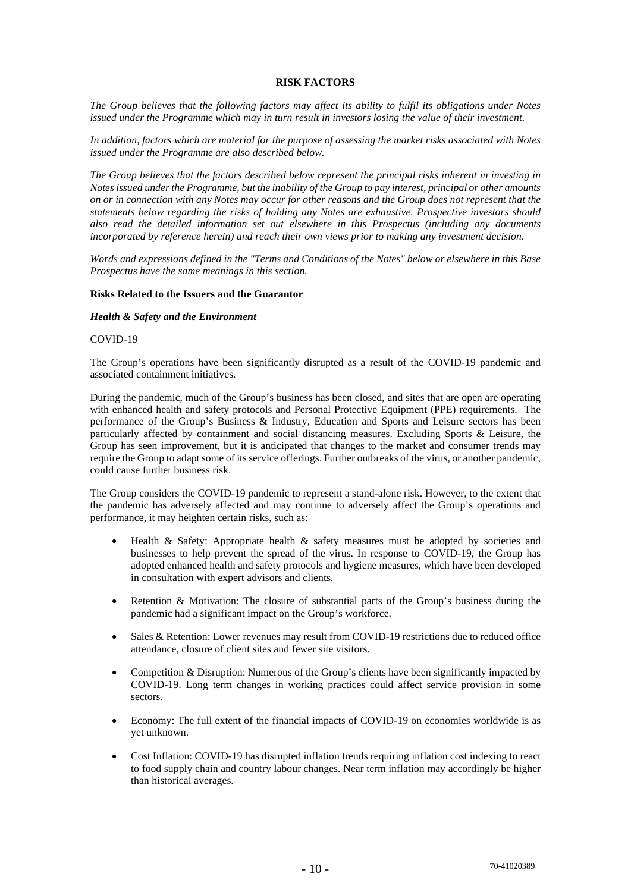# RISK FACTORS

*The Group believes that the following factors may affect its ability to fulfil its obligations under Notes issued under the Programme which may in turn result in investors losing the value of their investment.*

*In addition, factors which are material for the purpose of assessing the market risks associated with Notes issued under the Programme are also described below.*

*The Group believes that the factors described below represent the principal risks inherent in investing in Notes issued under the Programme, but the inability of the Group to pay interest, principal or other amounts on or in connection with any Notes may occur for other reasons and the Group does not represent that the statements below regarding the risks of holding any Notes are exhaustive. Prospective investors should also read the detailed information set out elsewhere in this Prospectus (including any documents incorporated by reference herein) and reach their own views prior to making any investment decision.*

*Words and expressions defined in the "Terms and Conditions of the Notes" below or elsewhere in this Base Prospectus have the same meanings in this section.*

## Risks Related to the Issuers and the Guarantor

### *Health & Safety and the Environment*

COVID-19

The Group's operations have been significantly disrupted as a result of the COVID-19 pandemic and associated containment initiatives.

During the pandemic, much of the Group's business has been closed, and sites that are open are operating with enhanced health and safety protocols and Personal Protective Equipment (PPE) requirements. The performance of the Group's Business & Industry, Education and Sports and Leisure sectors has been particularly affected by containment and social distancing measures. Excluding Sports & Leisure, the Group has seen improvement, but it is anticipated that changes to the market and consumer trends may require the Group to adapt some of its service offerings. Further outbreaks of the virus, or another pandemic, could cause further business risk.

The Group considers the COVID-19 pandemic to represent a stand-alone risk. However, to the extent that the pandemic has adversely affected and may continue to adversely affect the Group's operations and performance, it may heighten certain risks, such as:

- Health & Safety: Appropriate health & safety measures must be adopted by societies and businesses to help prevent the spread of the virus. In response to COVID-19, the Group has adopted enhanced health and safety protocols and hygiene measures, which have been developed in consultation with expert advisors and clients.
- Retention & Motivation: The closure of substantial parts of the Group's business during the pandemic had a significant impact on the Group's workforce.
- Sales & Retention: Lower revenues may result from COVID-19 restrictions due to reduced office attendance, closure of client sites and fewer site visitors.
- Competition & Disruption: Numerous of the Group's clients have been significantly impacted by COVID-19. Long term changes in working practices could affect service provision in some sectors.
- Economy: The full extent of the financial impacts of COVID-19 on economies worldwide is as yet unknown.
- Cost Inflation: COVID-19 has disrupted inflation trends requiring inflation cost indexing to react to food supply chain and country labour changes. Near term inflation may accordingly be higher than historical averages.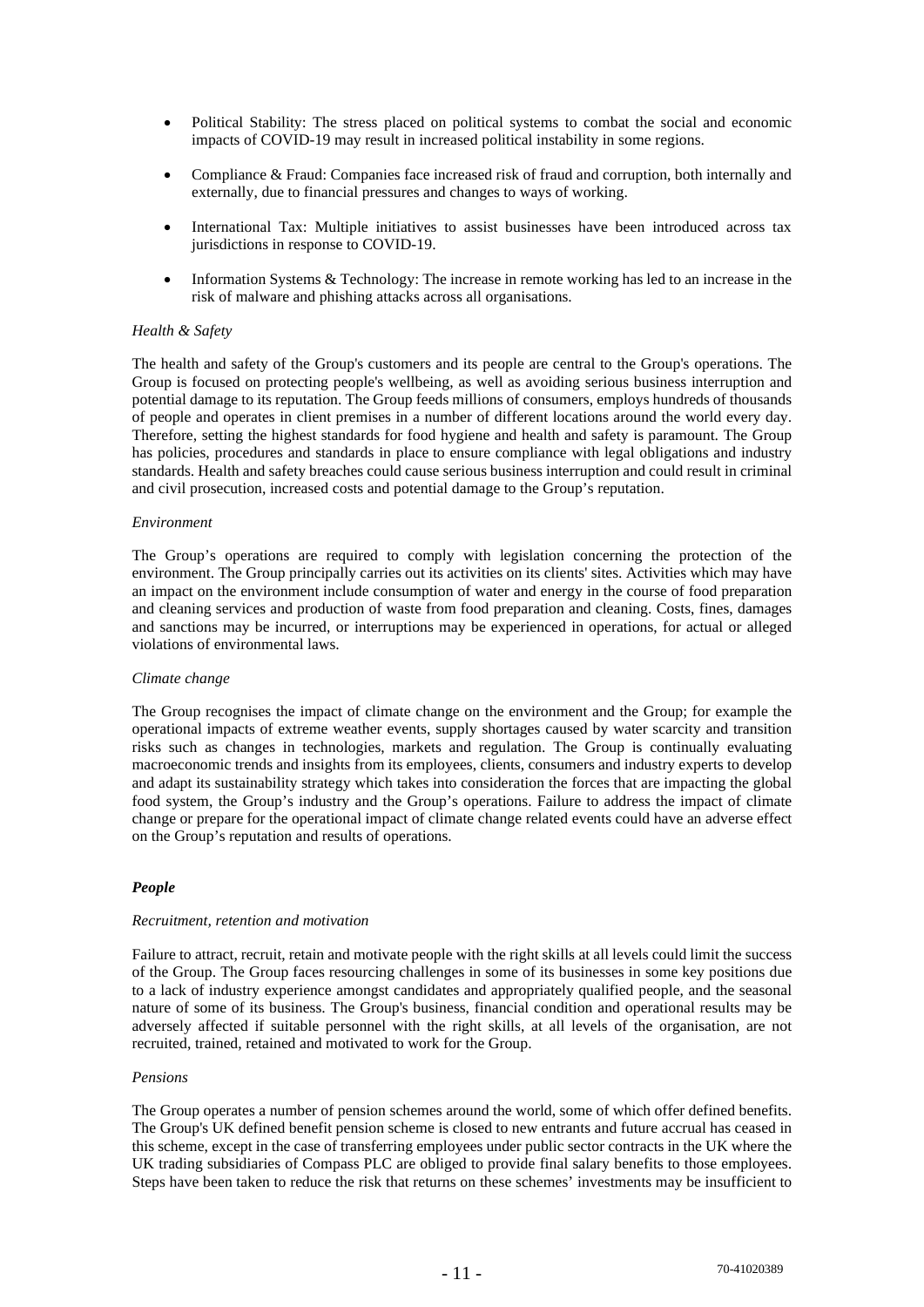- Political Stability: The stress placed on political systems to combat the social and economic impacts of COVID-19 may result in increased political instability in some regions.

- Compliance & Fraud: Companies face increased risk of fraud and corruption, both internally and externally, due to financial pressures and changes to ways of working.

- International Tax: Multiple initiatives to assist businesses have been introduced across tax jurisdictions in response to COVID-19.

- Information Systems & Technology: The increase in remote working has led to an increase in the risk of malware and phishing attacks across all organisations.

*Health & Safety*

The health and safety of the Group's customers and its people are central to the Group's operations. The Group is focused on protecting people's wellbeing, as well as avoiding serious business interruption and potential damage to its reputation. The Group feeds millions of consumers, employs hundreds of thousands of people and operates in client premises in a number of different locations around the world every day. Therefore, setting the highest standards for food hygiene and health and safety is paramount. The Group has policies, procedures and standards in place to ensure compliance with legal obligations and industry standards. Health and safety breaches could cause serious business interruption and could result in criminal and civil prosecution, increased costs and potential damage to the Group's reputation.

*Environment*

The Group's operations are required to comply with legislation concerning the protection of the environment. The Group principally carries out its activities on its clients' sites. Activities which may have an impact on the environment include consumption of water and energy in the course of food preparation and cleaning services and production of waste from food preparation and cleaning. Costs, fines, damages and sanctions may be incurred, or interruptions may be experienced in operations, for actual or alleged violations of environmental laws.

*Climate change*

The Group recognises the impact of climate change on the environment and the Group; for example the operational impacts of extreme weather events, supply shortages caused by water scarcity and transition risks such as changes in technologies, markets and regulation. The Group is continually evaluating macroeconomic trends and insights from its employees, clients, consumers and industry experts to develop and adapt its sustainability strategy which takes into consideration the forces that are impacting the global food system, the Group's industry and the Group's operations. Failure to address the impact of climate change or prepare for the operational impact of climate change related events could have an adverse effect on the Group's reputation and results of operations.

***People***

*Recruitment, retention and motivation*

Failure to attract, recruit, retain and motivate people with the right skills at all levels could limit the success of the Group. The Group faces resourcing challenges in some of its businesses in some key positions due to a lack of industry experience amongst candidates and appropriately qualified people, and the seasonal nature of some of its business. The Group's business, financial condition and operational results may be adversely affected if suitable personnel with the right skills, at all levels of the organisation, are not recruited, trained, retained and motivated to work for the Group.

*Pensions*

The Group operates a number of pension schemes around the world, some of which offer defined benefits. The Group's UK defined benefit pension scheme is closed to new entrants and future accrual has ceased in this scheme, except in the case of transferring employees under public sector contracts in the UK where the UK trading subsidiaries of Compass PLC are obliged to provide final salary benefits to those employees. Steps have been taken to reduce the risk that returns on these schemes' investments may be insufficient to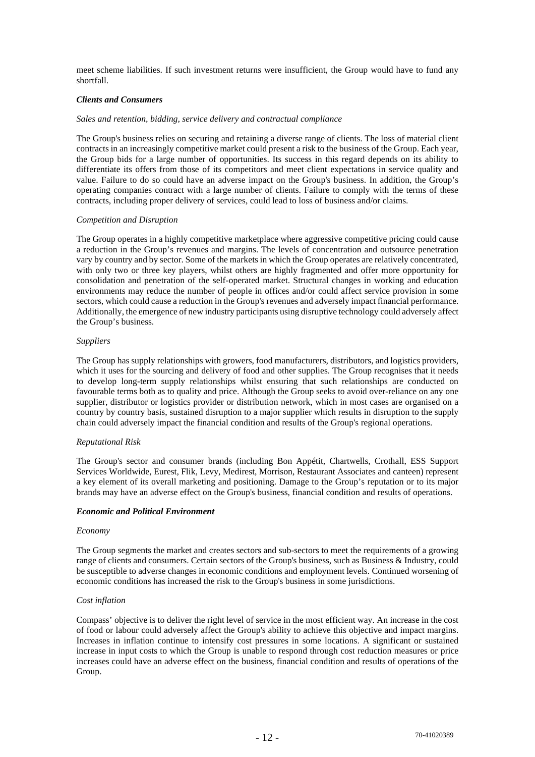meet scheme liabilities. If such investment returns were insufficient, the Group would have to fund any shortfall.

***Clients and Consumers***

*Sales and retention, bidding, service delivery and contractual compliance*

The Group's business relies on securing and retaining a diverse range of clients. The loss of material client contracts in an increasingly competitive market could present a risk to the business of the Group. Each year, the Group bids for a large number of opportunities. Its success in this regard depends on its ability to differentiate its offers from those of its competitors and meet client expectations in service quality and value. Failure to do so could have an adverse impact on the Group's business. In addition, the Group's operating companies contract with a large number of clients. Failure to comply with the terms of these contracts, including proper delivery of services, could lead to loss of business and/or claims.

*Competition and Disruption*

The Group operates in a highly competitive marketplace where aggressive competitive pricing could cause a reduction in the Group's revenues and margins. The levels of concentration and outsource penetration vary by country and by sector. Some of the markets in which the Group operates are relatively concentrated, with only two or three key players, whilst others are highly fragmented and offer more opportunity for consolidation and penetration of the self-operated market. Structural changes in working and education environments may reduce the number of people in offices and/or could affect service provision in some sectors, which could cause a reduction in the Group's revenues and adversely impact financial performance. Additionally, the emergence of new industry participants using disruptive technology could adversely affect the Group's business.

*Suppliers*

The Group has supply relationships with growers, food manufacturers, distributors, and logistics providers, which it uses for the sourcing and delivery of food and other supplies. The Group recognises that it needs to develop long-term supply relationships whilst ensuring that such relationships are conducted on favourable terms both as to quality and price. Although the Group seeks to avoid over-reliance on any one supplier, distributor or logistics provider or distribution network, which in most cases are organised on a country by country basis, sustained disruption to a major supplier which results in disruption to the supply chain could adversely impact the financial condition and results of the Group's regional operations.

*Reputational Risk*

The Group's sector and consumer brands (including Bon Appétit, Chartwells, Crothall, ESS Support Services Worldwide, Eurest, Flik, Levy, Medirest, Morrison, Restaurant Associates and canteen) represent a key element of its overall marketing and positioning. Damage to the Group's reputation or to its major brands may have an adverse effect on the Group's business, financial condition and results of operations.

***Economic and Political Environment***

*Economy*

The Group segments the market and creates sectors and sub-sectors to meet the requirements of a growing range of clients and consumers. Certain sectors of the Group's business, such as Business & Industry, could be susceptible to adverse changes in economic conditions and employment levels. Continued worsening of economic conditions has increased the risk to the Group's business in some jurisdictions.

*Cost inflation*

Compass' objective is to deliver the right level of service in the most efficient way. An increase in the cost of food or labour could adversely affect the Group's ability to achieve this objective and impact margins. Increases in inflation continue to intensify cost pressures in some locations. A significant or sustained increase in input costs to which the Group is unable to respond through cost reduction measures or price increases could have an adverse effect on the business, financial condition and results of operations of the Group.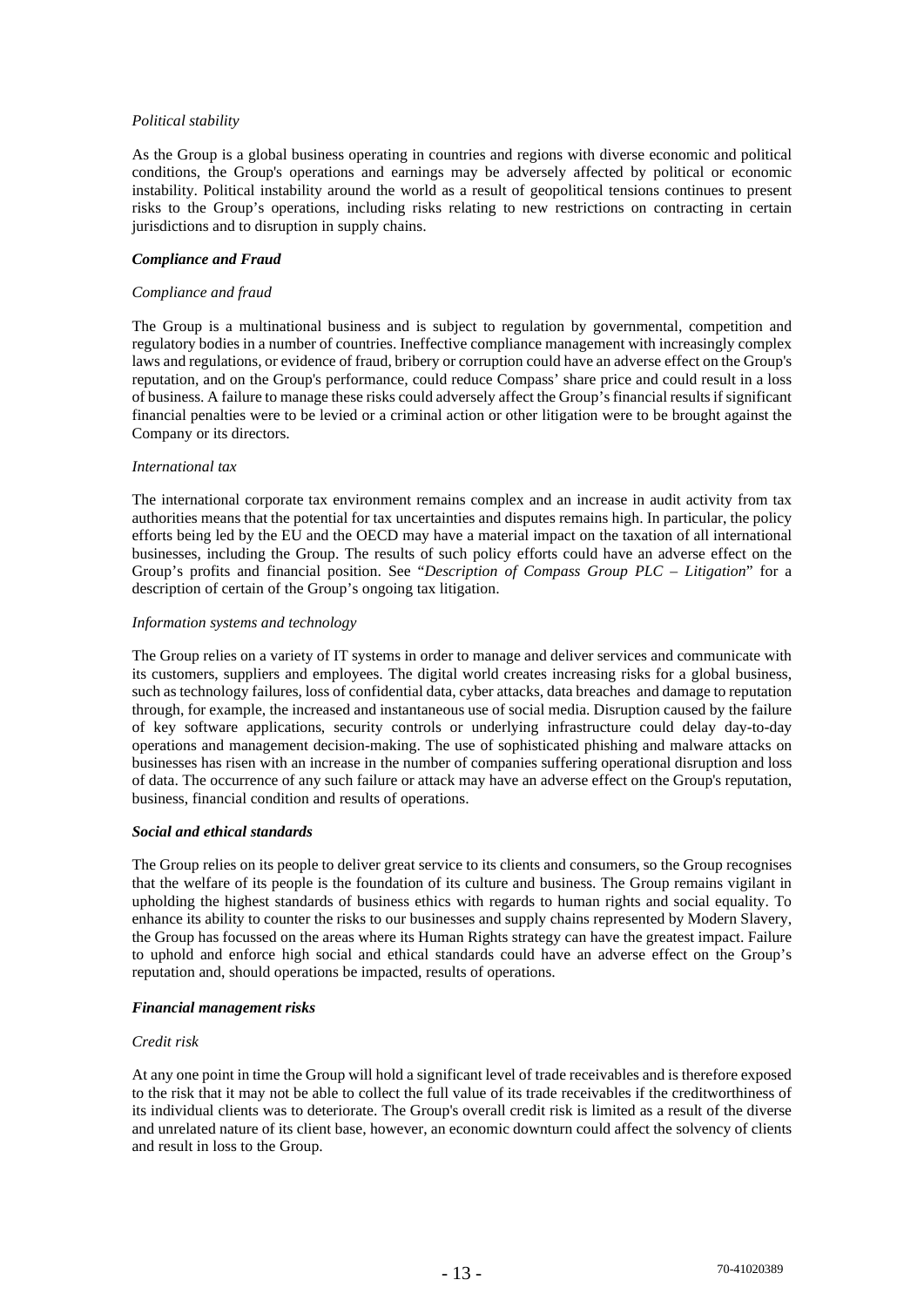*Political stability*

As the Group is a global business operating in countries and regions with diverse economic and political conditions, the Group's operations and earnings may be adversely affected by political or economic instability. Political instability around the world as a result of geopolitical tensions continues to present risks to the Group's operations, including risks relating to new restrictions on contracting in certain jurisdictions and to disruption in supply chains.

***Compliance and Fraud***

*Compliance and fraud*

The Group is a multinational business and is subject to regulation by governmental, competition and regulatory bodies in a number of countries. Ineffective compliance management with increasingly complex laws and regulations, or evidence of fraud, bribery or corruption could have an adverse effect on the Group's reputation, and on the Group's performance, could reduce Compass' share price and could result in a loss of business. A failure to manage these risks could adversely affect the Group's financial results if significant financial penalties were to be levied or a criminal action or other litigation were to be brought against the Company or its directors.

*International tax*

The international corporate tax environment remains complex and an increase in audit activity from tax authorities means that the potential for tax uncertainties and disputes remains high. In particular, the policy efforts being led by the EU and the OECD may have a material impact on the taxation of all international businesses, including the Group. The results of such policy efforts could have an adverse effect on the Group's profits and financial position. See "*Description of Compass Group PLC – Litigation*" for a description of certain of the Group's ongoing tax litigation.

*Information systems and technology*

The Group relies on a variety of IT systems in order to manage and deliver services and communicate with its customers, suppliers and employees. The digital world creates increasing risks for a global business, such as technology failures, loss of confidential data, cyber attacks, data breaches and damage to reputation through, for example, the increased and instantaneous use of social media. Disruption caused by the failure of key software applications, security controls or underlying infrastructure could delay day-to-day operations and management decision-making. The use of sophisticated phishing and malware attacks on businesses has risen with an increase in the number of companies suffering operational disruption and loss of data. The occurrence of any such failure or attack may have an adverse effect on the Group's reputation, business, financial condition and results of operations.

***Social and ethical standards***

The Group relies on its people to deliver great service to its clients and consumers, so the Group recognises that the welfare of its people is the foundation of its culture and business. The Group remains vigilant in upholding the highest standards of business ethics with regards to human rights and social equality. To enhance its ability to counter the risks to our businesses and supply chains represented by Modern Slavery, the Group has focussed on the areas where its Human Rights strategy can have the greatest impact. Failure to uphold and enforce high social and ethical standards could have an adverse effect on the Group's reputation and, should operations be impacted, results of operations.

***Financial management risks***

*Credit risk*

At any one point in time the Group will hold a significant level of trade receivables and is therefore exposed to the risk that it may not be able to collect the full value of its trade receivables if the creditworthiness of its individual clients was to deteriorate. The Group's overall credit risk is limited as a result of the diverse and unrelated nature of its client base, however, an economic downturn could affect the solvency of clients and result in loss to the Group.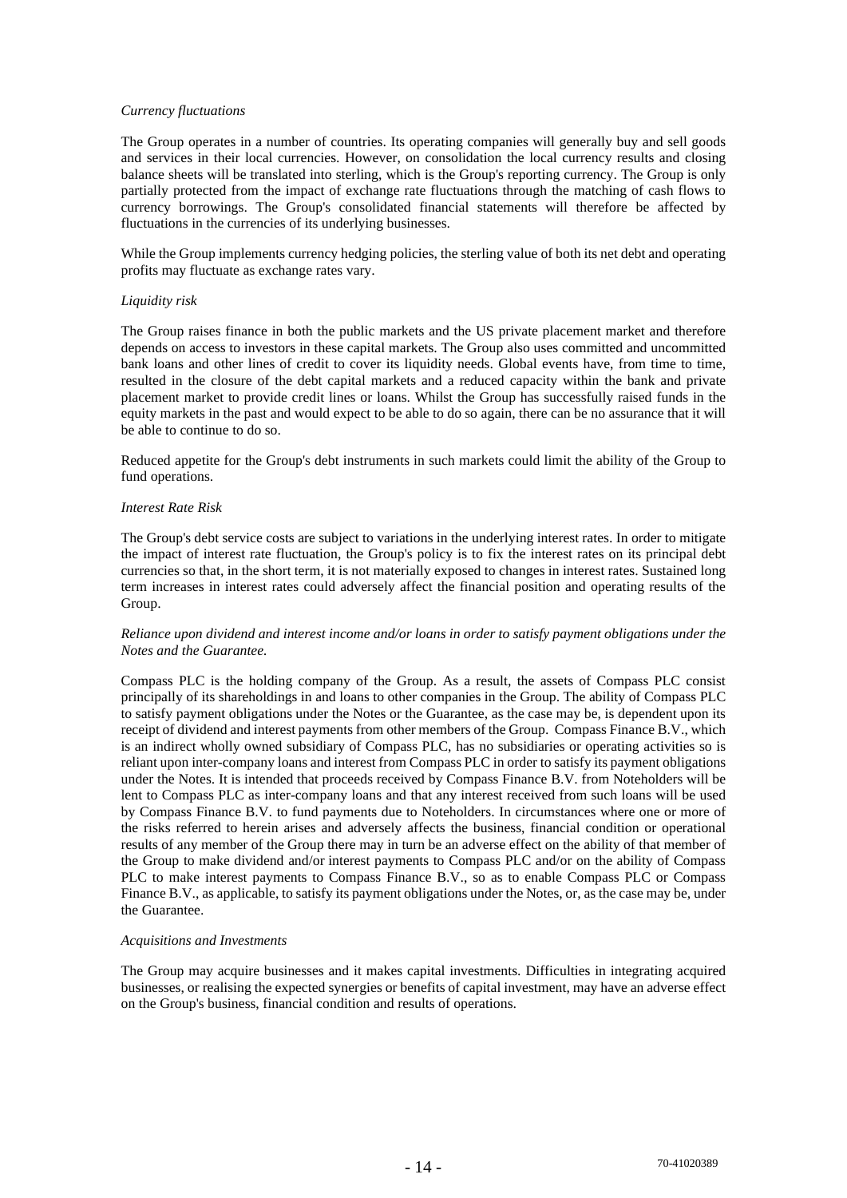*Currency fluctuations*

The Group operates in a number of countries. Its operating companies will generally buy and sell goods and services in their local currencies. However, on consolidation the local currency results and closing balance sheets will be translated into sterling, which is the Group's reporting currency. The Group is only partially protected from the impact of exchange rate fluctuations through the matching of cash flows to currency borrowings. The Group's consolidated financial statements will therefore be affected by fluctuations in the currencies of its underlying businesses.

While the Group implements currency hedging policies, the sterling value of both its net debt and operating profits may fluctuate as exchange rates vary.

*Liquidity risk*

The Group raises finance in both the public markets and the US private placement market and therefore depends on access to investors in these capital markets. The Group also uses committed and uncommitted bank loans and other lines of credit to cover its liquidity needs. Global events have, from time to time, resulted in the closure of the debt capital markets and a reduced capacity within the bank and private placement market to provide credit lines or loans. Whilst the Group has successfully raised funds in the equity markets in the past and would expect to be able to do so again, there can be no assurance that it will be able to continue to do so.

Reduced appetite for the Group's debt instruments in such markets could limit the ability of the Group to fund operations.

*Interest Rate Risk*

The Group's debt service costs are subject to variations in the underlying interest rates. In order to mitigate the impact of interest rate fluctuation, the Group's policy is to fix the interest rates on its principal debt currencies so that, in the short term, it is not materially exposed to changes in interest rates. Sustained long term increases in interest rates could adversely affect the financial position and operating results of the Group.

*Reliance upon dividend and interest income and/or loans in order to satisfy payment obligations under the Notes and the Guarantee.*

Compass PLC is the holding company of the Group. As a result, the assets of Compass PLC consist principally of its shareholdings in and loans to other companies in the Group. The ability of Compass PLC to satisfy payment obligations under the Notes or the Guarantee, as the case may be, is dependent upon its receipt of dividend and interest payments from other members of the Group. Compass Finance B.V., which is an indirect wholly owned subsidiary of Compass PLC, has no subsidiaries or operating activities so is reliant upon inter-company loans and interest from Compass PLC in order to satisfy its payment obligations under the Notes. It is intended that proceeds received by Compass Finance B.V. from Noteholders will be lent to Compass PLC as inter-company loans and that any interest received from such loans will be used by Compass Finance B.V. to fund payments due to Noteholders. In circumstances where one or more of the risks referred to herein arises and adversely affects the business, financial condition or operational results of any member of the Group there may in turn be an adverse effect on the ability of that member of the Group to make dividend and/or interest payments to Compass PLC and/or on the ability of Compass PLC to make interest payments to Compass Finance B.V., so as to enable Compass PLC or Compass Finance B.V., as applicable, to satisfy its payment obligations under the Notes, or, as the case may be, under the Guarantee.

*Acquisitions and Investments*

The Group may acquire businesses and it makes capital investments. Difficulties in integrating acquired businesses, or realising the expected synergies or benefits of capital investment, may have an adverse effect on the Group's business, financial condition and results of operations.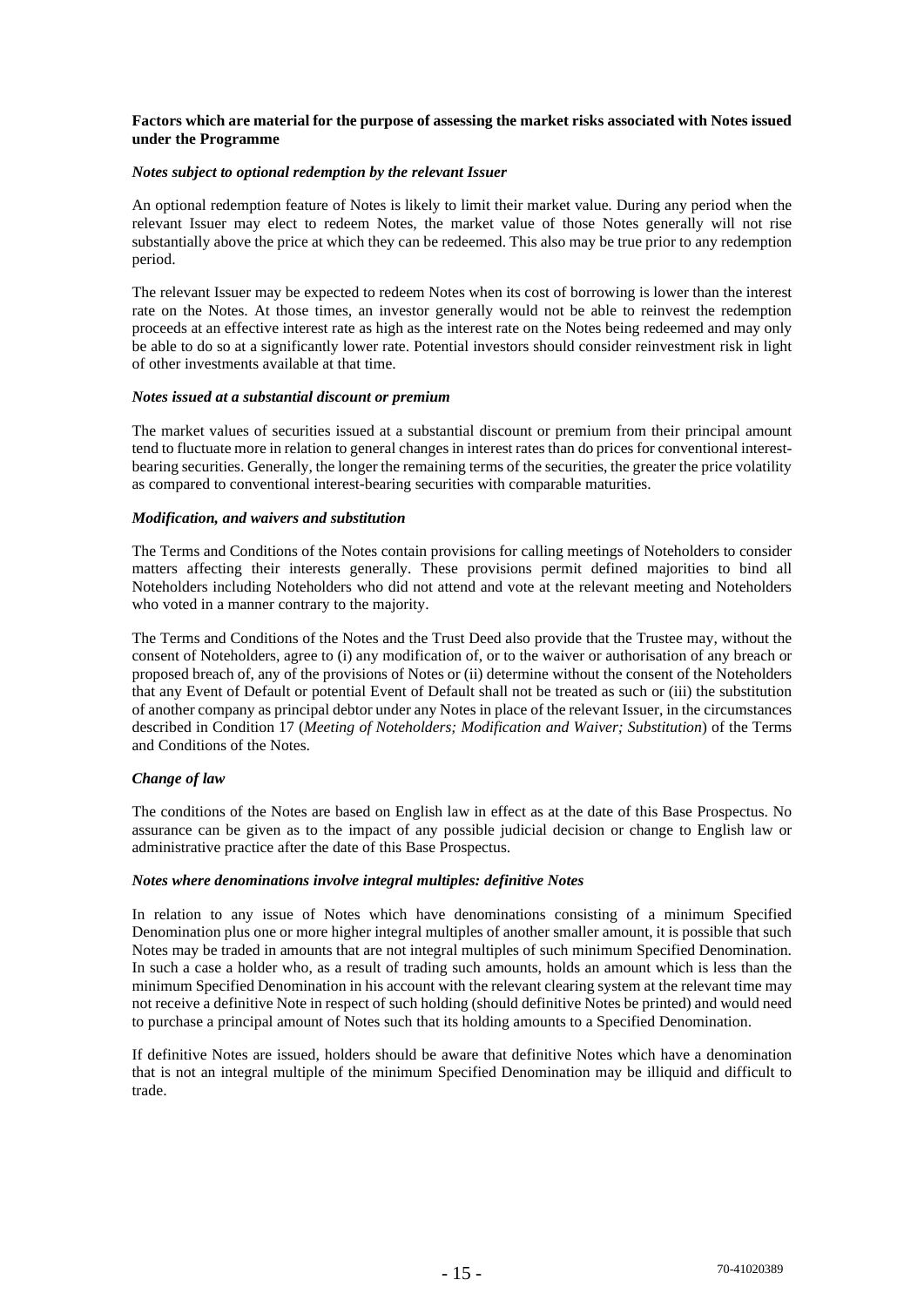**Factors which are material for the purpose of assessing the market risks associated with Notes issued under the Programme**

***Notes subject to optional redemption by the relevant Issuer***

An optional redemption feature of Notes is likely to limit their market value. During any period when the relevant Issuer may elect to redeem Notes, the market value of those Notes generally will not rise substantially above the price at which they can be redeemed. This also may be true prior to any redemption period.

The relevant Issuer may be expected to redeem Notes when its cost of borrowing is lower than the interest rate on the Notes. At those times, an investor generally would not be able to reinvest the redemption proceeds at an effective interest rate as high as the interest rate on the Notes being redeemed and may only be able to do so at a significantly lower rate. Potential investors should consider reinvestment risk in light of other investments available at that time.

***Notes issued at a substantial discount or premium***

The market values of securities issued at a substantial discount or premium from their principal amount tend to fluctuate more in relation to general changes in interest rates than do prices for conventional interest-bearing securities. Generally, the longer the remaining terms of the securities, the greater the price volatility as compared to conventional interest-bearing securities with comparable maturities.

***Modification, and waivers and substitution***

The Terms and Conditions of the Notes contain provisions for calling meetings of Noteholders to consider matters affecting their interests generally. These provisions permit defined majorities to bind all Noteholders including Noteholders who did not attend and vote at the relevant meeting and Noteholders who voted in a manner contrary to the majority.

The Terms and Conditions of the Notes and the Trust Deed also provide that the Trustee may, without the consent of Noteholders, agree to (i) any modification of, or to the waiver or authorisation of any breach or proposed breach of, any of the provisions of Notes or (ii) determine without the consent of the Noteholders that any Event of Default or potential Event of Default shall not be treated as such or (iii) the substitution of another company as principal debtor under any Notes in place of the relevant Issuer, in the circumstances described in Condition 17 (*Meeting of Noteholders; Modification and Waiver; Substitution*) of the Terms and Conditions of the Notes.

***Change of law***

The conditions of the Notes are based on English law in effect as at the date of this Base Prospectus. No assurance can be given as to the impact of any possible judicial decision or change to English law or administrative practice after the date of this Base Prospectus.

***Notes where denominations involve integral multiples: definitive Notes***

In relation to any issue of Notes which have denominations consisting of a minimum Specified Denomination plus one or more higher integral multiples of another smaller amount, it is possible that such Notes may be traded in amounts that are not integral multiples of such minimum Specified Denomination. In such a case a holder who, as a result of trading such amounts, holds an amount which is less than the minimum Specified Denomination in his account with the relevant clearing system at the relevant time may not receive a definitive Note in respect of such holding (should definitive Notes be printed) and would need to purchase a principal amount of Notes such that its holding amounts to a Specified Denomination.

If definitive Notes are issued, holders should be aware that definitive Notes which have a denomination that is not an integral multiple of the minimum Specified Denomination may be illiquid and difficult to trade.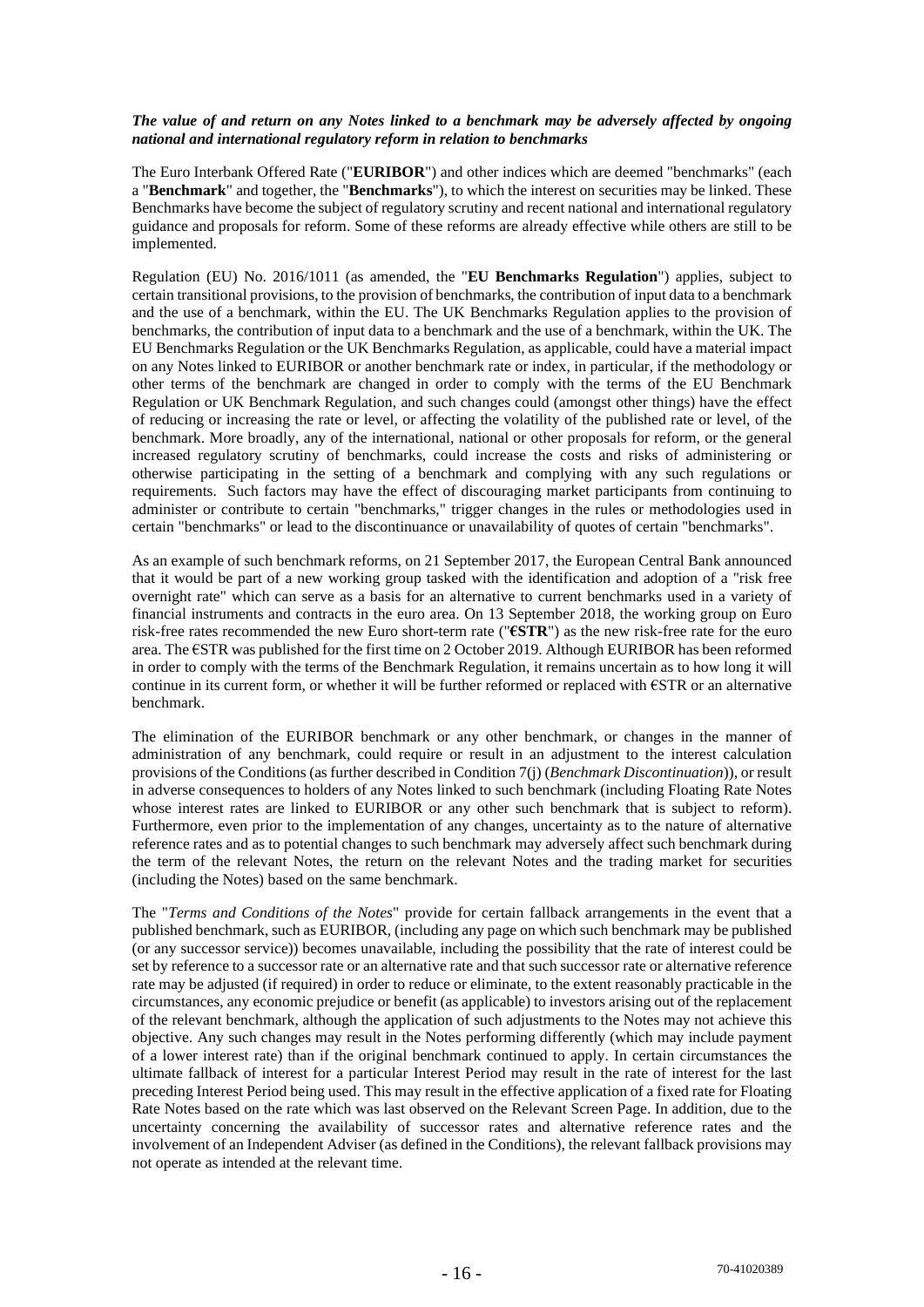***The value of and return on any Notes linked to a benchmark may be adversely affected by ongoing national and international regulatory reform in relation to benchmarks***

The Euro Interbank Offered Rate ("**EURIBOR**") and other indices which are deemed "benchmarks" (each a "**Benchmark**" and together, the "**Benchmarks**"), to which the interest on securities may be linked. These Benchmarks have become the subject of regulatory scrutiny and recent national and international regulatory guidance and proposals for reform. Some of these reforms are already effective while others are still to be implemented.

Regulation (EU) No. 2016/1011 (as amended, the "**EU Benchmarks Regulation**") applies, subject to certain transitional provisions, to the provision of benchmarks, the contribution of input data to a benchmark and the use of a benchmark, within the EU. The UK Benchmarks Regulation applies to the provision of benchmarks, the contribution of input data to a benchmark and the use of a benchmark, within the UK. The EU Benchmarks Regulation or the UK Benchmarks Regulation, as applicable, could have a material impact on any Notes linked to EURIBOR or another benchmark rate or index, in particular, if the methodology or other terms of the benchmark are changed in order to comply with the terms of the EU Benchmark Regulation or UK Benchmark Regulation, and such changes could (amongst other things) have the effect of reducing or increasing the rate or level, or affecting the volatility of the published rate or level, of the benchmark. More broadly, any of the international, national or other proposals for reform, or the general increased regulatory scrutiny of benchmarks, could increase the costs and risks of administering or otherwise participating in the setting of a benchmark and complying with any such regulations or requirements. Such factors may have the effect of discouraging market participants from continuing to administer or contribute to certain "benchmarks," trigger changes in the rules or methodologies used in certain "benchmarks" or lead to the discontinuance or unavailability of quotes of certain "benchmarks".

As an example of such benchmark reforms, on 21 September 2017, the European Central Bank announced that it would be part of a new working group tasked with the identification and adoption of a "risk free overnight rate" which can serve as a basis for an alternative to current benchmarks used in a variety of financial instruments and contracts in the euro area. On 13 September 2018, the working group on Euro risk-free rates recommended the new Euro short-term rate ("**€STR**") as the new risk-free rate for the euro area. The €STR was published for the first time on 2 October 2019. Although EURIBOR has been reformed in order to comply with the terms of the Benchmark Regulation, it remains uncertain as to how long it will continue in its current form, or whether it will be further reformed or replaced with €STR or an alternative benchmark.

The elimination of the EURIBOR benchmark or any other benchmark, or changes in the manner of administration of any benchmark, could require or result in an adjustment to the interest calculation provisions of the Conditions (as further described in Condition 7(j) (*Benchmark Discontinuation*)), or result in adverse consequences to holders of any Notes linked to such benchmark (including Floating Rate Notes whose interest rates are linked to EURIBOR or any other such benchmark that is subject to reform). Furthermore, even prior to the implementation of any changes, uncertainty as to the nature of alternative reference rates and as to potential changes to such benchmark may adversely affect such benchmark during the term of the relevant Notes, the return on the relevant Notes and the trading market for securities (including the Notes) based on the same benchmark.

The "*Terms and Conditions of the Notes*" provide for certain fallback arrangements in the event that a published benchmark, such as EURIBOR, (including any page on which such benchmark may be published (or any successor service)) becomes unavailable, including the possibility that the rate of interest could be set by reference to a successor rate or an alternative rate and that such successor rate or alternative reference rate may be adjusted (if required) in order to reduce or eliminate, to the extent reasonably practicable in the circumstances, any economic prejudice or benefit (as applicable) to investors arising out of the replacement of the relevant benchmark, although the application of such adjustments to the Notes may not achieve this objective. Any such changes may result in the Notes performing differently (which may include payment of a lower interest rate) than if the original benchmark continued to apply. In certain circumstances the ultimate fallback of interest for a particular Interest Period may result in the rate of interest for the last preceding Interest Period being used. This may result in the effective application of a fixed rate for Floating Rate Notes based on the rate which was last observed on the Relevant Screen Page. In addition, due to the uncertainty concerning the availability of successor rates and alternative reference rates and the involvement of an Independent Adviser (as defined in the Conditions), the relevant fallback provisions may not operate as intended at the relevant time.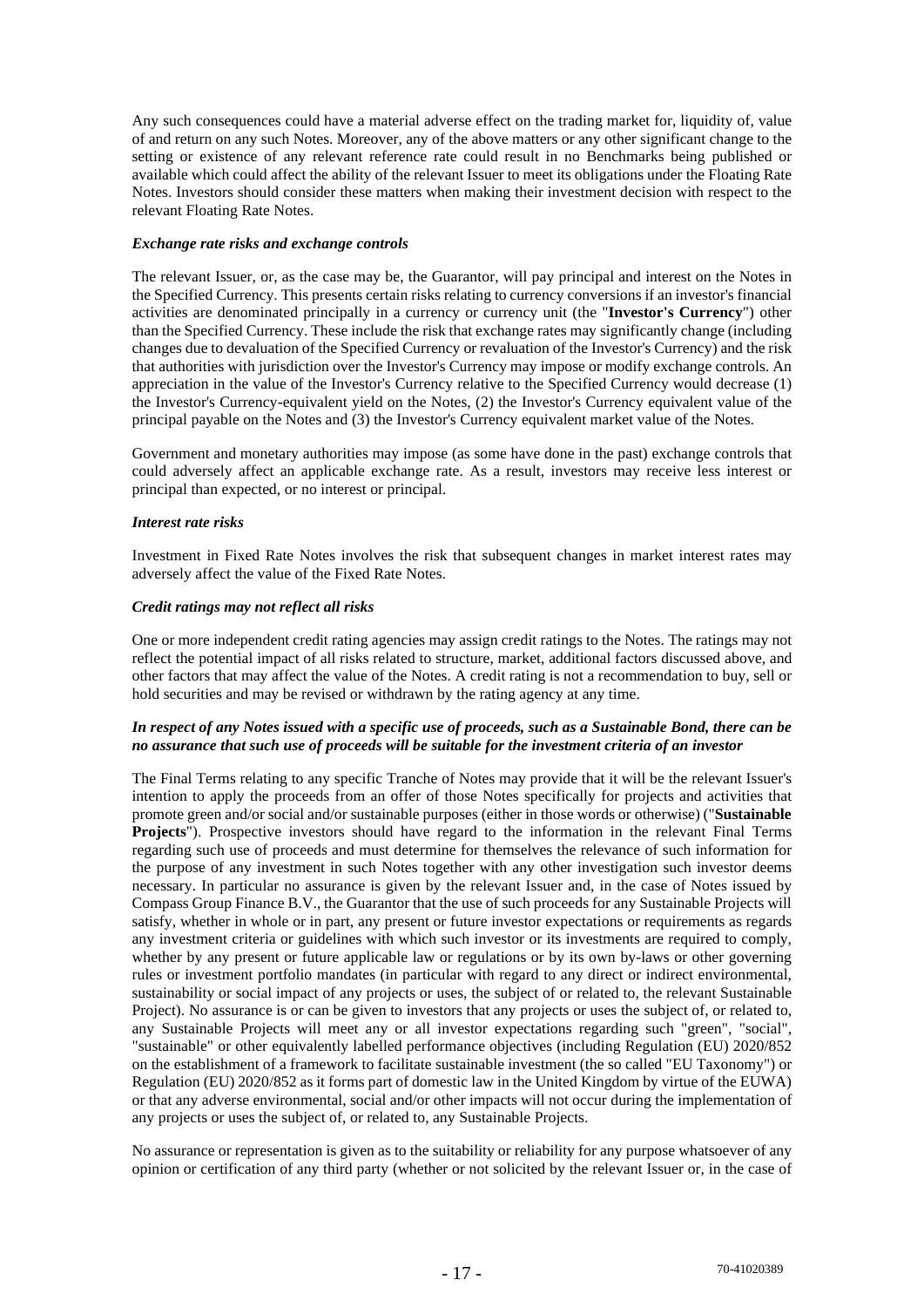Any such consequences could have a material adverse effect on the trading market for, liquidity of, value of and return on any such Notes. Moreover, any of the above matters or any other significant change to the setting or existence of any relevant reference rate could result in no Benchmarks being published or available which could affect the ability of the relevant Issuer to meet its obligations under the Floating Rate Notes. Investors should consider these matters when making their investment decision with respect to the relevant Floating Rate Notes.

***Exchange rate risks and exchange controls***

The relevant Issuer, or, as the case may be, the Guarantor, will pay principal and interest on the Notes in the Specified Currency. This presents certain risks relating to currency conversions if an investor's financial activities are denominated principally in a currency or currency unit (the "**Investor's Currency**") other than the Specified Currency. These include the risk that exchange rates may significantly change (including changes due to devaluation of the Specified Currency or revaluation of the Investor's Currency) and the risk that authorities with jurisdiction over the Investor's Currency may impose or modify exchange controls. An appreciation in the value of the Investor's Currency relative to the Specified Currency would decrease (1) the Investor's Currency-equivalent yield on the Notes, (2) the Investor's Currency equivalent value of the principal payable on the Notes and (3) the Investor's Currency equivalent market value of the Notes.

Government and monetary authorities may impose (as some have done in the past) exchange controls that could adversely affect an applicable exchange rate. As a result, investors may receive less interest or principal than expected, or no interest or principal.

***Interest rate risks***

Investment in Fixed Rate Notes involves the risk that subsequent changes in market interest rates may adversely affect the value of the Fixed Rate Notes.

***Credit ratings may not reflect all risks***

One or more independent credit rating agencies may assign credit ratings to the Notes. The ratings may not reflect the potential impact of all risks related to structure, market, additional factors discussed above, and other factors that may affect the value of the Notes. A credit rating is not a recommendation to buy, sell or hold securities and may be revised or withdrawn by the rating agency at any time.

***In respect of any Notes issued with a specific use of proceeds, such as a Sustainable Bond, there can be no assurance that such use of proceeds will be suitable for the investment criteria of an investor***

The Final Terms relating to any specific Tranche of Notes may provide that it will be the relevant Issuer's intention to apply the proceeds from an offer of those Notes specifically for projects and activities that promote green and/or social and/or sustainable purposes (either in those words or otherwise) ("**Sustainable Projects**"). Prospective investors should have regard to the information in the relevant Final Terms regarding such use of proceeds and must determine for themselves the relevance of such information for the purpose of any investment in such Notes together with any other investigation such investor deems necessary. In particular no assurance is given by the relevant Issuer and, in the case of Notes issued by Compass Group Finance B.V., the Guarantor that the use of such proceeds for any Sustainable Projects will satisfy, whether in whole or in part, any present or future investor expectations or requirements as regards any investment criteria or guidelines with which such investor or its investments are required to comply, whether by any present or future applicable law or regulations or by its own by-laws or other governing rules or investment portfolio mandates (in particular with regard to any direct or indirect environmental, sustainability or social impact of any projects or uses, the subject of or related to, the relevant Sustainable Project). No assurance is or can be given to investors that any projects or uses the subject of, or related to, any Sustainable Projects will meet any or all investor expectations regarding such "green", "social", "sustainable" or other equivalently labelled performance objectives (including Regulation (EU) 2020/852 on the establishment of a framework to facilitate sustainable investment (the so called "EU Taxonomy") or Regulation (EU) 2020/852 as it forms part of domestic law in the United Kingdom by virtue of the EUWA) or that any adverse environmental, social and/or other impacts will not occur during the implementation of any projects or uses the subject of, or related to, any Sustainable Projects.

No assurance or representation is given as to the suitability or reliability for any purpose whatsoever of any opinion or certification of any third party (whether or not solicited by the relevant Issuer or, in the case of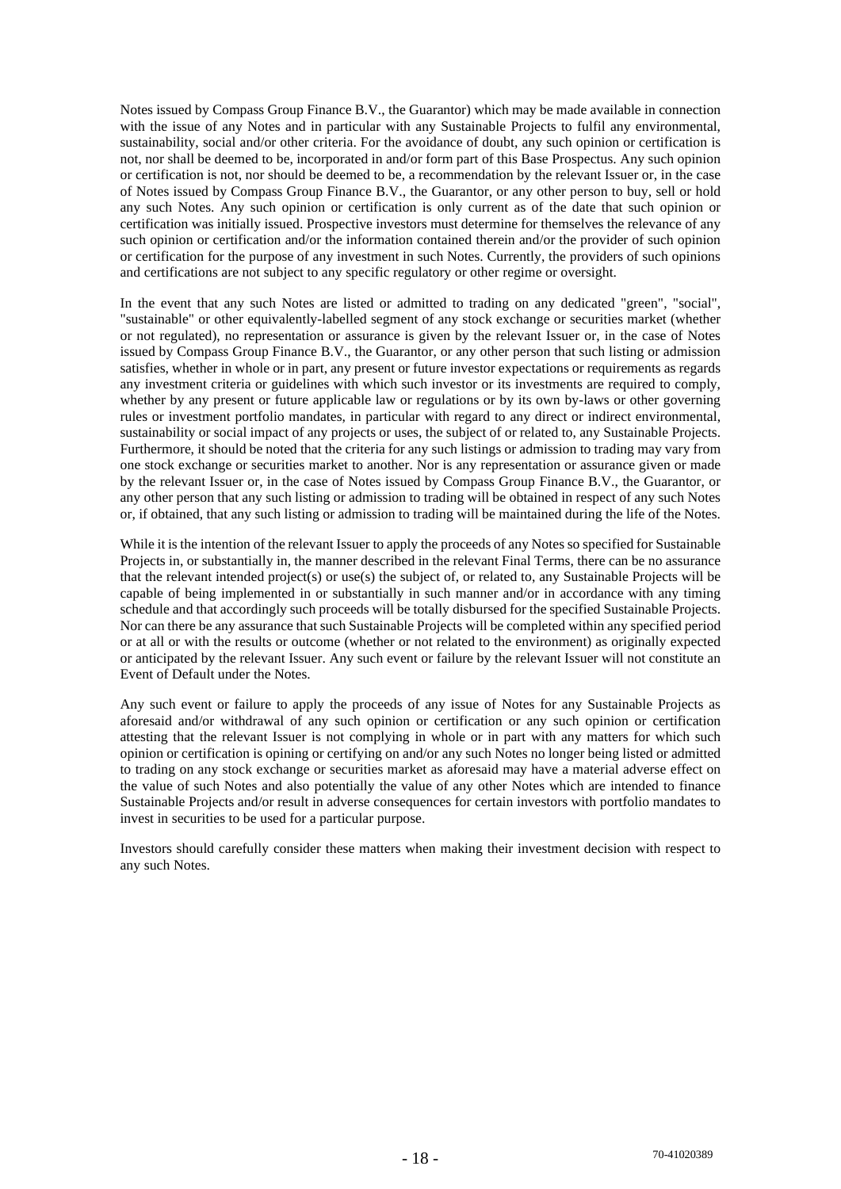Notes issued by Compass Group Finance B.V., the Guarantor) which may be made available in connection with the issue of any Notes and in particular with any Sustainable Projects to fulfil any environmental, sustainability, social and/or other criteria. For the avoidance of doubt, any such opinion or certification is not, nor shall be deemed to be, incorporated in and/or form part of this Base Prospectus. Any such opinion or certification is not, nor should be deemed to be, a recommendation by the relevant Issuer or, in the case of Notes issued by Compass Group Finance B.V., the Guarantor, or any other person to buy, sell or hold any such Notes. Any such opinion or certification is only current as of the date that such opinion or certification was initially issued. Prospective investors must determine for themselves the relevance of any such opinion or certification and/or the information contained therein and/or the provider of such opinion or certification for the purpose of any investment in such Notes. Currently, the providers of such opinions and certifications are not subject to any specific regulatory or other regime or oversight.

In the event that any such Notes are listed or admitted to trading on any dedicated "green", "social", "sustainable" or other equivalently-labelled segment of any stock exchange or securities market (whether or not regulated), no representation or assurance is given by the relevant Issuer or, in the case of Notes issued by Compass Group Finance B.V., the Guarantor, or any other person that such listing or admission satisfies, whether in whole or in part, any present or future investor expectations or requirements as regards any investment criteria or guidelines with which such investor or its investments are required to comply, whether by any present or future applicable law or regulations or by its own by-laws or other governing rules or investment portfolio mandates, in particular with regard to any direct or indirect environmental, sustainability or social impact of any projects or uses, the subject of or related to, any Sustainable Projects. Furthermore, it should be noted that the criteria for any such listings or admission to trading may vary from one stock exchange or securities market to another. Nor is any representation or assurance given or made by the relevant Issuer or, in the case of Notes issued by Compass Group Finance B.V., the Guarantor, or any other person that any such listing or admission to trading will be obtained in respect of any such Notes or, if obtained, that any such listing or admission to trading will be maintained during the life of the Notes.

While it is the intention of the relevant Issuer to apply the proceeds of any Notes so specified for Sustainable Projects in, or substantially in, the manner described in the relevant Final Terms, there can be no assurance that the relevant intended project(s) or use(s) the subject of, or related to, any Sustainable Projects will be capable of being implemented in or substantially in such manner and/or in accordance with any timing schedule and that accordingly such proceeds will be totally disbursed for the specified Sustainable Projects. Nor can there be any assurance that such Sustainable Projects will be completed within any specified period or at all or with the results or outcome (whether or not related to the environment) as originally expected or anticipated by the relevant Issuer. Any such event or failure by the relevant Issuer will not constitute an Event of Default under the Notes.

Any such event or failure to apply the proceeds of any issue of Notes for any Sustainable Projects as aforesaid and/or withdrawal of any such opinion or certification or any such opinion or certification attesting that the relevant Issuer is not complying in whole or in part with any matters for which such opinion or certification is opining or certifying on and/or any such Notes no longer being listed or admitted to trading on any stock exchange or securities market as aforesaid may have a material adverse effect on the value of such Notes and also potentially the value of any other Notes which are intended to finance Sustainable Projects and/or result in adverse consequences for certain investors with portfolio mandates to invest in securities to be used for a particular purpose.

Investors should carefully consider these matters when making their investment decision with respect to any such Notes.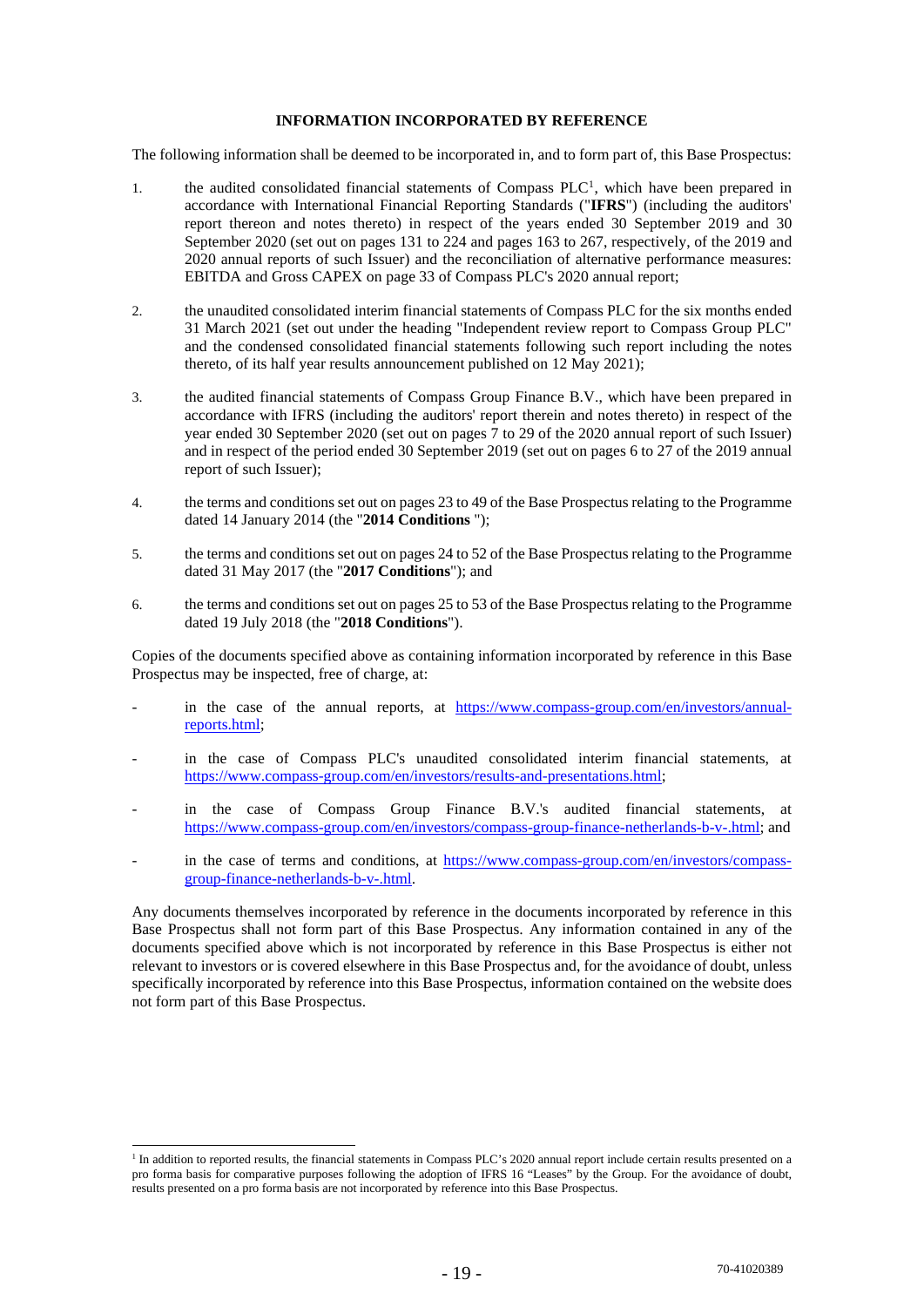## INFORMATION INCORPORATED BY REFERENCE

The following information shall be deemed to be incorporated in, and to form part of, this Base Prospectus:

1. the audited consolidated financial statements of Compass PLC[1], which have been prepared in accordance with International Financial Reporting Standards ("**IFRS**") (including the auditors' report thereon and notes thereto) in respect of the years ended 30 September 2019 and 30 September 2020 (set out on pages 131 to 224 and pages 163 to 267, respectively, of the 2019 and 2020 annual reports of such Issuer) and the reconciliation of alternative performance measures: EBITDA and Gross CAPEX on page 33 of Compass PLC's 2020 annual report;

2. the unaudited consolidated interim financial statements of Compass PLC for the six months ended 31 March 2021 (set out under the heading "Independent review report to Compass Group PLC" and the condensed consolidated financial statements following such report including the notes thereto, of its half year results announcement published on 12 May 2021);

3. the audited financial statements of Compass Group Finance B.V., which have been prepared in accordance with IFRS (including the auditors' report therein and notes thereto) in respect of the year ended 30 September 2020 (set out on pages 7 to 29 of the 2020 annual report of such Issuer) and in respect of the period ended 30 September 2019 (set out on pages 6 to 27 of the 2019 annual report of such Issuer);

4. the terms and conditions set out on pages 23 to 49 of the Base Prospectus relating to the Programme dated 14 January 2014 (the "**2014 Conditions** ");

5. the terms and conditions set out on pages 24 to 52 of the Base Prospectus relating to the Programme dated 31 May 2017 (the "**2017 Conditions**"); and

6. the terms and conditions set out on pages 25 to 53 of the Base Prospectus relating to the Programme dated 19 July 2018 (the "**2018 Conditions**").

Copies of the documents specified above as containing information incorporated by reference in this Base Prospectus may be inspected, free of charge, at:

- in the case of the annual reports, at https://www.compass-group.com/en/investors/annual-reports.html;
- in the case of Compass PLC's unaudited consolidated interim financial statements, at https://www.compass-group.com/en/investors/results-and-presentations.html;
- in the case of Compass Group Finance B.V.'s audited financial statements, at https://www.compass-group.com/en/investors/compass-group-finance-netherlands-b-v-.html; and
- in the case of terms and conditions, at https://www.compass-group.com/en/investors/compass-group-finance-netherlands-b-v-.html.

Any documents themselves incorporated by reference in the documents incorporated by reference in this Base Prospectus shall not form part of this Base Prospectus. Any information contained in any of the documents specified above which is not incorporated by reference in this Base Prospectus is either not relevant to investors or is covered elsewhere in this Base Prospectus and, for the avoidance of doubt, unless specifically incorporated by reference into this Base Prospectus, information contained on the website does not form part of this Base Prospectus.

[1] In addition to reported results, the financial statements in Compass PLC's 2020 annual report include certain results presented on a pro forma basis for comparative purposes following the adoption of IFRS 16 "Leases" by the Group. For the avoidance of doubt, results presented on a pro forma basis are not incorporated by reference into this Base Prospectus.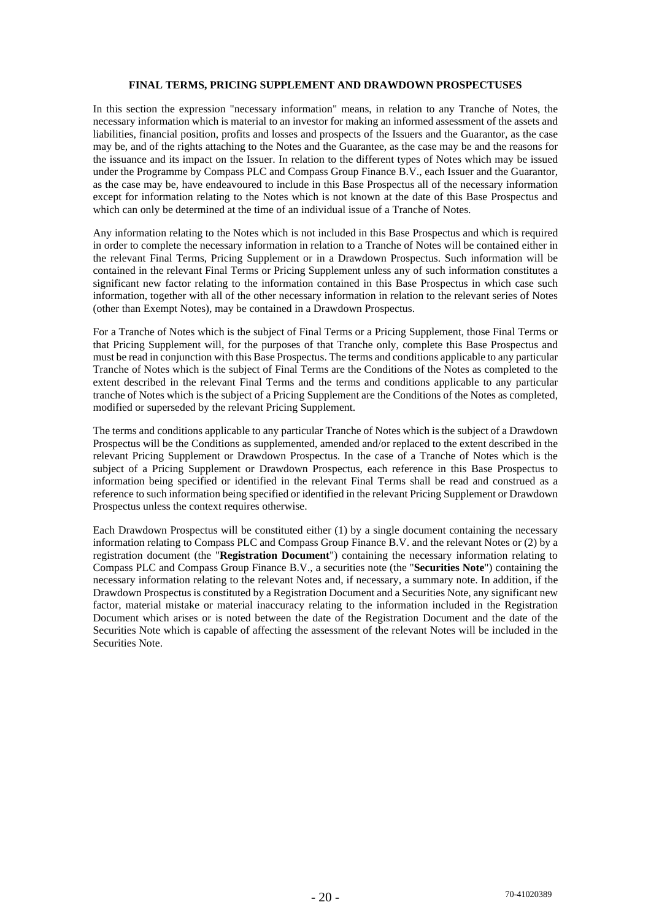## FINAL TERMS, PRICING SUPPLEMENT AND DRAWDOWN PROSPECTUSES

In this section the expression "necessary information" means, in relation to any Tranche of Notes, the necessary information which is material to an investor for making an informed assessment of the assets and liabilities, financial position, profits and losses and prospects of the Issuers and the Guarantor, as the case may be, and of the rights attaching to the Notes and the Guarantee, as the case may be and the reasons for the issuance and its impact on the Issuer. In relation to the different types of Notes which may be issued under the Programme by Compass PLC and Compass Group Finance B.V., each Issuer and the Guarantor, as the case may be, have endeavoured to include in this Base Prospectus all of the necessary information except for information relating to the Notes which is not known at the date of this Base Prospectus and which can only be determined at the time of an individual issue of a Tranche of Notes.

Any information relating to the Notes which is not included in this Base Prospectus and which is required in order to complete the necessary information in relation to a Tranche of Notes will be contained either in the relevant Final Terms, Pricing Supplement or in a Drawdown Prospectus. Such information will be contained in the relevant Final Terms or Pricing Supplement unless any of such information constitutes a significant new factor relating to the information contained in this Base Prospectus in which case such information, together with all of the other necessary information in relation to the relevant series of Notes (other than Exempt Notes), may be contained in a Drawdown Prospectus.

For a Tranche of Notes which is the subject of Final Terms or a Pricing Supplement, those Final Terms or that Pricing Supplement will, for the purposes of that Tranche only, complete this Base Prospectus and must be read in conjunction with this Base Prospectus. The terms and conditions applicable to any particular Tranche of Notes which is the subject of Final Terms are the Conditions of the Notes as completed to the extent described in the relevant Final Terms and the terms and conditions applicable to any particular tranche of Notes which is the subject of a Pricing Supplement are the Conditions of the Notes as completed, modified or superseded by the relevant Pricing Supplement.

The terms and conditions applicable to any particular Tranche of Notes which is the subject of a Drawdown Prospectus will be the Conditions as supplemented, amended and/or replaced to the extent described in the relevant Pricing Supplement or Drawdown Prospectus. In the case of a Tranche of Notes which is the subject of a Pricing Supplement or Drawdown Prospectus, each reference in this Base Prospectus to information being specified or identified in the relevant Final Terms shall be read and construed as a reference to such information being specified or identified in the relevant Pricing Supplement or Drawdown Prospectus unless the context requires otherwise.

Each Drawdown Prospectus will be constituted either (1) by a single document containing the necessary information relating to Compass PLC and Compass Group Finance B.V. and the relevant Notes or (2) by a registration document (the "**Registration Document**") containing the necessary information relating to Compass PLC and Compass Group Finance B.V., a securities note (the "**Securities Note**") containing the necessary information relating to the relevant Notes and, if necessary, a summary note. In addition, if the Drawdown Prospectus is constituted by a Registration Document and a Securities Note, any significant new factor, material mistake or material inaccuracy relating to the information included in the Registration Document which arises or is noted between the date of the Registration Document and the date of the Securities Note which is capable of affecting the assessment of the relevant Notes will be included in the Securities Note.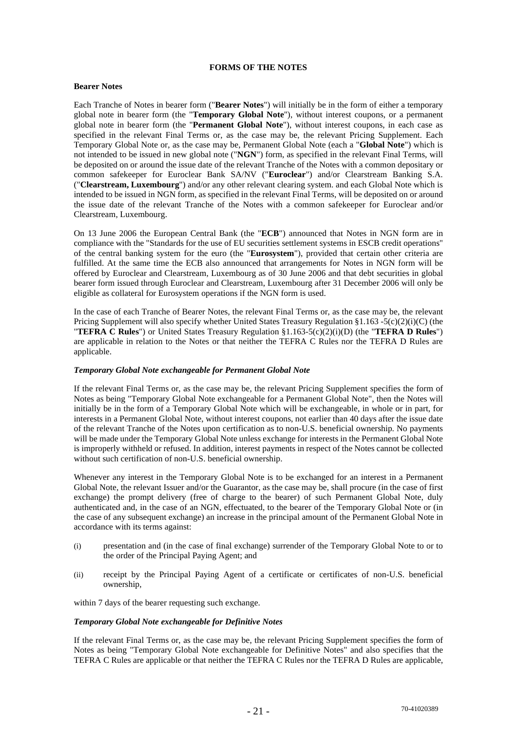## FORMS OF THE NOTES

### Bearer Notes

Each Tranche of Notes in bearer form ("**Bearer Notes**") will initially be in the form of either a temporary global note in bearer form (the "**Temporary Global Note**"), without interest coupons, or a permanent global note in bearer form (the "**Permanent Global Note**"), without interest coupons, in each case as specified in the relevant Final Terms or, as the case may be, the relevant Pricing Supplement. Each Temporary Global Note or, as the case may be, Permanent Global Note (each a "**Global Note**") which is not intended to be issued in new global note ("**NGN**") form, as specified in the relevant Final Terms, will be deposited on or around the issue date of the relevant Tranche of the Notes with a common depositary or common safekeeper for Euroclear Bank SA/NV ("**Euroclear**") and/or Clearstream Banking S.A. ("**Clearstream, Luxembourg**") and/or any other relevant clearing system. and each Global Note which is intended to be issued in NGN form, as specified in the relevant Final Terms, will be deposited on or around the issue date of the relevant Tranche of the Notes with a common safekeeper for Euroclear and/or Clearstream, Luxembourg.

On 13 June 2006 the European Central Bank (the "**ECB**") announced that Notes in NGN form are in compliance with the "Standards for the use of EU securities settlement systems in ESCB credit operations" of the central banking system for the euro (the "**Eurosystem**"), provided that certain other criteria are fulfilled. At the same time the ECB also announced that arrangements for Notes in NGN form will be offered by Euroclear and Clearstream, Luxembourg as of 30 June 2006 and that debt securities in global bearer form issued through Euroclear and Clearstream, Luxembourg after 31 December 2006 will only be eligible as collateral for Eurosystem operations if the NGN form is used.

In the case of each Tranche of Bearer Notes, the relevant Final Terms or, as the case may be, the relevant Pricing Supplement will also specify whether United States Treasury Regulation §1.163 -5(c)(2)(i)(C) (the "**TEFRA C Rules**") or United States Treasury Regulation §1.163-5(c)(2)(i)(D) (the "**TEFRA D Rules**") are applicable in relation to the Notes or that neither the TEFRA C Rules nor the TEFRA D Rules are applicable.

#### *Temporary Global Note exchangeable for Permanent Global Note*

If the relevant Final Terms or, as the case may be, the relevant Pricing Supplement specifies the form of Notes as being "Temporary Global Note exchangeable for a Permanent Global Note", then the Notes will initially be in the form of a Temporary Global Note which will be exchangeable, in whole or in part, for interests in a Permanent Global Note, without interest coupons, not earlier than 40 days after the issue date of the relevant Tranche of the Notes upon certification as to non-U.S. beneficial ownership. No payments will be made under the Temporary Global Note unless exchange for interests in the Permanent Global Note is improperly withheld or refused. In addition, interest payments in respect of the Notes cannot be collected without such certification of non-U.S. beneficial ownership.

Whenever any interest in the Temporary Global Note is to be exchanged for an interest in a Permanent Global Note, the relevant Issuer and/or the Guarantor, as the case may be, shall procure (in the case of first exchange) the prompt delivery (free of charge to the bearer) of such Permanent Global Note, duly authenticated and, in the case of an NGN, effectuated, to the bearer of the Temporary Global Note or (in the case of any subsequent exchange) an increase in the principal amount of the Permanent Global Note in accordance with its terms against:

(i) presentation and (in the case of final exchange) surrender of the Temporary Global Note to or to the order of the Principal Paying Agent; and

(ii) receipt by the Principal Paying Agent of a certificate or certificates of non-U.S. beneficial ownership,

within 7 days of the bearer requesting such exchange.

#### *Temporary Global Note exchangeable for Definitive Notes*

If the relevant Final Terms or, as the case may be, the relevant Pricing Supplement specifies the form of Notes as being "Temporary Global Note exchangeable for Definitive Notes" and also specifies that the TEFRA C Rules are applicable or that neither the TEFRA C Rules nor the TEFRA D Rules are applicable,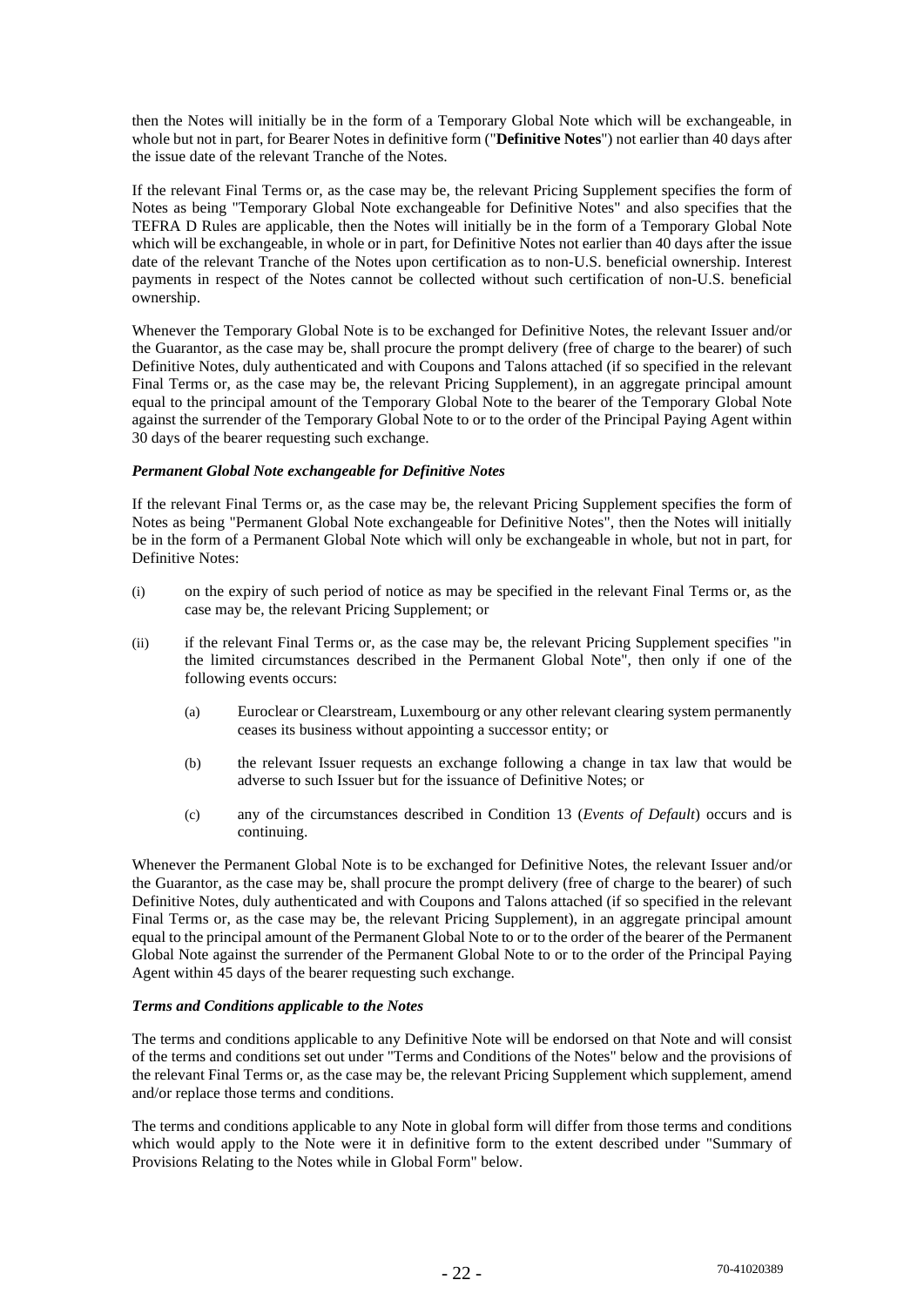then the Notes will initially be in the form of a Temporary Global Note which will be exchangeable, in whole but not in part, for Bearer Notes in definitive form ("**Definitive Notes**") not earlier than 40 days after the issue date of the relevant Tranche of the Notes.

If the relevant Final Terms or, as the case may be, the relevant Pricing Supplement specifies the form of Notes as being "Temporary Global Note exchangeable for Definitive Notes" and also specifies that the TEFRA D Rules are applicable, then the Notes will initially be in the form of a Temporary Global Note which will be exchangeable, in whole or in part, for Definitive Notes not earlier than 40 days after the issue date of the relevant Tranche of the Notes upon certification as to non-U.S. beneficial ownership. Interest payments in respect of the Notes cannot be collected without such certification of non-U.S. beneficial ownership.

Whenever the Temporary Global Note is to be exchanged for Definitive Notes, the relevant Issuer and/or the Guarantor, as the case may be, shall procure the prompt delivery (free of charge to the bearer) of such Definitive Notes, duly authenticated and with Coupons and Talons attached (if so specified in the relevant Final Terms or, as the case may be, the relevant Pricing Supplement), in an aggregate principal amount equal to the principal amount of the Temporary Global Note to the bearer of the Temporary Global Note against the surrender of the Temporary Global Note to or to the order of the Principal Paying Agent within 30 days of the bearer requesting such exchange.

***Permanent Global Note exchangeable for Definitive Notes***

If the relevant Final Terms or, as the case may be, the relevant Pricing Supplement specifies the form of Notes as being "Permanent Global Note exchangeable for Definitive Notes", then the Notes will initially be in the form of a Permanent Global Note which will only be exchangeable in whole, but not in part, for Definitive Notes:

(i) on the expiry of such period of notice as may be specified in the relevant Final Terms or, as the case may be, the relevant Pricing Supplement; or

(ii) if the relevant Final Terms or, as the case may be, the relevant Pricing Supplement specifies "in the limited circumstances described in the Permanent Global Note", then only if one of the following events occurs:

   (a) Euroclear or Clearstream, Luxembourg or any other relevant clearing system permanently ceases its business without appointing a successor entity; or

   (b) the relevant Issuer requests an exchange following a change in tax law that would be adverse to such Issuer but for the issuance of Definitive Notes; or

   (c) any of the circumstances described in Condition 13 (*Events of Default*) occurs and is continuing.

Whenever the Permanent Global Note is to be exchanged for Definitive Notes, the relevant Issuer and/or the Guarantor, as the case may be, shall procure the prompt delivery (free of charge to the bearer) of such Definitive Notes, duly authenticated and with Coupons and Talons attached (if so specified in the relevant Final Terms or, as the case may be, the relevant Pricing Supplement), in an aggregate principal amount equal to the principal amount of the Permanent Global Note to or to the order of the bearer of the Permanent Global Note against the surrender of the Permanent Global Note to or to the order of the Principal Paying Agent within 45 days of the bearer requesting such exchange.

***Terms and Conditions applicable to the Notes***

The terms and conditions applicable to any Definitive Note will be endorsed on that Note and will consist of the terms and conditions set out under "Terms and Conditions of the Notes" below and the provisions of the relevant Final Terms or, as the case may be, the relevant Pricing Supplement which supplement, amend and/or replace those terms and conditions.

The terms and conditions applicable to any Note in global form will differ from those terms and conditions which would apply to the Note were it in definitive form to the extent described under "Summary of Provisions Relating to the Notes while in Global Form" below.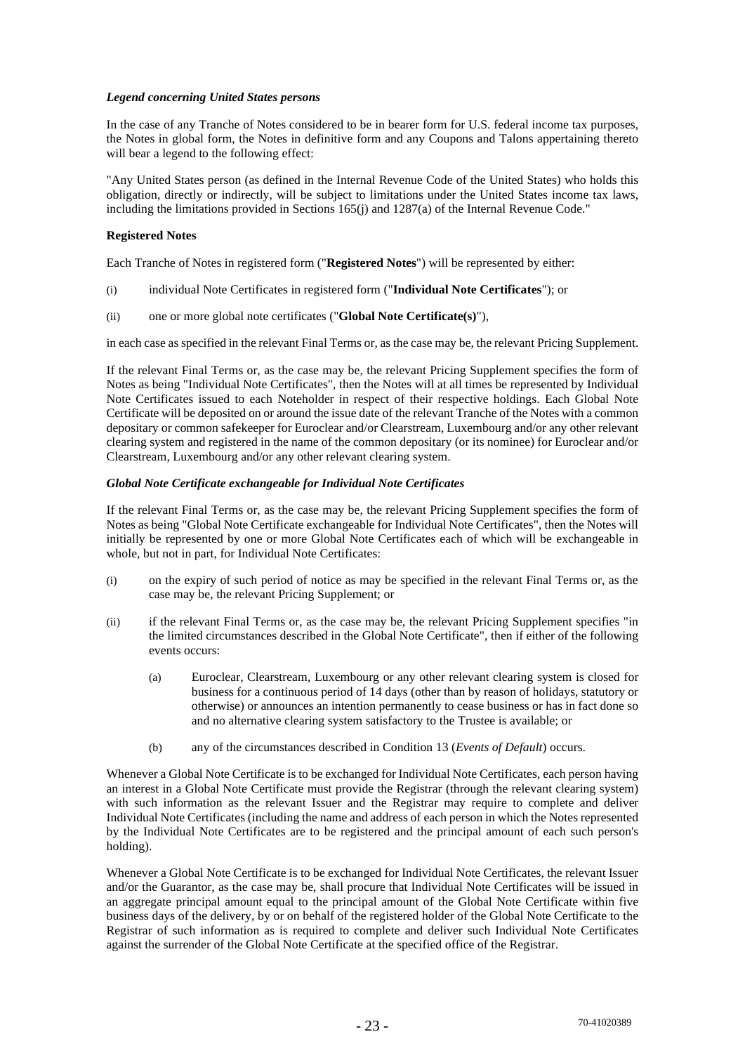***Legend concerning United States persons***

In the case of any Tranche of Notes considered to be in bearer form for U.S. federal income tax purposes, the Notes in global form, the Notes in definitive form and any Coupons and Talons appertaining thereto will bear a legend to the following effect:

"Any United States person (as defined in the Internal Revenue Code of the United States) who holds this obligation, directly or indirectly, will be subject to limitations under the United States income tax laws, including the limitations provided in Sections 165(j) and 1287(a) of the Internal Revenue Code."

**Registered Notes**

Each Tranche of Notes in registered form ("**Registered Notes**") will be represented by either:

(i) individual Note Certificates in registered form ("**Individual Note Certificates**"); or

(ii) one or more global note certificates ("**Global Note Certificate(s)**"),

in each case as specified in the relevant Final Terms or, as the case may be, the relevant Pricing Supplement.

If the relevant Final Terms or, as the case may be, the relevant Pricing Supplement specifies the form of Notes as being "Individual Note Certificates", then the Notes will at all times be represented by Individual Note Certificates issued to each Noteholder in respect of their respective holdings. Each Global Note Certificate will be deposited on or around the issue date of the relevant Tranche of the Notes with a common depositary or common safekeeper for Euroclear and/or Clearstream, Luxembourg and/or any other relevant clearing system and registered in the name of the common depositary (or its nominee) for Euroclear and/or Clearstream, Luxembourg and/or any other relevant clearing system.

***Global Note Certificate exchangeable for Individual Note Certificates***

If the relevant Final Terms or, as the case may be, the relevant Pricing Supplement specifies the form of Notes as being "Global Note Certificate exchangeable for Individual Note Certificates", then the Notes will initially be represented by one or more Global Note Certificates each of which will be exchangeable in whole, but not in part, for Individual Note Certificates:

(i) on the expiry of such period of notice as may be specified in the relevant Final Terms or, as the case may be, the relevant Pricing Supplement; or

(ii) if the relevant Final Terms or, as the case may be, the relevant Pricing Supplement specifies "in the limited circumstances described in the Global Note Certificate", then if either of the following events occurs:

    (a) Euroclear, Clearstream, Luxembourg or any other relevant clearing system is closed for business for a continuous period of 14 days (other than by reason of holidays, statutory or otherwise) or announces an intention permanently to cease business or has in fact done so and no alternative clearing system satisfactory to the Trustee is available; or

    (b) any of the circumstances described in Condition 13 (*Events of Default*) occurs.

Whenever a Global Note Certificate is to be exchanged for Individual Note Certificates, each person having an interest in a Global Note Certificate must provide the Registrar (through the relevant clearing system) with such information as the relevant Issuer and the Registrar may require to complete and deliver Individual Note Certificates (including the name and address of each person in which the Notes represented by the Individual Note Certificates are to be registered and the principal amount of each such person's holding).

Whenever a Global Note Certificate is to be exchanged for Individual Note Certificates, the relevant Issuer and/or the Guarantor, as the case may be, shall procure that Individual Note Certificates will be issued in an aggregate principal amount equal to the principal amount of the Global Note Certificate within five business days of the delivery, by or on behalf of the registered holder of the Global Note Certificate to the Registrar of such information as is required to complete and deliver such Individual Note Certificates against the surrender of the Global Note Certificate at the specified office of the Registrar.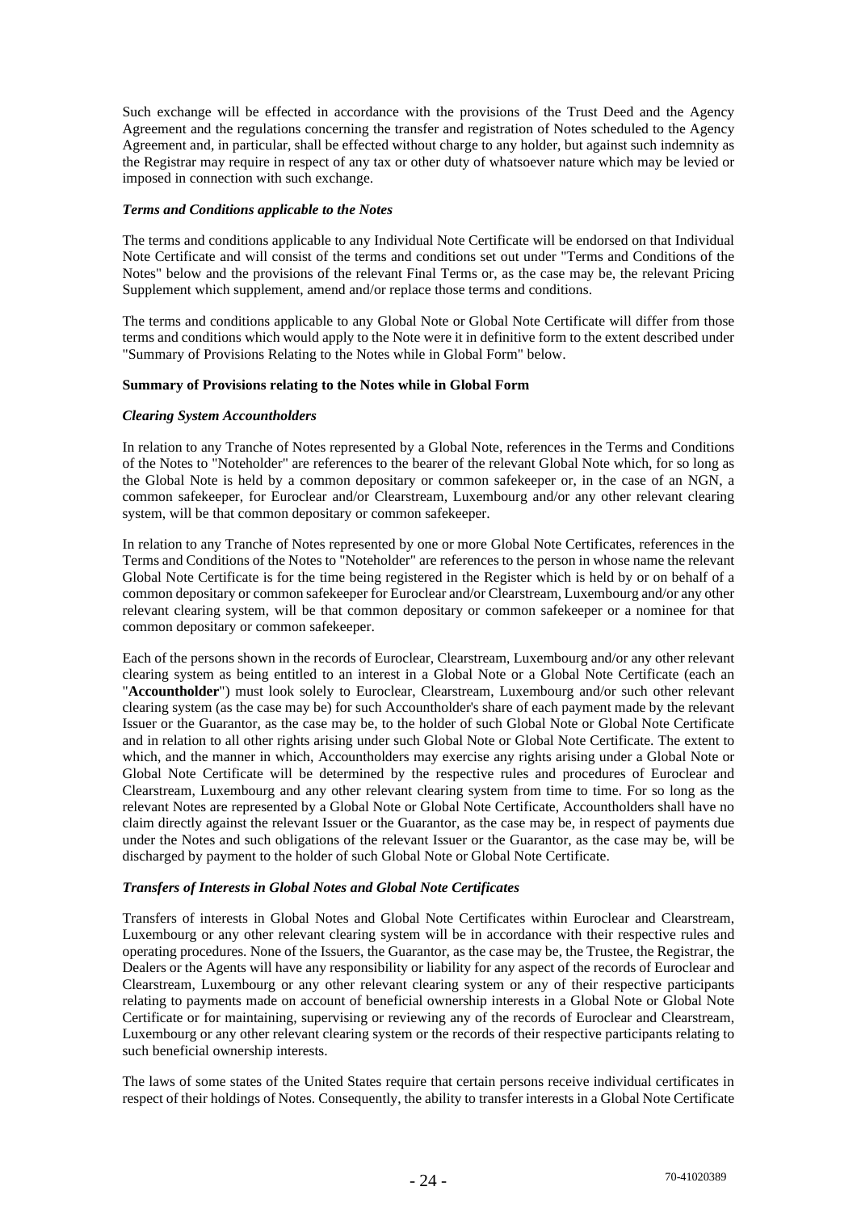Such exchange will be effected in accordance with the provisions of the Trust Deed and the Agency Agreement and the regulations concerning the transfer and registration of Notes scheduled to the Agency Agreement and, in particular, shall be effected without charge to any holder, but against such indemnity as the Registrar may require in respect of any tax or other duty of whatsoever nature which may be levied or imposed in connection with such exchange.

***Terms and Conditions applicable to the Notes***

The terms and conditions applicable to any Individual Note Certificate will be endorsed on that Individual Note Certificate and will consist of the terms and conditions set out under "Terms and Conditions of the Notes" below and the provisions of the relevant Final Terms or, as the case may be, the relevant Pricing Supplement which supplement, amend and/or replace those terms and conditions.

The terms and conditions applicable to any Global Note or Global Note Certificate will differ from those terms and conditions which would apply to the Note were it in definitive form to the extent described under "Summary of Provisions Relating to the Notes while in Global Form" below.

**Summary of Provisions relating to the Notes while in Global Form**

***Clearing System Accountholders***

In relation to any Tranche of Notes represented by a Global Note, references in the Terms and Conditions of the Notes to "Noteholder" are references to the bearer of the relevant Global Note which, for so long as the Global Note is held by a common depositary or common safekeeper or, in the case of an NGN, a common safekeeper, for Euroclear and/or Clearstream, Luxembourg and/or any other relevant clearing system, will be that common depositary or common safekeeper.

In relation to any Tranche of Notes represented by one or more Global Note Certificates, references in the Terms and Conditions of the Notes to "Noteholder" are references to the person in whose name the relevant Global Note Certificate is for the time being registered in the Register which is held by or on behalf of a common depositary or common safekeeper for Euroclear and/or Clearstream, Luxembourg and/or any other relevant clearing system, will be that common depositary or common safekeeper or a nominee for that common depositary or common safekeeper.

Each of the persons shown in the records of Euroclear, Clearstream, Luxembourg and/or any other relevant clearing system as being entitled to an interest in a Global Note or a Global Note Certificate (each an "**Accountholder**") must look solely to Euroclear, Clearstream, Luxembourg and/or such other relevant clearing system (as the case may be) for such Accountholder's share of each payment made by the relevant Issuer or the Guarantor, as the case may be, to the holder of such Global Note or Global Note Certificate and in relation to all other rights arising under such Global Note or Global Note Certificate. The extent to which, and the manner in which, Accountholders may exercise any rights arising under a Global Note or Global Note Certificate will be determined by the respective rules and procedures of Euroclear and Clearstream, Luxembourg and any other relevant clearing system from time to time. For so long as the relevant Notes are represented by a Global Note or Global Note Certificate, Accountholders shall have no claim directly against the relevant Issuer or the Guarantor, as the case may be, in respect of payments due under the Notes and such obligations of the relevant Issuer or the Guarantor, as the case may be, will be discharged by payment to the holder of such Global Note or Global Note Certificate.

***Transfers of Interests in Global Notes and Global Note Certificates***

Transfers of interests in Global Notes and Global Note Certificates within Euroclear and Clearstream, Luxembourg or any other relevant clearing system will be in accordance with their respective rules and operating procedures. None of the Issuers, the Guarantor, as the case may be, the Trustee, the Registrar, the Dealers or the Agents will have any responsibility or liability for any aspect of the records of Euroclear and Clearstream, Luxembourg or any other relevant clearing system or any of their respective participants relating to payments made on account of beneficial ownership interests in a Global Note or Global Note Certificate or for maintaining, supervising or reviewing any of the records of Euroclear and Clearstream, Luxembourg or any other relevant clearing system or the records of their respective participants relating to such beneficial ownership interests.

The laws of some states of the United States require that certain persons receive individual certificates in respect of their holdings of Notes. Consequently, the ability to transfer interests in a Global Note Certificate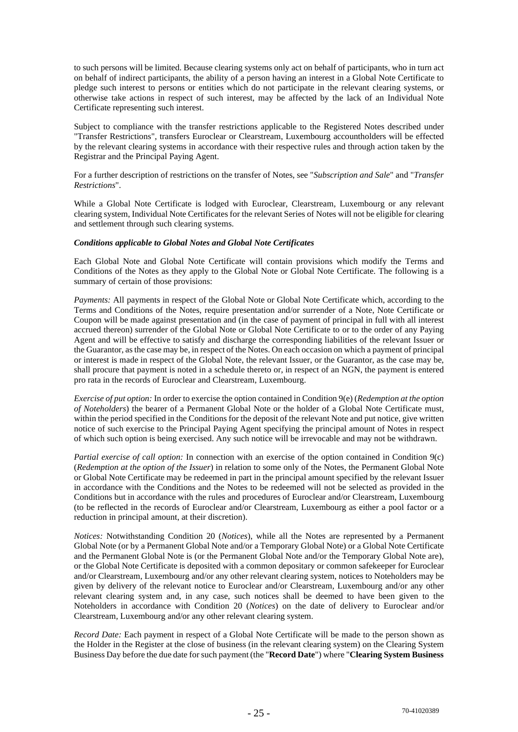to such persons will be limited. Because clearing systems only act on behalf of participants, who in turn act on behalf of indirect participants, the ability of a person having an interest in a Global Note Certificate to pledge such interest to persons or entities which do not participate in the relevant clearing systems, or otherwise take actions in respect of such interest, may be affected by the lack of an Individual Note Certificate representing such interest.

Subject to compliance with the transfer restrictions applicable to the Registered Notes described under "Transfer Restrictions", transfers Euroclear or Clearstream, Luxembourg accountholders will be effected by the relevant clearing systems in accordance with their respective rules and through action taken by the Registrar and the Principal Paying Agent.

For a further description of restrictions on the transfer of Notes, see "*Subscription and Sale*" and "*Transfer Restrictions*".

While a Global Note Certificate is lodged with Euroclear, Clearstream, Luxembourg or any relevant clearing system, Individual Note Certificates for the relevant Series of Notes will not be eligible for clearing and settlement through such clearing systems.

***Conditions applicable to Global Notes and Global Note Certificates***

Each Global Note and Global Note Certificate will contain provisions which modify the Terms and Conditions of the Notes as they apply to the Global Note or Global Note Certificate. The following is a summary of certain of those provisions:

*Payments:* All payments in respect of the Global Note or Global Note Certificate which, according to the Terms and Conditions of the Notes, require presentation and/or surrender of a Note, Note Certificate or Coupon will be made against presentation and (in the case of payment of principal in full with all interest accrued thereon) surrender of the Global Note or Global Note Certificate to or to the order of any Paying Agent and will be effective to satisfy and discharge the corresponding liabilities of the relevant Issuer or the Guarantor, as the case may be, in respect of the Notes. On each occasion on which a payment of principal or interest is made in respect of the Global Note, the relevant Issuer, or the Guarantor, as the case may be, shall procure that payment is noted in a schedule thereto or, in respect of an NGN, the payment is entered pro rata in the records of Euroclear and Clearstream, Luxembourg.

*Exercise of put option:* In order to exercise the option contained in Condition 9(e) (*Redemption at the option of Noteholders*) the bearer of a Permanent Global Note or the holder of a Global Note Certificate must, within the period specified in the Conditions for the deposit of the relevant Note and put notice, give written notice of such exercise to the Principal Paying Agent specifying the principal amount of Notes in respect of which such option is being exercised. Any such notice will be irrevocable and may not be withdrawn.

*Partial exercise of call option:* In connection with an exercise of the option contained in Condition 9(c) (*Redemption at the option of the Issuer*) in relation to some only of the Notes, the Permanent Global Note or Global Note Certificate may be redeemed in part in the principal amount specified by the relevant Issuer in accordance with the Conditions and the Notes to be redeemed will not be selected as provided in the Conditions but in accordance with the rules and procedures of Euroclear and/or Clearstream, Luxembourg (to be reflected in the records of Euroclear and/or Clearstream, Luxembourg as either a pool factor or a reduction in principal amount, at their discretion).

*Notices:* Notwithstanding Condition 20 (*Notices*), while all the Notes are represented by a Permanent Global Note (or by a Permanent Global Note and/or a Temporary Global Note) or a Global Note Certificate and the Permanent Global Note is (or the Permanent Global Note and/or the Temporary Global Note are), or the Global Note Certificate is deposited with a common depositary or common safekeeper for Euroclear and/or Clearstream, Luxembourg and/or any other relevant clearing system, notices to Noteholders may be given by delivery of the relevant notice to Euroclear and/or Clearstream, Luxembourg and/or any other relevant clearing system and, in any case, such notices shall be deemed to have been given to the Noteholders in accordance with Condition 20 (*Notices*) on the date of delivery to Euroclear and/or Clearstream, Luxembourg and/or any other relevant clearing system.

*Record Date:* Each payment in respect of a Global Note Certificate will be made to the person shown as the Holder in the Register at the close of business (in the relevant clearing system) on the Clearing System Business Day before the due date for such payment (the "**Record Date**") where "**Clearing System Business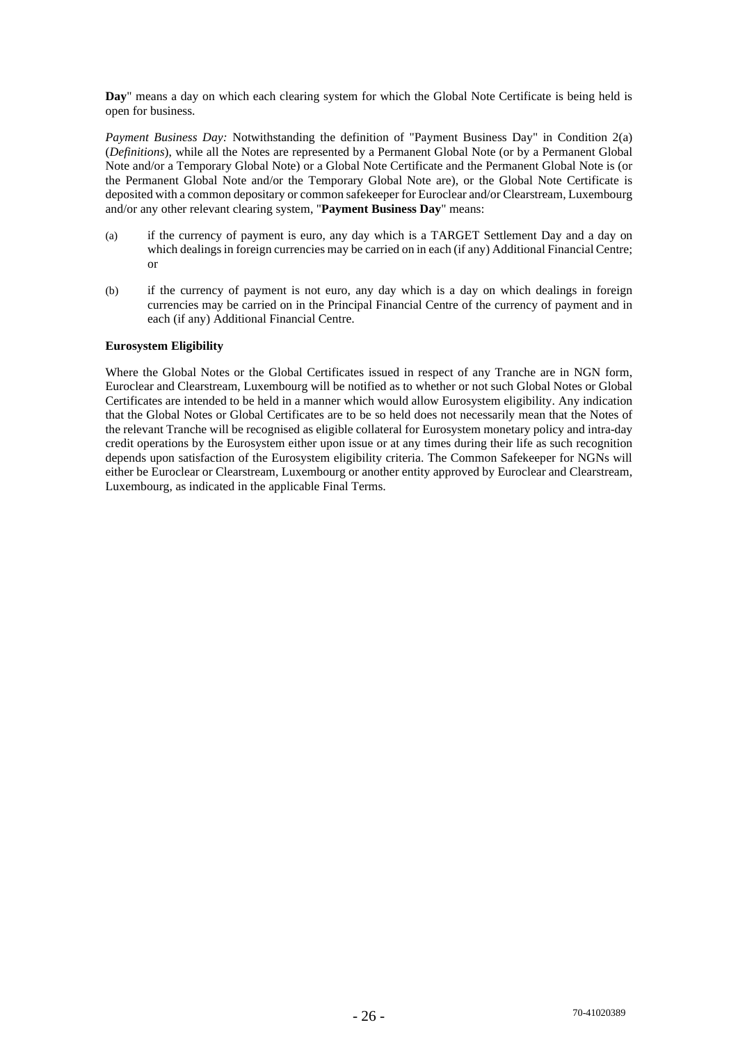**Day**" means a day on which each clearing system for which the Global Note Certificate is being held is open for business.

*Payment Business Day:* Notwithstanding the definition of "Payment Business Day" in Condition 2(a) (*Definitions*), while all the Notes are represented by a Permanent Global Note (or by a Permanent Global Note and/or a Temporary Global Note) or a Global Note Certificate and the Permanent Global Note is (or the Permanent Global Note and/or the Temporary Global Note are), or the Global Note Certificate is deposited with a common depositary or common safekeeper for Euroclear and/or Clearstream, Luxembourg and/or any other relevant clearing system, "**Payment Business Day**" means:

(a) if the currency of payment is euro, any day which is a TARGET Settlement Day and a day on which dealings in foreign currencies may be carried on in each (if any) Additional Financial Centre; or

(b) if the currency of payment is not euro, any day which is a day on which dealings in foreign currencies may be carried on in the Principal Financial Centre of the currency of payment and in each (if any) Additional Financial Centre.

**Eurosystem Eligibility**

Where the Global Notes or the Global Certificates issued in respect of any Tranche are in NGN form, Euroclear and Clearstream, Luxembourg will be notified as to whether or not such Global Notes or Global Certificates are intended to be held in a manner which would allow Eurosystem eligibility. Any indication that the Global Notes or Global Certificates are to be so held does not necessarily mean that the Notes of the relevant Tranche will be recognised as eligible collateral for Eurosystem monetary policy and intra-day credit operations by the Eurosystem either upon issue or at any times during their life as such recognition depends upon satisfaction of the Eurosystem eligibility criteria. The Common Safekeeper for NGNs will either be Euroclear or Clearstream, Luxembourg or another entity approved by Euroclear and Clearstream, Luxembourg, as indicated in the applicable Final Terms.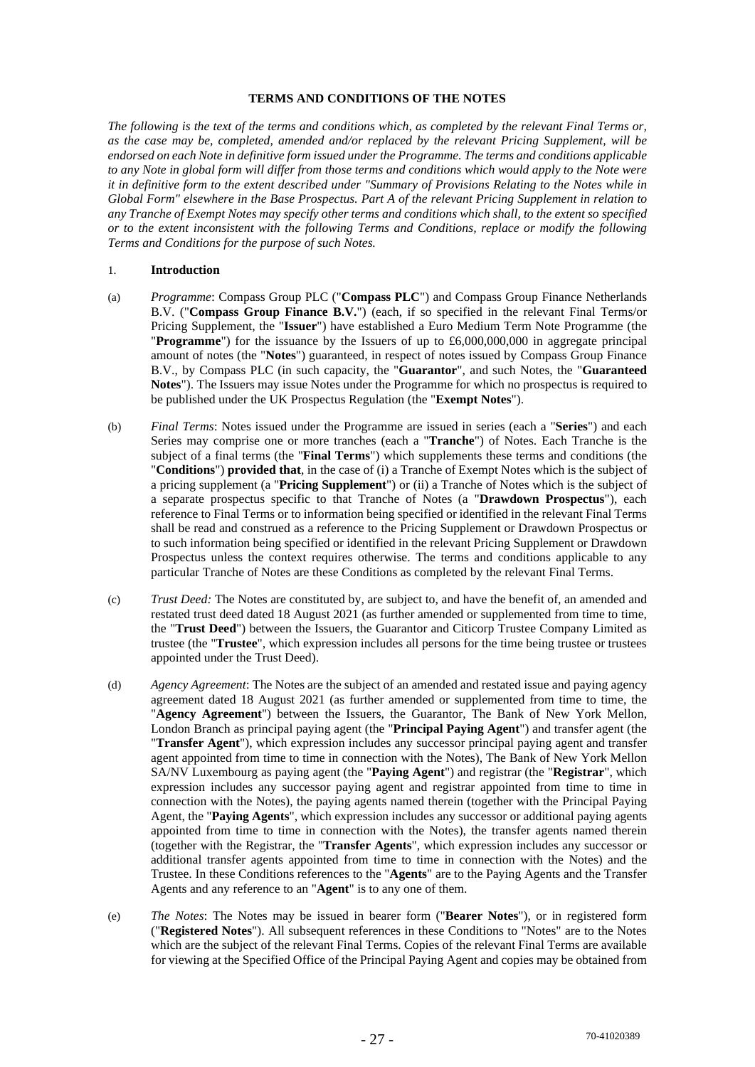**TERMS AND CONDITIONS OF THE NOTES**

*The following is the text of the terms and conditions which, as completed by the relevant Final Terms or, as the case may be, completed, amended and/or replaced by the relevant Pricing Supplement, will be endorsed on each Note in definitive form issued under the Programme. The terms and conditions applicable to any Note in global form will differ from those terms and conditions which would apply to the Note were it in definitive form to the extent described under "Summary of Provisions Relating to the Notes while in Global Form" elsewhere in the Base Prospectus. Part A of the relevant Pricing Supplement in relation to any Tranche of Exempt Notes may specify other terms and conditions which shall, to the extent so specified or to the extent inconsistent with the following Terms and Conditions, replace or modify the following Terms and Conditions for the purpose of such Notes.*

1. **Introduction**

(a) *Programme*: Compass Group PLC ("**Compass PLC**") and Compass Group Finance Netherlands B.V. ("**Compass Group Finance B.V.**") (each, if so specified in the relevant Final Terms/or Pricing Supplement, the "**Issuer**") have established a Euro Medium Term Note Programme (the "**Programme**") for the issuance by the Issuers of up to £6,000,000,000 in aggregate principal amount of notes (the "**Notes**") guaranteed, in respect of notes issued by Compass Group Finance B.V., by Compass PLC (in such capacity, the "**Guarantor**", and such Notes, the "**Guaranteed Notes**"). The Issuers may issue Notes under the Programme for which no prospectus is required to be published under the UK Prospectus Regulation (the "**Exempt Notes**").

(b) *Final Terms*: Notes issued under the Programme are issued in series (each a "**Series**") and each Series may comprise one or more tranches (each a "**Tranche**") of Notes. Each Tranche is the subject of a final terms (the "**Final Terms**") which supplements these terms and conditions (the "**Conditions**") **provided that**, in the case of (i) a Tranche of Exempt Notes which is the subject of a pricing supplement (a "**Pricing Supplement**") or (ii) a Tranche of Notes which is the subject of a separate prospectus specific to that Tranche of Notes (a "**Drawdown Prospectus**"), each reference to Final Terms or to information being specified or identified in the relevant Final Terms shall be read and construed as a reference to the Pricing Supplement or Drawdown Prospectus or to such information being specified or identified in the relevant Pricing Supplement or Drawdown Prospectus unless the context requires otherwise. The terms and conditions applicable to any particular Tranche of Notes are these Conditions as completed by the relevant Final Terms.

(c) *Trust Deed:* The Notes are constituted by, are subject to, and have the benefit of, an amended and restated trust deed dated 18 August 2021 (as further amended or supplemented from time to time, the "**Trust Deed**") between the Issuers, the Guarantor and Citicorp Trustee Company Limited as trustee (the "**Trustee**", which expression includes all persons for the time being trustee or trustees appointed under the Trust Deed).

(d) *Agency Agreement*: The Notes are the subject of an amended and restated issue and paying agency agreement dated 18 August 2021 (as further amended or supplemented from time to time, the "**Agency Agreement**") between the Issuers, the Guarantor, The Bank of New York Mellon, London Branch as principal paying agent (the "**Principal Paying Agent**") and transfer agent (the "**Transfer Agent**"), which expression includes any successor principal paying agent and transfer agent appointed from time to time in connection with the Notes), The Bank of New York Mellon SA/NV Luxembourg as paying agent (the "**Paying Agent**") and registrar (the "**Registrar**", which expression includes any successor paying agent and registrar appointed from time to time in connection with the Notes), the paying agents named therein (together with the Principal Paying Agent, the "**Paying Agents**", which expression includes any successor or additional paying agents appointed from time to time in connection with the Notes), the transfer agents named therein (together with the Registrar, the "**Transfer Agents**", which expression includes any successor or additional transfer agents appointed from time to time in connection with the Notes) and the Trustee. In these Conditions references to the "**Agents**" are to the Paying Agents and the Transfer Agents and any reference to an "**Agent**" is to any one of them.

(e) *The Notes*: The Notes may be issued in bearer form ("**Bearer Notes**"), or in registered form ("**Registered Notes**"). All subsequent references in these Conditions to "Notes" are to the Notes which are the subject of the relevant Final Terms. Copies of the relevant Final Terms are available for viewing at the Specified Office of the Principal Paying Agent and copies may be obtained from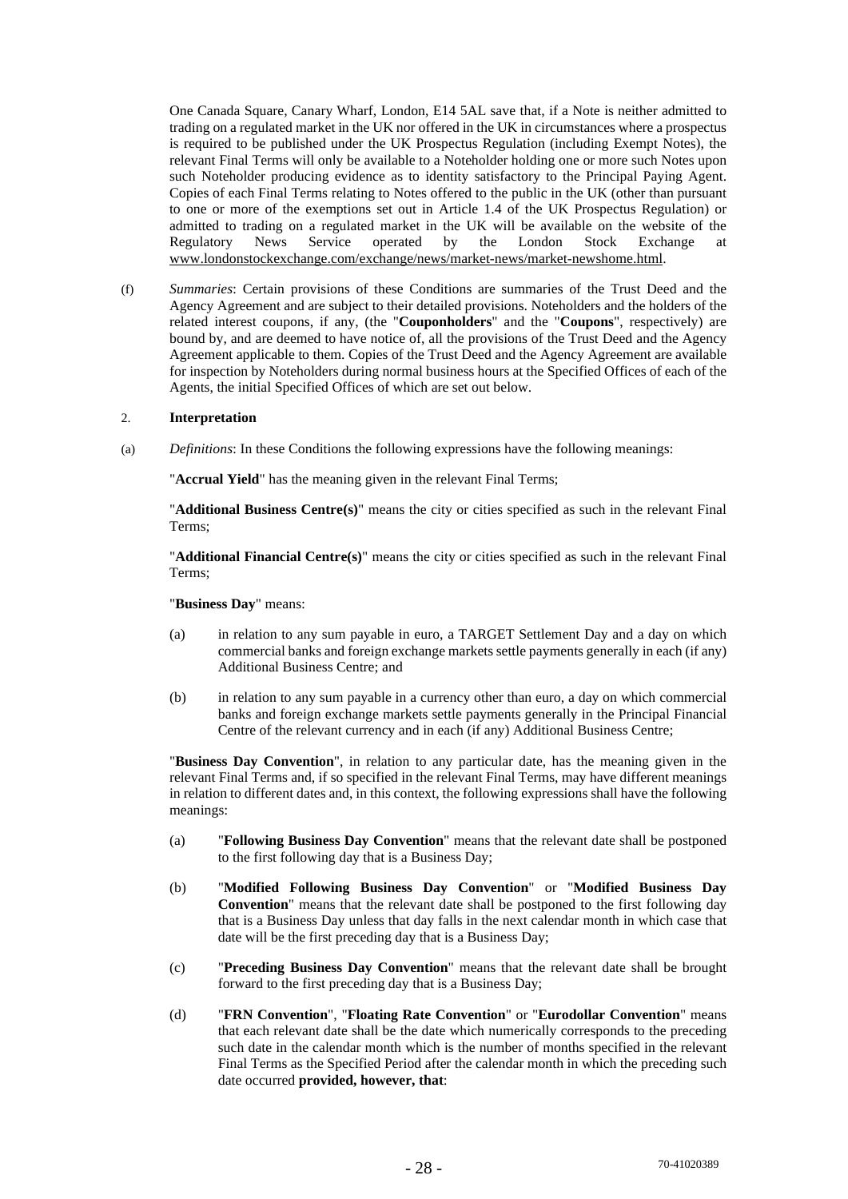One Canada Square, Canary Wharf, London, E14 5AL save that, if a Note is neither admitted to trading on a regulated market in the UK nor offered in the UK in circumstances where a prospectus is required to be published under the UK Prospectus Regulation (including Exempt Notes), the relevant Final Terms will only be available to a Noteholder holding one or more such Notes upon such Noteholder producing evidence as to identity satisfactory to the Principal Paying Agent. Copies of each Final Terms relating to Notes offered to the public in the UK (other than pursuant to one or more of the exemptions set out in Article 1.4 of the UK Prospectus Regulation) or admitted to trading on a regulated market in the UK will be available on the website of the Regulatory News Service operated by the London Stock Exchange at www.londonstockexchange.com/exchange/news/market-news/market-newshome.html.

(f) *Summaries*: Certain provisions of these Conditions are summaries of the Trust Deed and the Agency Agreement and are subject to their detailed provisions. Noteholders and the holders of the related interest coupons, if any, (the "**Couponholders**" and the "**Coupons**", respectively) are bound by, and are deemed to have notice of, all the provisions of the Trust Deed and the Agency Agreement applicable to them. Copies of the Trust Deed and the Agency Agreement are available for inspection by Noteholders during normal business hours at the Specified Offices of each of the Agents, the initial Specified Offices of which are set out below.

## 2. Interpretation

(a) *Definitions*: In these Conditions the following expressions have the following meanings:

"**Accrual Yield**" has the meaning given in the relevant Final Terms;

"**Additional Business Centre(s)**" means the city or cities specified as such in the relevant Final Terms;

"**Additional Financial Centre(s)**" means the city or cities specified as such in the relevant Final Terms;

"**Business Day**" means:

(a) in relation to any sum payable in euro, a TARGET Settlement Day and a day on which commercial banks and foreign exchange markets settle payments generally in each (if any) Additional Business Centre; and

(b) in relation to any sum payable in a currency other than euro, a day on which commercial banks and foreign exchange markets settle payments generally in the Principal Financial Centre of the relevant currency and in each (if any) Additional Business Centre;

"**Business Day Convention**", in relation to any particular date, has the meaning given in the relevant Final Terms and, if so specified in the relevant Final Terms, may have different meanings in relation to different dates and, in this context, the following expressions shall have the following meanings:

(a) "**Following Business Day Convention**" means that the relevant date shall be postponed to the first following day that is a Business Day;

(b) "**Modified Following Business Day Convention**" or "**Modified Business Day Convention**" means that the relevant date shall be postponed to the first following day that is a Business Day unless that day falls in the next calendar month in which case that date will be the first preceding day that is a Business Day;

(c) "**Preceding Business Day Convention**" means that the relevant date shall be brought forward to the first preceding day that is a Business Day;

(d) "**FRN Convention**", "**Floating Rate Convention**" or "**Eurodollar Convention**" means that each relevant date shall be the date which numerically corresponds to the preceding such date in the calendar month which is the number of months specified in the relevant Final Terms as the Specified Period after the calendar month in which the preceding such date occurred **provided, however, that**: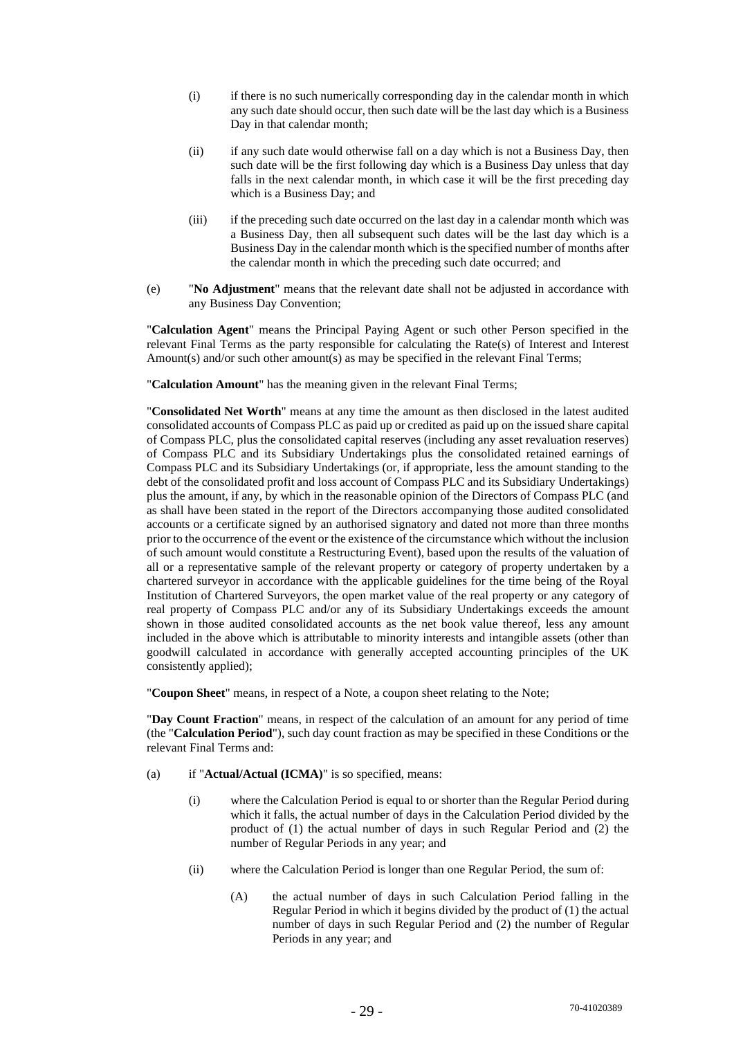(i) if there is no such numerically corresponding day in the calendar month in which any such date should occur, then such date will be the last day which is a Business Day in that calendar month;

(ii) if any such date would otherwise fall on a day which is not a Business Day, then such date will be the first following day which is a Business Day unless that day falls in the next calendar month, in which case it will be the first preceding day which is a Business Day; and

(iii) if the preceding such date occurred on the last day in a calendar month which was a Business Day, then all subsequent such dates will be the last day which is a Business Day in the calendar month which is the specified number of months after the calendar month in which the preceding such date occurred; and

(e) "**No Adjustment**" means that the relevant date shall not be adjusted in accordance with any Business Day Convention;

"**Calculation Agent**" means the Principal Paying Agent or such other Person specified in the relevant Final Terms as the party responsible for calculating the Rate(s) of Interest and Interest Amount(s) and/or such other amount(s) as may be specified in the relevant Final Terms;

"**Calculation Amount**" has the meaning given in the relevant Final Terms;

"**Consolidated Net Worth**" means at any time the amount as then disclosed in the latest audited consolidated accounts of Compass PLC as paid up or credited as paid up on the issued share capital of Compass PLC, plus the consolidated capital reserves (including any asset revaluation reserves) of Compass PLC and its Subsidiary Undertakings plus the consolidated retained earnings of Compass PLC and its Subsidiary Undertakings (or, if appropriate, less the amount standing to the debt of the consolidated profit and loss account of Compass PLC and its Subsidiary Undertakings) plus the amount, if any, by which in the reasonable opinion of the Directors of Compass PLC (and as shall have been stated in the report of the Directors accompanying those audited consolidated accounts or a certificate signed by an authorised signatory and dated not more than three months prior to the occurrence of the event or the existence of the circumstance which without the inclusion of such amount would constitute a Restructuring Event), based upon the results of the valuation of all or a representative sample of the relevant property or category of property undertaken by a chartered surveyor in accordance with the applicable guidelines for the time being of the Royal Institution of Chartered Surveyors, the open market value of the real property or any category of real property of Compass PLC and/or any of its Subsidiary Undertakings exceeds the amount shown in those audited consolidated accounts as the net book value thereof, less any amount included in the above which is attributable to minority interests and intangible assets (other than goodwill calculated in accordance with generally accepted accounting principles of the UK consistently applied);

"**Coupon Sheet**" means, in respect of a Note, a coupon sheet relating to the Note;

"**Day Count Fraction**" means, in respect of the calculation of an amount for any period of time (the "**Calculation Period**"), such day count fraction as may be specified in these Conditions or the relevant Final Terms and:

(a) if "**Actual/Actual (ICMA)**" is so specified, means:

(i) where the Calculation Period is equal to or shorter than the Regular Period during which it falls, the actual number of days in the Calculation Period divided by the product of (1) the actual number of days in such Regular Period and (2) the number of Regular Periods in any year; and

(ii) where the Calculation Period is longer than one Regular Period, the sum of:

(A) the actual number of days in such Calculation Period falling in the Regular Period in which it begins divided by the product of (1) the actual number of days in such Regular Period and (2) the number of Regular Periods in any year; and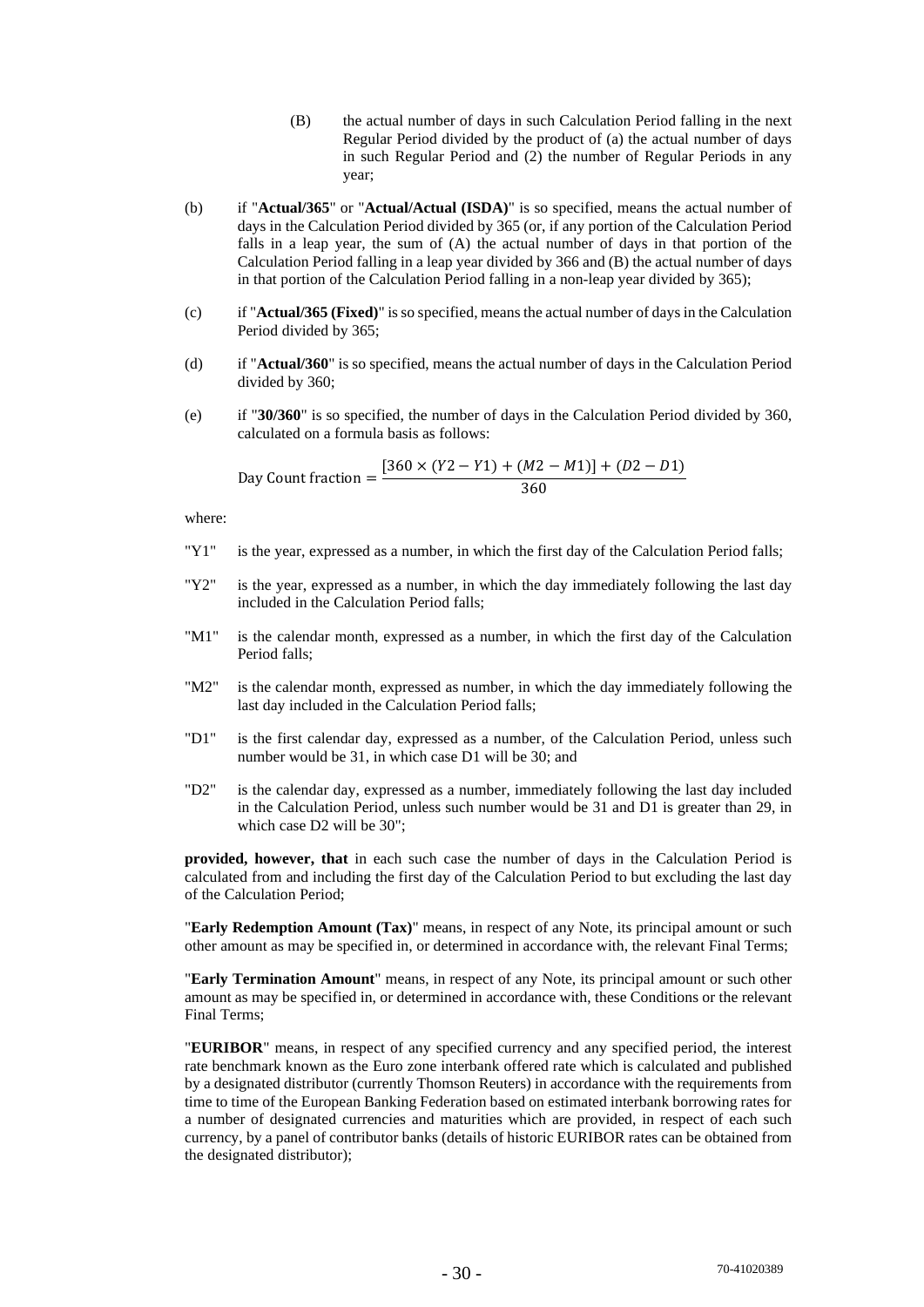(B) the actual number of days in such Calculation Period falling in the next Regular Period divided by the product of (a) the actual number of days in such Regular Period and (2) the number of Regular Periods in any year;

(b) if "**Actual/365**" or "**Actual/Actual (ISDA)**" is so specified, means the actual number of days in the Calculation Period divided by 365 (or, if any portion of the Calculation Period falls in a leap year, the sum of (A) the actual number of days in that portion of the Calculation Period falling in a leap year divided by 366 and (B) the actual number of days in that portion of the Calculation Period falling in a non-leap year divided by 365);

(c) if "**Actual/365 (Fixed)**" is so specified, means the actual number of days in the Calculation Period divided by 365;

(d) if "**Actual/360**" is so specified, means the actual number of days in the Calculation Period divided by 360;

(e) if "**30/360**" is so specified, the number of days in the Calculation Period divided by 360, calculated on a formula basis as follows:

$$\text{Day Count fraction} = \frac{[360 \times (Y2 - Y1) + (M2 - M1)] + (D2 - D1)}{360}$$

where:

"Y1" is the year, expressed as a number, in which the first day of the Calculation Period falls;

"Y2" is the year, expressed as a number, in which the day immediately following the last day included in the Calculation Period falls;

"M1" is the calendar month, expressed as a number, in which the first day of the Calculation Period falls;

"M2" is the calendar month, expressed as number, in which the day immediately following the last day included in the Calculation Period falls;

"D1" is the first calendar day, expressed as a number, of the Calculation Period, unless such number would be 31, in which case D1 will be 30; and

"D2" is the calendar day, expressed as a number, immediately following the last day included in the Calculation Period, unless such number would be 31 and D1 is greater than 29, in which case D2 will be 30";

**provided, however, that** in each such case the number of days in the Calculation Period is calculated from and including the first day of the Calculation Period to but excluding the last day of the Calculation Period;

"**Early Redemption Amount (Tax)**" means, in respect of any Note, its principal amount or such other amount as may be specified in, or determined in accordance with, the relevant Final Terms;

"**Early Termination Amount**" means, in respect of any Note, its principal amount or such other amount as may be specified in, or determined in accordance with, these Conditions or the relevant Final Terms;

"**EURIBOR**" means, in respect of any specified currency and any specified period, the interest rate benchmark known as the Euro zone interbank offered rate which is calculated and published by a designated distributor (currently Thomson Reuters) in accordance with the requirements from time to time of the European Banking Federation based on estimated interbank borrowing rates for a number of designated currencies and maturities which are provided, in respect of each such currency, by a panel of contributor banks (details of historic EURIBOR rates can be obtained from the designated distributor);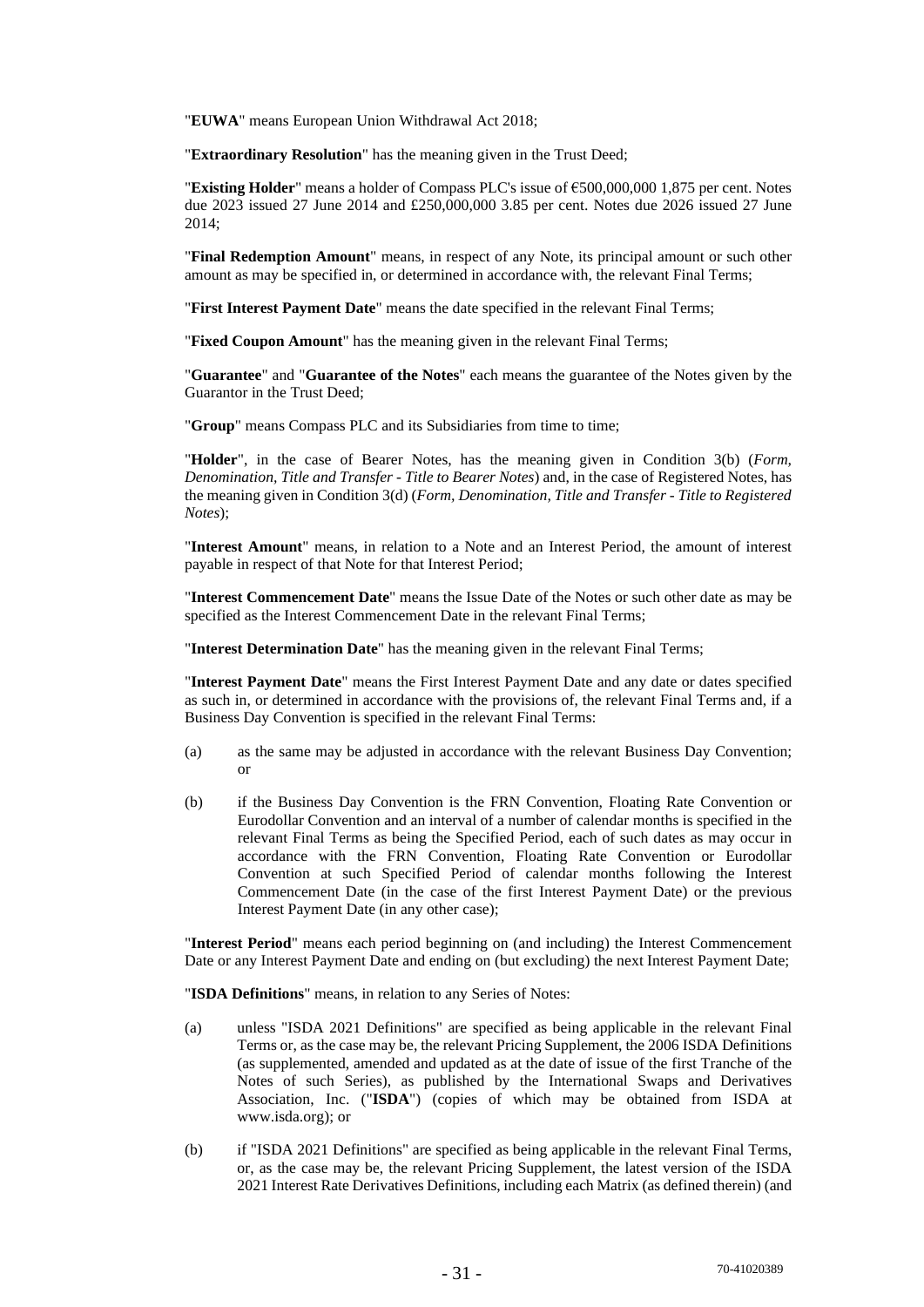"**EUWA**" means European Union Withdrawal Act 2018;

"**Extraordinary Resolution**" has the meaning given in the Trust Deed;

"**Existing Holder**" means a holder of Compass PLC's issue of €500,000,000 1,875 per cent. Notes due 2023 issued 27 June 2014 and £250,000,000 3.85 per cent. Notes due 2026 issued 27 June 2014;

"**Final Redemption Amount**" means, in respect of any Note, its principal amount or such other amount as may be specified in, or determined in accordance with, the relevant Final Terms;

"**First Interest Payment Date**" means the date specified in the relevant Final Terms;

"**Fixed Coupon Amount**" has the meaning given in the relevant Final Terms;

"**Guarantee**" and "**Guarantee of the Notes**" each means the guarantee of the Notes given by the Guarantor in the Trust Deed;

"**Group**" means Compass PLC and its Subsidiaries from time to time;

"**Holder**", in the case of Bearer Notes, has the meaning given in Condition 3(b) (*Form, Denomination, Title and Transfer - Title to Bearer Notes*) and, in the case of Registered Notes, has the meaning given in Condition 3(d) (*Form, Denomination, Title and Transfer - Title to Registered Notes*);

"**Interest Amount**" means, in relation to a Note and an Interest Period, the amount of interest payable in respect of that Note for that Interest Period;

"**Interest Commencement Date**" means the Issue Date of the Notes or such other date as may be specified as the Interest Commencement Date in the relevant Final Terms;

"**Interest Determination Date**" has the meaning given in the relevant Final Terms;

"**Interest Payment Date**" means the First Interest Payment Date and any date or dates specified as such in, or determined in accordance with the provisions of, the relevant Final Terms and, if a Business Day Convention is specified in the relevant Final Terms:

(a) as the same may be adjusted in accordance with the relevant Business Day Convention; or

(b) if the Business Day Convention is the FRN Convention, Floating Rate Convention or Eurodollar Convention and an interval of a number of calendar months is specified in the relevant Final Terms as being the Specified Period, each of such dates as may occur in accordance with the FRN Convention, Floating Rate Convention or Eurodollar Convention at such Specified Period of calendar months following the Interest Commencement Date (in the case of the first Interest Payment Date) or the previous Interest Payment Date (in any other case);

"**Interest Period**" means each period beginning on (and including) the Interest Commencement Date or any Interest Payment Date and ending on (but excluding) the next Interest Payment Date;

"**ISDA Definitions**" means, in relation to any Series of Notes:

(a) unless "ISDA 2021 Definitions" are specified as being applicable in the relevant Final Terms or, as the case may be, the relevant Pricing Supplement, the 2006 ISDA Definitions (as supplemented, amended and updated as at the date of issue of the first Tranche of the Notes of such Series), as published by the International Swaps and Derivatives Association, Inc. ("**ISDA**") (copies of which may be obtained from ISDA at www.isda.org); or

(b) if "ISDA 2021 Definitions" are specified as being applicable in the relevant Final Terms, or, as the case may be, the relevant Pricing Supplement, the latest version of the ISDA 2021 Interest Rate Derivatives Definitions, including each Matrix (as defined therein) (and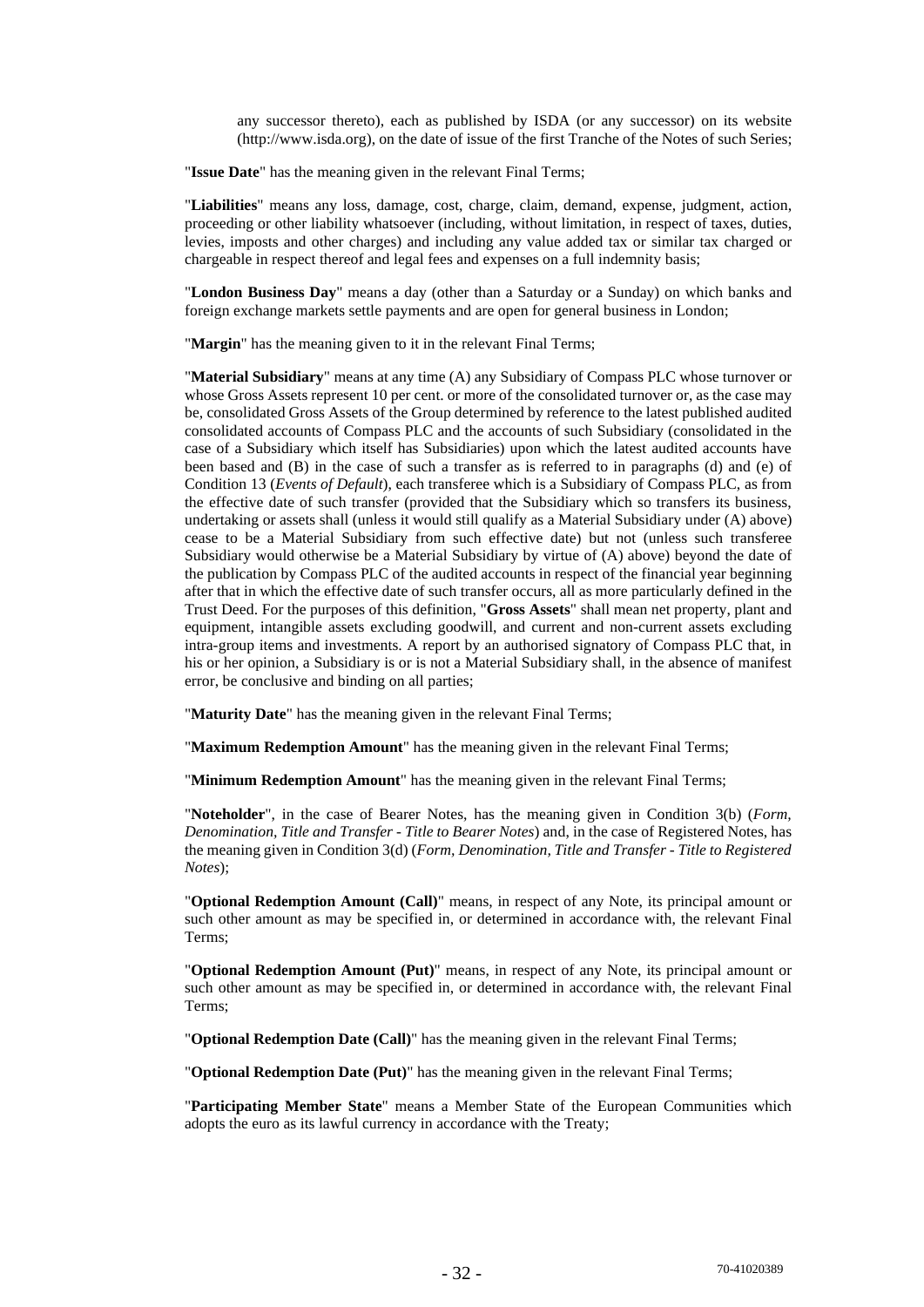any successor thereto), each as published by ISDA (or any successor) on its website (http://www.isda.org), on the date of issue of the first Tranche of the Notes of such Series;

"**Issue Date**" has the meaning given in the relevant Final Terms;

"**Liabilities**" means any loss, damage, cost, charge, claim, demand, expense, judgment, action, proceeding or other liability whatsoever (including, without limitation, in respect of taxes, duties, levies, imposts and other charges) and including any value added tax or similar tax charged or chargeable in respect thereof and legal fees and expenses on a full indemnity basis;

"**London Business Day**" means a day (other than a Saturday or a Sunday) on which banks and foreign exchange markets settle payments and are open for general business in London;

"**Margin**" has the meaning given to it in the relevant Final Terms;

"**Material Subsidiary**" means at any time (A) any Subsidiary of Compass PLC whose turnover or whose Gross Assets represent 10 per cent. or more of the consolidated turnover or, as the case may be, consolidated Gross Assets of the Group determined by reference to the latest published audited consolidated accounts of Compass PLC and the accounts of such Subsidiary (consolidated in the case of a Subsidiary which itself has Subsidiaries) upon which the latest audited accounts have been based and (B) in the case of such a transfer as is referred to in paragraphs (d) and (e) of Condition 13 (*Events of Default*), each transferee which is a Subsidiary of Compass PLC, as from the effective date of such transfer (provided that the Subsidiary which so transfers its business, undertaking or assets shall (unless it would still qualify as a Material Subsidiary under (A) above) cease to be a Material Subsidiary from such effective date) but not (unless such transferee Subsidiary would otherwise be a Material Subsidiary by virtue of (A) above) beyond the date of the publication by Compass PLC of the audited accounts in respect of the financial year beginning after that in which the effective date of such transfer occurs, all as more particularly defined in the Trust Deed. For the purposes of this definition, "**Gross Assets**" shall mean net property, plant and equipment, intangible assets excluding goodwill, and current and non-current assets excluding intra-group items and investments. A report by an authorised signatory of Compass PLC that, in his or her opinion, a Subsidiary is or is not a Material Subsidiary shall, in the absence of manifest error, be conclusive and binding on all parties;

"**Maturity Date**" has the meaning given in the relevant Final Terms;

"**Maximum Redemption Amount**" has the meaning given in the relevant Final Terms;

"**Minimum Redemption Amount**" has the meaning given in the relevant Final Terms;

"**Noteholder**", in the case of Bearer Notes, has the meaning given in Condition 3(b) (*Form, Denomination, Title and Transfer - Title to Bearer Notes*) and, in the case of Registered Notes, has the meaning given in Condition 3(d) (*Form, Denomination, Title and Transfer - Title to Registered Notes*);

"**Optional Redemption Amount (Call)**" means, in respect of any Note, its principal amount or such other amount as may be specified in, or determined in accordance with, the relevant Final Terms;

"**Optional Redemption Amount (Put)**" means, in respect of any Note, its principal amount or such other amount as may be specified in, or determined in accordance with, the relevant Final Terms;

"**Optional Redemption Date (Call)**" has the meaning given in the relevant Final Terms;

"**Optional Redemption Date (Put)**" has the meaning given in the relevant Final Terms;

"**Participating Member State**" means a Member State of the European Communities which adopts the euro as its lawful currency in accordance with the Treaty;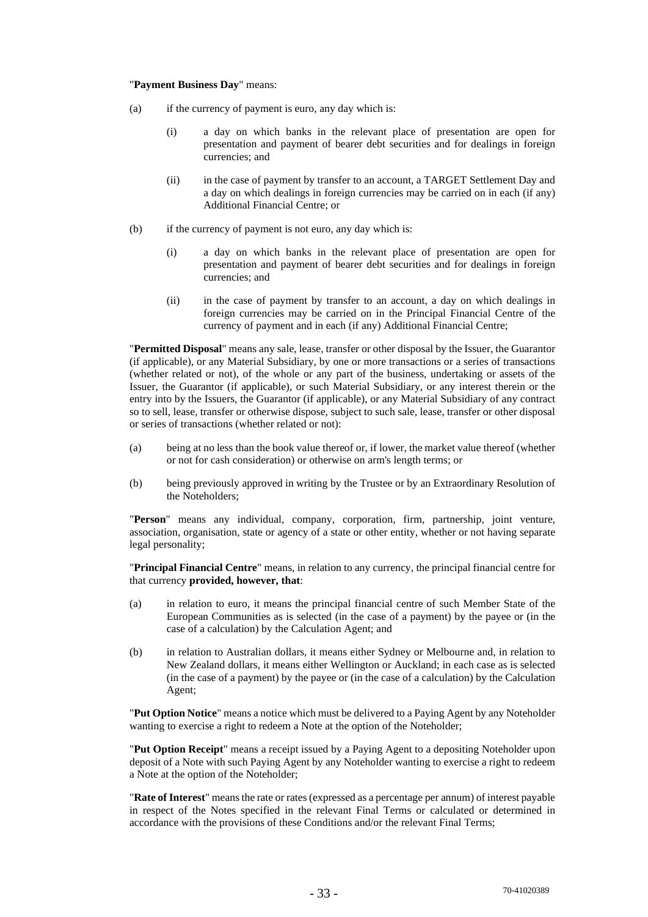"**Payment Business Day**" means:

(a) if the currency of payment is euro, any day which is:

   (i) a day on which banks in the relevant place of presentation are open for presentation and payment of bearer debt securities and for dealings in foreign currencies; and

   (ii) in the case of payment by transfer to an account, a TARGET Settlement Day and a day on which dealings in foreign currencies may be carried on in each (if any) Additional Financial Centre; or

(b) if the currency of payment is not euro, any day which is:

   (i) a day on which banks in the relevant place of presentation are open for presentation and payment of bearer debt securities and for dealings in foreign currencies; and

   (ii) in the case of payment by transfer to an account, a day on which dealings in foreign currencies may be carried on in the Principal Financial Centre of the currency of payment and in each (if any) Additional Financial Centre;

"**Permitted Disposal**" means any sale, lease, transfer or other disposal by the Issuer, the Guarantor (if applicable), or any Material Subsidiary, by one or more transactions or a series of transactions (whether related or not), of the whole or any part of the business, undertaking or assets of the Issuer, the Guarantor (if applicable), or such Material Subsidiary, or any interest therein or the entry into by the Issuers, the Guarantor (if applicable), or any Material Subsidiary of any contract so to sell, lease, transfer or otherwise dispose, subject to such sale, lease, transfer or other disposal or series of transactions (whether related or not):

(a) being at no less than the book value thereof or, if lower, the market value thereof (whether or not for cash consideration) or otherwise on arm's length terms; or

(b) being previously approved in writing by the Trustee or by an Extraordinary Resolution of the Noteholders;

"**Person**" means any individual, company, corporation, firm, partnership, joint venture, association, organisation, state or agency of a state or other entity, whether or not having separate legal personality;

"**Principal Financial Centre**" means, in relation to any currency, the principal financial centre for that currency **provided, however, that**:

(a) in relation to euro, it means the principal financial centre of such Member State of the European Communities as is selected (in the case of a payment) by the payee or (in the case of a calculation) by the Calculation Agent; and

(b) in relation to Australian dollars, it means either Sydney or Melbourne and, in relation to New Zealand dollars, it means either Wellington or Auckland; in each case as is selected (in the case of a payment) by the payee or (in the case of a calculation) by the Calculation Agent;

"**Put Option Notice**" means a notice which must be delivered to a Paying Agent by any Noteholder wanting to exercise a right to redeem a Note at the option of the Noteholder;

"**Put Option Receipt**" means a receipt issued by a Paying Agent to a depositing Noteholder upon deposit of a Note with such Paying Agent by any Noteholder wanting to exercise a right to redeem a Note at the option of the Noteholder;

"**Rate of Interest**" means the rate or rates (expressed as a percentage per annum) of interest payable in respect of the Notes specified in the relevant Final Terms or calculated or determined in accordance with the provisions of these Conditions and/or the relevant Final Terms;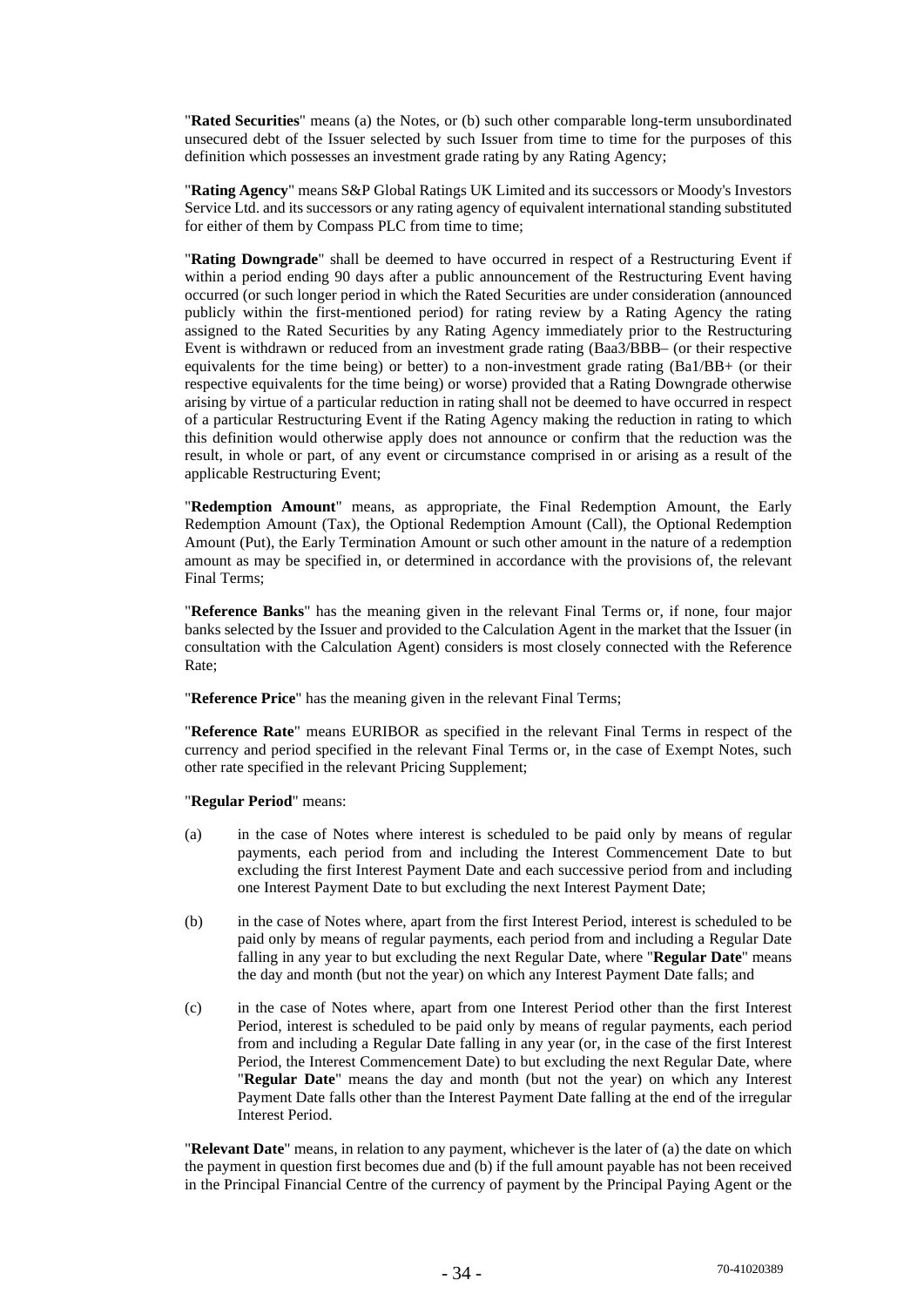"**Rated Securities**" means (a) the Notes, or (b) such other comparable long-term unsubordinated unsecured debt of the Issuer selected by such Issuer from time to time for the purposes of this definition which possesses an investment grade rating by any Rating Agency;

"**Rating Agency**" means S&P Global Ratings UK Limited and its successors or Moody's Investors Service Ltd. and its successors or any rating agency of equivalent international standing substituted for either of them by Compass PLC from time to time;

"**Rating Downgrade**" shall be deemed to have occurred in respect of a Restructuring Event if within a period ending 90 days after a public announcement of the Restructuring Event having occurred (or such longer period in which the Rated Securities are under consideration (announced publicly within the first-mentioned period) for rating review by a Rating Agency the rating assigned to the Rated Securities by any Rating Agency immediately prior to the Restructuring Event is withdrawn or reduced from an investment grade rating (Baa3/BBB– (or their respective equivalents for the time being) or better) to a non-investment grade rating (Ba1/BB+ (or their respective equivalents for the time being) or worse) provided that a Rating Downgrade otherwise arising by virtue of a particular reduction in rating shall not be deemed to have occurred in respect of a particular Restructuring Event if the Rating Agency making the reduction in rating to which this definition would otherwise apply does not announce or confirm that the reduction was the result, in whole or part, of any event or circumstance comprised in or arising as a result of the applicable Restructuring Event;

"**Redemption Amount**" means, as appropriate, the Final Redemption Amount, the Early Redemption Amount (Tax), the Optional Redemption Amount (Call), the Optional Redemption Amount (Put), the Early Termination Amount or such other amount in the nature of a redemption amount as may be specified in, or determined in accordance with the provisions of, the relevant Final Terms;

"**Reference Banks**" has the meaning given in the relevant Final Terms or, if none, four major banks selected by the Issuer and provided to the Calculation Agent in the market that the Issuer (in consultation with the Calculation Agent) considers is most closely connected with the Reference Rate;

"**Reference Price**" has the meaning given in the relevant Final Terms;

"**Reference Rate**" means EURIBOR as specified in the relevant Final Terms in respect of the currency and period specified in the relevant Final Terms or, in the case of Exempt Notes, such other rate specified in the relevant Pricing Supplement;

"**Regular Period**" means:

(a) in the case of Notes where interest is scheduled to be paid only by means of regular payments, each period from and including the Interest Commencement Date to but excluding the first Interest Payment Date and each successive period from and including one Interest Payment Date to but excluding the next Interest Payment Date;

(b) in the case of Notes where, apart from the first Interest Period, interest is scheduled to be paid only by means of regular payments, each period from and including a Regular Date falling in any year to but excluding the next Regular Date, where "**Regular Date**" means the day and month (but not the year) on which any Interest Payment Date falls; and

(c) in the case of Notes where, apart from one Interest Period other than the first Interest Period, interest is scheduled to be paid only by means of regular payments, each period from and including a Regular Date falling in any year (or, in the case of the first Interest Period, the Interest Commencement Date) to but excluding the next Regular Date, where "**Regular Date**" means the day and month (but not the year) on which any Interest Payment Date falls other than the Interest Payment Date falling at the end of the irregular Interest Period.

"**Relevant Date**" means, in relation to any payment, whichever is the later of (a) the date on which the payment in question first becomes due and (b) if the full amount payable has not been received in the Principal Financial Centre of the currency of payment by the Principal Paying Agent or the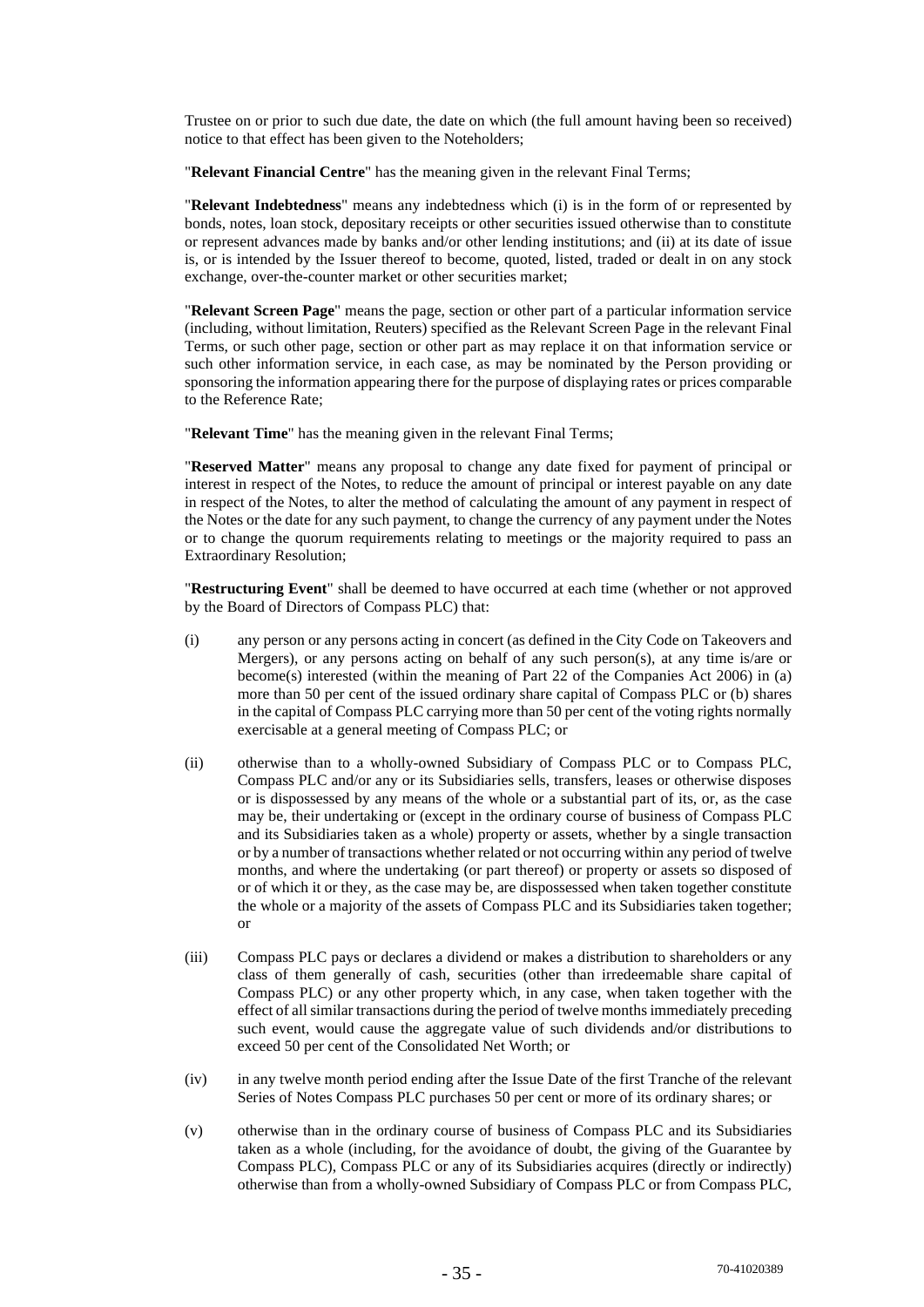Trustee on or prior to such due date, the date on which (the full amount having been so received) notice to that effect has been given to the Noteholders;

"**Relevant Financial Centre**" has the meaning given in the relevant Final Terms;

"**Relevant Indebtedness**" means any indebtedness which (i) is in the form of or represented by bonds, notes, loan stock, depositary receipts or other securities issued otherwise than to constitute or represent advances made by banks and/or other lending institutions; and (ii) at its date of issue is, or is intended by the Issuer thereof to become, quoted, listed, traded or dealt in on any stock exchange, over-the-counter market or other securities market;

"**Relevant Screen Page**" means the page, section or other part of a particular information service (including, without limitation, Reuters) specified as the Relevant Screen Page in the relevant Final Terms, or such other page, section or other part as may replace it on that information service or such other information service, in each case, as may be nominated by the Person providing or sponsoring the information appearing there for the purpose of displaying rates or prices comparable to the Reference Rate;

"**Relevant Time**" has the meaning given in the relevant Final Terms;

"**Reserved Matter**" means any proposal to change any date fixed for payment of principal or interest in respect of the Notes, to reduce the amount of principal or interest payable on any date in respect of the Notes, to alter the method of calculating the amount of any payment in respect of the Notes or the date for any such payment, to change the currency of any payment under the Notes or to change the quorum requirements relating to meetings or the majority required to pass an Extraordinary Resolution;

"**Restructuring Event**" shall be deemed to have occurred at each time (whether or not approved by the Board of Directors of Compass PLC) that:

(i) any person or any persons acting in concert (as defined in the City Code on Takeovers and Mergers), or any persons acting on behalf of any such person(s), at any time is/are or become(s) interested (within the meaning of Part 22 of the Companies Act 2006) in (a) more than 50 per cent of the issued ordinary share capital of Compass PLC or (b) shares in the capital of Compass PLC carrying more than 50 per cent of the voting rights normally exercisable at a general meeting of Compass PLC; or

(ii) otherwise than to a wholly-owned Subsidiary of Compass PLC or to Compass PLC, Compass PLC and/or any or its Subsidiaries sells, transfers, leases or otherwise disposes or is dispossessed by any means of the whole or a substantial part of its, or, as the case may be, their undertaking or (except in the ordinary course of business of Compass PLC and its Subsidiaries taken as a whole) property or assets, whether by a single transaction or by a number of transactions whether related or not occurring within any period of twelve months, and where the undertaking (or part thereof) or property or assets so disposed of or of which it or they, as the case may be, are dispossessed when taken together constitute the whole or a majority of the assets of Compass PLC and its Subsidiaries taken together; or

(iii) Compass PLC pays or declares a dividend or makes a distribution to shareholders or any class of them generally of cash, securities (other than irredeemable share capital of Compass PLC) or any other property which, in any case, when taken together with the effect of all similar transactions during the period of twelve months immediately preceding such event, would cause the aggregate value of such dividends and/or distributions to exceed 50 per cent of the Consolidated Net Worth; or

(iv) in any twelve month period ending after the Issue Date of the first Tranche of the relevant Series of Notes Compass PLC purchases 50 per cent or more of its ordinary shares; or

(v) otherwise than in the ordinary course of business of Compass PLC and its Subsidiaries taken as a whole (including, for the avoidance of doubt, the giving of the Guarantee by Compass PLC), Compass PLC or any of its Subsidiaries acquires (directly or indirectly) otherwise than from a wholly-owned Subsidiary of Compass PLC or from Compass PLC,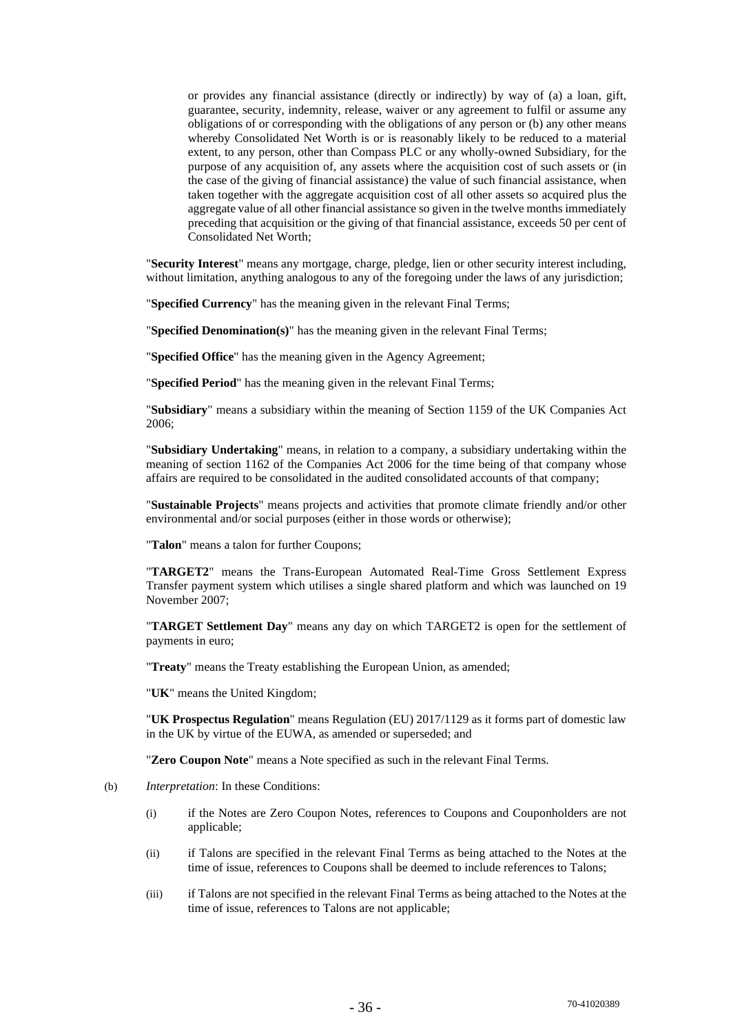or provides any financial assistance (directly or indirectly) by way of (a) a loan, gift, guarantee, security, indemnity, release, waiver or any agreement to fulfil or assume any obligations of or corresponding with the obligations of any person or (b) any other means whereby Consolidated Net Worth is or is reasonably likely to be reduced to a material extent, to any person, other than Compass PLC or any wholly-owned Subsidiary, for the purpose of any acquisition of, any assets where the acquisition cost of such assets or (in the case of the giving of financial assistance) the value of such financial assistance, when taken together with the aggregate acquisition cost of all other assets so acquired plus the aggregate value of all other financial assistance so given in the twelve months immediately preceding that acquisition or the giving of that financial assistance, exceeds 50 per cent of Consolidated Net Worth;

"**Security Interest**" means any mortgage, charge, pledge, lien or other security interest including, without limitation, anything analogous to any of the foregoing under the laws of any jurisdiction;

"**Specified Currency**" has the meaning given in the relevant Final Terms;

"**Specified Denomination(s)**" has the meaning given in the relevant Final Terms;

"**Specified Office**" has the meaning given in the Agency Agreement;

"**Specified Period**" has the meaning given in the relevant Final Terms;

"**Subsidiary**" means a subsidiary within the meaning of Section 1159 of the UK Companies Act 2006;

"**Subsidiary Undertaking**" means, in relation to a company, a subsidiary undertaking within the meaning of section 1162 of the Companies Act 2006 for the time being of that company whose affairs are required to be consolidated in the audited consolidated accounts of that company;

"**Sustainable Projects**" means projects and activities that promote climate friendly and/or other environmental and/or social purposes (either in those words or otherwise);

"**Talon**" means a talon for further Coupons;

"**TARGET2**" means the Trans-European Automated Real-Time Gross Settlement Express Transfer payment system which utilises a single shared platform and which was launched on 19 November 2007;

"**TARGET Settlement Day**" means any day on which TARGET2 is open for the settlement of payments in euro;

"**Treaty**" means the Treaty establishing the European Union, as amended;

"**UK**" means the United Kingdom;

"**UK Prospectus Regulation**" means Regulation (EU) 2017/1129 as it forms part of domestic law in the UK by virtue of the EUWA, as amended or superseded; and

"**Zero Coupon Note**" means a Note specified as such in the relevant Final Terms.

(b) *Interpretation*: In these Conditions:

(i) if the Notes are Zero Coupon Notes, references to Coupons and Couponholders are not applicable;

(ii) if Talons are specified in the relevant Final Terms as being attached to the Notes at the time of issue, references to Coupons shall be deemed to include references to Talons;

(iii) if Talons are not specified in the relevant Final Terms as being attached to the Notes at the time of issue, references to Talons are not applicable;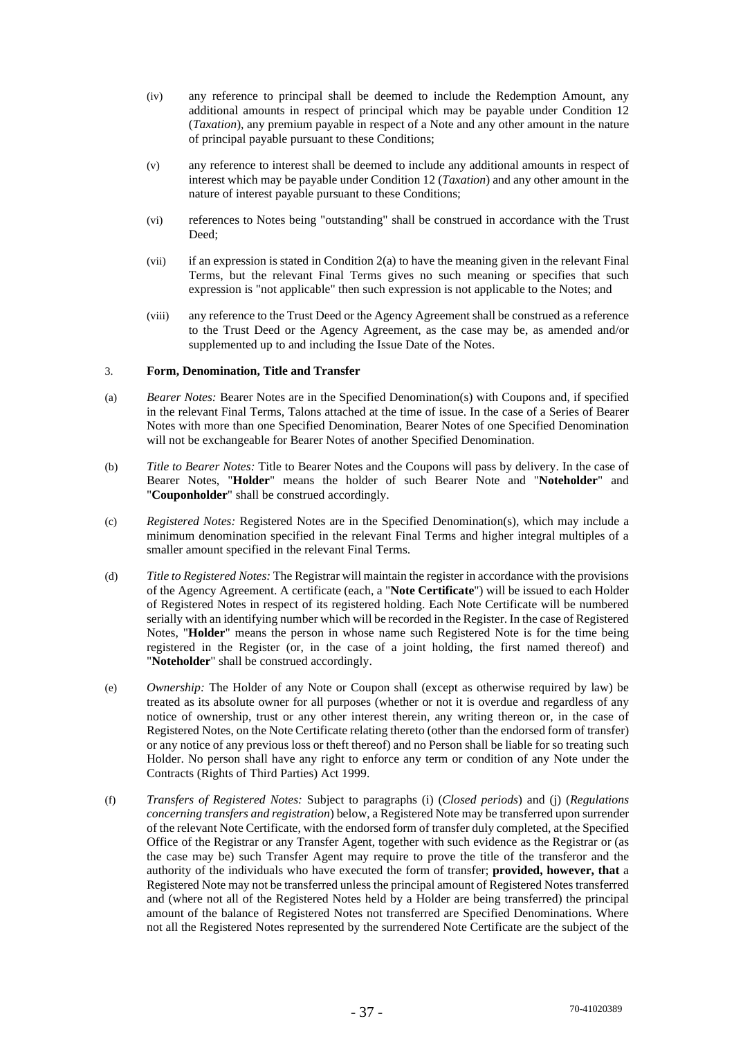(iv) any reference to principal shall be deemed to include the Redemption Amount, any additional amounts in respect of principal which may be payable under Condition 12 (*Taxation*), any premium payable in respect of a Note and any other amount in the nature of principal payable pursuant to these Conditions;

(v) any reference to interest shall be deemed to include any additional amounts in respect of interest which may be payable under Condition 12 (*Taxation*) and any other amount in the nature of interest payable pursuant to these Conditions;

(vi) references to Notes being "outstanding" shall be construed in accordance with the Trust Deed;

(vii) if an expression is stated in Condition 2(a) to have the meaning given in the relevant Final Terms, but the relevant Final Terms gives no such meaning or specifies that such expression is "not applicable" then such expression is not applicable to the Notes; and

(viii) any reference to the Trust Deed or the Agency Agreement shall be construed as a reference to the Trust Deed or the Agency Agreement, as the case may be, as amended and/or supplemented up to and including the Issue Date of the Notes.

3. **Form, Denomination, Title and Transfer**

(a) *Bearer Notes:* Bearer Notes are in the Specified Denomination(s) with Coupons and, if specified in the relevant Final Terms, Talons attached at the time of issue. In the case of a Series of Bearer Notes with more than one Specified Denomination, Bearer Notes of one Specified Denomination will not be exchangeable for Bearer Notes of another Specified Denomination.

(b) *Title to Bearer Notes:* Title to Bearer Notes and the Coupons will pass by delivery. In the case of Bearer Notes, "**Holder**" means the holder of such Bearer Note and "**Noteholder**" and "**Couponholder**" shall be construed accordingly.

(c) *Registered Notes:* Registered Notes are in the Specified Denomination(s), which may include a minimum denomination specified in the relevant Final Terms and higher integral multiples of a smaller amount specified in the relevant Final Terms.

(d) *Title to Registered Notes:* The Registrar will maintain the register in accordance with the provisions of the Agency Agreement. A certificate (each, a "**Note Certificate**") will be issued to each Holder of Registered Notes in respect of its registered holding. Each Note Certificate will be numbered serially with an identifying number which will be recorded in the Register. In the case of Registered Notes, "**Holder**" means the person in whose name such Registered Note is for the time being registered in the Register (or, in the case of a joint holding, the first named thereof) and "**Noteholder**" shall be construed accordingly.

(e) *Ownership:* The Holder of any Note or Coupon shall (except as otherwise required by law) be treated as its absolute owner for all purposes (whether or not it is overdue and regardless of any notice of ownership, trust or any other interest therein, any writing thereon or, in the case of Registered Notes, on the Note Certificate relating thereto (other than the endorsed form of transfer) or any notice of any previous loss or theft thereof) and no Person shall be liable for so treating such Holder. No person shall have any right to enforce any term or condition of any Note under the Contracts (Rights of Third Parties) Act 1999.

(f) *Transfers of Registered Notes:* Subject to paragraphs (i) (*Closed periods*) and (j) (*Regulations concerning transfers and registration*) below, a Registered Note may be transferred upon surrender of the relevant Note Certificate, with the endorsed form of transfer duly completed, at the Specified Office of the Registrar or any Transfer Agent, together with such evidence as the Registrar or (as the case may be) such Transfer Agent may require to prove the title of the transferor and the authority of the individuals who have executed the form of transfer; **provided, however, that** a Registered Note may not be transferred unless the principal amount of Registered Notes transferred and (where not all of the Registered Notes held by a Holder are being transferred) the principal amount of the balance of Registered Notes not transferred are Specified Denominations. Where not all the Registered Notes represented by the surrendered Note Certificate are the subject of the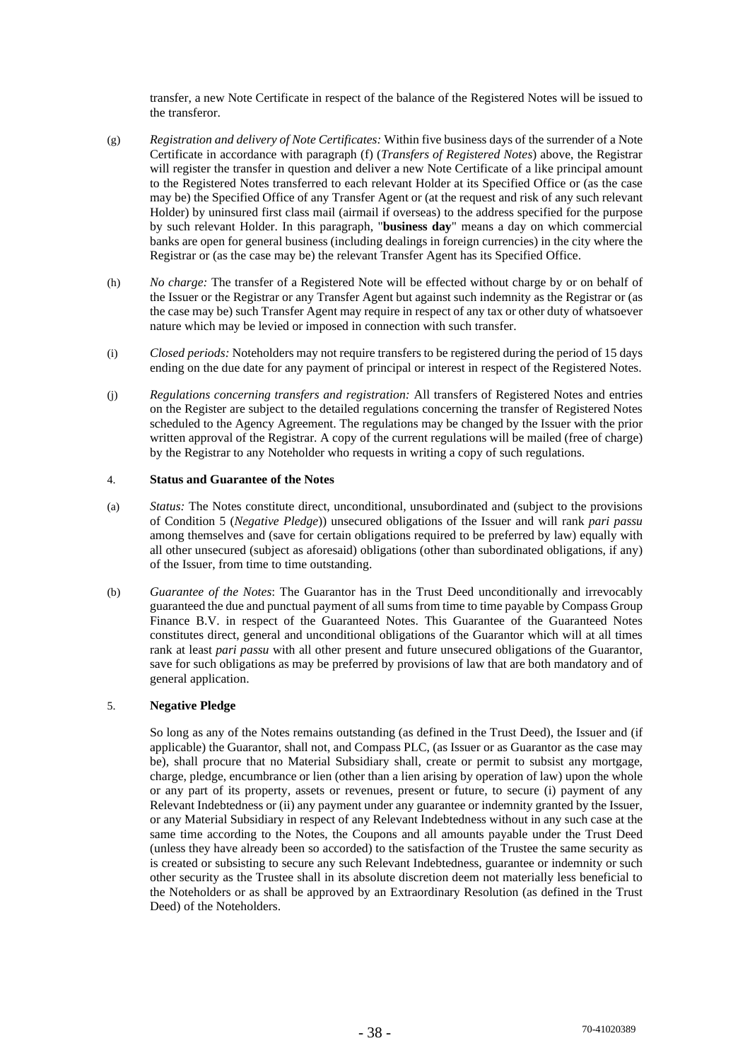transfer, a new Note Certificate in respect of the balance of the Registered Notes will be issued to the transferor.

(g) *Registration and delivery of Note Certificates:* Within five business days of the surrender of a Note Certificate in accordance with paragraph (f) (*Transfers of Registered Notes*) above, the Registrar will register the transfer in question and deliver a new Note Certificate of a like principal amount to the Registered Notes transferred to each relevant Holder at its Specified Office or (as the case may be) the Specified Office of any Transfer Agent or (at the request and risk of any such relevant Holder) by uninsured first class mail (airmail if overseas) to the address specified for the purpose by such relevant Holder. In this paragraph, "**business day**" means a day on which commercial banks are open for general business (including dealings in foreign currencies) in the city where the Registrar or (as the case may be) the relevant Transfer Agent has its Specified Office.

(h) *No charge:* The transfer of a Registered Note will be effected without charge by or on behalf of the Issuer or the Registrar or any Transfer Agent but against such indemnity as the Registrar or (as the case may be) such Transfer Agent may require in respect of any tax or other duty of whatsoever nature which may be levied or imposed in connection with such transfer.

(i) *Closed periods:* Noteholders may not require transfers to be registered during the period of 15 days ending on the due date for any payment of principal or interest in respect of the Registered Notes.

(j) *Regulations concerning transfers and registration:* All transfers of Registered Notes and entries on the Register are subject to the detailed regulations concerning the transfer of Registered Notes scheduled to the Agency Agreement. The regulations may be changed by the Issuer with the prior written approval of the Registrar. A copy of the current regulations will be mailed (free of charge) by the Registrar to any Noteholder who requests in writing a copy of such regulations.

4. **Status and Guarantee of the Notes**

(a) *Status:* The Notes constitute direct, unconditional, unsubordinated and (subject to the provisions of Condition 5 (*Negative Pledge*)) unsecured obligations of the Issuer and will rank *pari passu* among themselves and (save for certain obligations required to be preferred by law) equally with all other unsecured (subject as aforesaid) obligations (other than subordinated obligations, if any) of the Issuer, from time to time outstanding.

(b) *Guarantee of the Notes*: The Guarantor has in the Trust Deed unconditionally and irrevocably guaranteed the due and punctual payment of all sums from time to time payable by Compass Group Finance B.V. in respect of the Guaranteed Notes. This Guarantee of the Guaranteed Notes constitutes direct, general and unconditional obligations of the Guarantor which will at all times rank at least *pari passu* with all other present and future unsecured obligations of the Guarantor, save for such obligations as may be preferred by provisions of law that are both mandatory and of general application.

5. **Negative Pledge**

So long as any of the Notes remains outstanding (as defined in the Trust Deed), the Issuer and (if applicable) the Guarantor, shall not, and Compass PLC, (as Issuer or as Guarantor as the case may be), shall procure that no Material Subsidiary shall, create or permit to subsist any mortgage, charge, pledge, encumbrance or lien (other than a lien arising by operation of law) upon the whole or any part of its property, assets or revenues, present or future, to secure (i) payment of any Relevant Indebtedness or (ii) any payment under any guarantee or indemnity granted by the Issuer, or any Material Subsidiary in respect of any Relevant Indebtedness without in any such case at the same time according to the Notes, the Coupons and all amounts payable under the Trust Deed (unless they have already been so accorded) to the satisfaction of the Trustee the same security as is created or subsisting to secure any such Relevant Indebtedness, guarantee or indemnity or such other security as the Trustee shall in its absolute discretion deem not materially less beneficial to the Noteholders or as shall be approved by an Extraordinary Resolution (as defined in the Trust Deed) of the Noteholders.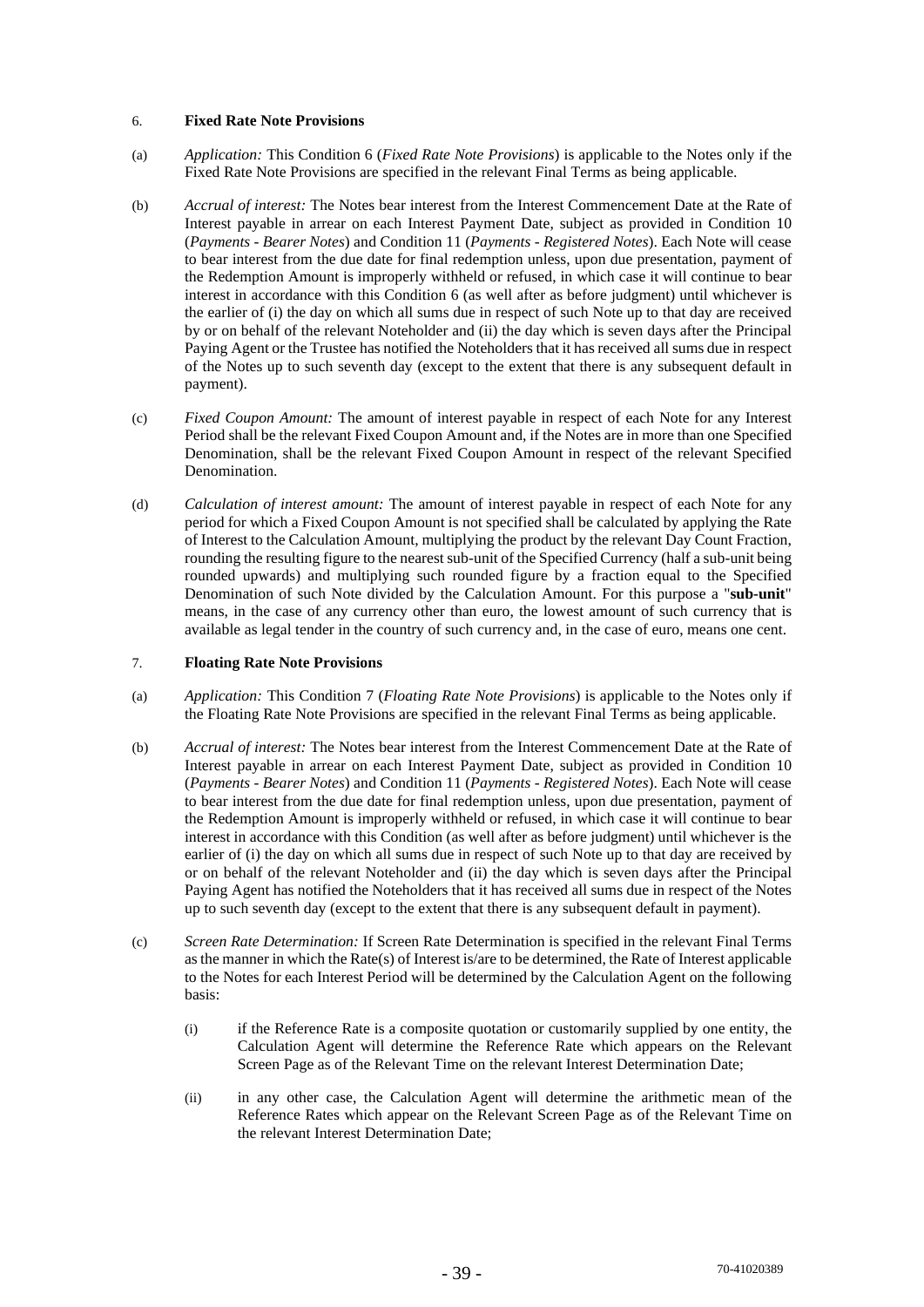6. **Fixed Rate Note Provisions**

(a) *Application:* This Condition 6 (*Fixed Rate Note Provisions*) is applicable to the Notes only if the Fixed Rate Note Provisions are specified in the relevant Final Terms as being applicable.

(b) *Accrual of interest:* The Notes bear interest from the Interest Commencement Date at the Rate of Interest payable in arrear on each Interest Payment Date, subject as provided in Condition 10 (*Payments - Bearer Notes*) and Condition 11 (*Payments - Registered Notes*). Each Note will cease to bear interest from the due date for final redemption unless, upon due presentation, payment of the Redemption Amount is improperly withheld or refused, in which case it will continue to bear interest in accordance with this Condition 6 (as well after as before judgment) until whichever is the earlier of (i) the day on which all sums due in respect of such Note up to that day are received by or on behalf of the relevant Noteholder and (ii) the day which is seven days after the Principal Paying Agent or the Trustee has notified the Noteholders that it has received all sums due in respect of the Notes up to such seventh day (except to the extent that there is any subsequent default in payment).

(c) *Fixed Coupon Amount:* The amount of interest payable in respect of each Note for any Interest Period shall be the relevant Fixed Coupon Amount and, if the Notes are in more than one Specified Denomination, shall be the relevant Fixed Coupon Amount in respect of the relevant Specified Denomination.

(d) *Calculation of interest amount:* The amount of interest payable in respect of each Note for any period for which a Fixed Coupon Amount is not specified shall be calculated by applying the Rate of Interest to the Calculation Amount, multiplying the product by the relevant Day Count Fraction, rounding the resulting figure to the nearest sub-unit of the Specified Currency (half a sub-unit being rounded upwards) and multiplying such rounded figure by a fraction equal to the Specified Denomination of such Note divided by the Calculation Amount. For this purpose a "**sub-unit**" means, in the case of any currency other than euro, the lowest amount of such currency that is available as legal tender in the country of such currency and, in the case of euro, means one cent.

7. **Floating Rate Note Provisions**

(a) *Application:* This Condition 7 (*Floating Rate Note Provisions*) is applicable to the Notes only if the Floating Rate Note Provisions are specified in the relevant Final Terms as being applicable.

(b) *Accrual of interest:* The Notes bear interest from the Interest Commencement Date at the Rate of Interest payable in arrear on each Interest Payment Date, subject as provided in Condition 10 (*Payments - Bearer Notes*) and Condition 11 (*Payments - Registered Notes*). Each Note will cease to bear interest from the due date for final redemption unless, upon due presentation, payment of the Redemption Amount is improperly withheld or refused, in which case it will continue to bear interest in accordance with this Condition (as well after as before judgment) until whichever is the earlier of (i) the day on which all sums due in respect of such Note up to that day are received by or on behalf of the relevant Noteholder and (ii) the day which is seven days after the Principal Paying Agent has notified the Noteholders that it has received all sums due in respect of the Notes up to such seventh day (except to the extent that there is any subsequent default in payment).

(c) *Screen Rate Determination:* If Screen Rate Determination is specified in the relevant Final Terms as the manner in which the Rate(s) of Interest is/are to be determined, the Rate of Interest applicable to the Notes for each Interest Period will be determined by the Calculation Agent on the following basis:

   (i) if the Reference Rate is a composite quotation or customarily supplied by one entity, the Calculation Agent will determine the Reference Rate which appears on the Relevant Screen Page as of the Relevant Time on the relevant Interest Determination Date;

   (ii) in any other case, the Calculation Agent will determine the arithmetic mean of the Reference Rates which appear on the Relevant Screen Page as of the Relevant Time on the relevant Interest Determination Date;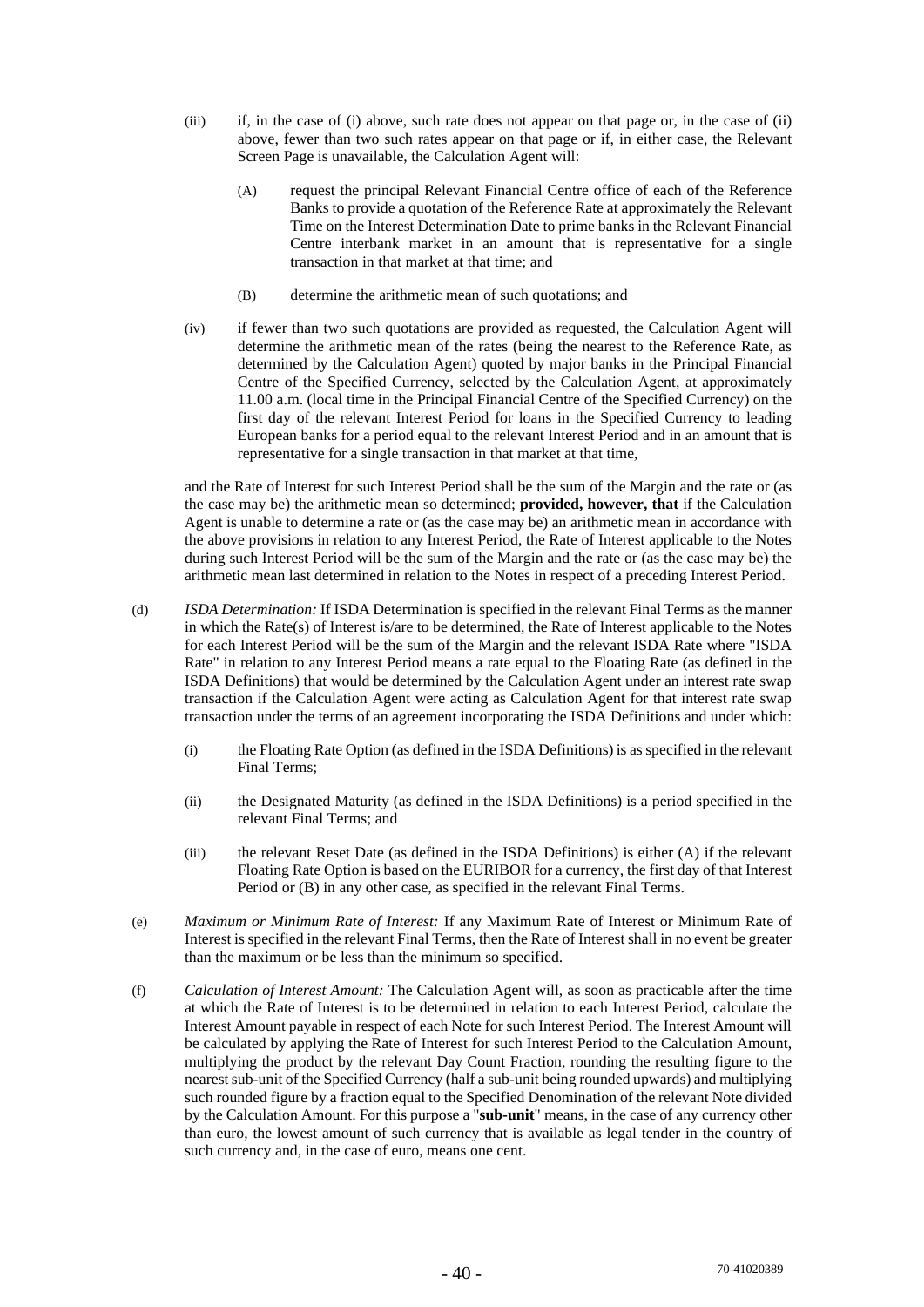(iii) if, in the case of (i) above, such rate does not appear on that page or, in the case of (ii) above, fewer than two such rates appear on that page or if, in either case, the Relevant Screen Page is unavailable, the Calculation Agent will:

   (A) request the principal Relevant Financial Centre office of each of the Reference Banks to provide a quotation of the Reference Rate at approximately the Relevant Time on the Interest Determination Date to prime banks in the Relevant Financial Centre interbank market in an amount that is representative for a single transaction in that market at that time; and

   (B) determine the arithmetic mean of such quotations; and

(iv) if fewer than two such quotations are provided as requested, the Calculation Agent will determine the arithmetic mean of the rates (being the nearest to the Reference Rate, as determined by the Calculation Agent) quoted by major banks in the Principal Financial Centre of the Specified Currency, selected by the Calculation Agent, at approximately 11.00 a.m. (local time in the Principal Financial Centre of the Specified Currency) on the first day of the relevant Interest Period for loans in the Specified Currency to leading European banks for a period equal to the relevant Interest Period and in an amount that is representative for a single transaction in that market at that time,

and the Rate of Interest for such Interest Period shall be the sum of the Margin and the rate or (as the case may be) the arithmetic mean so determined; **provided, however, that** if the Calculation Agent is unable to determine a rate or (as the case may be) an arithmetic mean in accordance with the above provisions in relation to any Interest Period, the Rate of Interest applicable to the Notes during such Interest Period will be the sum of the Margin and the rate or (as the case may be) the arithmetic mean last determined in relation to the Notes in respect of a preceding Interest Period.

(d) *ISDA Determination:* If ISDA Determination is specified in the relevant Final Terms as the manner in which the Rate(s) of Interest is/are to be determined, the Rate of Interest applicable to the Notes for each Interest Period will be the sum of the Margin and the relevant ISDA Rate where "ISDA Rate" in relation to any Interest Period means a rate equal to the Floating Rate (as defined in the ISDA Definitions) that would be determined by the Calculation Agent under an interest rate swap transaction if the Calculation Agent were acting as Calculation Agent for that interest rate swap transaction under the terms of an agreement incorporating the ISDA Definitions and under which:

   (i) the Floating Rate Option (as defined in the ISDA Definitions) is as specified in the relevant Final Terms;

   (ii) the Designated Maturity (as defined in the ISDA Definitions) is a period specified in the relevant Final Terms; and

   (iii) the relevant Reset Date (as defined in the ISDA Definitions) is either (A) if the relevant Floating Rate Option is based on the EURIBOR for a currency, the first day of that Interest Period or (B) in any other case, as specified in the relevant Final Terms.

(e) *Maximum or Minimum Rate of Interest:* If any Maximum Rate of Interest or Minimum Rate of Interest is specified in the relevant Final Terms, then the Rate of Interest shall in no event be greater than the maximum or be less than the minimum so specified.

(f) *Calculation of Interest Amount:* The Calculation Agent will, as soon as practicable after the time at which the Rate of Interest is to be determined in relation to each Interest Period, calculate the Interest Amount payable in respect of each Note for such Interest Period. The Interest Amount will be calculated by applying the Rate of Interest for such Interest Period to the Calculation Amount, multiplying the product by the relevant Day Count Fraction, rounding the resulting figure to the nearest sub-unit of the Specified Currency (half a sub-unit being rounded upwards) and multiplying such rounded figure by a fraction equal to the Specified Denomination of the relevant Note divided by the Calculation Amount. For this purpose a "**sub-unit**" means, in the case of any currency other than euro, the lowest amount of such currency that is available as legal tender in the country of such currency and, in the case of euro, means one cent.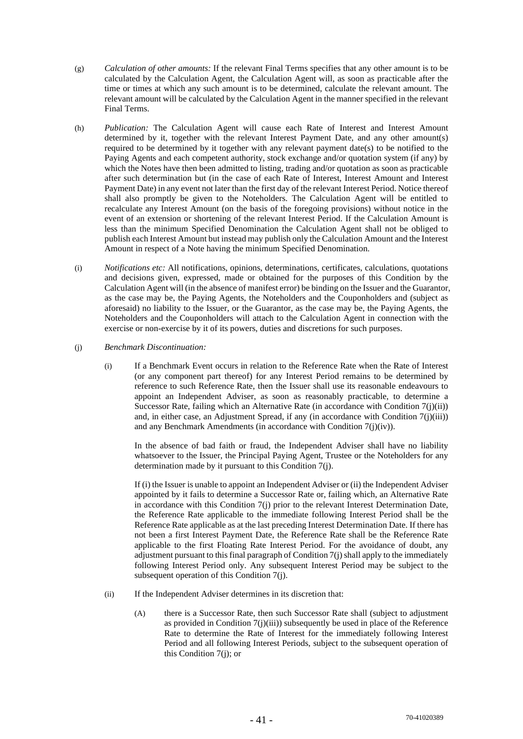(g) *Calculation of other amounts:* If the relevant Final Terms specifies that any other amount is to be calculated by the Calculation Agent, the Calculation Agent will, as soon as practicable after the time or times at which any such amount is to be determined, calculate the relevant amount. The relevant amount will be calculated by the Calculation Agent in the manner specified in the relevant Final Terms.

(h) *Publication:* The Calculation Agent will cause each Rate of Interest and Interest Amount determined by it, together with the relevant Interest Payment Date, and any other amount(s) required to be determined by it together with any relevant payment date(s) to be notified to the Paying Agents and each competent authority, stock exchange and/or quotation system (if any) by which the Notes have then been admitted to listing, trading and/or quotation as soon as practicable after such determination but (in the case of each Rate of Interest, Interest Amount and Interest Payment Date) in any event not later than the first day of the relevant Interest Period. Notice thereof shall also promptly be given to the Noteholders. The Calculation Agent will be entitled to recalculate any Interest Amount (on the basis of the foregoing provisions) without notice in the event of an extension or shortening of the relevant Interest Period. If the Calculation Amount is less than the minimum Specified Denomination the Calculation Agent shall not be obliged to publish each Interest Amount but instead may publish only the Calculation Amount and the Interest Amount in respect of a Note having the minimum Specified Denomination.

(i) *Notifications etc:* All notifications, opinions, determinations, certificates, calculations, quotations and decisions given, expressed, made or obtained for the purposes of this Condition by the Calculation Agent will (in the absence of manifest error) be binding on the Issuer and the Guarantor, as the case may be, the Paying Agents, the Noteholders and the Couponholders and (subject as aforesaid) no liability to the Issuer, or the Guarantor, as the case may be, the Paying Agents, the Noteholders and the Couponholders will attach to the Calculation Agent in connection with the exercise or non-exercise by it of its powers, duties and discretions for such purposes.

(j) *Benchmark Discontinuation:*

(i) If a Benchmark Event occurs in relation to the Reference Rate when the Rate of Interest (or any component part thereof) for any Interest Period remains to be determined by reference to such Reference Rate, then the Issuer shall use its reasonable endeavours to appoint an Independent Adviser, as soon as reasonably practicable, to determine a Successor Rate, failing which an Alternative Rate (in accordance with Condition 7(j)(ii)) and, in either case, an Adjustment Spread, if any (in accordance with Condition 7(j)(iii)) and any Benchmark Amendments (in accordance with Condition 7(j)(iv)).

In the absence of bad faith or fraud, the Independent Adviser shall have no liability whatsoever to the Issuer, the Principal Paying Agent, Trustee or the Noteholders for any determination made by it pursuant to this Condition 7(j).

If (i) the Issuer is unable to appoint an Independent Adviser or (ii) the Independent Adviser appointed by it fails to determine a Successor Rate or, failing which, an Alternative Rate in accordance with this Condition 7(j) prior to the relevant Interest Determination Date, the Reference Rate applicable to the immediate following Interest Period shall be the Reference Rate applicable as at the last preceding Interest Determination Date. If there has not been a first Interest Payment Date, the Reference Rate shall be the Reference Rate applicable to the first Floating Rate Interest Period. For the avoidance of doubt, any adjustment pursuant to this final paragraph of Condition 7(j) shall apply to the immediately following Interest Period only. Any subsequent Interest Period may be subject to the subsequent operation of this Condition 7(j).

(ii) If the Independent Adviser determines in its discretion that:

(A) there is a Successor Rate, then such Successor Rate shall (subject to adjustment as provided in Condition 7(j)(iii)) subsequently be used in place of the Reference Rate to determine the Rate of Interest for the immediately following Interest Period and all following Interest Periods, subject to the subsequent operation of this Condition 7(j); or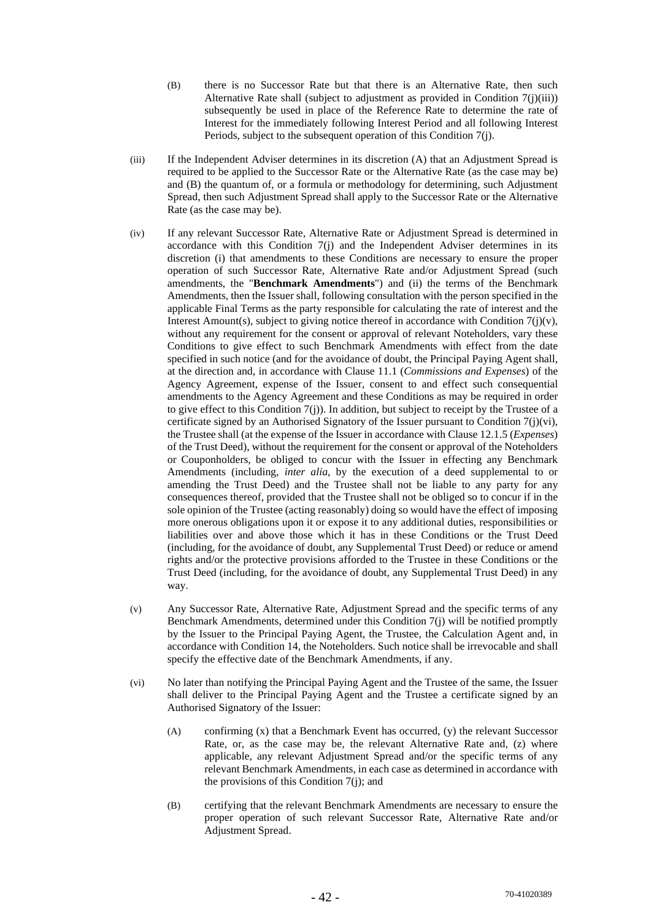(B) there is no Successor Rate but that there is an Alternative Rate, then such Alternative Rate shall (subject to adjustment as provided in Condition 7(j)(iii)) subsequently be used in place of the Reference Rate to determine the rate of Interest for the immediately following Interest Period and all following Interest Periods, subject to the subsequent operation of this Condition 7(j).

(iii) If the Independent Adviser determines in its discretion (A) that an Adjustment Spread is required to be applied to the Successor Rate or the Alternative Rate (as the case may be) and (B) the quantum of, or a formula or methodology for determining, such Adjustment Spread, then such Adjustment Spread shall apply to the Successor Rate or the Alternative Rate (as the case may be).

(iv) If any relevant Successor Rate, Alternative Rate or Adjustment Spread is determined in accordance with this Condition 7(j) and the Independent Adviser determines in its discretion (i) that amendments to these Conditions are necessary to ensure the proper operation of such Successor Rate, Alternative Rate and/or Adjustment Spread (such amendments, the "**Benchmark Amendments**") and (ii) the terms of the Benchmark Amendments, then the Issuer shall, following consultation with the person specified in the applicable Final Terms as the party responsible for calculating the rate of interest and the Interest Amount(s), subject to giving notice thereof in accordance with Condition 7(j)(v), without any requirement for the consent or approval of relevant Noteholders, vary these Conditions to give effect to such Benchmark Amendments with effect from the date specified in such notice (and for the avoidance of doubt, the Principal Paying Agent shall, at the direction and, in accordance with Clause 11.1 (*Commissions and Expenses*) of the Agency Agreement, expense of the Issuer, consent to and effect such consequential amendments to the Agency Agreement and these Conditions as may be required in order to give effect to this Condition 7(j)). In addition, but subject to receipt by the Trustee of a certificate signed by an Authorised Signatory of the Issuer pursuant to Condition 7(j)(vi), the Trustee shall (at the expense of the Issuer in accordance with Clause 12.1.5 (*Expenses*) of the Trust Deed), without the requirement for the consent or approval of the Noteholders or Couponholders, be obliged to concur with the Issuer in effecting any Benchmark Amendments (including, *inter alia*, by the execution of a deed supplemental to or amending the Trust Deed) and the Trustee shall not be liable to any party for any consequences thereof, provided that the Trustee shall not be obliged so to concur if in the sole opinion of the Trustee (acting reasonably) doing so would have the effect of imposing more onerous obligations upon it or expose it to any additional duties, responsibilities or liabilities over and above those which it has in these Conditions or the Trust Deed (including, for the avoidance of doubt, any Supplemental Trust Deed) or reduce or amend rights and/or the protective provisions afforded to the Trustee in these Conditions or the Trust Deed (including, for the avoidance of doubt, any Supplemental Trust Deed) in any way.

(v) Any Successor Rate, Alternative Rate, Adjustment Spread and the specific terms of any Benchmark Amendments, determined under this Condition 7(j) will be notified promptly by the Issuer to the Principal Paying Agent, the Trustee, the Calculation Agent and, in accordance with Condition 14, the Noteholders. Such notice shall be irrevocable and shall specify the effective date of the Benchmark Amendments, if any.

(vi) No later than notifying the Principal Paying Agent and the Trustee of the same, the Issuer shall deliver to the Principal Paying Agent and the Trustee a certificate signed by an Authorised Signatory of the Issuer:

(A) confirming (x) that a Benchmark Event has occurred, (y) the relevant Successor Rate, or, as the case may be, the relevant Alternative Rate and, (z) where applicable, any relevant Adjustment Spread and/or the specific terms of any relevant Benchmark Amendments, in each case as determined in accordance with the provisions of this Condition 7(j); and

(B) certifying that the relevant Benchmark Amendments are necessary to ensure the proper operation of such relevant Successor Rate, Alternative Rate and/or Adjustment Spread.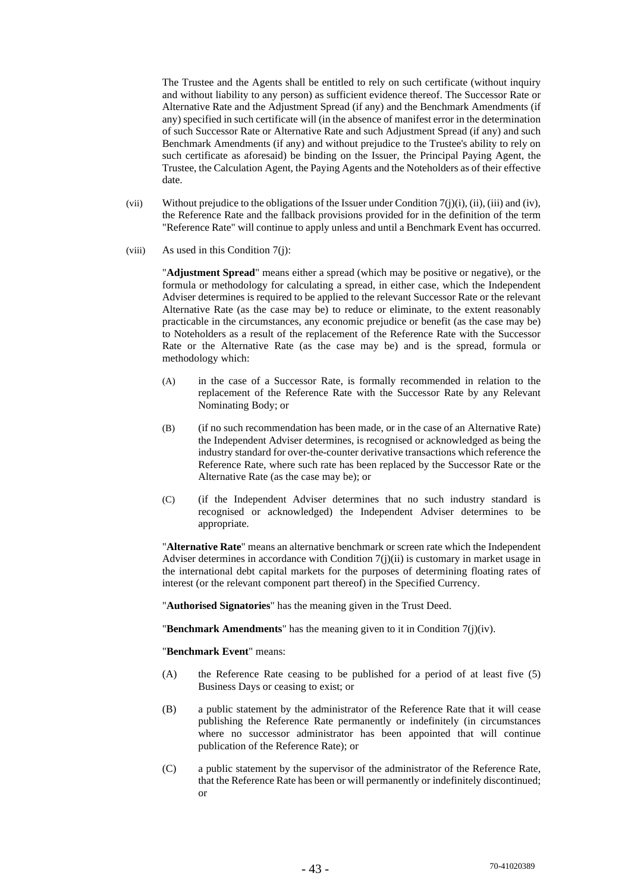The Trustee and the Agents shall be entitled to rely on such certificate (without inquiry and without liability to any person) as sufficient evidence thereof. The Successor Rate or Alternative Rate and the Adjustment Spread (if any) and the Benchmark Amendments (if any) specified in such certificate will (in the absence of manifest error in the determination of such Successor Rate or Alternative Rate and such Adjustment Spread (if any) and such Benchmark Amendments (if any) and without prejudice to the Trustee's ability to rely on such certificate as aforesaid) be binding on the Issuer, the Principal Paying Agent, the Trustee, the Calculation Agent, the Paying Agents and the Noteholders as of their effective date.

(vii) Without prejudice to the obligations of the Issuer under Condition 7(j)(i), (ii), (iii) and (iv), the Reference Rate and the fallback provisions provided for in the definition of the term "Reference Rate" will continue to apply unless and until a Benchmark Event has occurred.

(viii) As used in this Condition 7(j):

"**Adjustment Spread**" means either a spread (which may be positive or negative), or the formula or methodology for calculating a spread, in either case, which the Independent Adviser determines is required to be applied to the relevant Successor Rate or the relevant Alternative Rate (as the case may be) to reduce or eliminate, to the extent reasonably practicable in the circumstances, any economic prejudice or benefit (as the case may be) to Noteholders as a result of the replacement of the Reference Rate with the Successor Rate or the Alternative Rate (as the case may be) and is the spread, formula or methodology which:

(A) in the case of a Successor Rate, is formally recommended in relation to the replacement of the Reference Rate with the Successor Rate by any Relevant Nominating Body; or

(B) (if no such recommendation has been made, or in the case of an Alternative Rate) the Independent Adviser determines, is recognised or acknowledged as being the industry standard for over-the-counter derivative transactions which reference the Reference Rate, where such rate has been replaced by the Successor Rate or the Alternative Rate (as the case may be); or

(C) (if the Independent Adviser determines that no such industry standard is recognised or acknowledged) the Independent Adviser determines to be appropriate.

"**Alternative Rate**" means an alternative benchmark or screen rate which the Independent Adviser determines in accordance with Condition 7(j)(ii) is customary in market usage in the international debt capital markets for the purposes of determining floating rates of interest (or the relevant component part thereof) in the Specified Currency.

"**Authorised Signatories**" has the meaning given in the Trust Deed.

"**Benchmark Amendments**" has the meaning given to it in Condition 7(j)(iv).

"**Benchmark Event**" means:

(A) the Reference Rate ceasing to be published for a period of at least five (5) Business Days or ceasing to exist; or

(B) a public statement by the administrator of the Reference Rate that it will cease publishing the Reference Rate permanently or indefinitely (in circumstances where no successor administrator has been appointed that will continue publication of the Reference Rate); or

(C) a public statement by the supervisor of the administrator of the Reference Rate, that the Reference Rate has been or will permanently or indefinitely discontinued; or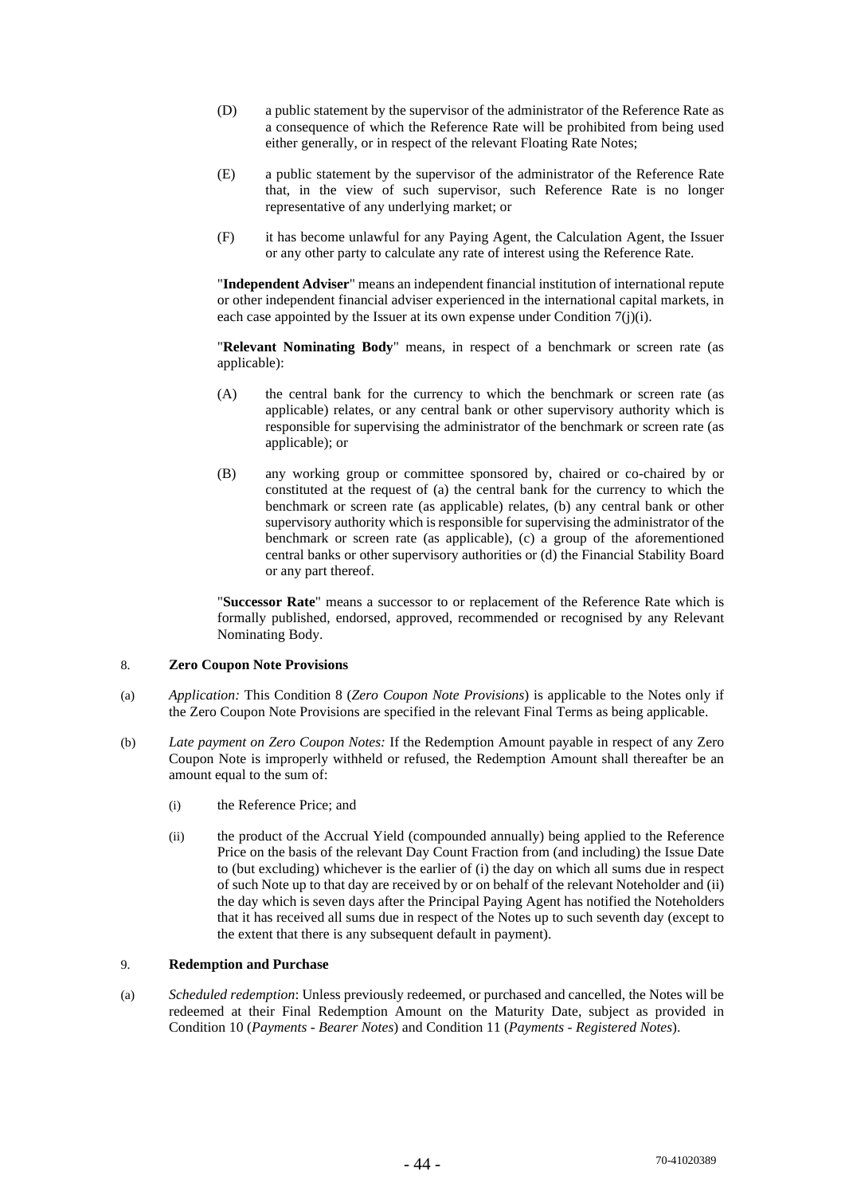(D) a public statement by the supervisor of the administrator of the Reference Rate as a consequence of which the Reference Rate will be prohibited from being used either generally, or in respect of the relevant Floating Rate Notes;

(E) a public statement by the supervisor of the administrator of the Reference Rate that, in the view of such supervisor, such Reference Rate is no longer representative of any underlying market; or

(F) it has become unlawful for any Paying Agent, the Calculation Agent, the Issuer or any other party to calculate any rate of interest using the Reference Rate.

"**Independent Adviser**" means an independent financial institution of international repute or other independent financial adviser experienced in the international capital markets, in each case appointed by the Issuer at its own expense under Condition 7(j)(i).

"**Relevant Nominating Body**" means, in respect of a benchmark or screen rate (as applicable):

(A) the central bank for the currency to which the benchmark or screen rate (as applicable) relates, or any central bank or other supervisory authority which is responsible for supervising the administrator of the benchmark or screen rate (as applicable); or

(B) any working group or committee sponsored by, chaired or co-chaired by or constituted at the request of (a) the central bank for the currency to which the benchmark or screen rate (as applicable) relates, (b) any central bank or other supervisory authority which is responsible for supervising the administrator of the benchmark or screen rate (as applicable), (c) a group of the aforementioned central banks or other supervisory authorities or (d) the Financial Stability Board or any part thereof.

"**Successor Rate**" means a successor to or replacement of the Reference Rate which is formally published, endorsed, approved, recommended or recognised by any Relevant Nominating Body.

## 8. Zero Coupon Note Provisions

(a) *Application:* This Condition 8 (*Zero Coupon Note Provisions*) is applicable to the Notes only if the Zero Coupon Note Provisions are specified in the relevant Final Terms as being applicable.

(b) *Late payment on Zero Coupon Notes:* If the Redemption Amount payable in respect of any Zero Coupon Note is improperly withheld or refused, the Redemption Amount shall thereafter be an amount equal to the sum of:

(i) the Reference Price; and

(ii) the product of the Accrual Yield (compounded annually) being applied to the Reference Price on the basis of the relevant Day Count Fraction from (and including) the Issue Date to (but excluding) whichever is the earlier of (i) the day on which all sums due in respect of such Note up to that day are received by or on behalf of the relevant Noteholder and (ii) the day which is seven days after the Principal Paying Agent has notified the Noteholders that it has received all sums due in respect of the Notes up to such seventh day (except to the extent that there is any subsequent default in payment).

## 9. Redemption and Purchase

(a) *Scheduled redemption*: Unless previously redeemed, or purchased and cancelled, the Notes will be redeemed at their Final Redemption Amount on the Maturity Date, subject as provided in Condition 10 (*Payments - Bearer Notes*) and Condition 11 (*Payments - Registered Notes*).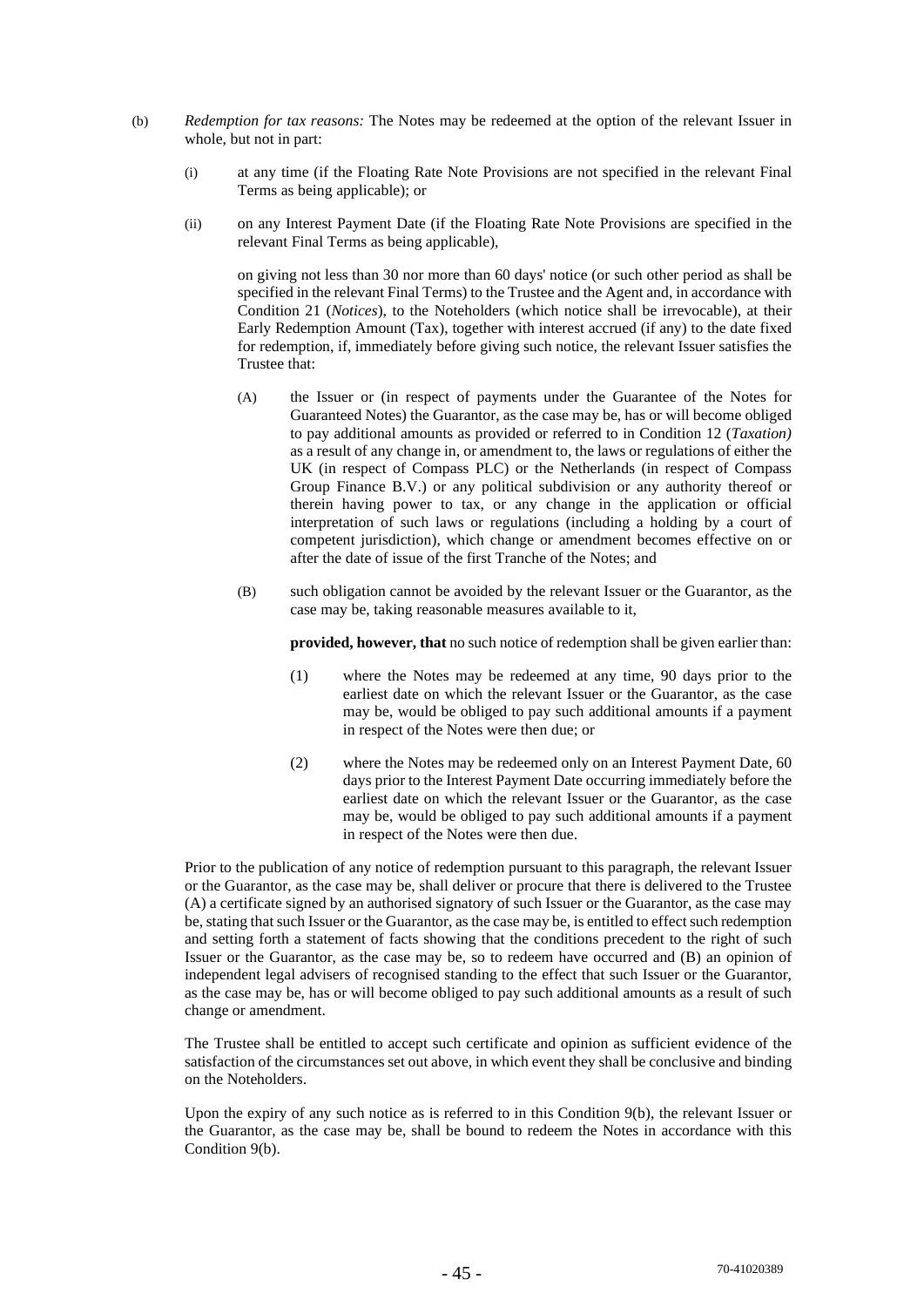(b) *Redemption for tax reasons:* The Notes may be redeemed at the option of the relevant Issuer in whole, but not in part:

(i) at any time (if the Floating Rate Note Provisions are not specified in the relevant Final Terms as being applicable); or

(ii) on any Interest Payment Date (if the Floating Rate Note Provisions are specified in the relevant Final Terms as being applicable),

on giving not less than 30 nor more than 60 days' notice (or such other period as shall be specified in the relevant Final Terms) to the Trustee and the Agent and, in accordance with Condition 21 (*Notices*), to the Noteholders (which notice shall be irrevocable), at their Early Redemption Amount (Tax), together with interest accrued (if any) to the date fixed for redemption, if, immediately before giving such notice, the relevant Issuer satisfies the Trustee that:

(A) the Issuer or (in respect of payments under the Guarantee of the Notes for Guaranteed Notes) the Guarantor, as the case may be, has or will become obliged to pay additional amounts as provided or referred to in Condition 12 (*Taxation)* as a result of any change in, or amendment to, the laws or regulations of either the UK (in respect of Compass PLC) or the Netherlands (in respect of Compass Group Finance B.V.) or any political subdivision or any authority thereof or therein having power to tax, or any change in the application or official interpretation of such laws or regulations (including a holding by a court of competent jurisdiction), which change or amendment becomes effective on or after the date of issue of the first Tranche of the Notes; and

(B) such obligation cannot be avoided by the relevant Issuer or the Guarantor, as the case may be, taking reasonable measures available to it,

**provided, however, that** no such notice of redemption shall be given earlier than:

(1) where the Notes may be redeemed at any time, 90 days prior to the earliest date on which the relevant Issuer or the Guarantor, as the case may be, would be obliged to pay such additional amounts if a payment in respect of the Notes were then due; or

(2) where the Notes may be redeemed only on an Interest Payment Date, 60 days prior to the Interest Payment Date occurring immediately before the earliest date on which the relevant Issuer or the Guarantor, as the case may be, would be obliged to pay such additional amounts if a payment in respect of the Notes were then due.

Prior to the publication of any notice of redemption pursuant to this paragraph, the relevant Issuer or the Guarantor, as the case may be, shall deliver or procure that there is delivered to the Trustee (A) a certificate signed by an authorised signatory of such Issuer or the Guarantor, as the case may be, stating that such Issuer or the Guarantor, as the case may be, is entitled to effect such redemption and setting forth a statement of facts showing that the conditions precedent to the right of such Issuer or the Guarantor, as the case may be, so to redeem have occurred and (B) an opinion of independent legal advisers of recognised standing to the effect that such Issuer or the Guarantor, as the case may be, has or will become obliged to pay such additional amounts as a result of such change or amendment.

The Trustee shall be entitled to accept such certificate and opinion as sufficient evidence of the satisfaction of the circumstances set out above, in which event they shall be conclusive and binding on the Noteholders.

Upon the expiry of any such notice as is referred to in this Condition 9(b), the relevant Issuer or the Guarantor, as the case may be, shall be bound to redeem the Notes in accordance with this Condition 9(b).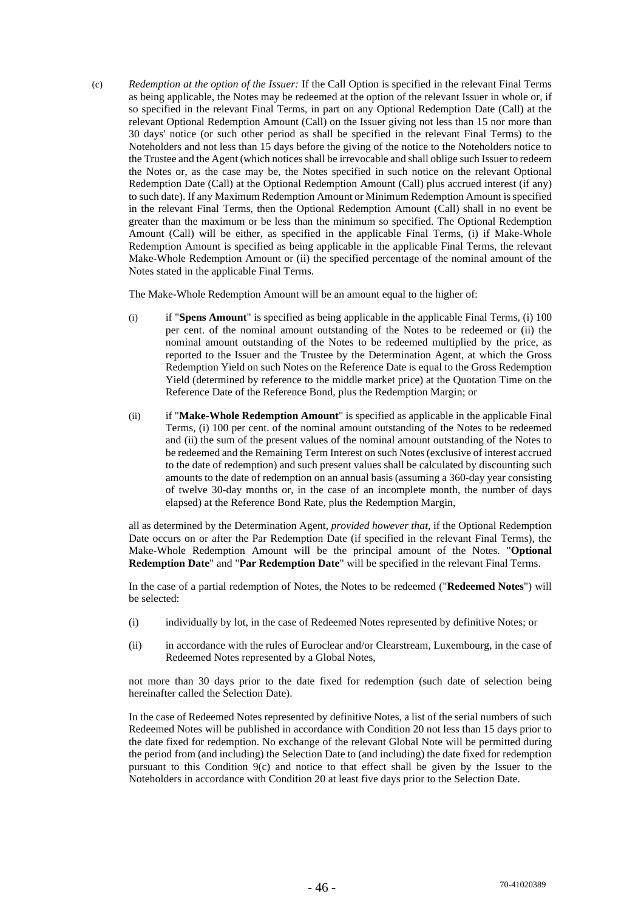(c) *Redemption at the option of the Issuer:* If the Call Option is specified in the relevant Final Terms as being applicable, the Notes may be redeemed at the option of the relevant Issuer in whole or, if so specified in the relevant Final Terms, in part on any Optional Redemption Date (Call) at the relevant Optional Redemption Amount (Call) on the Issuer giving not less than 15 nor more than 30 days' notice (or such other period as shall be specified in the relevant Final Terms) to the Noteholders and not less than 15 days before the giving of the notice to the Noteholders notice to the Trustee and the Agent (which notices shall be irrevocable and shall oblige such Issuer to redeem the Notes or, as the case may be, the Notes specified in such notice on the relevant Optional Redemption Date (Call) at the Optional Redemption Amount (Call) plus accrued interest (if any) to such date). If any Maximum Redemption Amount or Minimum Redemption Amount is specified in the relevant Final Terms, then the Optional Redemption Amount (Call) shall in no event be greater than the maximum or be less than the minimum so specified. The Optional Redemption Amount (Call) will be either, as specified in the applicable Final Terms, (i) if Make-Whole Redemption Amount is specified as being applicable in the applicable Final Terms, the relevant Make-Whole Redemption Amount or (ii) the specified percentage of the nominal amount of the Notes stated in the applicable Final Terms.

The Make-Whole Redemption Amount will be an amount equal to the higher of:

(i) if "**Spens Amount**" is specified as being applicable in the applicable Final Terms, (i) 100 per cent. of the nominal amount outstanding of the Notes to be redeemed or (ii) the nominal amount outstanding of the Notes to be redeemed multiplied by the price, as reported to the Issuer and the Trustee by the Determination Agent, at which the Gross Redemption Yield on such Notes on the Reference Date is equal to the Gross Redemption Yield (determined by reference to the middle market price) at the Quotation Time on the Reference Date of the Reference Bond, plus the Redemption Margin; or

(ii) if "**Make-Whole Redemption Amount**" is specified as applicable in the applicable Final Terms, (i) 100 per cent. of the nominal amount outstanding of the Notes to be redeemed and (ii) the sum of the present values of the nominal amount outstanding of the Notes to be redeemed and the Remaining Term Interest on such Notes (exclusive of interest accrued to the date of redemption) and such present values shall be calculated by discounting such amounts to the date of redemption on an annual basis (assuming a 360-day year consisting of twelve 30-day months or, in the case of an incomplete month, the number of days elapsed) at the Reference Bond Rate, plus the Redemption Margin,

all as determined by the Determination Agent, *provided however that*, if the Optional Redemption Date occurs on or after the Par Redemption Date (if specified in the relevant Final Terms), the Make-Whole Redemption Amount will be the principal amount of the Notes. "**Optional Redemption Date**" and "**Par Redemption Date**" will be specified in the relevant Final Terms.

In the case of a partial redemption of Notes, the Notes to be redeemed ("**Redeemed Notes**") will be selected:

(i) individually by lot, in the case of Redeemed Notes represented by definitive Notes; or

(ii) in accordance with the rules of Euroclear and/or Clearstream, Luxembourg, in the case of Redeemed Notes represented by a Global Notes,

not more than 30 days prior to the date fixed for redemption (such date of selection being hereinafter called the Selection Date).

In the case of Redeemed Notes represented by definitive Notes, a list of the serial numbers of such Redeemed Notes will be published in accordance with Condition 20 not less than 15 days prior to the date fixed for redemption. No exchange of the relevant Global Note will be permitted during the period from (and including) the Selection Date to (and including) the date fixed for redemption pursuant to this Condition 9(c) and notice to that effect shall be given by the Issuer to the Noteholders in accordance with Condition 20 at least five days prior to the Selection Date.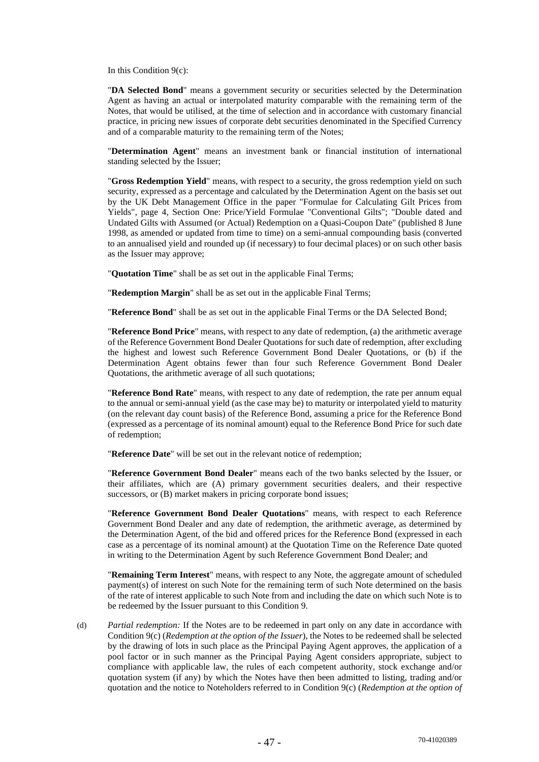In this Condition 9(c):

"**DA Selected Bond**" means a government security or securities selected by the Determination Agent as having an actual or interpolated maturity comparable with the remaining term of the Notes, that would be utilised, at the time of selection and in accordance with customary financial practice, in pricing new issues of corporate debt securities denominated in the Specified Currency and of a comparable maturity to the remaining term of the Notes;

"**Determination Agent**" means an investment bank or financial institution of international standing selected by the Issuer;

"**Gross Redemption Yield**" means, with respect to a security, the gross redemption yield on such security, expressed as a percentage and calculated by the Determination Agent on the basis set out by the UK Debt Management Office in the paper "Formulae for Calculating Gilt Prices from Yields", page 4, Section One: Price/Yield Formulae "Conventional Gilts"; "Double dated and Undated Gilts with Assumed (or Actual) Redemption on a Quasi-Coupon Date" (published 8 June 1998, as amended or updated from time to time) on a semi-annual compounding basis (converted to an annualised yield and rounded up (if necessary) to four decimal places) or on such other basis as the Issuer may approve;

"**Quotation Time**" shall be as set out in the applicable Final Terms;

"**Redemption Margin**" shall be as set out in the applicable Final Terms;

"**Reference Bond**" shall be as set out in the applicable Final Terms or the DA Selected Bond;

"**Reference Bond Price**" means, with respect to any date of redemption, (a) the arithmetic average of the Reference Government Bond Dealer Quotations for such date of redemption, after excluding the highest and lowest such Reference Government Bond Dealer Quotations, or (b) if the Determination Agent obtains fewer than four such Reference Government Bond Dealer Quotations, the arithmetic average of all such quotations;

"**Reference Bond Rate**" means, with respect to any date of redemption, the rate per annum equal to the annual or semi-annual yield (as the case may be) to maturity or interpolated yield to maturity (on the relevant day count basis) of the Reference Bond, assuming a price for the Reference Bond (expressed as a percentage of its nominal amount) equal to the Reference Bond Price for such date of redemption;

"**Reference Date**" will be set out in the relevant notice of redemption;

"**Reference Government Bond Dealer**" means each of the two banks selected by the Issuer, or their affiliates, which are (A) primary government securities dealers, and their respective successors, or (B) market makers in pricing corporate bond issues;

"**Reference Government Bond Dealer Quotations**" means, with respect to each Reference Government Bond Dealer and any date of redemption, the arithmetic average, as determined by the Determination Agent, of the bid and offered prices for the Reference Bond (expressed in each case as a percentage of its nominal amount) at the Quotation Time on the Reference Date quoted in writing to the Determination Agent by such Reference Government Bond Dealer; and

"**Remaining Term Interest**" means, with respect to any Note, the aggregate amount of scheduled payment(s) of interest on such Note for the remaining term of such Note determined on the basis of the rate of interest applicable to such Note from and including the date on which such Note is to be redeemed by the Issuer pursuant to this Condition 9.

(d) *Partial redemption:* If the Notes are to be redeemed in part only on any date in accordance with Condition 9(c) (*Redemption at the option of the Issuer*), the Notes to be redeemed shall be selected by the drawing of lots in such place as the Principal Paying Agent approves, the application of a pool factor or in such manner as the Principal Paying Agent considers appropriate, subject to compliance with applicable law, the rules of each competent authority, stock exchange and/or quotation system (if any) by which the Notes have then been admitted to listing, trading and/or quotation and the notice to Noteholders referred to in Condition 9(c) (*Redemption at the option of*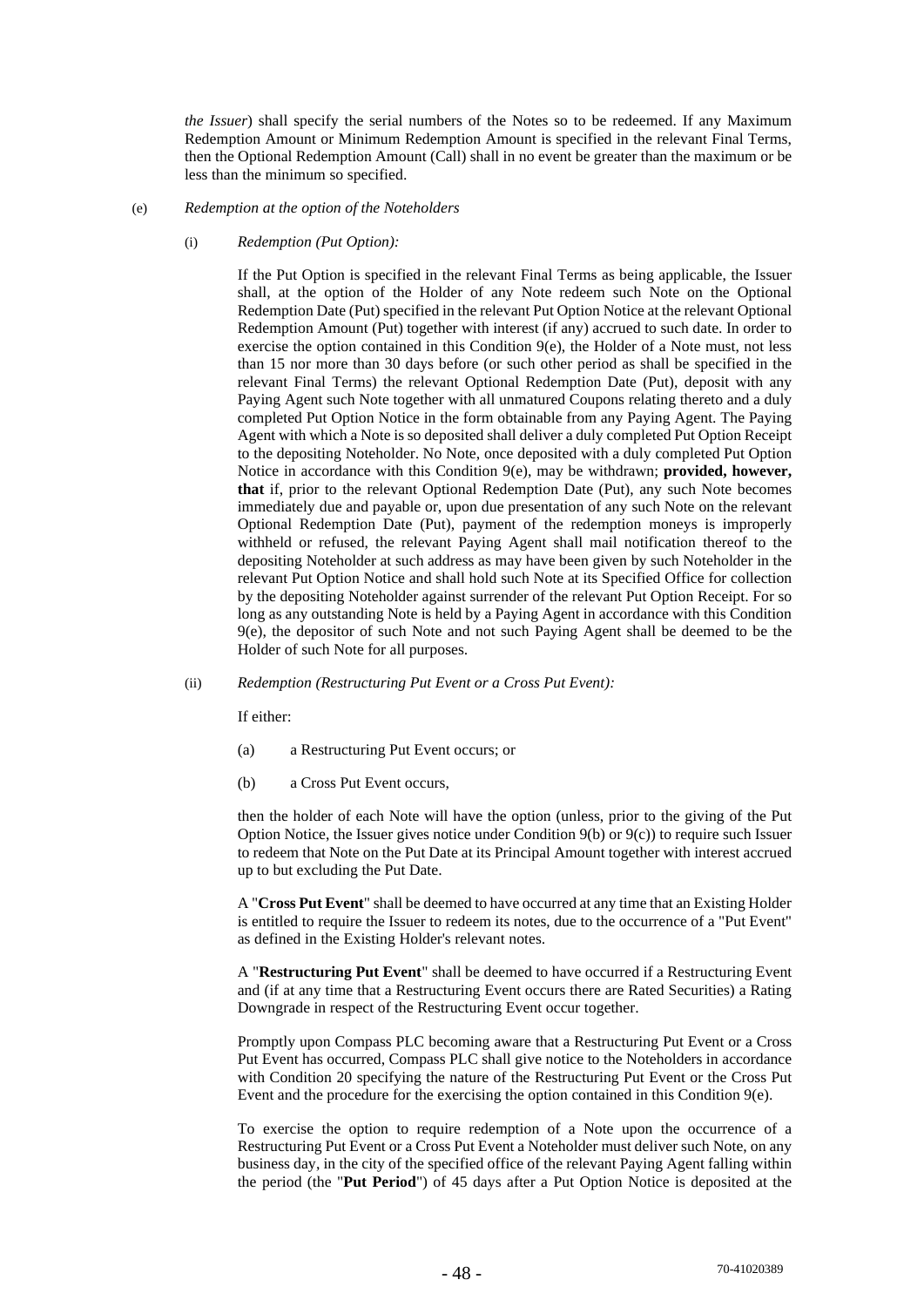*the Issuer*) shall specify the serial numbers of the Notes so to be redeemed. If any Maximum Redemption Amount or Minimum Redemption Amount is specified in the relevant Final Terms, then the Optional Redemption Amount (Call) shall in no event be greater than the maximum or be less than the minimum so specified.

(e) *Redemption at the option of the Noteholders*

(i) *Redemption (Put Option):*

If the Put Option is specified in the relevant Final Terms as being applicable, the Issuer shall, at the option of the Holder of any Note redeem such Note on the Optional Redemption Date (Put) specified in the relevant Put Option Notice at the relevant Optional Redemption Amount (Put) together with interest (if any) accrued to such date. In order to exercise the option contained in this Condition 9(e), the Holder of a Note must, not less than 15 nor more than 30 days before (or such other period as shall be specified in the relevant Final Terms) the relevant Optional Redemption Date (Put), deposit with any Paying Agent such Note together with all unmatured Coupons relating thereto and a duly completed Put Option Notice in the form obtainable from any Paying Agent. The Paying Agent with which a Note is so deposited shall deliver a duly completed Put Option Receipt to the depositing Noteholder. No Note, once deposited with a duly completed Put Option Notice in accordance with this Condition 9(e), may be withdrawn; **provided, however, that** if, prior to the relevant Optional Redemption Date (Put), any such Note becomes immediately due and payable or, upon due presentation of any such Note on the relevant Optional Redemption Date (Put), payment of the redemption moneys is improperly withheld or refused, the relevant Paying Agent shall mail notification thereof to the depositing Noteholder at such address as may have been given by such Noteholder in the relevant Put Option Notice and shall hold such Note at its Specified Office for collection by the depositing Noteholder against surrender of the relevant Put Option Receipt. For so long as any outstanding Note is held by a Paying Agent in accordance with this Condition 9(e), the depositor of such Note and not such Paying Agent shall be deemed to be the Holder of such Note for all purposes.

(ii) *Redemption (Restructuring Put Event or a Cross Put Event):*

If either:

(a) a Restructuring Put Event occurs; or

(b) a Cross Put Event occurs,

then the holder of each Note will have the option (unless, prior to the giving of the Put Option Notice, the Issuer gives notice under Condition 9(b) or 9(c)) to require such Issuer to redeem that Note on the Put Date at its Principal Amount together with interest accrued up to but excluding the Put Date.

A "**Cross Put Event**" shall be deemed to have occurred at any time that an Existing Holder is entitled to require the Issuer to redeem its notes, due to the occurrence of a "Put Event" as defined in the Existing Holder's relevant notes.

A "**Restructuring Put Event**" shall be deemed to have occurred if a Restructuring Event and (if at any time that a Restructuring Event occurs there are Rated Securities) a Rating Downgrade in respect of the Restructuring Event occur together.

Promptly upon Compass PLC becoming aware that a Restructuring Put Event or a Cross Put Event has occurred, Compass PLC shall give notice to the Noteholders in accordance with Condition 20 specifying the nature of the Restructuring Put Event or the Cross Put Event and the procedure for the exercising the option contained in this Condition 9(e).

To exercise the option to require redemption of a Note upon the occurrence of a Restructuring Put Event or a Cross Put Event a Noteholder must deliver such Note, on any business day, in the city of the specified office of the relevant Paying Agent falling within the period (the "**Put Period**") of 45 days after a Put Option Notice is deposited at the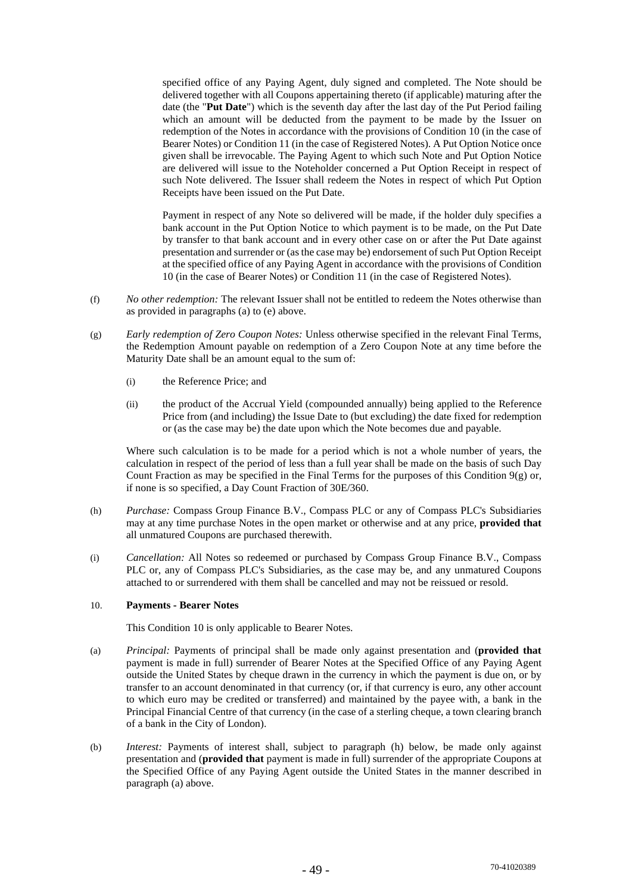specified office of any Paying Agent, duly signed and completed. The Note should be delivered together with all Coupons appertaining thereto (if applicable) maturing after the date (the "**Put Date**") which is the seventh day after the last day of the Put Period failing which an amount will be deducted from the payment to be made by the Issuer on redemption of the Notes in accordance with the provisions of Condition 10 (in the case of Bearer Notes) or Condition 11 (in the case of Registered Notes). A Put Option Notice once given shall be irrevocable. The Paying Agent to which such Note and Put Option Notice are delivered will issue to the Noteholder concerned a Put Option Receipt in respect of such Note delivered. The Issuer shall redeem the Notes in respect of which Put Option Receipts have been issued on the Put Date.

Payment in respect of any Note so delivered will be made, if the holder duly specifies a bank account in the Put Option Notice to which payment is to be made, on the Put Date by transfer to that bank account and in every other case on or after the Put Date against presentation and surrender or (as the case may be) endorsement of such Put Option Receipt at the specified office of any Paying Agent in accordance with the provisions of Condition 10 (in the case of Bearer Notes) or Condition 11 (in the case of Registered Notes).

(f) *No other redemption:* The relevant Issuer shall not be entitled to redeem the Notes otherwise than as provided in paragraphs (a) to (e) above.

(g) *Early redemption of Zero Coupon Notes:* Unless otherwise specified in the relevant Final Terms, the Redemption Amount payable on redemption of a Zero Coupon Note at any time before the Maturity Date shall be an amount equal to the sum of:

(i) the Reference Price; and

(ii) the product of the Accrual Yield (compounded annually) being applied to the Reference Price from (and including) the Issue Date to (but excluding) the date fixed for redemption or (as the case may be) the date upon which the Note becomes due and payable.

Where such calculation is to be made for a period which is not a whole number of years, the calculation in respect of the period of less than a full year shall be made on the basis of such Day Count Fraction as may be specified in the Final Terms for the purposes of this Condition 9(g) or, if none is so specified, a Day Count Fraction of 30E/360.

(h) *Purchase:* Compass Group Finance B.V., Compass PLC or any of Compass PLC's Subsidiaries may at any time purchase Notes in the open market or otherwise and at any price, **provided that** all unmatured Coupons are purchased therewith.

(i) *Cancellation:* All Notes so redeemed or purchased by Compass Group Finance B.V., Compass PLC or, any of Compass PLC's Subsidiaries, as the case may be, and any unmatured Coupons attached to or surrendered with them shall be cancelled and may not be reissued or resold.

## 10. Payments - Bearer Notes

This Condition 10 is only applicable to Bearer Notes.

(a) *Principal:* Payments of principal shall be made only against presentation and (**provided that** payment is made in full) surrender of Bearer Notes at the Specified Office of any Paying Agent outside the United States by cheque drawn in the currency in which the payment is due on, or by transfer to an account denominated in that currency (or, if that currency is euro, any other account to which euro may be credited or transferred) and maintained by the payee with, a bank in the Principal Financial Centre of that currency (in the case of a sterling cheque, a town clearing branch of a bank in the City of London).

(b) *Interest:* Payments of interest shall, subject to paragraph (h) below, be made only against presentation and (**provided that** payment is made in full) surrender of the appropriate Coupons at the Specified Office of any Paying Agent outside the United States in the manner described in paragraph (a) above.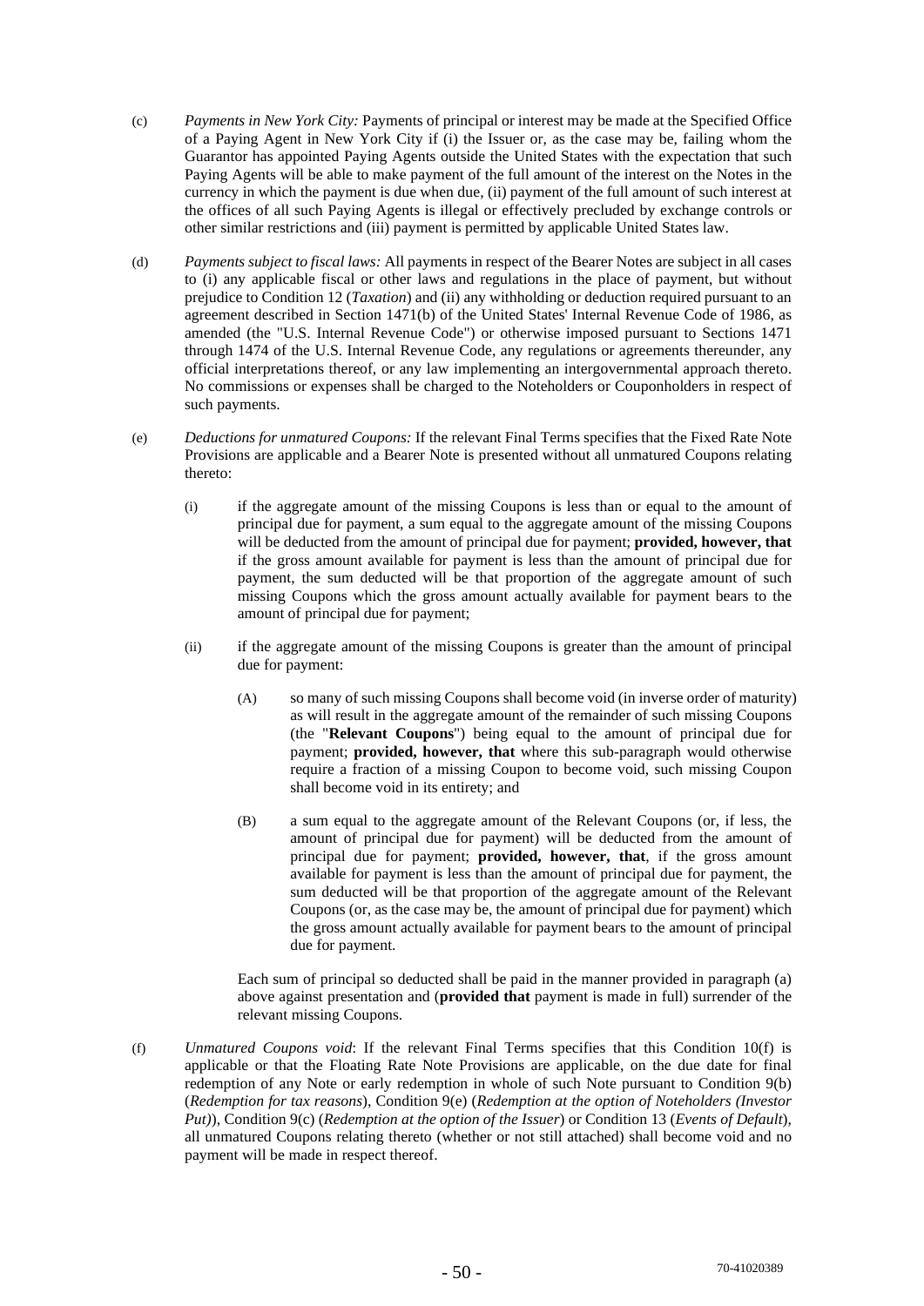(c) *Payments in New York City:* Payments of principal or interest may be made at the Specified Office of a Paying Agent in New York City if (i) the Issuer or, as the case may be, failing whom the Guarantor has appointed Paying Agents outside the United States with the expectation that such Paying Agents will be able to make payment of the full amount of the interest on the Notes in the currency in which the payment is due when due, (ii) payment of the full amount of such interest at the offices of all such Paying Agents is illegal or effectively precluded by exchange controls or other similar restrictions and (iii) payment is permitted by applicable United States law.

(d) *Payments subject to fiscal laws:* All payments in respect of the Bearer Notes are subject in all cases to (i) any applicable fiscal or other laws and regulations in the place of payment, but without prejudice to Condition 12 (*Taxation*) and (ii) any withholding or deduction required pursuant to an agreement described in Section 1471(b) of the United States' Internal Revenue Code of 1986, as amended (the "U.S. Internal Revenue Code") or otherwise imposed pursuant to Sections 1471 through 1474 of the U.S. Internal Revenue Code, any regulations or agreements thereunder, any official interpretations thereof, or any law implementing an intergovernmental approach thereto. No commissions or expenses shall be charged to the Noteholders or Couponholders in respect of such payments.

(e) *Deductions for unmatured Coupons:* If the relevant Final Terms specifies that the Fixed Rate Note Provisions are applicable and a Bearer Note is presented without all unmatured Coupons relating thereto:

(i) if the aggregate amount of the missing Coupons is less than or equal to the amount of principal due for payment, a sum equal to the aggregate amount of the missing Coupons will be deducted from the amount of principal due for payment; **provided, however, that** if the gross amount available for payment is less than the amount of principal due for payment, the sum deducted will be that proportion of the aggregate amount of such missing Coupons which the gross amount actually available for payment bears to the amount of principal due for payment;

(ii) if the aggregate amount of the missing Coupons is greater than the amount of principal due for payment:

(A) so many of such missing Coupons shall become void (in inverse order of maturity) as will result in the aggregate amount of the remainder of such missing Coupons (the "**Relevant Coupons**") being equal to the amount of principal due for payment; **provided, however, that** where this sub-paragraph would otherwise require a fraction of a missing Coupon to become void, such missing Coupon shall become void in its entirety; and

(B) a sum equal to the aggregate amount of the Relevant Coupons (or, if less, the amount of principal due for payment) will be deducted from the amount of principal due for payment; **provided, however, that**, if the gross amount available for payment is less than the amount of principal due for payment, the sum deducted will be that proportion of the aggregate amount of the Relevant Coupons (or, as the case may be, the amount of principal due for payment) which the gross amount actually available for payment bears to the amount of principal due for payment.

Each sum of principal so deducted shall be paid in the manner provided in paragraph (a) above against presentation and (**provided that** payment is made in full) surrender of the relevant missing Coupons.

(f) *Unmatured Coupons void*: If the relevant Final Terms specifies that this Condition 10(f) is applicable or that the Floating Rate Note Provisions are applicable, on the due date for final redemption of any Note or early redemption in whole of such Note pursuant to Condition 9(b) (*Redemption for tax reasons*), Condition 9(e) (*Redemption at the option of Noteholders (Investor Put)*), Condition 9(c) (*Redemption at the option of the Issuer*) or Condition 13 (*Events of Default*), all unmatured Coupons relating thereto (whether or not still attached) shall become void and no payment will be made in respect thereof.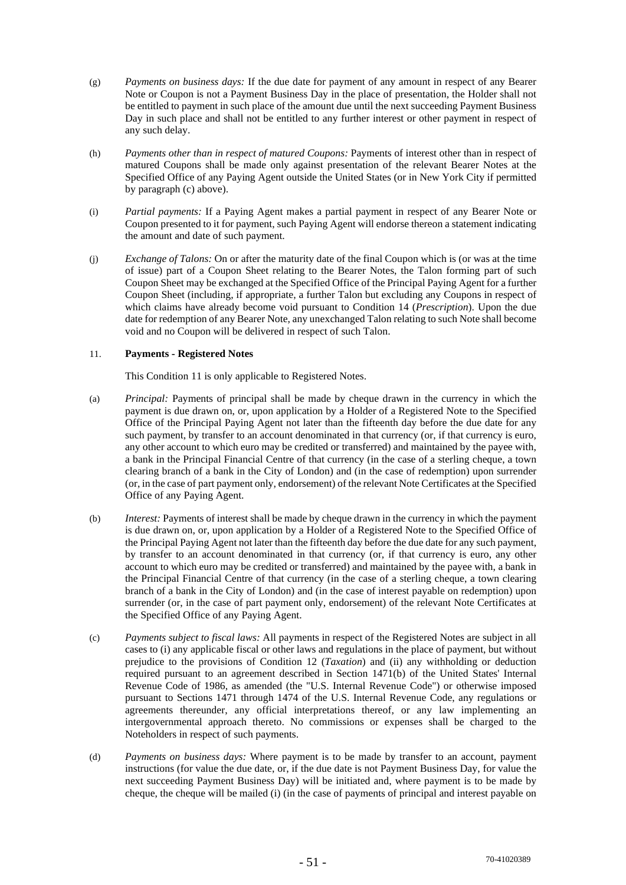(g) *Payments on business days:* If the due date for payment of any amount in respect of any Bearer Note or Coupon is not a Payment Business Day in the place of presentation, the Holder shall not be entitled to payment in such place of the amount due until the next succeeding Payment Business Day in such place and shall not be entitled to any further interest or other payment in respect of any such delay.

(h) *Payments other than in respect of matured Coupons:* Payments of interest other than in respect of matured Coupons shall be made only against presentation of the relevant Bearer Notes at the Specified Office of any Paying Agent outside the United States (or in New York City if permitted by paragraph (c) above).

(i) *Partial payments:* If a Paying Agent makes a partial payment in respect of any Bearer Note or Coupon presented to it for payment, such Paying Agent will endorse thereon a statement indicating the amount and date of such payment.

(j) *Exchange of Talons:* On or after the maturity date of the final Coupon which is (or was at the time of issue) part of a Coupon Sheet relating to the Bearer Notes, the Talon forming part of such Coupon Sheet may be exchanged at the Specified Office of the Principal Paying Agent for a further Coupon Sheet (including, if appropriate, a further Talon but excluding any Coupons in respect of which claims have already become void pursuant to Condition 14 (*Prescription*). Upon the due date for redemption of any Bearer Note, any unexchanged Talon relating to such Note shall become void and no Coupon will be delivered in respect of such Talon.

## 11. Payments - Registered Notes

This Condition 11 is only applicable to Registered Notes.

(a) *Principal:* Payments of principal shall be made by cheque drawn in the currency in which the payment is due drawn on, or, upon application by a Holder of a Registered Note to the Specified Office of the Principal Paying Agent not later than the fifteenth day before the due date for any such payment, by transfer to an account denominated in that currency (or, if that currency is euro, any other account to which euro may be credited or transferred) and maintained by the payee with, a bank in the Principal Financial Centre of that currency (in the case of a sterling cheque, a town clearing branch of a bank in the City of London) and (in the case of redemption) upon surrender (or, in the case of part payment only, endorsement) of the relevant Note Certificates at the Specified Office of any Paying Agent.

(b) *Interest:* Payments of interest shall be made by cheque drawn in the currency in which the payment is due drawn on, or, upon application by a Holder of a Registered Note to the Specified Office of the Principal Paying Agent not later than the fifteenth day before the due date for any such payment, by transfer to an account denominated in that currency (or, if that currency is euro, any other account to which euro may be credited or transferred) and maintained by the payee with, a bank in the Principal Financial Centre of that currency (in the case of a sterling cheque, a town clearing branch of a bank in the City of London) and (in the case of interest payable on redemption) upon surrender (or, in the case of part payment only, endorsement) of the relevant Note Certificates at the Specified Office of any Paying Agent.

(c) *Payments subject to fiscal laws:* All payments in respect of the Registered Notes are subject in all cases to (i) any applicable fiscal or other laws and regulations in the place of payment, but without prejudice to the provisions of Condition 12 (*Taxation*) and (ii) any withholding or deduction required pursuant to an agreement described in Section 1471(b) of the United States' Internal Revenue Code of 1986, as amended (the "U.S. Internal Revenue Code") or otherwise imposed pursuant to Sections 1471 through 1474 of the U.S. Internal Revenue Code, any regulations or agreements thereunder, any official interpretations thereof, or any law implementing an intergovernmental approach thereto. No commissions or expenses shall be charged to the Noteholders in respect of such payments.

(d) *Payments on business days:* Where payment is to be made by transfer to an account, payment instructions (for value the due date, or, if the due date is not Payment Business Day, for value the next succeeding Payment Business Day) will be initiated and, where payment is to be made by cheque, the cheque will be mailed (i) (in the case of payments of principal and interest payable on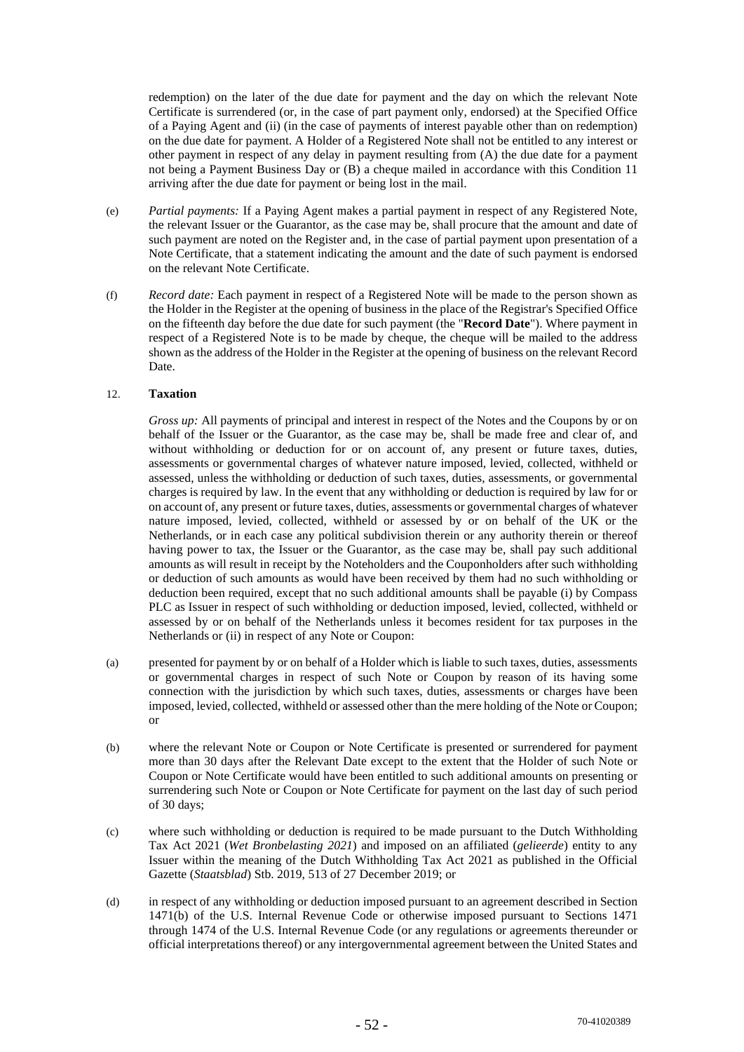redemption) on the later of the due date for payment and the day on which the relevant Note Certificate is surrendered (or, in the case of part payment only, endorsed) at the Specified Office of a Paying Agent and (ii) (in the case of payments of interest payable other than on redemption) on the due date for payment. A Holder of a Registered Note shall not be entitled to any interest or other payment in respect of any delay in payment resulting from (A) the due date for a payment not being a Payment Business Day or (B) a cheque mailed in accordance with this Condition 11 arriving after the due date for payment or being lost in the mail.

(e) *Partial payments:* If a Paying Agent makes a partial payment in respect of any Registered Note, the relevant Issuer or the Guarantor, as the case may be, shall procure that the amount and date of such payment are noted on the Register and, in the case of partial payment upon presentation of a Note Certificate, that a statement indicating the amount and the date of such payment is endorsed on the relevant Note Certificate.

(f) *Record date:* Each payment in respect of a Registered Note will be made to the person shown as the Holder in the Register at the opening of business in the place of the Registrar's Specified Office on the fifteenth day before the due date for such payment (the "**Record Date**"). Where payment in respect of a Registered Note is to be made by cheque, the cheque will be mailed to the address shown as the address of the Holder in the Register at the opening of business on the relevant Record Date.

## 12. **Taxation**

*Gross up:* All payments of principal and interest in respect of the Notes and the Coupons by or on behalf of the Issuer or the Guarantor, as the case may be, shall be made free and clear of, and without withholding or deduction for or on account of, any present or future taxes, duties, assessments or governmental charges of whatever nature imposed, levied, collected, withheld or assessed, unless the withholding or deduction of such taxes, duties, assessments, or governmental charges is required by law. In the event that any withholding or deduction is required by law for or on account of, any present or future taxes, duties, assessments or governmental charges of whatever nature imposed, levied, collected, withheld or assessed by or on behalf of the UK or the Netherlands, or in each case any political subdivision therein or any authority therein or thereof having power to tax, the Issuer or the Guarantor, as the case may be, shall pay such additional amounts as will result in receipt by the Noteholders and the Couponholders after such withholding or deduction of such amounts as would have been received by them had no such withholding or deduction been required, except that no such additional amounts shall be payable (i) by Compass PLC as Issuer in respect of such withholding or deduction imposed, levied, collected, withheld or assessed by or on behalf of the Netherlands unless it becomes resident for tax purposes in the Netherlands or (ii) in respect of any Note or Coupon:

(a) presented for payment by or on behalf of a Holder which is liable to such taxes, duties, assessments or governmental charges in respect of such Note or Coupon by reason of its having some connection with the jurisdiction by which such taxes, duties, assessments or charges have been imposed, levied, collected, withheld or assessed other than the mere holding of the Note or Coupon; or

(b) where the relevant Note or Coupon or Note Certificate is presented or surrendered for payment more than 30 days after the Relevant Date except to the extent that the Holder of such Note or Coupon or Note Certificate would have been entitled to such additional amounts on presenting or surrendering such Note or Coupon or Note Certificate for payment on the last day of such period of 30 days;

(c) where such withholding or deduction is required to be made pursuant to the Dutch Withholding Tax Act 2021 (*Wet Bronbelasting 2021*) and imposed on an affiliated (*gelieerde*) entity to any Issuer within the meaning of the Dutch Withholding Tax Act 2021 as published in the Official Gazette (*Staatsblad*) Stb. 2019, 513 of 27 December 2019; or

(d) in respect of any withholding or deduction imposed pursuant to an agreement described in Section 1471(b) of the U.S. Internal Revenue Code or otherwise imposed pursuant to Sections 1471 through 1474 of the U.S. Internal Revenue Code (or any regulations or agreements thereunder or official interpretations thereof) or any intergovernmental agreement between the United States and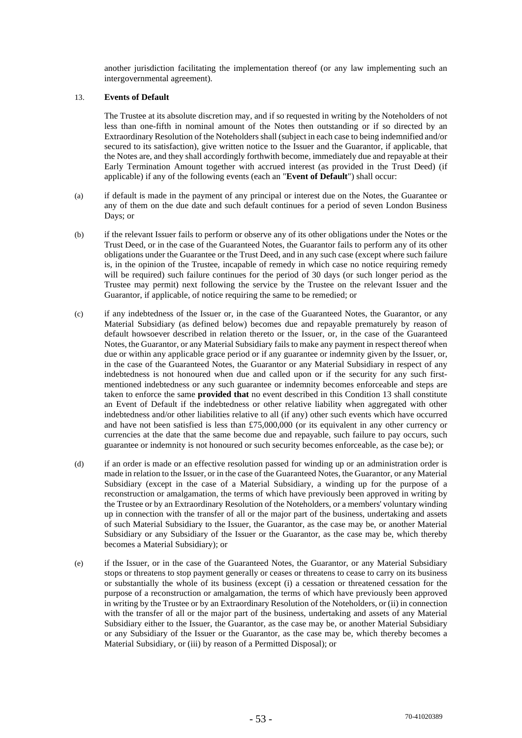another jurisdiction facilitating the implementation thereof (or any law implementing such an intergovernmental agreement).

13. **Events of Default**

The Trustee at its absolute discretion may, and if so requested in writing by the Noteholders of not less than one-fifth in nominal amount of the Notes then outstanding or if so directed by an Extraordinary Resolution of the Noteholders shall (subject in each case to being indemnified and/or secured to its satisfaction), give written notice to the Issuer and the Guarantor, if applicable, that the Notes are, and they shall accordingly forthwith become, immediately due and repayable at their Early Termination Amount together with accrued interest (as provided in the Trust Deed) (if applicable) if any of the following events (each an "**Event of Default**") shall occur:

(a) if default is made in the payment of any principal or interest due on the Notes, the Guarantee or any of them on the due date and such default continues for a period of seven London Business Days; or

(b) if the relevant Issuer fails to perform or observe any of its other obligations under the Notes or the Trust Deed, or in the case of the Guaranteed Notes, the Guarantor fails to perform any of its other obligations under the Guarantee or the Trust Deed, and in any such case (except where such failure is, in the opinion of the Trustee, incapable of remedy in which case no notice requiring remedy will be required) such failure continues for the period of 30 days (or such longer period as the Trustee may permit) next following the service by the Trustee on the relevant Issuer and the Guarantor, if applicable, of notice requiring the same to be remedied; or

(c) if any indebtedness of the Issuer or, in the case of the Guaranteed Notes, the Guarantor, or any Material Subsidiary (as defined below) becomes due and repayable prematurely by reason of default howsoever described in relation thereto or the Issuer, or, in the case of the Guaranteed Notes, the Guarantor, or any Material Subsidiary fails to make any payment in respect thereof when due or within any applicable grace period or if any guarantee or indemnity given by the Issuer, or, in the case of the Guaranteed Notes, the Guarantor or any Material Subsidiary in respect of any indebtedness is not honoured when due and called upon or if the security for any such first-mentioned indebtedness or any such guarantee or indemnity becomes enforceable and steps are taken to enforce the same **provided that** no event described in this Condition 13 shall constitute an Event of Default if the indebtedness or other relative liability when aggregated with other indebtedness and/or other liabilities relative to all (if any) other such events which have occurred and have not been satisfied is less than £75,000,000 (or its equivalent in any other currency or currencies at the date that the same become due and repayable, such failure to pay occurs, such guarantee or indemnity is not honoured or such security becomes enforceable, as the case be); or

(d) if an order is made or an effective resolution passed for winding up or an administration order is made in relation to the Issuer, or in the case of the Guaranteed Notes, the Guarantor, or any Material Subsidiary (except in the case of a Material Subsidiary, a winding up for the purpose of a reconstruction or amalgamation, the terms of which have previously been approved in writing by the Trustee or by an Extraordinary Resolution of the Noteholders, or a members' voluntary winding up in connection with the transfer of all or the major part of the business, undertaking and assets of such Material Subsidiary to the Issuer, the Guarantor, as the case may be, or another Material Subsidiary or any Subsidiary of the Issuer or the Guarantor, as the case may be, which thereby becomes a Material Subsidiary); or

(e) if the Issuer, or in the case of the Guaranteed Notes, the Guarantor, or any Material Subsidiary stops or threatens to stop payment generally or ceases or threatens to cease to carry on its business or substantially the whole of its business (except (i) a cessation or threatened cessation for the purpose of a reconstruction or amalgamation, the terms of which have previously been approved in writing by the Trustee or by an Extraordinary Resolution of the Noteholders, or (ii) in connection with the transfer of all or the major part of the business, undertaking and assets of any Material Subsidiary either to the Issuer, the Guarantor, as the case may be, or another Material Subsidiary or any Subsidiary of the Issuer or the Guarantor, as the case may be, which thereby becomes a Material Subsidiary, or (iii) by reason of a Permitted Disposal); or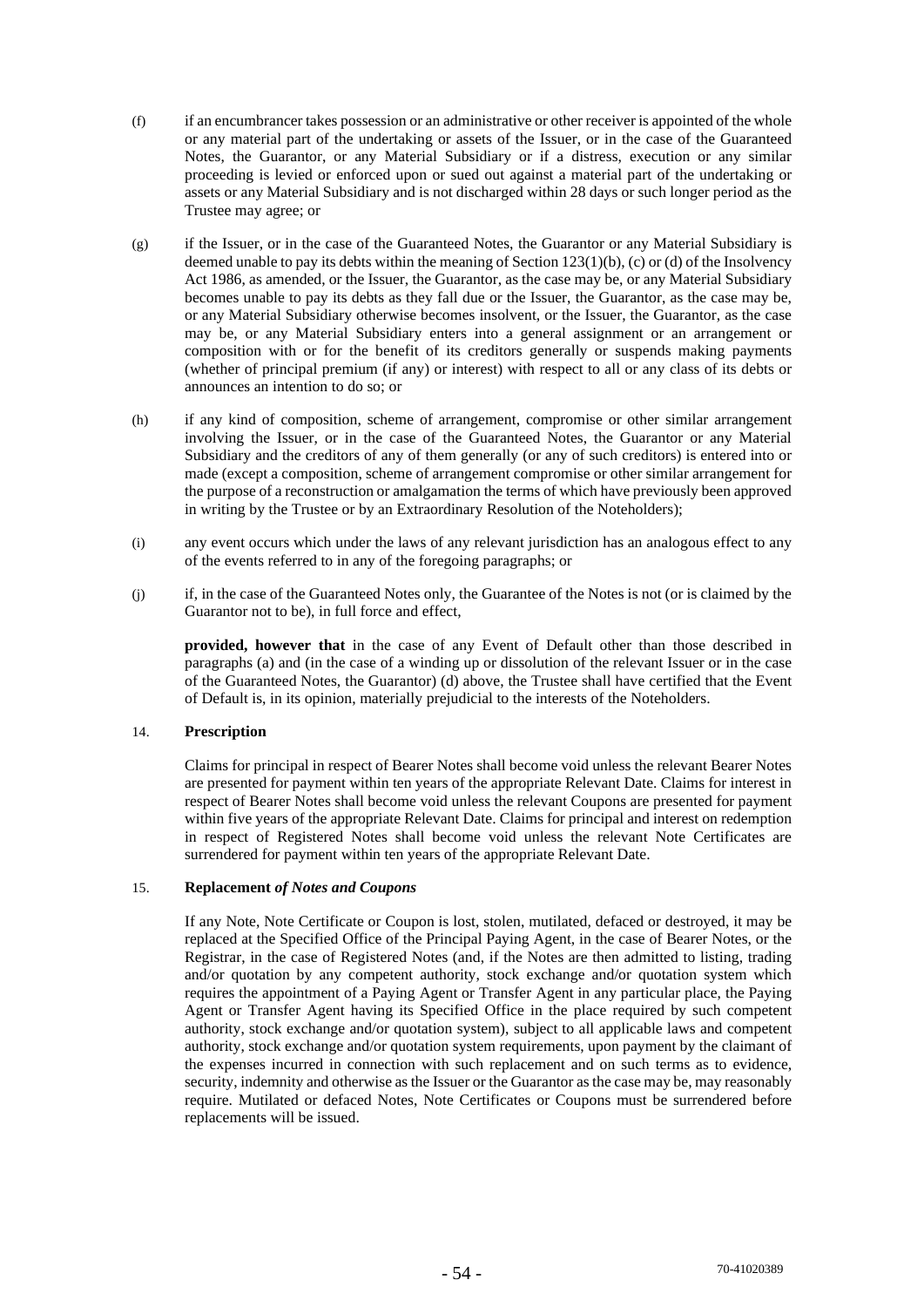(f) if an encumbrancer takes possession or an administrative or other receiver is appointed of the whole or any material part of the undertaking or assets of the Issuer, or in the case of the Guaranteed Notes, the Guarantor, or any Material Subsidiary or if a distress, execution or any similar proceeding is levied or enforced upon or sued out against a material part of the undertaking or assets or any Material Subsidiary and is not discharged within 28 days or such longer period as the Trustee may agree; or

(g) if the Issuer, or in the case of the Guaranteed Notes, the Guarantor or any Material Subsidiary is deemed unable to pay its debts within the meaning of Section 123(1)(b), (c) or (d) of the Insolvency Act 1986, as amended, or the Issuer, the Guarantor, as the case may be, or any Material Subsidiary becomes unable to pay its debts as they fall due or the Issuer, the Guarantor, as the case may be, or any Material Subsidiary otherwise becomes insolvent, or the Issuer, the Guarantor, as the case may be, or any Material Subsidiary enters into a general assignment or an arrangement or composition with or for the benefit of its creditors generally or suspends making payments (whether of principal premium (if any) or interest) with respect to all or any class of its debts or announces an intention to do so; or

(h) if any kind of composition, scheme of arrangement, compromise or other similar arrangement involving the Issuer, or in the case of the Guaranteed Notes, the Guarantor or any Material Subsidiary and the creditors of any of them generally (or any of such creditors) is entered into or made (except a composition, scheme of arrangement compromise or other similar arrangement for the purpose of a reconstruction or amalgamation the terms of which have previously been approved in writing by the Trustee or by an Extraordinary Resolution of the Noteholders);

(i) any event occurs which under the laws of any relevant jurisdiction has an analogous effect to any of the events referred to in any of the foregoing paragraphs; or

(j) if, in the case of the Guaranteed Notes only, the Guarantee of the Notes is not (or is claimed by the Guarantor not to be), in full force and effect,

**provided, however that** in the case of any Event of Default other than those described in paragraphs (a) and (in the case of a winding up or dissolution of the relevant Issuer or in the case of the Guaranteed Notes, the Guarantor) (d) above, the Trustee shall have certified that the Event of Default is, in its opinion, materially prejudicial to the interests of the Noteholders.

14. **Prescription**

Claims for principal in respect of Bearer Notes shall become void unless the relevant Bearer Notes are presented for payment within ten years of the appropriate Relevant Date. Claims for interest in respect of Bearer Notes shall become void unless the relevant Coupons are presented for payment within five years of the appropriate Relevant Date. Claims for principal and interest on redemption in respect of Registered Notes shall become void unless the relevant Note Certificates are surrendered for payment within ten years of the appropriate Relevant Date.

15. **Replacement *of Notes and Coupons***

If any Note, Note Certificate or Coupon is lost, stolen, mutilated, defaced or destroyed, it may be replaced at the Specified Office of the Principal Paying Agent, in the case of Bearer Notes, or the Registrar, in the case of Registered Notes (and, if the Notes are then admitted to listing, trading and/or quotation by any competent authority, stock exchange and/or quotation system which requires the appointment of a Paying Agent or Transfer Agent in any particular place, the Paying Agent or Transfer Agent having its Specified Office in the place required by such competent authority, stock exchange and/or quotation system), subject to all applicable laws and competent authority, stock exchange and/or quotation system requirements, upon payment by the claimant of the expenses incurred in connection with such replacement and on such terms as to evidence, security, indemnity and otherwise as the Issuer or the Guarantor as the case may be, may reasonably require. Mutilated or defaced Notes, Note Certificates or Coupons must be surrendered before replacements will be issued.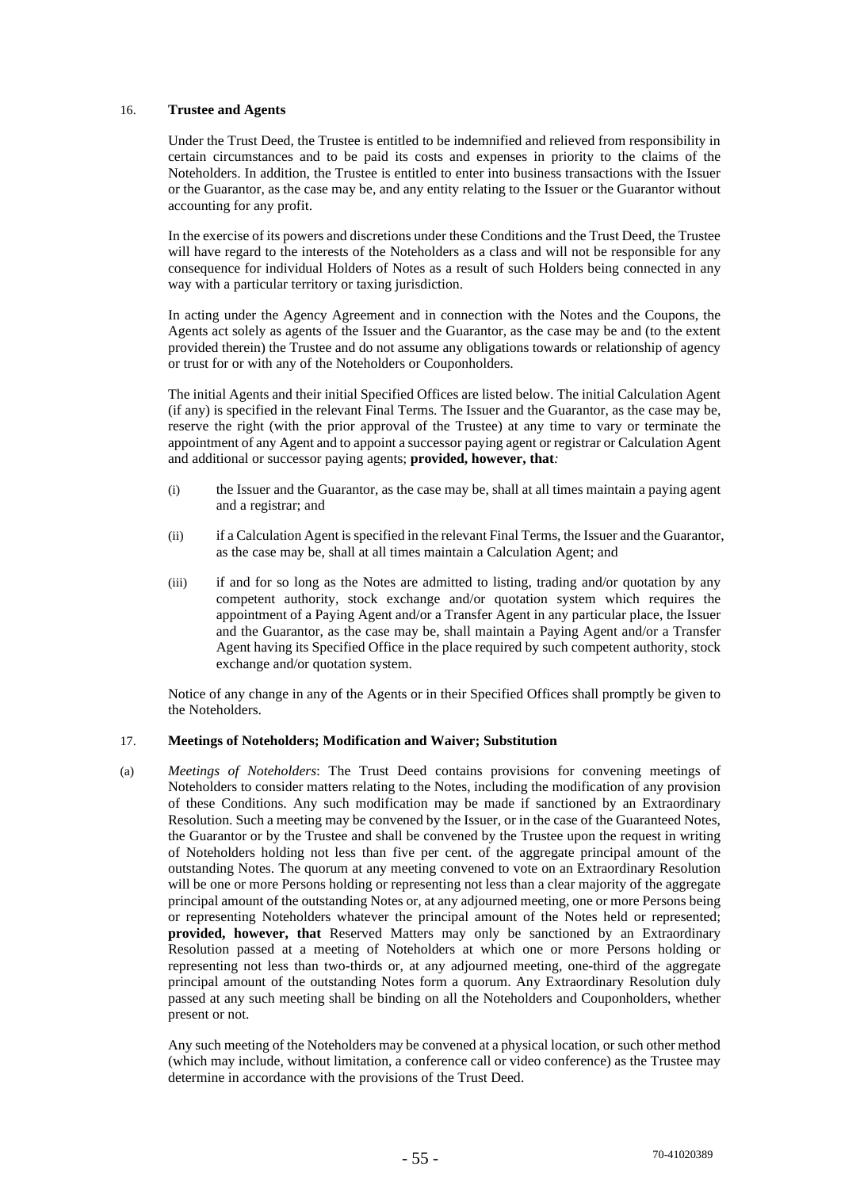## 16. Trustee and Agents

Under the Trust Deed, the Trustee is entitled to be indemnified and relieved from responsibility in certain circumstances and to be paid its costs and expenses in priority to the claims of the Noteholders. In addition, the Trustee is entitled to enter into business transactions with the Issuer or the Guarantor, as the case may be, and any entity relating to the Issuer or the Guarantor without accounting for any profit.

In the exercise of its powers and discretions under these Conditions and the Trust Deed, the Trustee will have regard to the interests of the Noteholders as a class and will not be responsible for any consequence for individual Holders of Notes as a result of such Holders being connected in any way with a particular territory or taxing jurisdiction.

In acting under the Agency Agreement and in connection with the Notes and the Coupons, the Agents act solely as agents of the Issuer and the Guarantor, as the case may be and (to the extent provided therein) the Trustee and do not assume any obligations towards or relationship of agency or trust for or with any of the Noteholders or Couponholders.

The initial Agents and their initial Specified Offices are listed below. The initial Calculation Agent (if any) is specified in the relevant Final Terms. The Issuer and the Guarantor, as the case may be, reserve the right (with the prior approval of the Trustee) at any time to vary or terminate the appointment of any Agent and to appoint a successor paying agent or registrar or Calculation Agent and additional or successor paying agents; **provided, however, that***:*

(i) the Issuer and the Guarantor, as the case may be, shall at all times maintain a paying agent and a registrar; and

(ii) if a Calculation Agent is specified in the relevant Final Terms, the Issuer and the Guarantor, as the case may be, shall at all times maintain a Calculation Agent; and

(iii) if and for so long as the Notes are admitted to listing, trading and/or quotation by any competent authority, stock exchange and/or quotation system which requires the appointment of a Paying Agent and/or a Transfer Agent in any particular place, the Issuer and the Guarantor, as the case may be, shall maintain a Paying Agent and/or a Transfer Agent having its Specified Office in the place required by such competent authority, stock exchange and/or quotation system.

Notice of any change in any of the Agents or in their Specified Offices shall promptly be given to the Noteholders.

## 17. Meetings of Noteholders; Modification and Waiver; Substitution

(a) *Meetings of Noteholders*: The Trust Deed contains provisions for convening meetings of Noteholders to consider matters relating to the Notes, including the modification of any provision of these Conditions. Any such modification may be made if sanctioned by an Extraordinary Resolution. Such a meeting may be convened by the Issuer, or in the case of the Guaranteed Notes, the Guarantor or by the Trustee and shall be convened by the Trustee upon the request in writing of Noteholders holding not less than five per cent. of the aggregate principal amount of the outstanding Notes. The quorum at any meeting convened to vote on an Extraordinary Resolution will be one or more Persons holding or representing not less than a clear majority of the aggregate principal amount of the outstanding Notes or, at any adjourned meeting, one or more Persons being or representing Noteholders whatever the principal amount of the Notes held or represented; **provided, however, that** Reserved Matters may only be sanctioned by an Extraordinary Resolution passed at a meeting of Noteholders at which one or more Persons holding or representing not less than two-thirds or, at any adjourned meeting, one-third of the aggregate principal amount of the outstanding Notes form a quorum. Any Extraordinary Resolution duly passed at any such meeting shall be binding on all the Noteholders and Couponholders, whether present or not.

Any such meeting of the Noteholders may be convened at a physical location, or such other method (which may include, without limitation, a conference call or video conference) as the Trustee may determine in accordance with the provisions of the Trust Deed.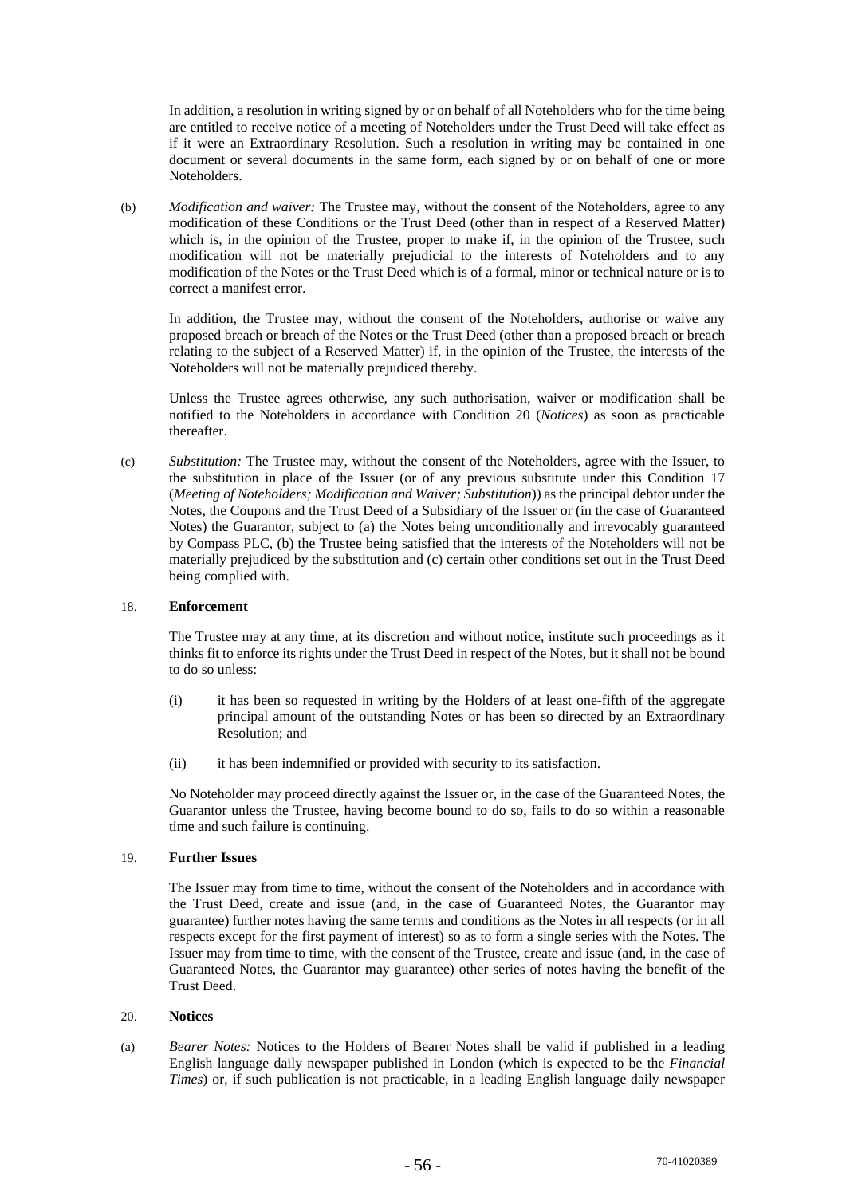In addition, a resolution in writing signed by or on behalf of all Noteholders who for the time being are entitled to receive notice of a meeting of Noteholders under the Trust Deed will take effect as if it were an Extraordinary Resolution. Such a resolution in writing may be contained in one document or several documents in the same form, each signed by or on behalf of one or more Noteholders.

(b) *Modification and waiver:* The Trustee may, without the consent of the Noteholders, agree to any modification of these Conditions or the Trust Deed (other than in respect of a Reserved Matter) which is, in the opinion of the Trustee, proper to make if, in the opinion of the Trustee, such modification will not be materially prejudicial to the interests of Noteholders and to any modification of the Notes or the Trust Deed which is of a formal, minor or technical nature or is to correct a manifest error.

In addition, the Trustee may, without the consent of the Noteholders, authorise or waive any proposed breach or breach of the Notes or the Trust Deed (other than a proposed breach or breach relating to the subject of a Reserved Matter) if, in the opinion of the Trustee, the interests of the Noteholders will not be materially prejudiced thereby.

Unless the Trustee agrees otherwise, any such authorisation, waiver or modification shall be notified to the Noteholders in accordance with Condition 20 (*Notices*) as soon as practicable thereafter.

(c) *Substitution:* The Trustee may, without the consent of the Noteholders, agree with the Issuer, to the substitution in place of the Issuer (or of any previous substitute under this Condition 17 (*Meeting of Noteholders; Modification and Waiver; Substitution*)) as the principal debtor under the Notes, the Coupons and the Trust Deed of a Subsidiary of the Issuer or (in the case of Guaranteed Notes) the Guarantor, subject to (a) the Notes being unconditionally and irrevocably guaranteed by Compass PLC, (b) the Trustee being satisfied that the interests of the Noteholders will not be materially prejudiced by the substitution and (c) certain other conditions set out in the Trust Deed being complied with.

## 18. Enforcement

The Trustee may at any time, at its discretion and without notice, institute such proceedings as it thinks fit to enforce its rights under the Trust Deed in respect of the Notes, but it shall not be bound to do so unless:

(i) it has been so requested in writing by the Holders of at least one-fifth of the aggregate principal amount of the outstanding Notes or has been so directed by an Extraordinary Resolution; and

(ii) it has been indemnified or provided with security to its satisfaction.

No Noteholder may proceed directly against the Issuer or, in the case of the Guaranteed Notes, the Guarantor unless the Trustee, having become bound to do so, fails to do so within a reasonable time and such failure is continuing.

## 19. Further Issues

The Issuer may from time to time, without the consent of the Noteholders and in accordance with the Trust Deed, create and issue (and, in the case of Guaranteed Notes, the Guarantor may guarantee) further notes having the same terms and conditions as the Notes in all respects (or in all respects except for the first payment of interest) so as to form a single series with the Notes. The Issuer may from time to time, with the consent of the Trustee, create and issue (and, in the case of Guaranteed Notes, the Guarantor may guarantee) other series of notes having the benefit of the Trust Deed.

## 20. Notices

(a) *Bearer Notes:* Notices to the Holders of Bearer Notes shall be valid if published in a leading English language daily newspaper published in London (which is expected to be the *Financial Times*) or, if such publication is not practicable, in a leading English language daily newspaper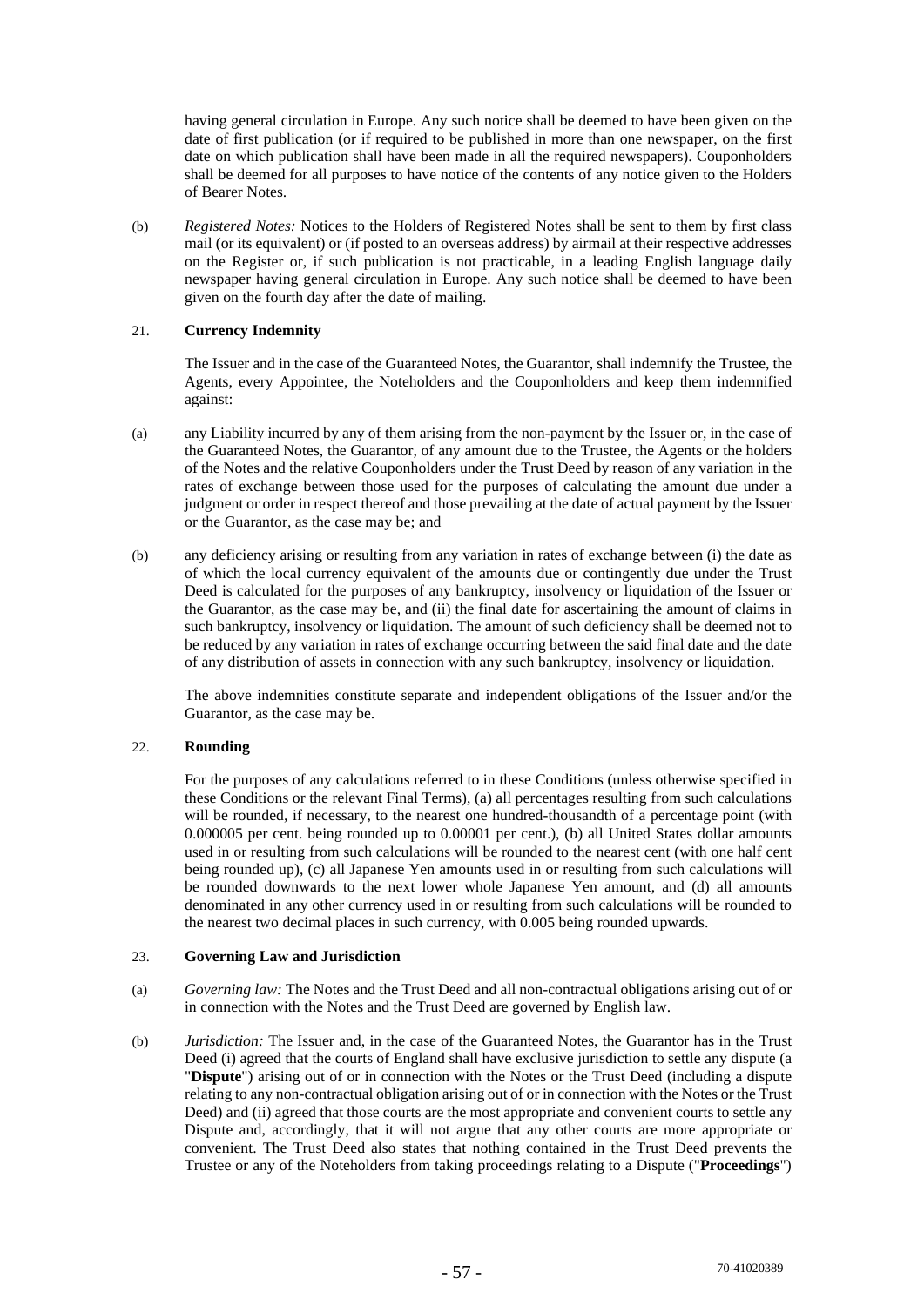having general circulation in Europe. Any such notice shall be deemed to have been given on the date of first publication (or if required to be published in more than one newspaper, on the first date on which publication shall have been made in all the required newspapers). Couponholders shall be deemed for all purposes to have notice of the contents of any notice given to the Holders of Bearer Notes.

(b) *Registered Notes:* Notices to the Holders of Registered Notes shall be sent to them by first class mail (or its equivalent) or (if posted to an overseas address) by airmail at their respective addresses on the Register or, if such publication is not practicable, in a leading English language daily newspaper having general circulation in Europe. Any such notice shall be deemed to have been given on the fourth day after the date of mailing.

## 21. Currency Indemnity

The Issuer and in the case of the Guaranteed Notes, the Guarantor, shall indemnify the Trustee, the Agents, every Appointee, the Noteholders and the Couponholders and keep them indemnified against:

(a) any Liability incurred by any of them arising from the non-payment by the Issuer or, in the case of the Guaranteed Notes, the Guarantor, of any amount due to the Trustee, the Agents or the holders of the Notes and the relative Couponholders under the Trust Deed by reason of any variation in the rates of exchange between those used for the purposes of calculating the amount due under a judgment or order in respect thereof and those prevailing at the date of actual payment by the Issuer or the Guarantor, as the case may be; and

(b) any deficiency arising or resulting from any variation in rates of exchange between (i) the date as of which the local currency equivalent of the amounts due or contingently due under the Trust Deed is calculated for the purposes of any bankruptcy, insolvency or liquidation of the Issuer or the Guarantor, as the case may be, and (ii) the final date for ascertaining the amount of claims in such bankruptcy, insolvency or liquidation. The amount of such deficiency shall be deemed not to be reduced by any variation in rates of exchange occurring between the said final date and the date of any distribution of assets in connection with any such bankruptcy, insolvency or liquidation.

The above indemnities constitute separate and independent obligations of the Issuer and/or the Guarantor, as the case may be.

## 22. Rounding

For the purposes of any calculations referred to in these Conditions (unless otherwise specified in these Conditions or the relevant Final Terms), (a) all percentages resulting from such calculations will be rounded, if necessary, to the nearest one hundred-thousandth of a percentage point (with 0.000005 per cent. being rounded up to 0.00001 per cent.), (b) all United States dollar amounts used in or resulting from such calculations will be rounded to the nearest cent (with one half cent being rounded up), (c) all Japanese Yen amounts used in or resulting from such calculations will be rounded downwards to the next lower whole Japanese Yen amount, and (d) all amounts denominated in any other currency used in or resulting from such calculations will be rounded to the nearest two decimal places in such currency, with 0.005 being rounded upwards.

## 23. Governing Law and Jurisdiction

(a) *Governing law:* The Notes and the Trust Deed and all non-contractual obligations arising out of or in connection with the Notes and the Trust Deed are governed by English law.

(b) *Jurisdiction:* The Issuer and, in the case of the Guaranteed Notes, the Guarantor has in the Trust Deed (i) agreed that the courts of England shall have exclusive jurisdiction to settle any dispute (a "**Dispute**") arising out of or in connection with the Notes or the Trust Deed (including a dispute relating to any non-contractual obligation arising out of or in connection with the Notes or the Trust Deed) and (ii) agreed that those courts are the most appropriate and convenient courts to settle any Dispute and, accordingly, that it will not argue that any other courts are more appropriate or convenient. The Trust Deed also states that nothing contained in the Trust Deed prevents the Trustee or any of the Noteholders from taking proceedings relating to a Dispute ("**Proceedings**")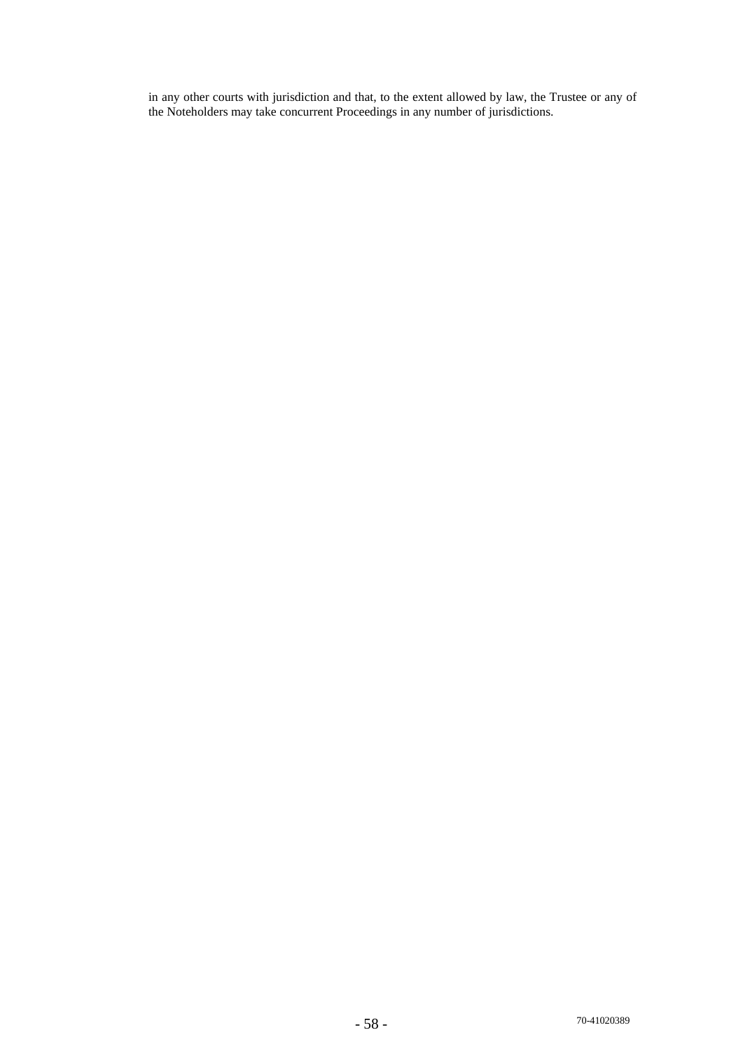in any other courts with jurisdiction and that, to the extent allowed by law, the Trustee or any of the Noteholders may take concurrent Proceedings in any number of jurisdictions.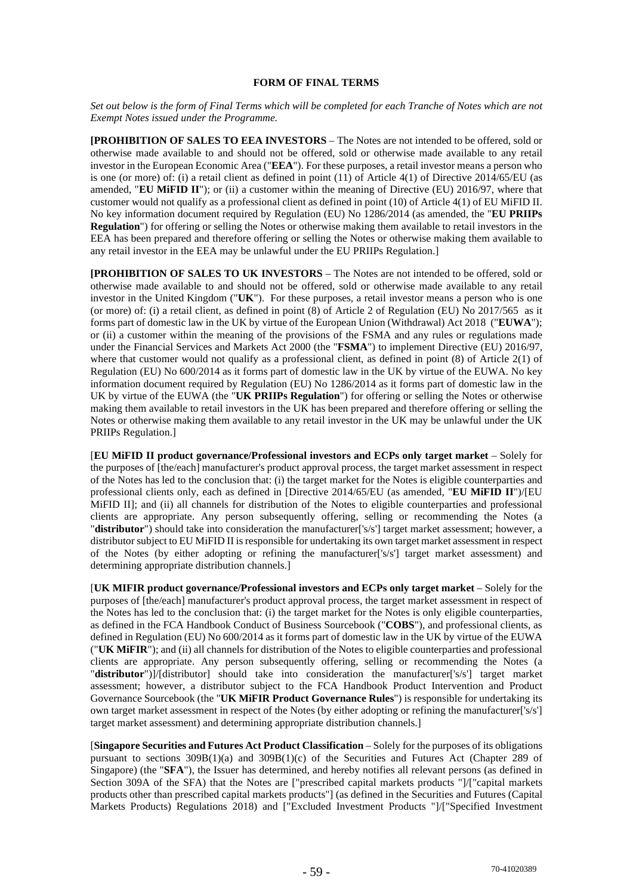# FORM OF FINAL TERMS

*Set out below is the form of Final Terms which will be completed for each Tranche of Notes which are not Exempt Notes issued under the Programme.*

**[PROHIBITION OF SALES TO EEA INVESTORS** – The Notes are not intended to be offered, sold or otherwise made available to and should not be offered, sold or otherwise made available to any retail investor in the European Economic Area ("**EEA**"). For these purposes, a retail investor means a person who is one (or more) of: (i) a retail client as defined in point (11) of Article 4(1) of Directive 2014/65/EU (as amended, "**EU MiFID II**"); or (ii) a customer within the meaning of Directive (EU) 2016/97, where that customer would not qualify as a professional client as defined in point (10) of Article 4(1) of EU MiFID II. No key information document required by Regulation (EU) No 1286/2014 (as amended, the "**EU PRIIPs Regulation**") for offering or selling the Notes or otherwise making them available to retail investors in the EEA has been prepared and therefore offering or selling the Notes or otherwise making them available to any retail investor in the EEA may be unlawful under the EU PRIIPs Regulation.]

**[PROHIBITION OF SALES TO UK INVESTORS** – The Notes are not intended to be offered, sold or otherwise made available to and should not be offered, sold or otherwise made available to any retail investor in the United Kingdom ("**UK**"). For these purposes, a retail investor means a person who is one (or more) of: (i) a retail client, as defined in point (8) of Article 2 of Regulation (EU) No 2017/565 as it forms part of domestic law in the UK by virtue of the European Union (Withdrawal) Act 2018 ("**EUWA**"); or (ii) a customer within the meaning of the provisions of the FSMA and any rules or regulations made under the Financial Services and Markets Act 2000 (the "**FSMA**") to implement Directive (EU) 2016/97, where that customer would not qualify as a professional client, as defined in point (8) of Article 2(1) of Regulation (EU) No 600/2014 as it forms part of domestic law in the UK by virtue of the EUWA. No key information document required by Regulation (EU) No 1286/2014 as it forms part of domestic law in the UK by virtue of the EUWA (the "**UK PRIIPs Regulation**") for offering or selling the Notes or otherwise making them available to retail investors in the UK has been prepared and therefore offering or selling the Notes or otherwise making them available to any retail investor in the UK may be unlawful under the UK PRIIPs Regulation.]

[**EU MiFID II product governance/Professional investors and ECPs only target market** – Solely for the purposes of [the/each] manufacturer's product approval process, the target market assessment in respect of the Notes has led to the conclusion that: (i) the target market for the Notes is eligible counterparties and professional clients only, each as defined in [Directive 2014/65/EU (as amended, "**EU MiFID II**")/[EU MiFID II]; and (ii) all channels for distribution of the Notes to eligible counterparties and professional clients are appropriate. Any person subsequently offering, selling or recommending the Notes (a "**distributor**") should take into consideration the manufacturer['s/s'] target market assessment; however, a distributor subject to EU MiFID II is responsible for undertaking its own target market assessment in respect of the Notes (by either adopting or refining the manufacturer['s/s'] target market assessment) and determining appropriate distribution channels.]

[**UK MIFIR product governance/Professional investors and ECPs only target market** – Solely for the purposes of [the/each] manufacturer's product approval process, the target market assessment in respect of the Notes has led to the conclusion that: (i) the target market for the Notes is only eligible counterparties, as defined in the FCA Handbook Conduct of Business Sourcebook ("**COBS**"), and professional clients, as defined in Regulation (EU) No 600/2014 as it forms part of domestic law in the UK by virtue of the EUWA ("**UK MiFIR**"); and (ii) all channels for distribution of the Notes to eligible counterparties and professional clients are appropriate. Any person subsequently offering, selling or recommending the Notes (a "**distributor**")]/[distributor] should take into consideration the manufacturer['s/s'] target market assessment; however, a distributor subject to the FCA Handbook Product Intervention and Product Governance Sourcebook (the "**UK MiFIR Product Governance Rules**") is responsible for undertaking its own target market assessment in respect of the Notes (by either adopting or refining the manufacturer['s/s'] target market assessment) and determining appropriate distribution channels.]

[**Singapore Securities and Futures Act Product Classification** – Solely for the purposes of its obligations pursuant to sections 309B(1)(a) and 309B(1)(c) of the Securities and Futures Act (Chapter 289 of Singapore) (the "**SFA**"), the Issuer has determined, and hereby notifies all relevant persons (as defined in Section 309A of the SFA) that the Notes are ["prescribed capital markets products "]/["capital markets products other than prescribed capital markets products"] (as defined in the Securities and Futures (Capital Markets Products) Regulations 2018) and ["Excluded Investment Products "]/["Specified Investment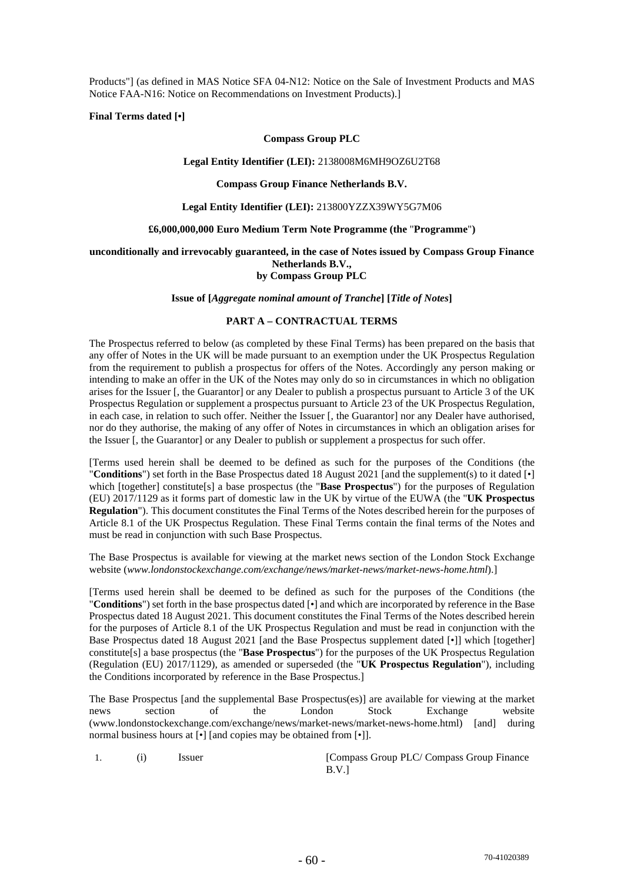Products"] (as defined in MAS Notice SFA 04-N12: Notice on the Sale of Investment Products and MAS Notice FAA-N16: Notice on Recommendations on Investment Products).]

**Final Terms dated [•]**

**Compass Group PLC**

**Legal Entity Identifier (LEI):** 2138008M6MH9OZ6U2T68

**Compass Group Finance Netherlands B.V.**

**Legal Entity Identifier (LEI):** 213800YZZX39WY5G7M06

**£6,000,000,000 Euro Medium Term Note Programme (the "Programme")**

**unconditionally and irrevocably guaranteed, in the case of Notes issued by Compass Group Finance Netherlands B.V., by Compass Group PLC**

**Issue of [*Aggregate nominal amount of Tranche*] [*Title of Notes*]**

**PART A – CONTRACTUAL TERMS**

The Prospectus referred to below (as completed by these Final Terms) has been prepared on the basis that any offer of Notes in the UK will be made pursuant to an exemption under the UK Prospectus Regulation from the requirement to publish a prospectus for offers of the Notes. Accordingly any person making or intending to make an offer in the UK of the Notes may only do so in circumstances in which no obligation arises for the Issuer [, the Guarantor] or any Dealer to publish a prospectus pursuant to Article 3 of the UK Prospectus Regulation or supplement a prospectus pursuant to Article 23 of the UK Prospectus Regulation, in each case, in relation to such offer. Neither the Issuer [, the Guarantor] nor any Dealer have authorised, nor do they authorise, the making of any offer of Notes in circumstances in which an obligation arises for the Issuer [, the Guarantor] or any Dealer to publish or supplement a prospectus for such offer.

[Terms used herein shall be deemed to be defined as such for the purposes of the Conditions (the "**Conditions**") set forth in the Base Prospectus dated 18 August 2021 [and the supplement(s) to it dated [•] which [together] constitute[s] a base prospectus (the "**Base Prospectus**") for the purposes of Regulation (EU) 2017/1129 as it forms part of domestic law in the UK by virtue of the EUWA (the "**UK Prospectus Regulation**"). This document constitutes the Final Terms of the Notes described herein for the purposes of Article 8.1 of the UK Prospectus Regulation. These Final Terms contain the final terms of the Notes and must be read in conjunction with such Base Prospectus.

The Base Prospectus is available for viewing at the market news section of the London Stock Exchange website (*www.londonstockexchange.com/exchange/news/market-news/market-news-home.html*).]

[Terms used herein shall be deemed to be defined as such for the purposes of the Conditions (the "**Conditions**") set forth in the base prospectus dated [•] and which are incorporated by reference in the Base Prospectus dated 18 August 2021. This document constitutes the Final Terms of the Notes described herein for the purposes of Article 8.1 of the UK Prospectus Regulation and must be read in conjunction with the Base Prospectus dated 18 August 2021 [and the Base Prospectus supplement dated [•]] which [together] constitute[s] a base prospectus (the "**Base Prospectus**") for the purposes of the UK Prospectus Regulation (Regulation (EU) 2017/1129), as amended or superseded (the "**UK Prospectus Regulation**"), including the Conditions incorporated by reference in the Base Prospectus.]

The Base Prospectus [and the supplemental Base Prospectus(es)] are available for viewing at the market news section of the London Stock Exchange website (www.londonstockexchange.com/exchange/news/market-news/market-news-home.html) [and] during normal business hours at [•] [and copies may be obtained from [•]].

| | | | |
|---|---|---|---|
| 1. | (i) | Issuer | [Compass Group PLC/ Compass Group Finance B.V.] |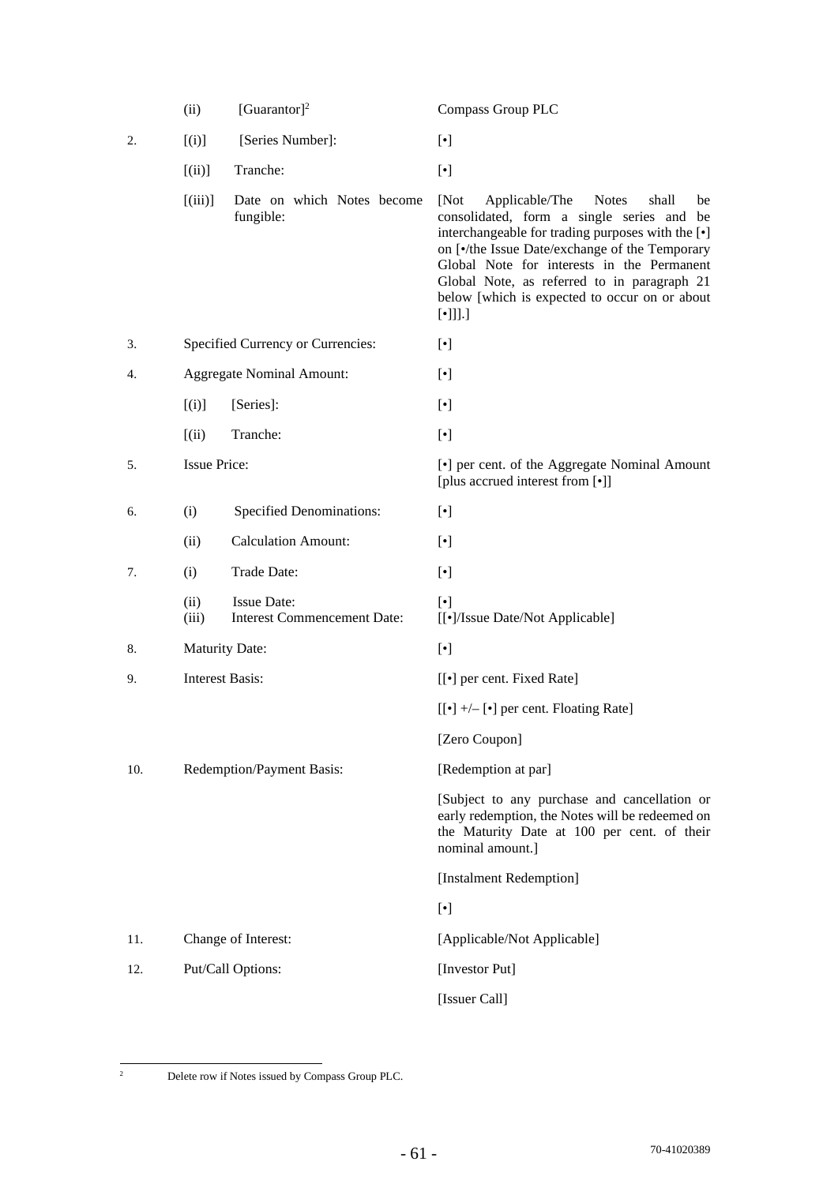| | | | |
|---|---|---|---|
| | (ii) | [Guarantor][2] | Compass Group PLC |
| 2. | [(i)] | [Series Number]: | [•] |
| | [(ii)] | Tranche: | [•] |
| | [(iii)] | Date on which Notes become fungible: | [Not Applicable/The Notes shall be consolidated, form a single series and be interchangeable for trading purposes with the [•] on [•/the Issue Date/exchange of the Temporary Global Note for interests in the Permanent Global Note, as referred to in paragraph 21 below [which is expected to occur on or about [•]]].] |
| 3. | Specified Currency or Currencies: | | [•] |
| 4. | Aggregate Nominal Amount: | | [•] |
| | [(i)] | [Series]: | [•] |
| | [(ii) | Tranche: | [•] |
| 5. | Issue Price: | | [•] per cent. of the Aggregate Nominal Amount [plus accrued interest from [•]] |
| 6. | (i) | Specified Denominations: | [•] |
| | (ii) | Calculation Amount: | [•] |
| 7. | (i) | Trade Date: | [•] |
| | (ii) | Issue Date: | [•] |
| | (iii) | Interest Commencement Date: | [[•]/Issue Date/Not Applicable] |
| 8. | Maturity Date: | | [•] |
| 9. | Interest Basis: | | [[•] per cent. Fixed Rate] |
| | | | [[•] +/– [•] per cent. Floating Rate] |
| | | | [Zero Coupon] |
| 10. | Redemption/Payment Basis: | | [Redemption at par] |
| | | | [Subject to any purchase and cancellation or early redemption, the Notes will be redeemed on the Maturity Date at 100 per cent. of their nominal amount.] |
| | | | [Instalment Redemption] |
| | | | [•] |
| 11. | Change of Interest: | | [Applicable/Not Applicable] |
| 12. | Put/Call Options: | | [Investor Put] |
| | | | [Issuer Call] |

[2] Delete row if Notes issued by Compass Group PLC.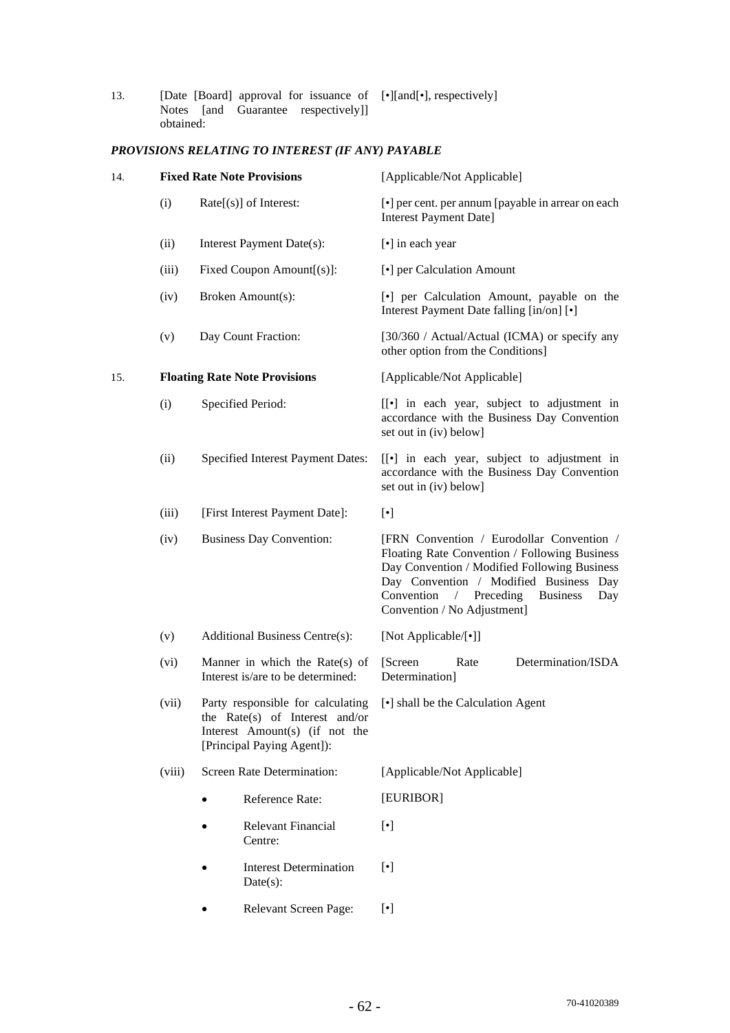| | | | |
|---|---|---|---|
| 13. | [Date [Board] approval for issuance of Notes [and Guarantee respectively]] obtained: | | [•][and[•], respectively] |

***PROVISIONS RELATING TO INTEREST (IF ANY) PAYABLE***

| | | | |
|---|---|---|---|
| 14. | **Fixed Rate Note Provisions** | | [Applicable/Not Applicable] |
| | (i) | Rate[(s)] of Interest: | [•] per cent. per annum [payable in arrear on each Interest Payment Date] |
| | (ii) | Interest Payment Date(s): | [•] in each year |
| | (iii) | Fixed Coupon Amount[(s)]: | [•] per Calculation Amount |
| | (iv) | Broken Amount(s): | [•] per Calculation Amount, payable on the Interest Payment Date falling [in/on] [•] |
| | (v) | Day Count Fraction: | [30/360 / Actual/Actual (ICMA) or specify any other option from the Conditions] |
| 15. | **Floating Rate Note Provisions** | | [Applicable/Not Applicable] |
| | (i) | Specified Period: | [[•] in each year, subject to adjustment in accordance with the Business Day Convention set out in (iv) below] |
| | (ii) | Specified Interest Payment Dates: | [[•] in each year, subject to adjustment in accordance with the Business Day Convention set out in (iv) below] |
| | (iii) | [First Interest Payment Date]: | [•] |
| | (iv) | Business Day Convention: | [FRN Convention / Eurodollar Convention / Floating Rate Convention / Following Business Day Convention / Modified Following Business Day Convention / Modified Business Day Convention / Preceding Business Day Convention / No Adjustment] |
| | (v) | Additional Business Centre(s): | [Not Applicable/[•]] |
| | (vi) | Manner in which the Rate(s) of Interest is/are to be determined: | [Screen Rate Determination/ISDA Determination] |
| | (vii) | Party responsible for calculating the Rate(s) of Interest and/or Interest Amount(s) (if not the [Principal Paying Agent]): | [•] shall be the Calculation Agent |
| | (viii) | Screen Rate Determination: | [Applicable/Not Applicable] |
| | | • Reference Rate: | [EURIBOR] |
| | | • Relevant Financial Centre: | [•] |
| | | • Interest Determination Date(s): | [•] |
| | | • Relevant Screen Page: | [•] |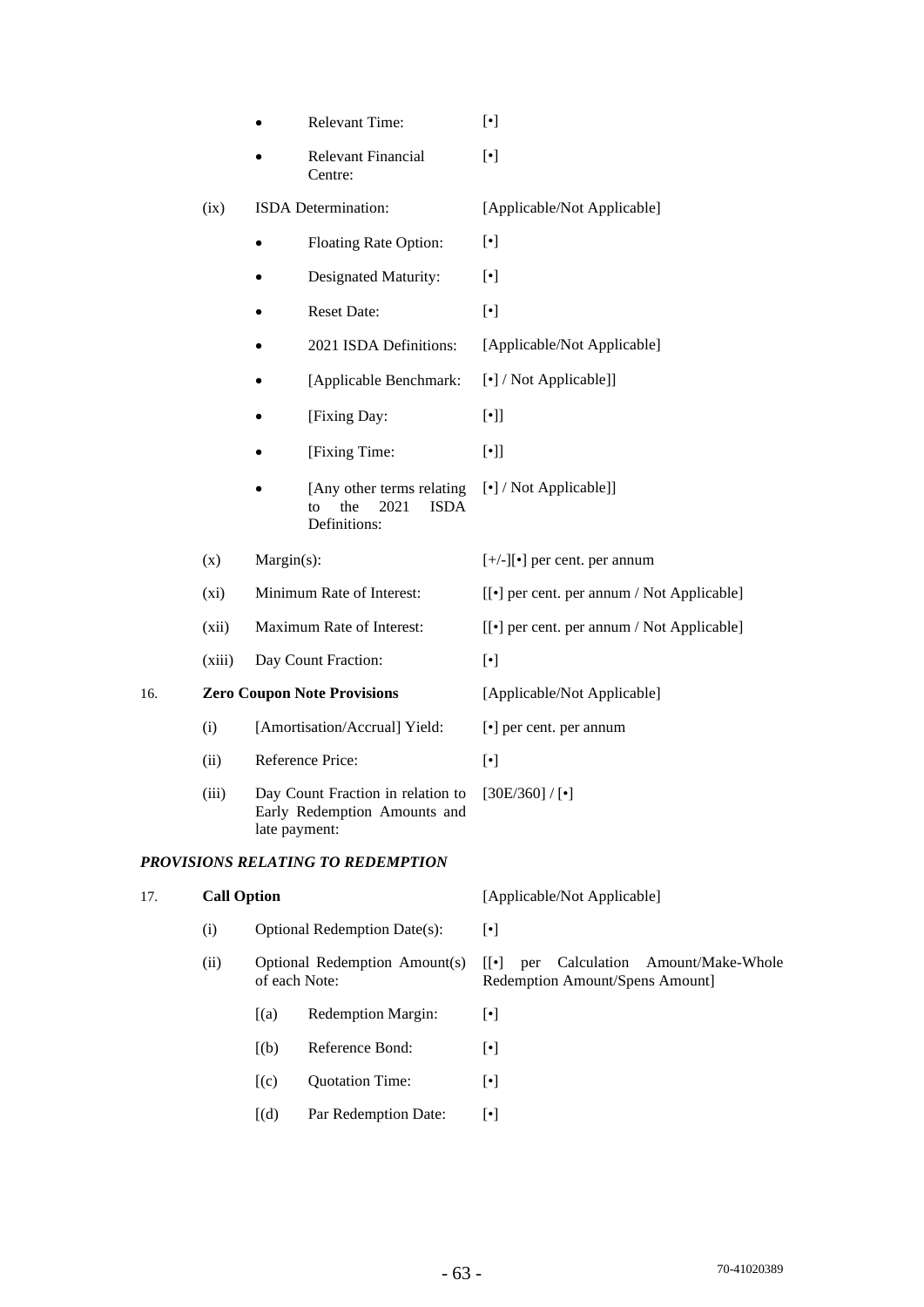- Relevant Time: [•]
- Relevant Financial Centre: [•]

(ix) ISDA Determination: [Applicable/Not Applicable]

- Floating Rate Option: [•]
- Designated Maturity: [•]
- Reset Date: [•]
- 2021 ISDA Definitions: [Applicable/Not Applicable]
- [Applicable Benchmark: [•] / Not Applicable]]
- [Fixing Day: [•]]
- [Fixing Time: [•]]
- [Any other terms relating to the 2021 ISDA Definitions: [•] / Not Applicable]]

(x) Margin(s): [+/-][•] per cent. per annum

(xi) Minimum Rate of Interest: [[•] per cent. per annum / Not Applicable]

(xii) Maximum Rate of Interest: [[•] per cent. per annum / Not Applicable]

(xiii) Day Count Fraction: [•]

16. **Zero Coupon Note Provisions** [Applicable/Not Applicable]

(i) [Amortisation/Accrual] Yield: [•] per cent. per annum

(ii) Reference Price: [•]

(iii) Day Count Fraction in relation to Early Redemption Amounts and late payment: [30E/360] / [•]

***PROVISIONS RELATING TO REDEMPTION***

17. **Call Option** [Applicable/Not Applicable]

(i) Optional Redemption Date(s): [•]

(ii) Optional Redemption Amount(s) of each Note: [[•] per Calculation Amount/Make-Whole Redemption Amount/Spens Amount]

[(a) Redemption Margin: [•]

[(b) Reference Bond: [•]

[(c) Quotation Time: [•]

[(d) Par Redemption Date: [•]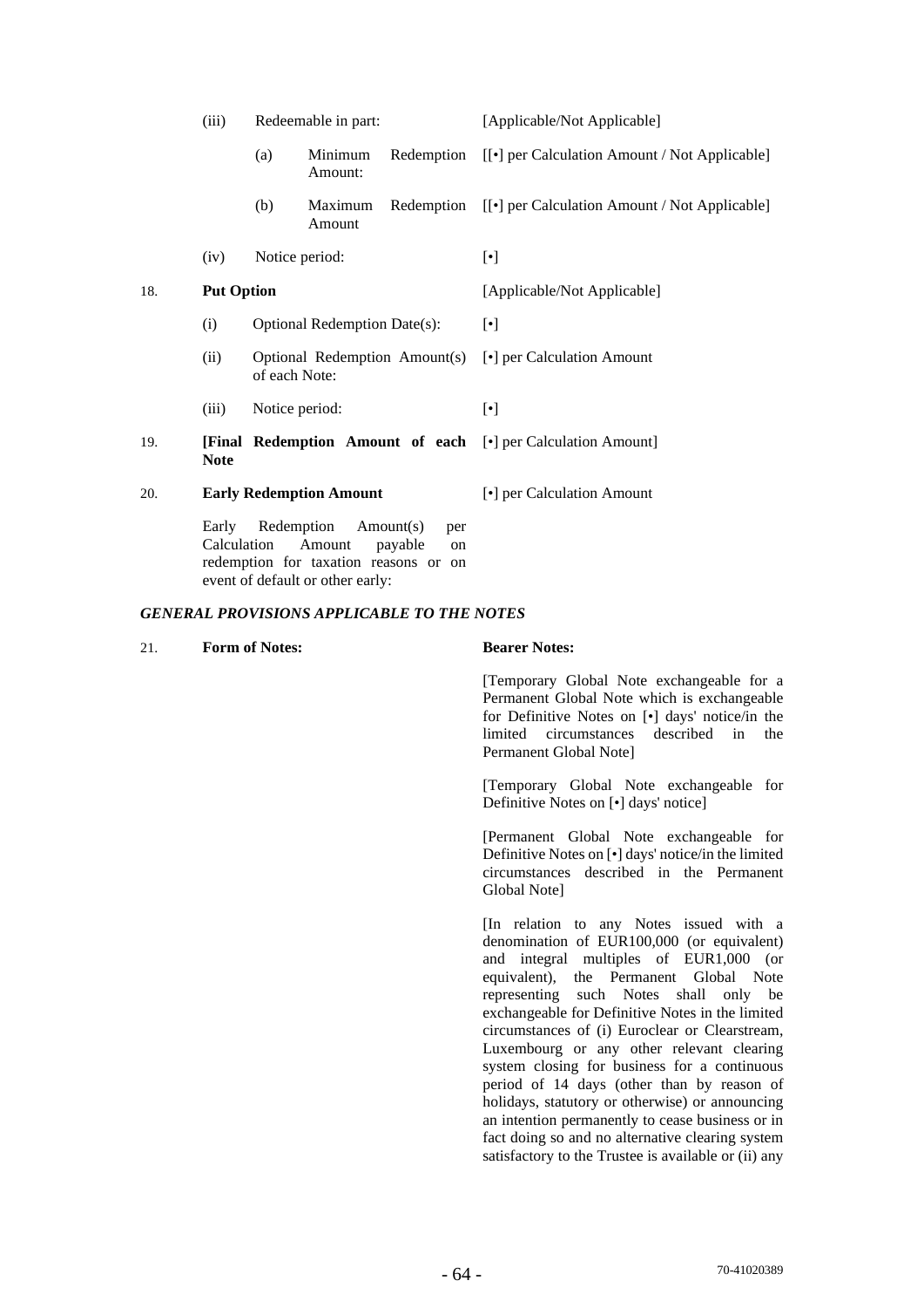| | | | |
|---|---|---|---|
| | (iii) | Redeemable in part: | [Applicable/Not Applicable] |
| | | (a) Minimum Redemption Amount: | [[•] per Calculation Amount / Not Applicable] |
| | | (b) Maximum Redemption Amount | [[•] per Calculation Amount / Not Applicable] |
| | (iv) | Notice period: | [•] |
| 18. | **Put Option** | | [Applicable/Not Applicable] |
| | (i) | Optional Redemption Date(s): | [•] |
| | (ii) | Optional Redemption Amount(s) of each Note: | [•] per Calculation Amount |
| | (iii) | Notice period: | [•] |
| 19. | **[Final Redemption Amount of each Note** | | [•] per Calculation Amount] |
| 20. | **Early Redemption Amount** | | [•] per Calculation Amount |
| | Early Redemption Amount(s) per Calculation Amount payable on redemption for taxation reasons or on event of default or other early: | | |

***GENERAL PROVISIONS APPLICABLE TO THE NOTES***

21. **Form of Notes:** **Bearer Notes:**

[Temporary Global Note exchangeable for a Permanent Global Note which is exchangeable for Definitive Notes on [•] days' notice/in the limited circumstances described in the Permanent Global Note]

[Temporary Global Note exchangeable for Definitive Notes on [•] days' notice]

[Permanent Global Note exchangeable for Definitive Notes on [•] days' notice/in the limited circumstances described in the Permanent Global Note]

[In relation to any Notes issued with a denomination of EUR100,000 (or equivalent) and integral multiples of EUR1,000 (or equivalent), the Permanent Global Note representing such Notes shall only be exchangeable for Definitive Notes in the limited circumstances of (i) Euroclear or Clearstream, Luxembourg or any other relevant clearing system closing for business for a continuous period of 14 days (other than by reason of holidays, statutory or otherwise) or announcing an intention permanently to cease business or in fact doing so and no alternative clearing system satisfactory to the Trustee is available or (ii) any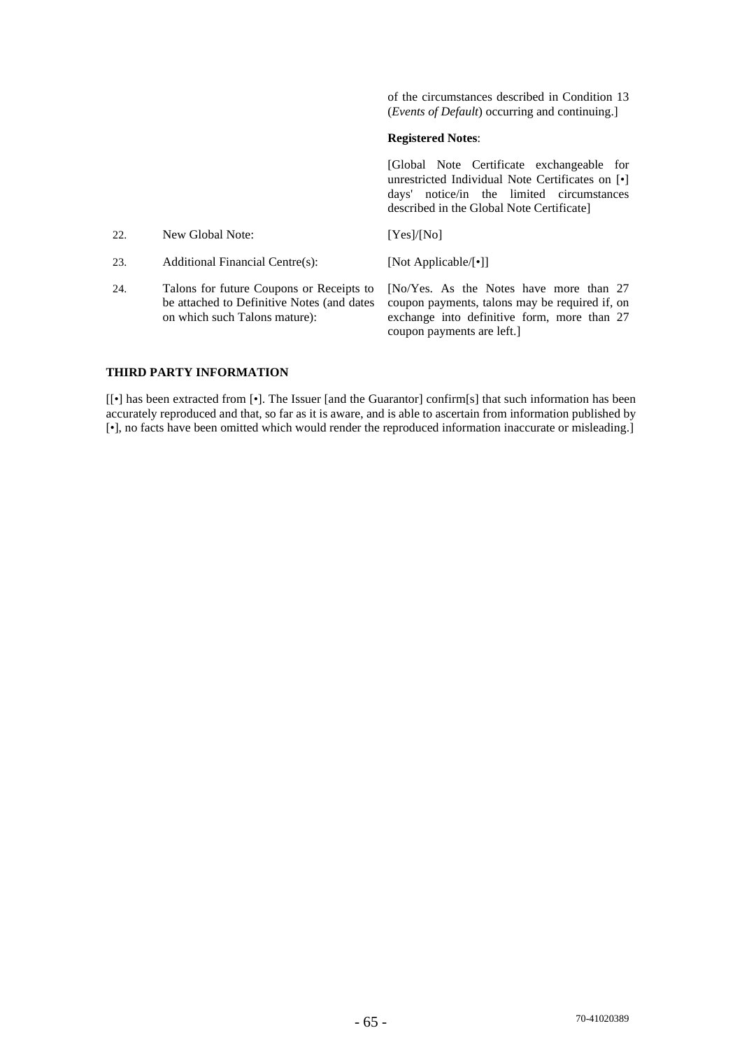| | | |
|---|---|---|
| | | of the circumstances described in Condition 13 (*Events of Default*) occurring and continuing.] |
| | | **Registered Notes**: |
| | | [Global Note Certificate exchangeable for unrestricted Individual Note Certificates on [•] days' notice/in the limited circumstances described in the Global Note Certificate] |
| 22. | New Global Note: | [Yes]/[No] |
| 23. | Additional Financial Centre(s): | [Not Applicable/[•]] |
| 24. | Talons for future Coupons or Receipts to be attached to Definitive Notes (and dates on which such Talons mature): | [No/Yes. As the Notes have more than 27 coupon payments, talons may be required if, on exchange into definitive form, more than 27 coupon payments are left.] |

**THIRD PARTY INFORMATION**

[[•] has been extracted from [•]. The Issuer [and the Guarantor] confirm[s] that such information has been accurately reproduced and that, so far as it is aware, and is able to ascertain from information published by [•], no facts have been omitted which would render the reproduced information inaccurate or misleading.]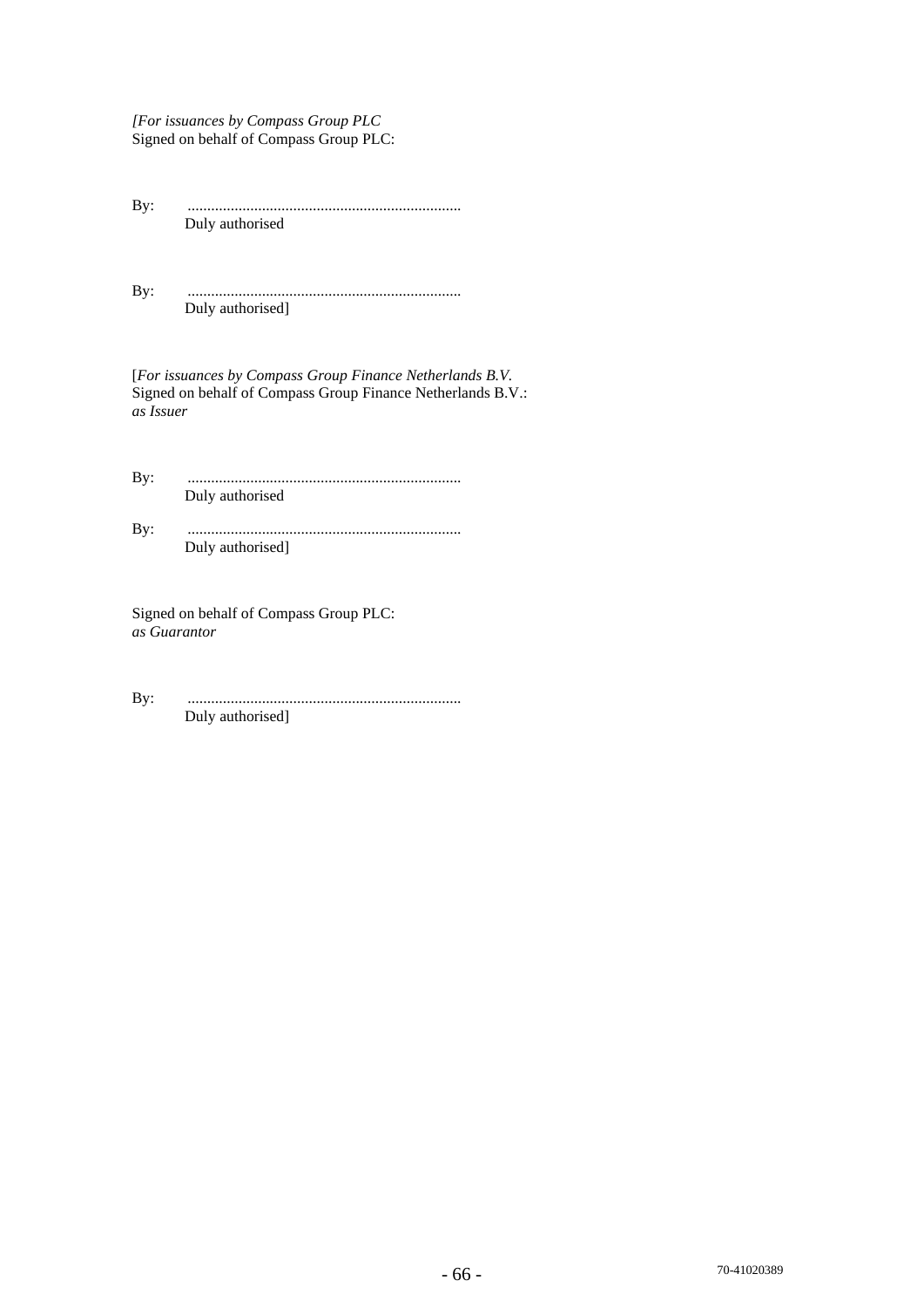*[For issuances by Compass Group PLC*
Signed on behalf of Compass Group PLC:

By: ......................................................................
Duly authorised

By: ......................................................................
Duly authorised]

[*For issuances by Compass Group Finance Netherlands B.V.*
Signed on behalf of Compass Group Finance Netherlands B.V.:
*as Issuer*

By: ......................................................................
Duly authorised

By: ......................................................................
Duly authorised]

Signed on behalf of Compass Group PLC:
*as Guarantor*

By: ......................................................................
Duly authorised]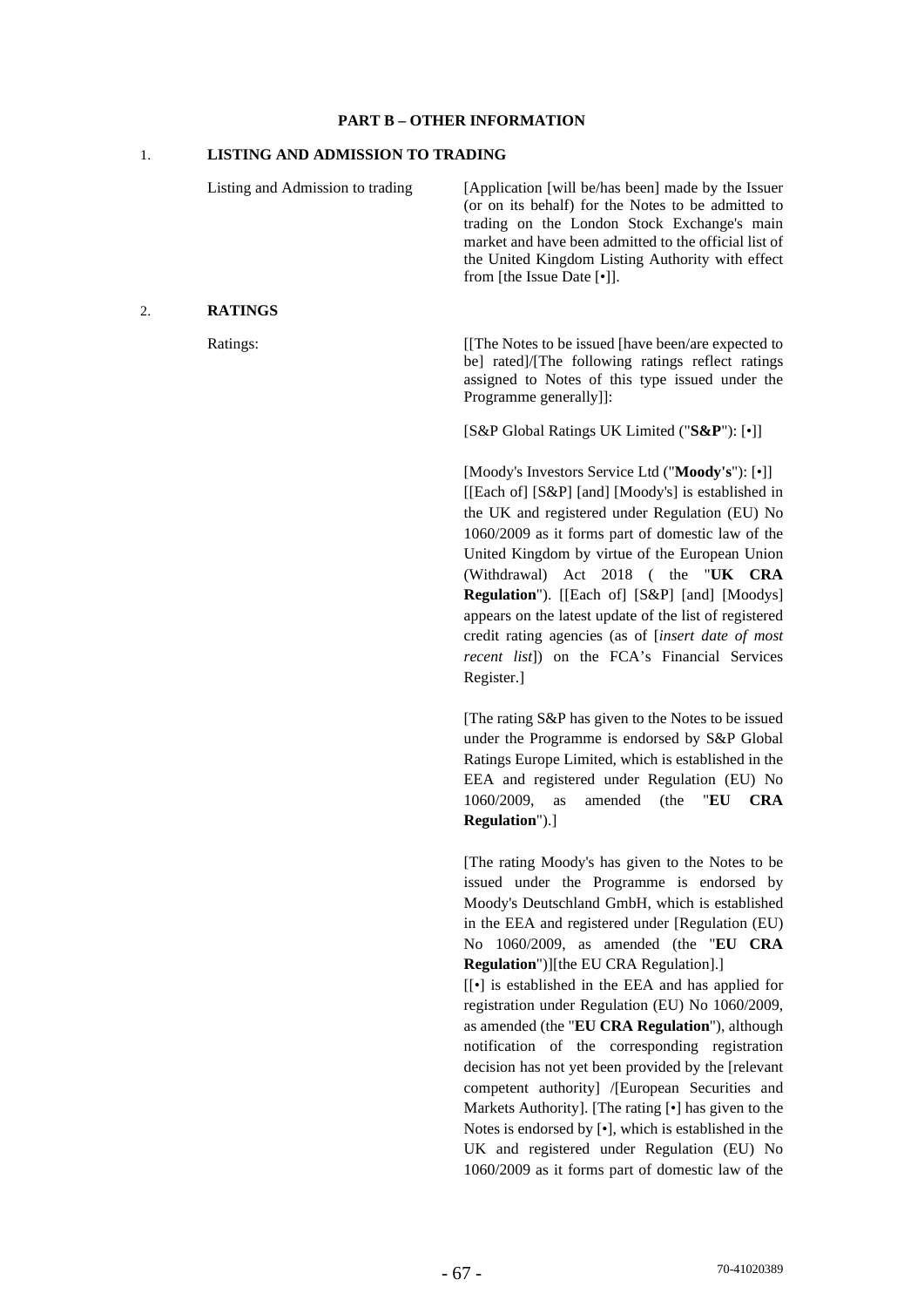## PART B – OTHER INFORMATION

### 1. LISTING AND ADMISSION TO TRADING

| | |
|---|---|
| Listing and Admission to trading | [Application [will be/has been] made by the Issuer (or on its behalf) for the Notes to be admitted to trading on the London Stock Exchange's main market and have been admitted to the official list of the United Kingdom Listing Authority with effect from [the Issue Date [•]]. |

### 2. RATINGS

Ratings:

[[The Notes to be issued [have been/are expected to be] rated]/[The following ratings reflect ratings assigned to Notes of this type issued under the Programme generally]]:

[S&P Global Ratings UK Limited ("**S&P**"): [•]]

[Moody's Investors Service Ltd ("**Moody's**"): [•]]

[[Each of] [S&P] [and] [Moody's] is established in the UK and registered under Regulation (EU) No 1060/2009 as it forms part of domestic law of the United Kingdom by virtue of the European Union (Withdrawal) Act 2018 ( the "**UK CRA Regulation**"). [[Each of] [S&P] [and] [Moodys] appears on the latest update of the list of registered credit rating agencies (as of [*insert date of most recent list*]) on the FCA's Financial Services Register.]

[The rating S&P has given to the Notes to be issued under the Programme is endorsed by S&P Global Ratings Europe Limited, which is established in the EEA and registered under Regulation (EU) No 1060/2009, as amended (the "**EU CRA Regulation**").]

[The rating Moody's has given to the Notes to be issued under the Programme is endorsed by Moody's Deutschland GmbH, which is established in the EEA and registered under [Regulation (EU) No 1060/2009, as amended (the "**EU CRA Regulation**")][the EU CRA Regulation].]

[[•] is established in the EEA and has applied for registration under Regulation (EU) No 1060/2009, as amended (the "**EU CRA Regulation**"), although notification of the corresponding registration decision has not yet been provided by the [relevant competent authority] /[European Securities and Markets Authority]. [The rating [•] has given to the Notes is endorsed by [•], which is established in the UK and registered under Regulation (EU) No 1060/2009 as it forms part of domestic law of the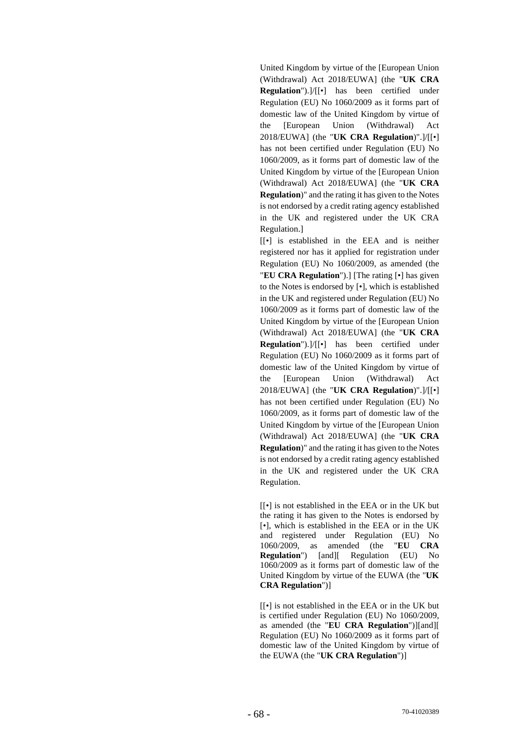United Kingdom by virtue of the [European Union (Withdrawal) Act 2018/EUWA] (the "**UK CRA Regulation**").]/[[•] has been certified under Regulation (EU) No 1060/2009 as it forms part of domestic law of the United Kingdom by virtue of the [European Union (Withdrawal) Act 2018/EUWA] (the "**UK CRA Regulation**)".]/[[•] has not been certified under Regulation (EU) No 1060/2009, as it forms part of domestic law of the United Kingdom by virtue of the [European Union (Withdrawal) Act 2018/EUWA] (the "**UK CRA Regulation**)" and the rating it has given to the Notes is not endorsed by a credit rating agency established in the UK and registered under the UK CRA Regulation.]

[[•] is established in the EEA and is neither registered nor has it applied for registration under Regulation (EU) No 1060/2009, as amended (the "**EU CRA Regulation**").] [The rating [•] has given to the Notes is endorsed by [•], which is established in the UK and registered under Regulation (EU) No 1060/2009 as it forms part of domestic law of the United Kingdom by virtue of the [European Union (Withdrawal) Act 2018/EUWA] (the "**UK CRA Regulation**").]/[[•] has been certified under Regulation (EU) No 1060/2009 as it forms part of domestic law of the United Kingdom by virtue of the [European Union (Withdrawal) Act 2018/EUWA] (the "**UK CRA Regulation**)".]/[[•] has not been certified under Regulation (EU) No 1060/2009, as it forms part of domestic law of the United Kingdom by virtue of the [European Union (Withdrawal) Act 2018/EUWA] (the "**UK CRA Regulation**)" and the rating it has given to the Notes is not endorsed by a credit rating agency established in the UK and registered under the UK CRA Regulation.

[[•] is not established in the EEA or in the UK but the rating it has given to the Notes is endorsed by [•], which is established in the EEA or in the UK and registered under Regulation (EU) No 1060/2009, as amended (the "**EU CRA Regulation**") [and][ Regulation (EU) No 1060/2009 as it forms part of domestic law of the United Kingdom by virtue of the EUWA (the "**UK CRA Regulation**")]

[[•] is not established in the EEA or in the UK but is certified under Regulation (EU) No 1060/2009, as amended (the "**EU CRA Regulation**")][and][ Regulation (EU) No 1060/2009 as it forms part of domestic law of the United Kingdom by virtue of the EUWA (the "**UK CRA Regulation**")]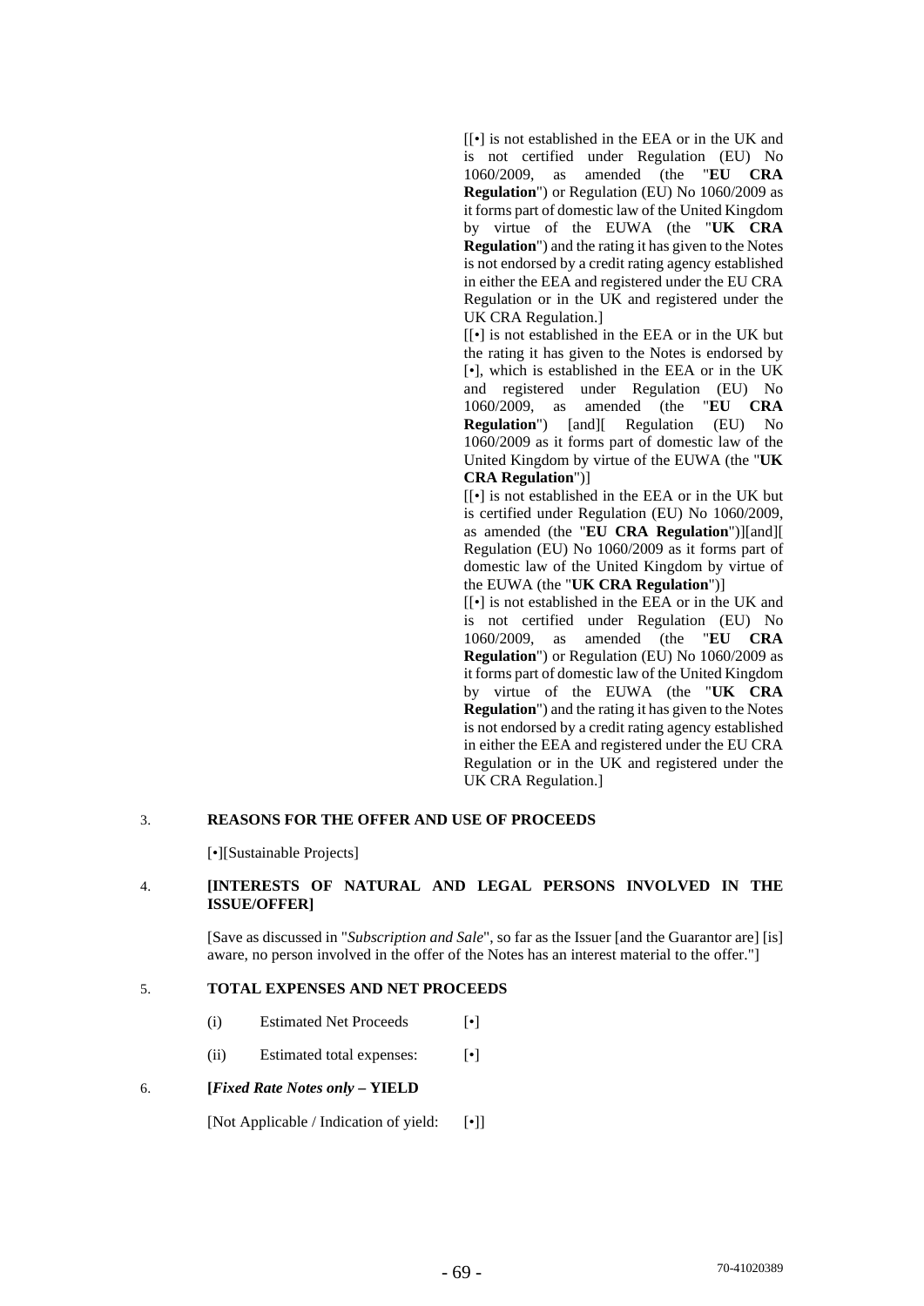[[•] is not established in the EEA or in the UK and is not certified under Regulation (EU) No 1060/2009, as amended (the "**EU CRA Regulation**") or Regulation (EU) No 1060/2009 as it forms part of domestic law of the United Kingdom by virtue of the EUWA (the "**UK CRA Regulation**") and the rating it has given to the Notes is not endorsed by a credit rating agency established in either the EEA and registered under the EU CRA Regulation or in the UK and registered under the UK CRA Regulation.]

[[•] is not established in the EEA or in the UK but the rating it has given to the Notes is endorsed by [•], which is established in the EEA or in the UK and registered under Regulation (EU) No 1060/2009, as amended (the "**EU CRA Regulation**") [and][ Regulation (EU) No 1060/2009 as it forms part of domestic law of the United Kingdom by virtue of the EUWA (the "**UK CRA Regulation**")]

[[•] is not established in the EEA or in the UK but is certified under Regulation (EU) No 1060/2009, as amended (the "**EU CRA Regulation**")][and][ Regulation (EU) No 1060/2009 as it forms part of domestic law of the United Kingdom by virtue of the EUWA (the "**UK CRA Regulation**")]

[[•] is not established in the EEA or in the UK and is not certified under Regulation (EU) No 1060/2009, as amended (the "**EU CRA Regulation**") or Regulation (EU) No 1060/2009 as it forms part of domestic law of the United Kingdom by virtue of the EUWA (the "**UK CRA Regulation**") and the rating it has given to the Notes is not endorsed by a credit rating agency established in either the EEA and registered under the EU CRA Regulation or in the UK and registered under the UK CRA Regulation.]

3. **REASONS FOR THE OFFER AND USE OF PROCEEDS**

[•][Sustainable Projects]

4. **[INTERESTS OF NATURAL AND LEGAL PERSONS INVOLVED IN THE ISSUE/OFFER]**

[Save as discussed in "*Subscription and Sale*", so far as the Issuer [and the Guarantor are] [is] aware, no person involved in the offer of the Notes has an interest material to the offer."]

5. **TOTAL EXPENSES AND NET PROCEEDS**

(i) Estimated Net Proceeds [•]

(ii) Estimated total expenses: [•]

6. **[*Fixed Rate Notes only* – YIELD**

[Not Applicable / Indication of yield: [•]]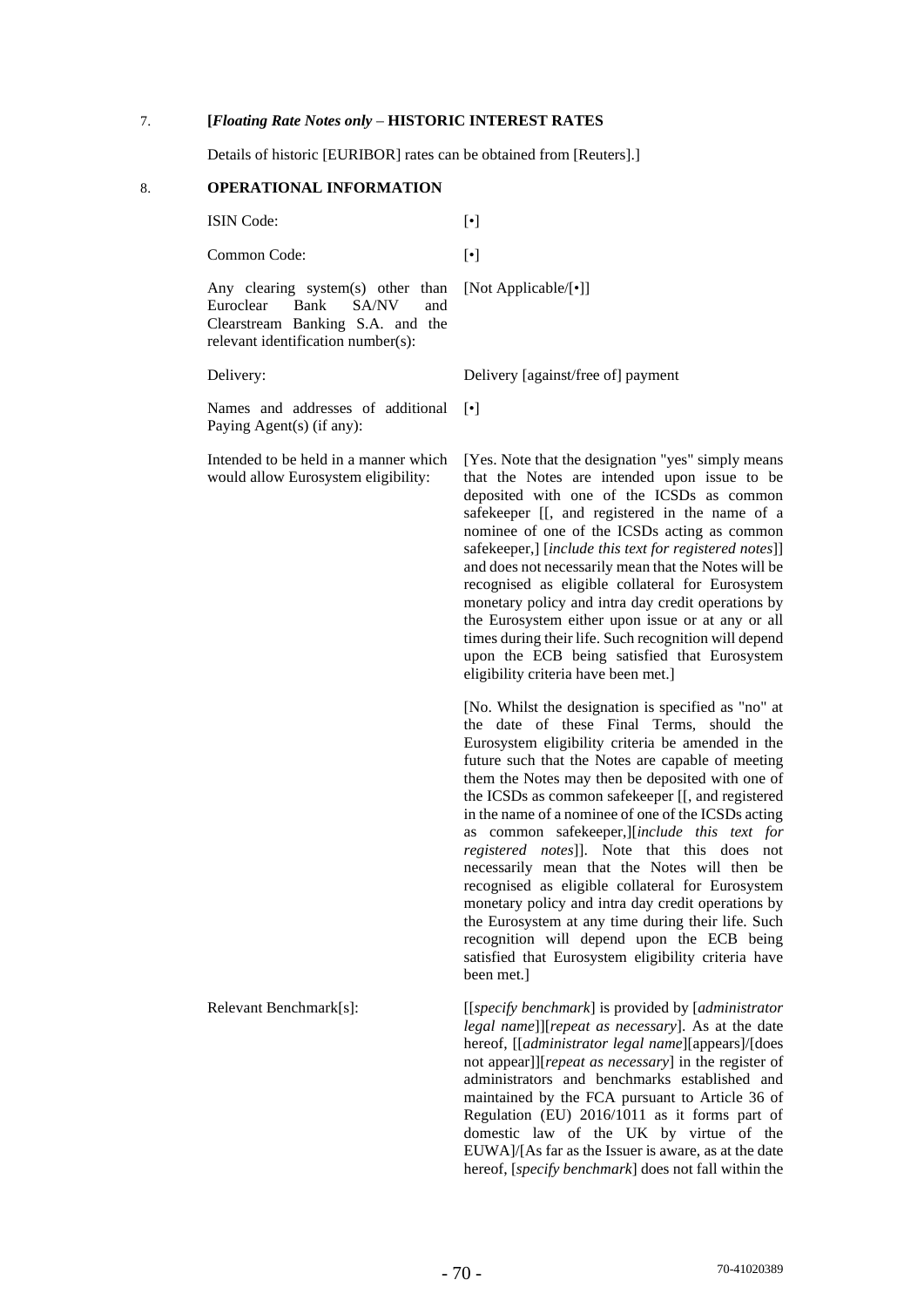7. **[*Floating Rate Notes only* – HISTORIC INTEREST RATES**

Details of historic [EURIBOR] rates can be obtained from [Reuters].]

8. **OPERATIONAL INFORMATION**

| | |
|---|---|
| ISIN Code: | [•] |
| Common Code: | [•] |
| Any clearing system(s) other than Euroclear Bank SA/NV and Clearstream Banking S.A. and the relevant identification number(s): | [Not Applicable/[•]] |
| Delivery: | Delivery [against/free of] payment |
| Names and addresses of additional Paying Agent(s) (if any): | [•] |
| Intended to be held in a manner which would allow Eurosystem eligibility: | [Yes. Note that the designation "yes" simply means that the Notes are intended upon issue to be deposited with one of the ICSDs as common safekeeper [[, and registered in the name of a nominee of one of the ICSDs acting as common safekeeper,] [*include this text for registered notes*]] and does not necessarily mean that the Notes will be recognised as eligible collateral for Eurosystem monetary policy and intra day credit operations by the Eurosystem either upon issue or at any or all times during their life. Such recognition will depend upon the ECB being satisfied that Eurosystem eligibility criteria have been met.]<br><br>[No. Whilst the designation is specified as "no" at the date of these Final Terms, should the Eurosystem eligibility criteria be amended in the future such that the Notes are capable of meeting them the Notes may then be deposited with one of the ICSDs as common safekeeper [[, and registered in the name of a nominee of one of the ICSDs acting as common safekeeper,][*include this text for registered notes*]]. Note that this does not necessarily mean that the Notes will then be recognised as eligible collateral for Eurosystem monetary policy and intra day credit operations by the Eurosystem at any time during their life. Such recognition will depend upon the ECB being satisfied that Eurosystem eligibility criteria have been met.] |
| Relevant Benchmark[s]: | [[*specify benchmark*] is provided by [*administrator legal name*]][*repeat as necessary*]. As at the date hereof, [[*administrator legal name*][appears]/[does not appear]][*repeat as necessary*] in the register of administrators and benchmarks established and maintained by the FCA pursuant to Article 36 of Regulation (EU) 2016/1011 as it forms part of domestic law of the UK by virtue of the EUWA]/[As far as the Issuer is aware, as at the date hereof, [*specify benchmark*] does not fall within the |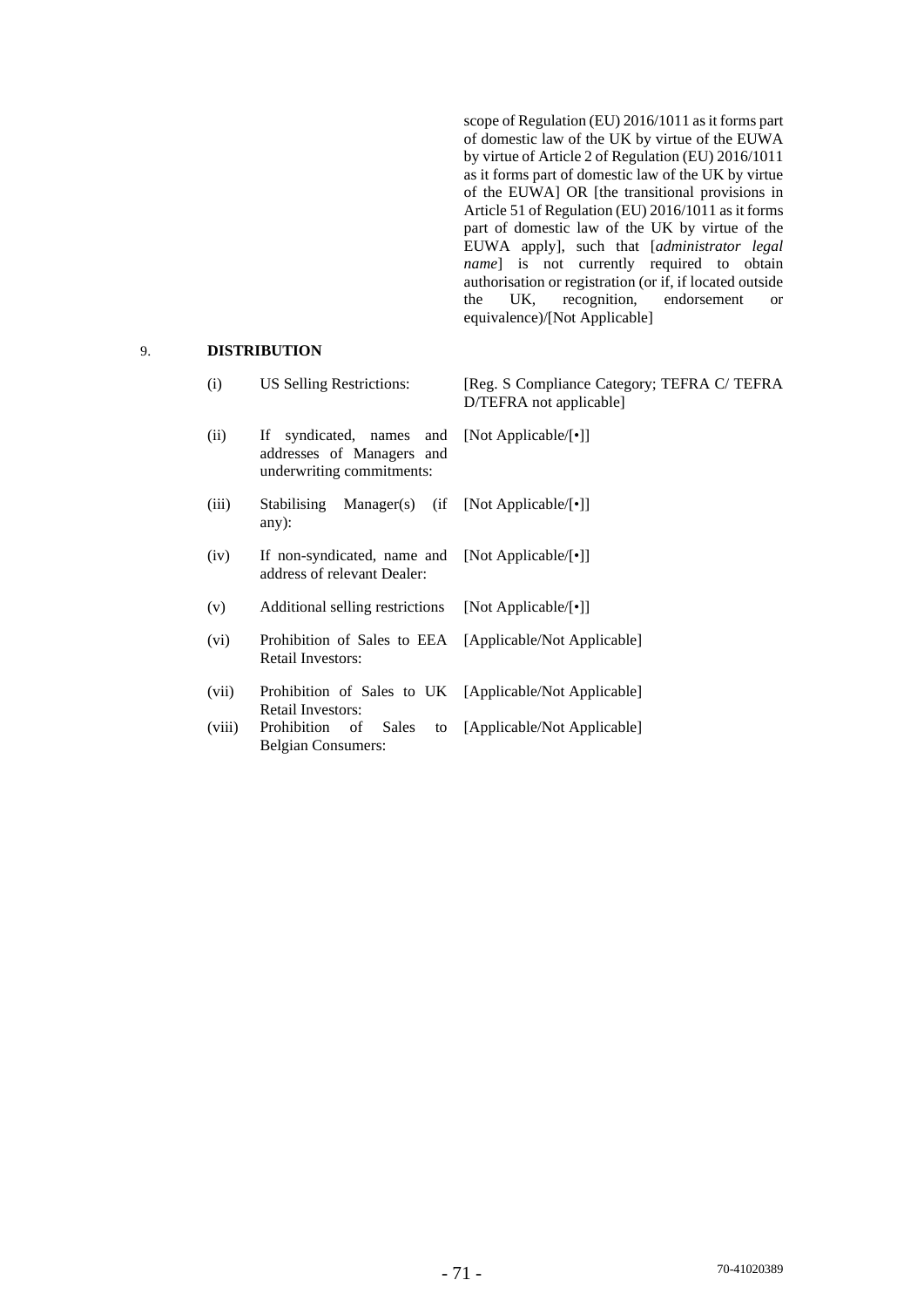scope of Regulation (EU) 2016/1011 as it forms part of domestic law of the UK by virtue of the EUWA by virtue of Article 2 of Regulation (EU) 2016/1011 as it forms part of domestic law of the UK by virtue of the EUWA] OR [the transitional provisions in Article 51 of Regulation (EU) 2016/1011 as it forms part of domestic law of the UK by virtue of the EUWA apply], such that [*administrator legal name*] is not currently required to obtain authorisation or registration (or if, if located outside the UK, recognition, endorsement or equivalence)/[Not Applicable]

9. **DISTRIBUTION**

| | | |
|---|---|---|
| (i) | US Selling Restrictions: | [Reg. S Compliance Category; TEFRA C/ TEFRA D/TEFRA not applicable] |
| (ii) | If syndicated, names and addresses of Managers and underwriting commitments: | [Not Applicable/[•]] |
| (iii) | Stabilising Manager(s) (if any): | [Not Applicable/[•]] |
| (iv) | If non-syndicated, name and address of relevant Dealer: | [Not Applicable/[•]] |
| (v) | Additional selling restrictions | [Not Applicable/[•]] |
| (vi) | Prohibition of Sales to EEA Retail Investors: | [Applicable/Not Applicable] |
| (vii) | Prohibition of Sales to UK Retail Investors: | [Applicable/Not Applicable] |
| (viii) | Prohibition of Sales to Belgian Consumers: | [Applicable/Not Applicable] |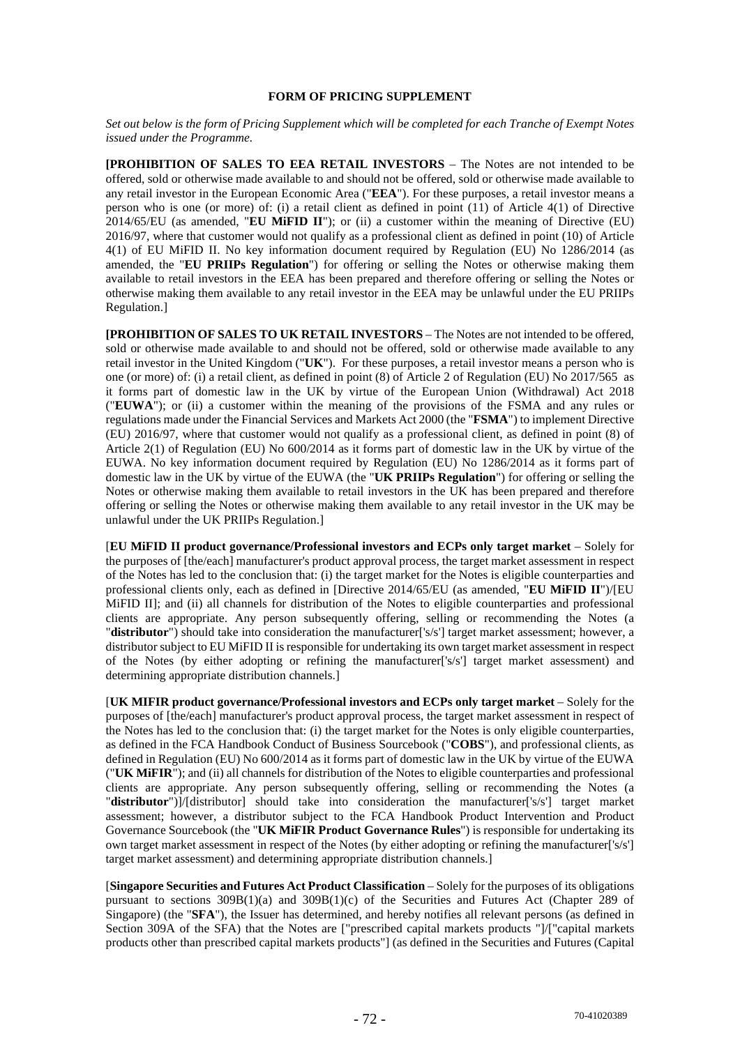**FORM OF PRICING SUPPLEMENT**

*Set out below is the form of Pricing Supplement which will be completed for each Tranche of Exempt Notes issued under the Programme.*

**[PROHIBITION OF SALES TO EEA RETAIL INVESTORS** – The Notes are not intended to be offered, sold or otherwise made available to and should not be offered, sold or otherwise made available to any retail investor in the European Economic Area ("**EEA**"). For these purposes, a retail investor means a person who is one (or more) of: (i) a retail client as defined in point (11) of Article 4(1) of Directive 2014/65/EU (as amended, "**EU MiFID II**"); or (ii) a customer within the meaning of Directive (EU) 2016/97, where that customer would not qualify as a professional client as defined in point (10) of Article 4(1) of EU MiFID II. No key information document required by Regulation (EU) No 1286/2014 (as amended, the "**EU PRIIPs Regulation**") for offering or selling the Notes or otherwise making them available to retail investors in the EEA has been prepared and therefore offering or selling the Notes or otherwise making them available to any retail investor in the EEA may be unlawful under the EU PRIIPs Regulation.]

**[PROHIBITION OF SALES TO UK RETAIL INVESTORS** – The Notes are not intended to be offered, sold or otherwise made available to and should not be offered, sold or otherwise made available to any retail investor in the United Kingdom ("**UK**"). For these purposes, a retail investor means a person who is one (or more) of: (i) a retail client, as defined in point (8) of Article 2 of Regulation (EU) No 2017/565 as it forms part of domestic law in the UK by virtue of the European Union (Withdrawal) Act 2018 ("**EUWA**"); or (ii) a customer within the meaning of the provisions of the FSMA and any rules or regulations made under the Financial Services and Markets Act 2000 (the "**FSMA**") to implement Directive (EU) 2016/97, where that customer would not qualify as a professional client, as defined in point (8) of Article 2(1) of Regulation (EU) No 600/2014 as it forms part of domestic law in the UK by virtue of the EUWA. No key information document required by Regulation (EU) No 1286/2014 as it forms part of domestic law in the UK by virtue of the EUWA (the "**UK PRIIPs Regulation**") for offering or selling the Notes or otherwise making them available to retail investors in the UK has been prepared and therefore offering or selling the Notes or otherwise making them available to any retail investor in the UK may be unlawful under the UK PRIIPs Regulation.]

[**EU MiFID II product governance/Professional investors and ECPs only target market** – Solely for the purposes of [the/each] manufacturer's product approval process, the target market assessment in respect of the Notes has led to the conclusion that: (i) the target market for the Notes is eligible counterparties and professional clients only, each as defined in [Directive 2014/65/EU (as amended, "**EU MiFID II**")/[EU MiFID II]; and (ii) all channels for distribution of the Notes to eligible counterparties and professional clients are appropriate. Any person subsequently offering, selling or recommending the Notes (a "**distributor**") should take into consideration the manufacturer['s/s'] target market assessment; however, a distributor subject to EU MiFID II is responsible for undertaking its own target market assessment in respect of the Notes (by either adopting or refining the manufacturer['s/s'] target market assessment) and determining appropriate distribution channels.]

[**UK MIFIR product governance/Professional investors and ECPs only target market** – Solely for the purposes of [the/each] manufacturer's product approval process, the target market assessment in respect of the Notes has led to the conclusion that: (i) the target market for the Notes is only eligible counterparties, as defined in the FCA Handbook Conduct of Business Sourcebook ("**COBS**"), and professional clients, as defined in Regulation (EU) No 600/2014 as it forms part of domestic law in the UK by virtue of the EUWA ("**UK MiFIR**"); and (ii) all channels for distribution of the Notes to eligible counterparties and professional clients are appropriate. Any person subsequently offering, selling or recommending the Notes (a "**distributor**")]/[distributor] should take into consideration the manufacturer['s/s'] target market assessment; however, a distributor subject to the FCA Handbook Product Intervention and Product Governance Sourcebook (the "**UK MiFIR Product Governance Rules**") is responsible for undertaking its own target market assessment in respect of the Notes (by either adopting or refining the manufacturer['s/s'] target market assessment) and determining appropriate distribution channels.]

[**Singapore Securities and Futures Act Product Classification** – Solely for the purposes of its obligations pursuant to sections 309B(1)(a) and 309B(1)(c) of the Securities and Futures Act (Chapter 289 of Singapore) (the "**SFA**"), the Issuer has determined, and hereby notifies all relevant persons (as defined in Section 309A of the SFA) that the Notes are ["prescribed capital markets products "]/["capital markets products other than prescribed capital markets products"] (as defined in the Securities and Futures (Capital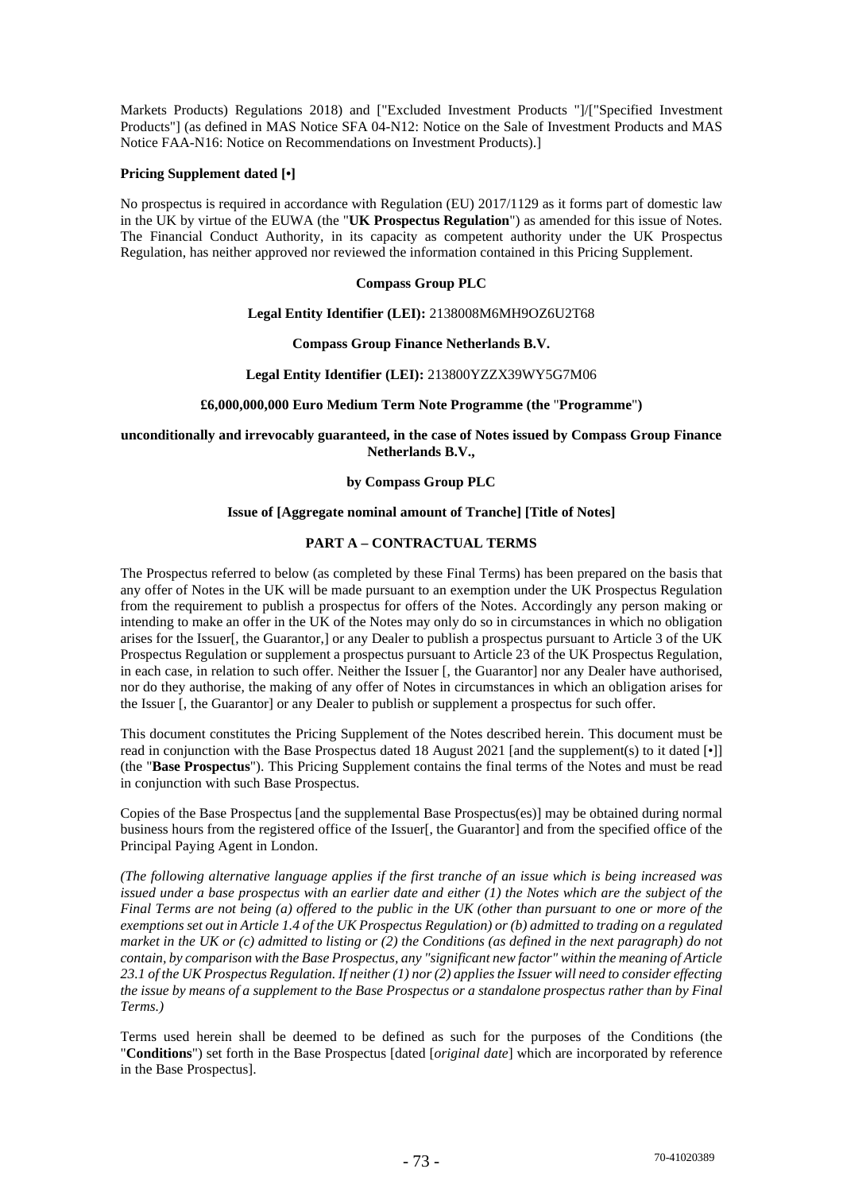Markets Products) Regulations 2018) and ["Excluded Investment Products "]/["Specified Investment Products"] (as defined in MAS Notice SFA 04-N12: Notice on the Sale of Investment Products and MAS Notice FAA-N16: Notice on Recommendations on Investment Products).]

**Pricing Supplement dated [•]**

No prospectus is required in accordance with Regulation (EU) 2017/1129 as it forms part of domestic law in the UK by virtue of the EUWA (the "**UK Prospectus Regulation**") as amended for this issue of Notes. The Financial Conduct Authority, in its capacity as competent authority under the UK Prospectus Regulation, has neither approved nor reviewed the information contained in this Pricing Supplement.

**Compass Group PLC**

**Legal Entity Identifier (LEI):** 2138008M6MH9OZ6U2T68

**Compass Group Finance Netherlands B.V.**

**Legal Entity Identifier (LEI):** 213800YZZX39WY5G7M06

**£6,000,000,000 Euro Medium Term Note Programme (the "Programme")**

**unconditionally and irrevocably guaranteed, in the case of Notes issued by Compass Group Finance Netherlands B.V.,**

**by Compass Group PLC**

**Issue of [Aggregate nominal amount of Tranche] [Title of Notes]**

**PART A – CONTRACTUAL TERMS**

The Prospectus referred to below (as completed by these Final Terms) has been prepared on the basis that any offer of Notes in the UK will be made pursuant to an exemption under the UK Prospectus Regulation from the requirement to publish a prospectus for offers of the Notes. Accordingly any person making or intending to make an offer in the UK of the Notes may only do so in circumstances in which no obligation arises for the Issuer[, the Guarantor,] or any Dealer to publish a prospectus pursuant to Article 3 of the UK Prospectus Regulation or supplement a prospectus pursuant to Article 23 of the UK Prospectus Regulation, in each case, in relation to such offer. Neither the Issuer [, the Guarantor] nor any Dealer have authorised, nor do they authorise, the making of any offer of Notes in circumstances in which an obligation arises for the Issuer [, the Guarantor] or any Dealer to publish or supplement a prospectus for such offer.

This document constitutes the Pricing Supplement of the Notes described herein. This document must be read in conjunction with the Base Prospectus dated 18 August 2021 [and the supplement(s) to it dated [•]] (the "**Base Prospectus**"). This Pricing Supplement contains the final terms of the Notes and must be read in conjunction with such Base Prospectus.

Copies of the Base Prospectus [and the supplemental Base Prospectus(es)] may be obtained during normal business hours from the registered office of the Issuer[, the Guarantor] and from the specified office of the Principal Paying Agent in London.

*(The following alternative language applies if the first tranche of an issue which is being increased was issued under a base prospectus with an earlier date and either (1) the Notes which are the subject of the Final Terms are not being (a) offered to the public in the UK (other than pursuant to one or more of the exemptions set out in Article 1.4 of the UK Prospectus Regulation) or (b) admitted to trading on a regulated market in the UK or (c) admitted to listing or (2) the Conditions (as defined in the next paragraph) do not contain, by comparison with the Base Prospectus, any "significant new factor" within the meaning of Article 23.1 of the UK Prospectus Regulation. If neither (1) nor (2) applies the Issuer will need to consider effecting the issue by means of a supplement to the Base Prospectus or a standalone prospectus rather than by Final Terms.)*

Terms used herein shall be deemed to be defined as such for the purposes of the Conditions (the "**Conditions**") set forth in the Base Prospectus [dated [*original date*] which are incorporated by reference in the Base Prospectus].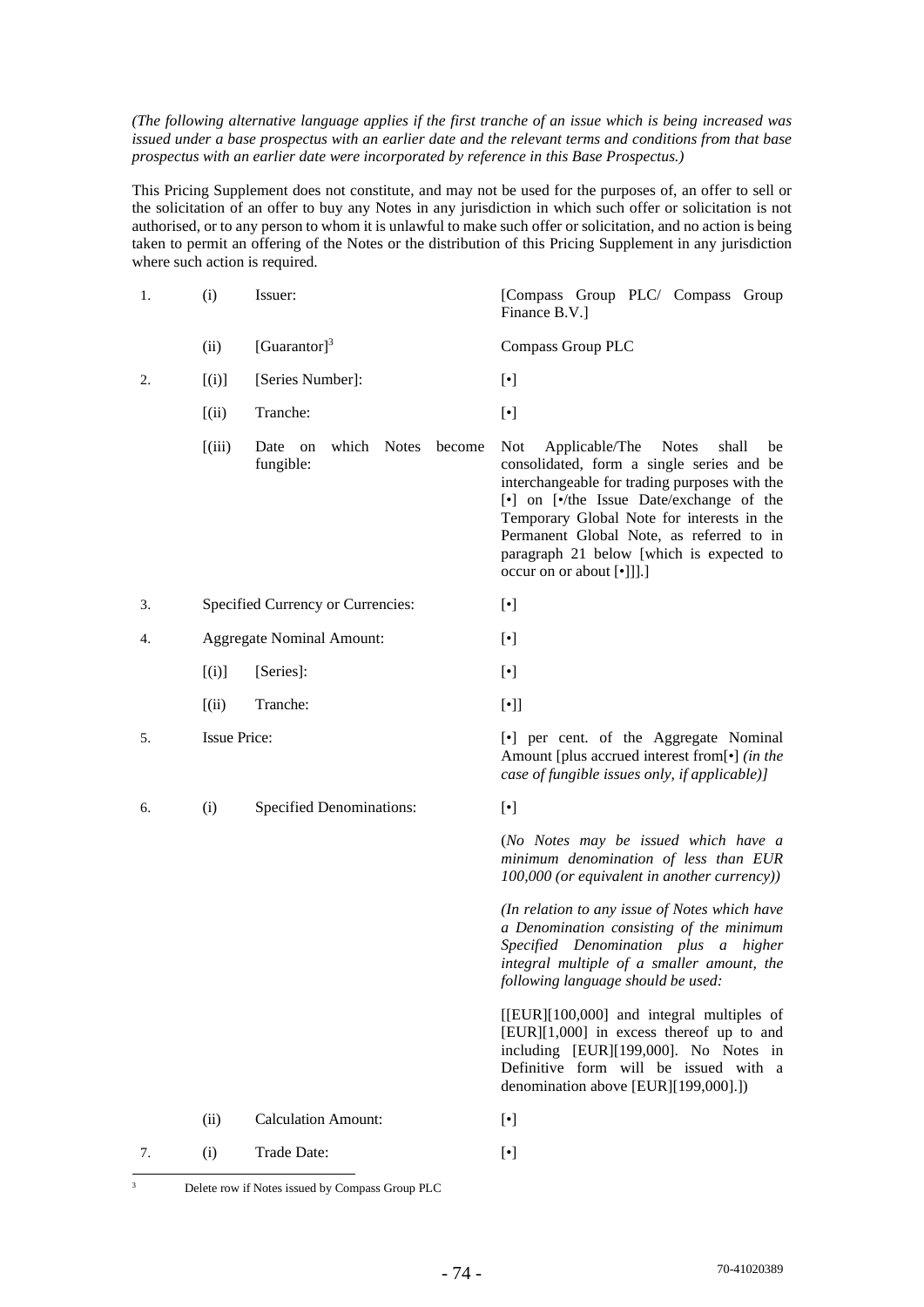*(The following alternative language applies if the first tranche of an issue which is being increased was issued under a base prospectus with an earlier date and the relevant terms and conditions from that base prospectus with an earlier date were incorporated by reference in this Base Prospectus.)*

This Pricing Supplement does not constitute, and may not be used for the purposes of, an offer to sell or the solicitation of an offer to buy any Notes in any jurisdiction in which such offer or solicitation is not authorised, or to any person to whom it is unlawful to make such offer or solicitation, and no action is being taken to permit an offering of the Notes or the distribution of this Pricing Supplement in any jurisdiction where such action is required.

| | | | |
|---|---|---|---|
| 1. | (i) | Issuer: | [Compass Group PLC/ Compass Group Finance B.V.] |
| | (ii) | [Guarantor][3] | Compass Group PLC |
| 2. | [(i)] | [Series Number]: | [•] |
| | [(ii) | Tranche: | [•] |
| | [(iii) | Date on which Notes become fungible: | Not Applicable/The Notes shall be consolidated, form a single series and be interchangeable for trading purposes with the [•] on [•/the Issue Date/exchange of the Temporary Global Note for interests in the Permanent Global Note, as referred to in paragraph 21 below [which is expected to occur on or about [•]]].] |
| 3. | | Specified Currency or Currencies: | [•] |
| 4. | | Aggregate Nominal Amount: | [•] |
| | [(i)] | [Series]: | [•] |
| | [(ii) | Tranche: | [•]] |
| 5. | | Issue Price: | [•] per cent. of the Aggregate Nominal Amount [plus accrued interest from[•] *(in the case of fungible issues only, if applicable)]* |
| 6. | (i) | Specified Denominations: | [•]<br><br>(*No Notes may be issued which have a minimum denomination of less than EUR 100,000 (or equivalent in another currency)*)<br><br>*(In relation to any issue of Notes which have a Denomination consisting of the minimum Specified Denomination plus a higher integral multiple of a smaller amount, the following language should be used:*<br><br>[[EUR][100,000] and integral multiples of [EUR][1,000] in excess thereof up to and including [EUR][199,000]. No Notes in Definitive form will be issued with a denomination above [EUR][199,000].]) |
| | (ii) | Calculation Amount: | [•] |
| 7. | (i) | Trade Date: | [•] |

[3] Delete row if Notes issued by Compass Group PLC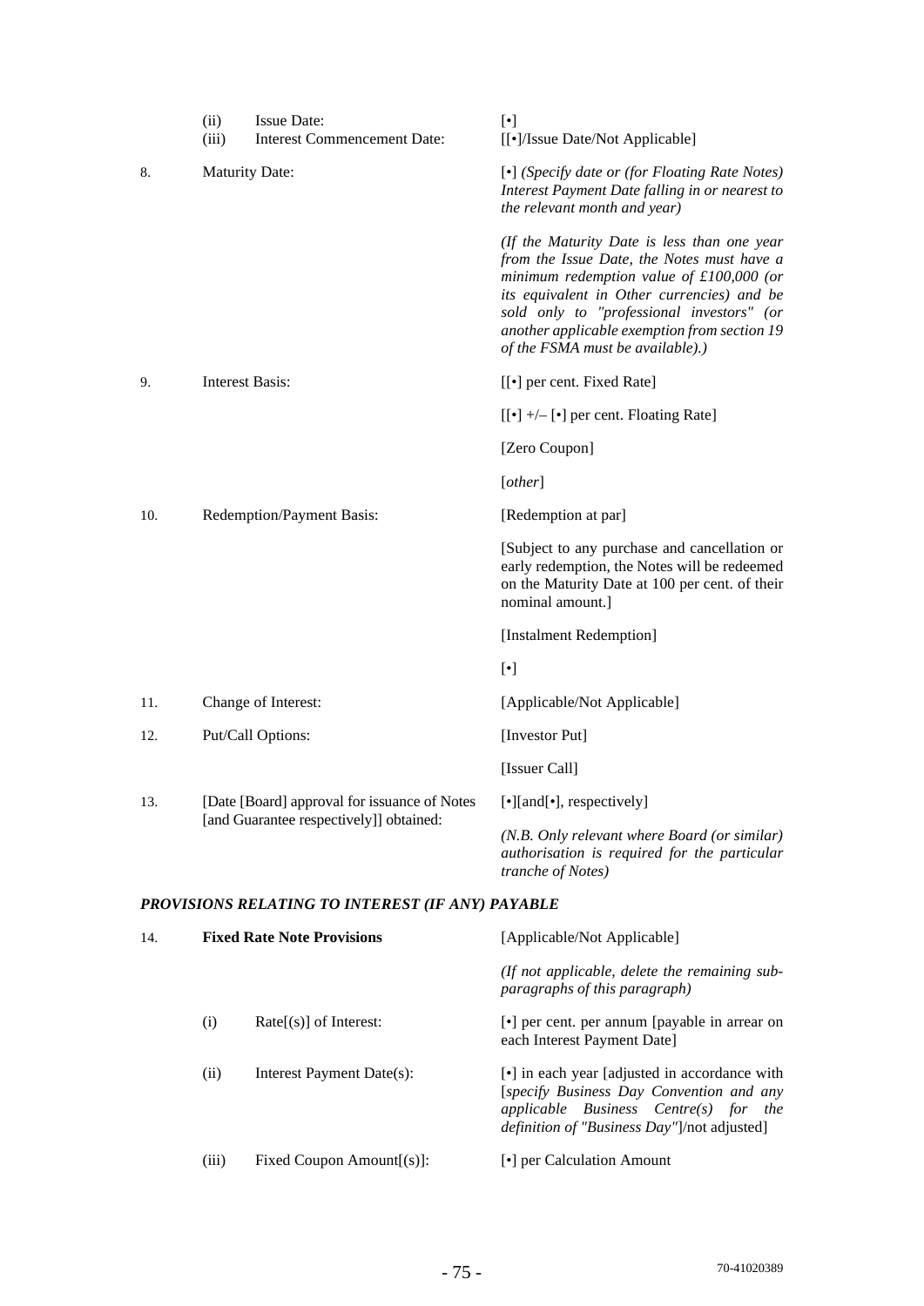|  |  |  |
|---|---|---|
|  | (ii) Issue Date: | [•] |
|  | (iii) Interest Commencement Date: | [[•]/Issue Date/Not Applicable] |
| 8. | Maturity Date: | [•] *(Specify date or (for Floating Rate Notes) Interest Payment Date falling in or nearest to the relevant month and year)* |
|  |  | *(If the Maturity Date is less than one year from the Issue Date, the Notes must have a minimum redemption value of £100,000 (or its equivalent in Other currencies) and be sold only to "professional investors" (or another applicable exemption from section 19 of the FSMA must be available).)* |
| 9. | Interest Basis: | [[•] per cent. Fixed Rate] |
|  |  | [[•] +/– [•] per cent. Floating Rate] |
|  |  | [Zero Coupon] |
|  |  | [*other*] |
| 10. | Redemption/Payment Basis: | [Redemption at par] |
|  |  | [Subject to any purchase and cancellation or early redemption, the Notes will be redeemed on the Maturity Date at 100 per cent. of their nominal amount.] |
|  |  | [Instalment Redemption] |
|  |  | [•] |
| 11. | Change of Interest: | [Applicable/Not Applicable] |
| 12. | Put/Call Options: | [Investor Put] |
|  |  | [Issuer Call] |
| 13. | [Date [Board] approval for issuance of Notes [and Guarantee respectively]] obtained: | [•][and[•], respectively] |
|  |  | *(N.B. Only relevant where Board (or similar) authorisation is required for the particular tranche of Notes)* |

***PROVISIONS RELATING TO INTEREST (IF ANY) PAYABLE***

|  |  |  |
|---|---|---|
| 14. | **Fixed Rate Note Provisions** | [Applicable/Not Applicable] |
|  |  | *(If not applicable, delete the remaining sub-paragraphs of this paragraph)* |
|  | (i) Rate[(s)] of Interest: | [•] per cent. per annum [payable in arrear on each Interest Payment Date] |
|  | (ii) Interest Payment Date(s): | [•] in each year [adjusted in accordance with [*specify Business Day Convention and any applicable Business Centre(s) for the definition of "Business Day"*]/not adjusted] |
|  | (iii) Fixed Coupon Amount[(s)]: | [•] per Calculation Amount |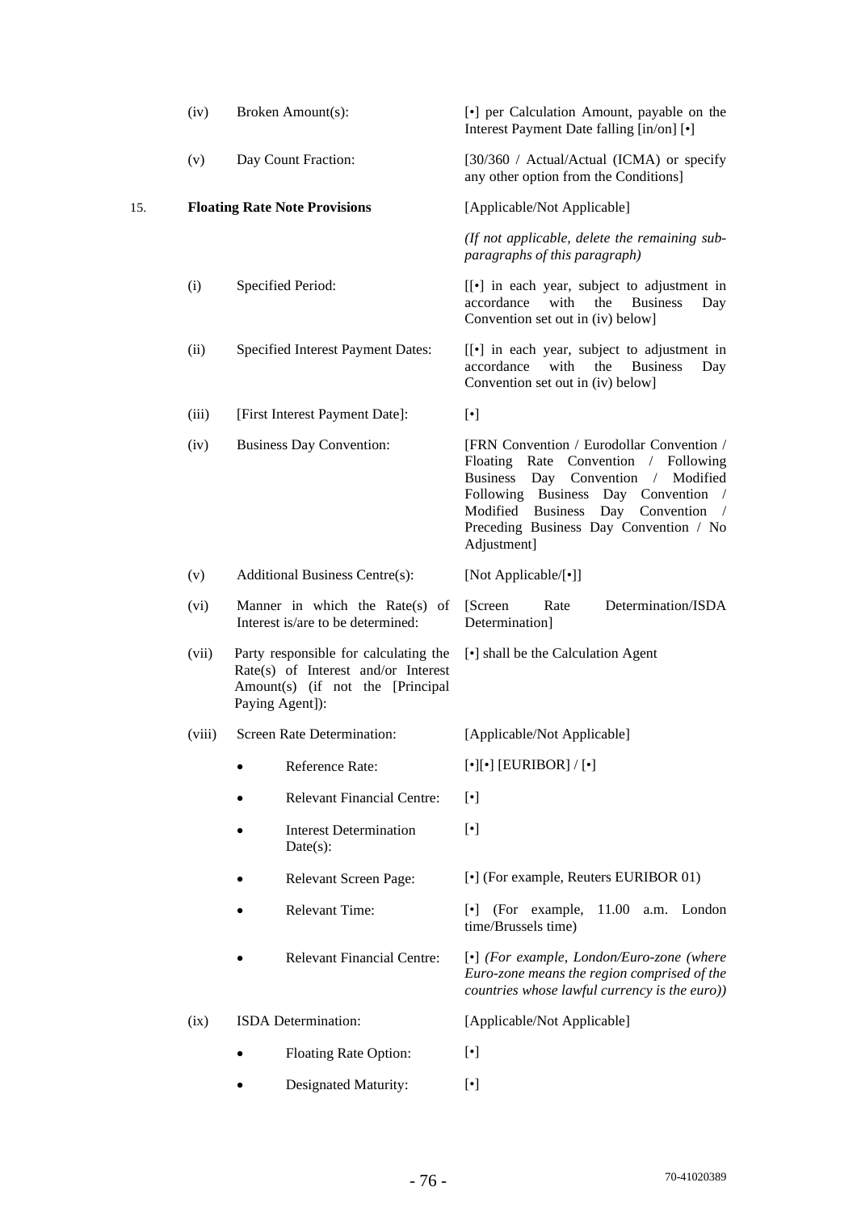| | | | |
|---|---|---|---|
| | (iv) | Broken Amount(s): | [•] per Calculation Amount, payable on the Interest Payment Date falling [in/on] [•] |
| | (v) | Day Count Fraction: | [30/360 / Actual/Actual (ICMA) or specify any other option from the Conditions] |
| 15. | | **Floating Rate Note Provisions** | [Applicable/Not Applicable] |
| | | | *(If not applicable, delete the remaining sub-paragraphs of this paragraph)* |
| | (i) | Specified Period: | [[•] in each year, subject to adjustment in accordance with the Business Day Convention set out in (iv) below] |
| | (ii) | Specified Interest Payment Dates: | [[•] in each year, subject to adjustment in accordance with the Business Day Convention set out in (iv) below] |
| | (iii) | [First Interest Payment Date]: | [•] |
| | (iv) | Business Day Convention: | [FRN Convention / Eurodollar Convention / Floating Rate Convention / Following Business Day Convention / Modified Following Business Day Convention / Modified Business Day Convention / Preceding Business Day Convention / No Adjustment] |
| | (v) | Additional Business Centre(s): | [Not Applicable/[•]] |
| | (vi) | Manner in which the Rate(s) of Interest is/are to be determined: | [Screen Rate Determination/ISDA Determination] |
| | (vii) | Party responsible for calculating the Rate(s) of Interest and/or Interest Amount(s) (if not the [Principal Paying Agent]): | [•] shall be the Calculation Agent |
| | (viii) | Screen Rate Determination: | [Applicable/Not Applicable] |
| | | • Reference Rate: | [•][•] [EURIBOR] / [•] |
| | | • Relevant Financial Centre: | [•] |
| | | • Interest Determination Date(s): | [•] |
| | | • Relevant Screen Page: | [•] (For example, Reuters EURIBOR 01) |
| | | • Relevant Time: | [•] (For example, 11.00 a.m. London time/Brussels time) |
| | | • Relevant Financial Centre: | [•] *(For example, London/Euro-zone (where Euro-zone means the region comprised of the countries whose lawful currency is the euro))* |
| | (ix) | ISDA Determination: | [Applicable/Not Applicable] |
| | | • Floating Rate Option: | [•] |
| | | • Designated Maturity: | [•] |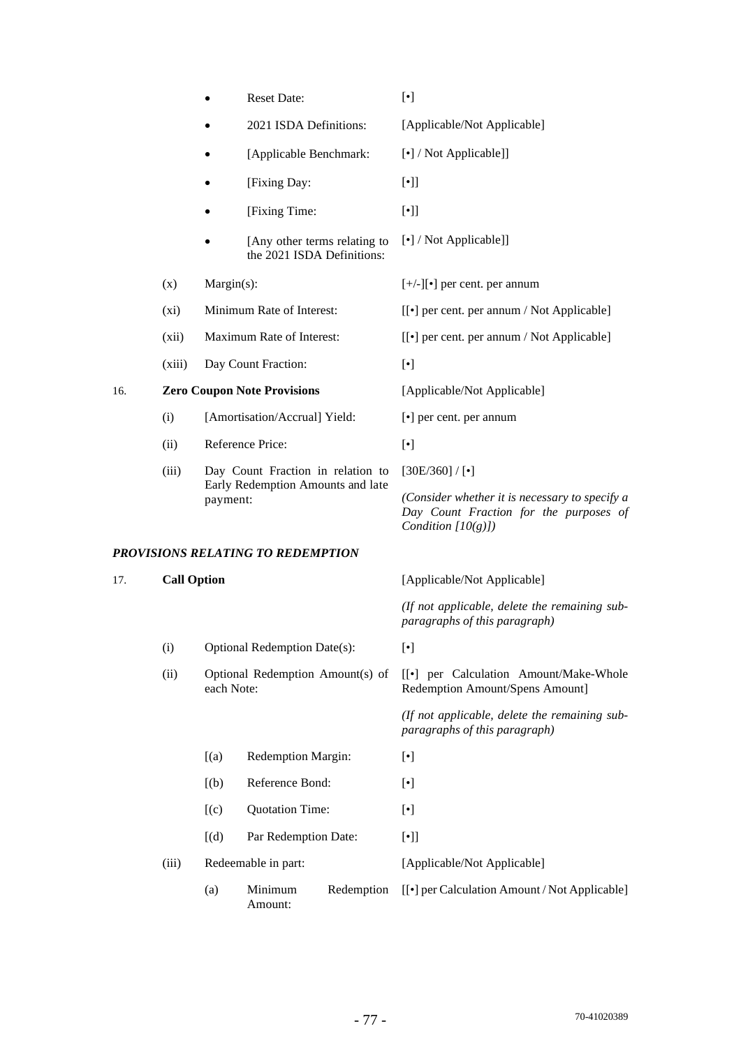| | | | |
|---|---|---|---|
| | | • Reset Date: | [•] |
| | | • 2021 ISDA Definitions: | [Applicable/Not Applicable] |
| | | • [Applicable Benchmark: | [•] / Not Applicable]] |
| | | • [Fixing Day: | [•]] |
| | | • [Fixing Time: | [•]] |
| | | • [Any other terms relating to the 2021 ISDA Definitions: | [•] / Not Applicable]] |
| | (x) | Margin(s): | [+/-][•] per cent. per annum |
| | (xi) | Minimum Rate of Interest: | [[•] per cent. per annum / Not Applicable] |
| | (xii) | Maximum Rate of Interest: | [[•] per cent. per annum / Not Applicable] |
| | (xiii) | Day Count Fraction: | [•] |
| 16. | **Zero Coupon Note Provisions** | | [Applicable/Not Applicable] |
| | (i) | [Amortisation/Accrual] Yield: | [•] per cent. per annum |
| | (ii) | Reference Price: | [•] |
| | (iii) | Day Count Fraction in relation to Early Redemption Amounts and late payment: | [30E/360] / [•]<br>*(Consider whether it is necessary to specify a Day Count Fraction for the purposes of Condition [10(g)])* |

***PROVISIONS RELATING TO REDEMPTION***

| | | | |
|---|---|---|---|
| 17. | **Call Option** | | [Applicable/Not Applicable]<br>*(If not applicable, delete the remaining sub-paragraphs of this paragraph)* |
| | (i) | Optional Redemption Date(s): | [•] |
| | (ii) | Optional Redemption Amount(s) of each Note: | [[•] per Calculation Amount/Make-Whole Redemption Amount/Spens Amount]<br>*(If not applicable, delete the remaining sub-paragraphs of this paragraph)* |
| | | [(a) Redemption Margin: | [•] |
| | | [(b) Reference Bond: | [•] |
| | | [(c) Quotation Time: | [•] |
| | | [(d) Par Redemption Date: | [•]] |
| | (iii) | Redeemable in part: | [Applicable/Not Applicable] |
| | | (a) Minimum Redemption Amount: | [[•] per Calculation Amount / Not Applicable] |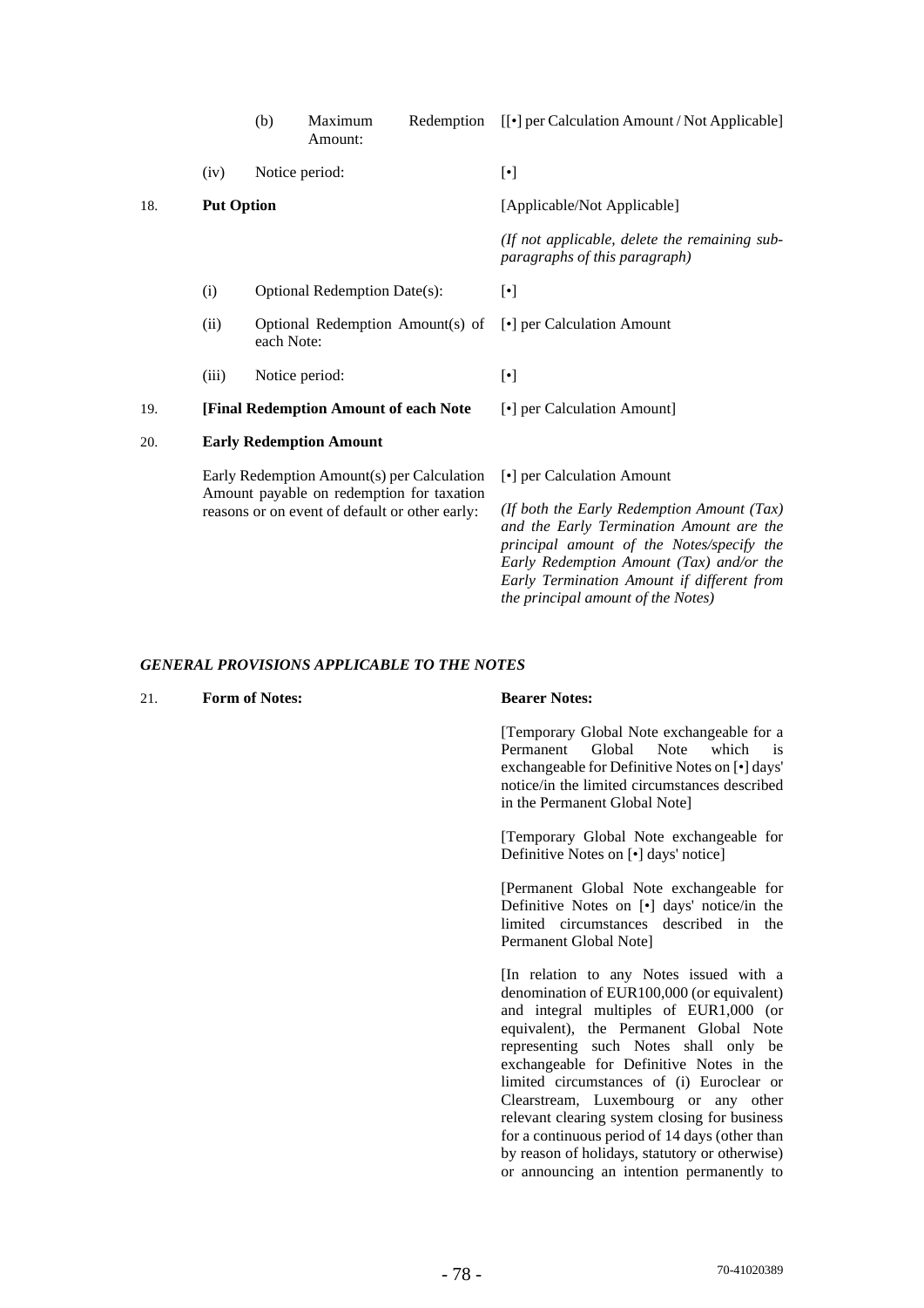| | | | |
|---|---|---|---|
| | | (b) Maximum Redemption Amount: | [[•] per Calculation Amount / Not Applicable] |
| | (iv) | Notice period: | [•] |
| 18. | **Put Option** | | [Applicable/Not Applicable] |
| | | | *(If not applicable, delete the remaining sub-paragraphs of this paragraph)* |
| | (i) | Optional Redemption Date(s): | [•] |
| | (ii) | Optional Redemption Amount(s) of each Note: | [•] per Calculation Amount |
| | (iii) | Notice period: | [•] |
| 19. | **[Final Redemption Amount of each Note** | | [•] per Calculation Amount] |
| 20. | **Early Redemption Amount** | | |
| | Early Redemption Amount(s) per Calculation Amount payable on redemption for taxation reasons or on event of default or other early: | | [•] per Calculation Amount<br><br>*(If both the Early Redemption Amount (Tax) and the Early Termination Amount are the principal amount of the Notes/specify the Early Redemption Amount (Tax) and/or the Early Termination Amount if different from the principal amount of the Notes)* |

***GENERAL PROVISIONS APPLICABLE TO THE NOTES***

| | | |
|---|---|---|
| 21. | **Form of Notes:** | **Bearer Notes:**<br><br>[Temporary Global Note exchangeable for a Permanent Global Note which is exchangeable for Definitive Notes on [•] days' notice/in the limited circumstances described in the Permanent Global Note]<br><br>[Temporary Global Note exchangeable for Definitive Notes on [•] days' notice]<br><br>[Permanent Global Note exchangeable for Definitive Notes on [•] days' notice/in the limited circumstances described in the Permanent Global Note]<br><br>[In relation to any Notes issued with a denomination of EUR100,000 (or equivalent) and integral multiples of EUR1,000 (or equivalent), the Permanent Global Note representing such Notes shall only be exchangeable for Definitive Notes in the limited circumstances of (i) Euroclear or Clearstream, Luxembourg or any other relevant clearing system closing for business for a continuous period of 14 days (other than by reason of holidays, statutory or otherwise) or announcing an intention permanently to |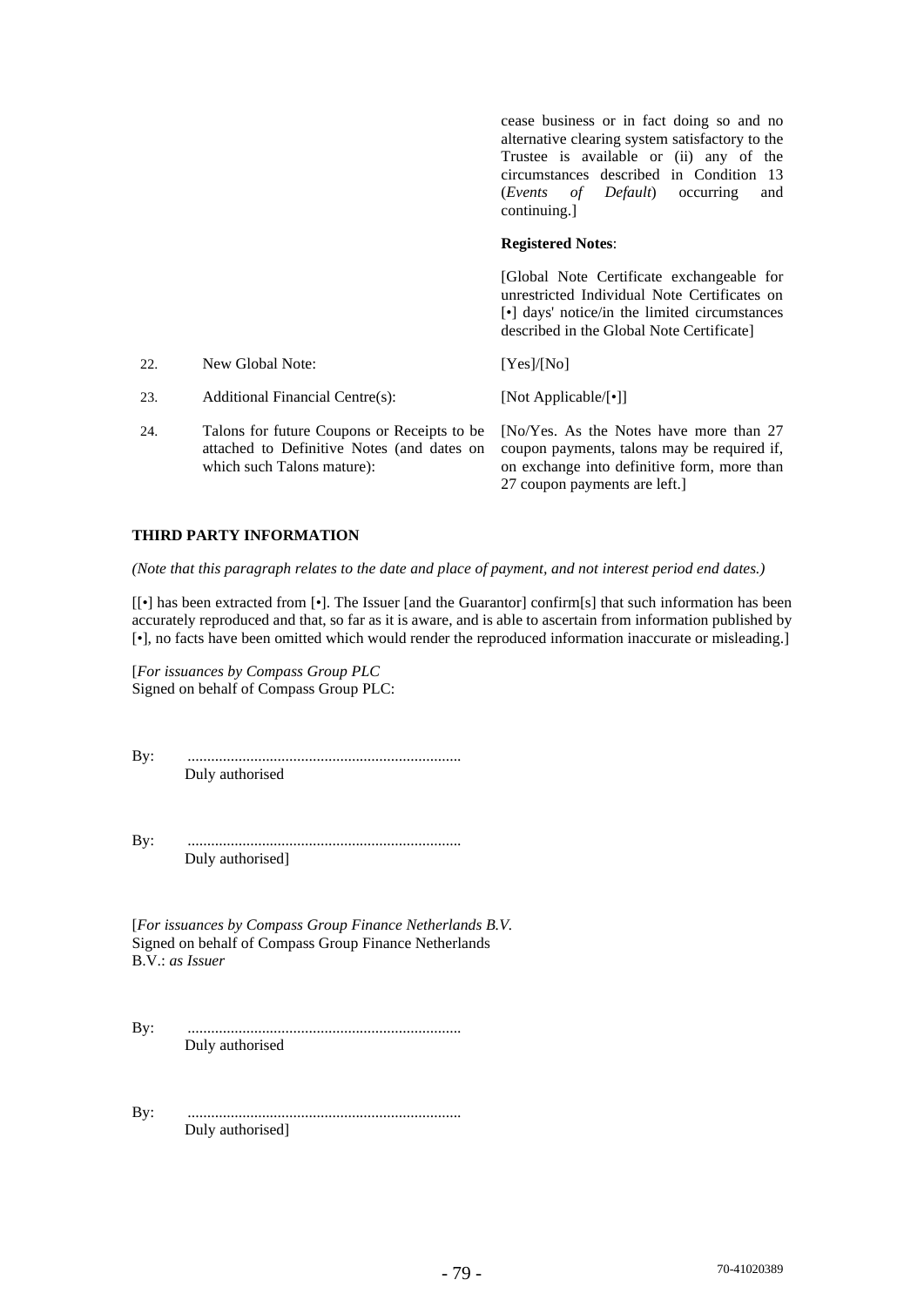| | | |
|---|---|---|
| | | cease business or in fact doing so and no alternative clearing system satisfactory to the Trustee is available or (ii) any of the circumstances described in Condition 13 (*Events of Default*) occurring and continuing.] |
| | | **Registered Notes**: |
| | | [Global Note Certificate exchangeable for unrestricted Individual Note Certificates on [•] days' notice/in the limited circumstances described in the Global Note Certificate] |
| 22. | New Global Note: | [Yes]/[No] |
| 23. | Additional Financial Centre(s): | [Not Applicable/[•]] |
| 24. | Talons for future Coupons or Receipts to be attached to Definitive Notes (and dates on which such Talons mature): | [No/Yes. As the Notes have more than 27 coupon payments, talons may be required if, on exchange into definitive form, more than 27 coupon payments are left.] |

**THIRD PARTY INFORMATION**

*(Note that this paragraph relates to the date and place of payment, and not interest period end dates.)*

[[•] has been extracted from [•]. The Issuer [and the Guarantor] confirm[s] that such information has been accurately reproduced and that, so far as it is aware, and is able to ascertain from information published by [•], no facts have been omitted which would render the reproduced information inaccurate or misleading.]

[*For issuances by Compass Group PLC*
Signed on behalf of Compass Group PLC:

By: ....................................................................
Duly authorised

By: ....................................................................
Duly authorised]

[*For issuances by Compass Group Finance Netherlands B.V.*
Signed on behalf of Compass Group Finance Netherlands B.V.: *as Issuer*

By: ....................................................................
Duly authorised

By: ....................................................................
Duly authorised]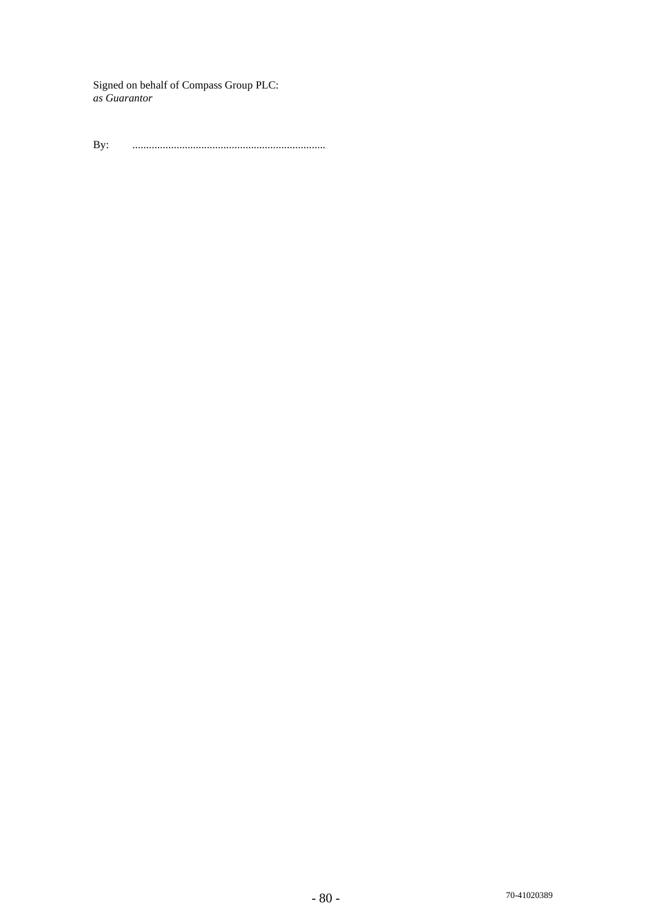Signed on behalf of Compass Group PLC:
*as Guarantor*

By: ......................................................................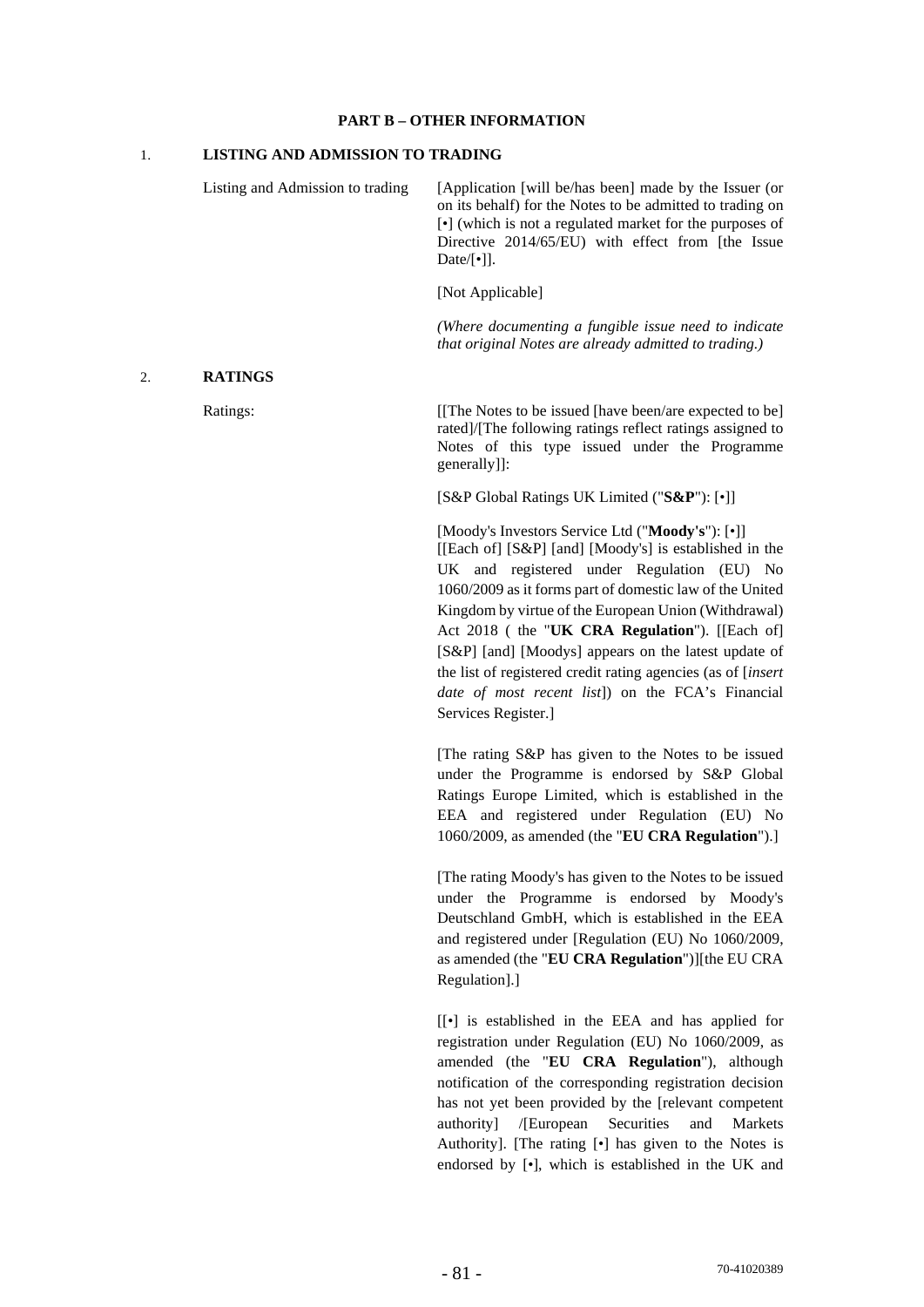**PART B – OTHER INFORMATION**

1. **LISTING AND ADMISSION TO TRADING**

| | |
|---|---|
| Listing and Admission to trading | [Application [will be/has been] made by the Issuer (or on its behalf) for the Notes to be admitted to trading on [•] (which is not a regulated market for the purposes of Directive 2014/65/EU) with effect from [the Issue Date/[•]].<br><br>[Not Applicable]<br><br>*(Where documenting a fungible issue need to indicate that original Notes are already admitted to trading.)* |

2. **RATINGS**

| | |
|---|---|
| Ratings: | [[The Notes to be issued [have been/are expected to be] rated]/[The following ratings reflect ratings assigned to Notes of this type issued under the Programme generally]]:<br><br>[S&P Global Ratings UK Limited ("**S&P**"): [•]]<br><br>[Moody's Investors Service Ltd ("**Moody's**"): [•]]<br>[[Each of] [S&P] [and] [Moody's] is established in the UK and registered under Regulation (EU) No 1060/2009 as it forms part of domestic law of the United Kingdom by virtue of the European Union (Withdrawal) Act 2018 ( the "**UK CRA Regulation**"). [[Each of] [S&P] [and] [Moodys] appears on the latest update of the list of registered credit rating agencies (as of [*insert date of most recent list*]) on the FCA's Financial Services Register.]<br><br>[The rating S&P has given to the Notes to be issued under the Programme is endorsed by S&P Global Ratings Europe Limited, which is established in the EEA and registered under Regulation (EU) No 1060/2009, as amended (the "**EU CRA Regulation**").]<br><br>[The rating Moody's has given to the Notes to be issued under the Programme is endorsed by Moody's Deutschland GmbH, which is established in the EEA and registered under [Regulation (EU) No 1060/2009, as amended (the "**EU CRA Regulation**")][the EU CRA Regulation].]<br><br>[[•] is established in the EEA and has applied for registration under Regulation (EU) No 1060/2009, as amended (the "**EU CRA Regulation**"), although notification of the corresponding registration decision has not yet been provided by the [relevant competent authority] /[European Securities and Markets Authority]. [The rating [•] has given to the Notes is endorsed by [•], which is established in the UK and |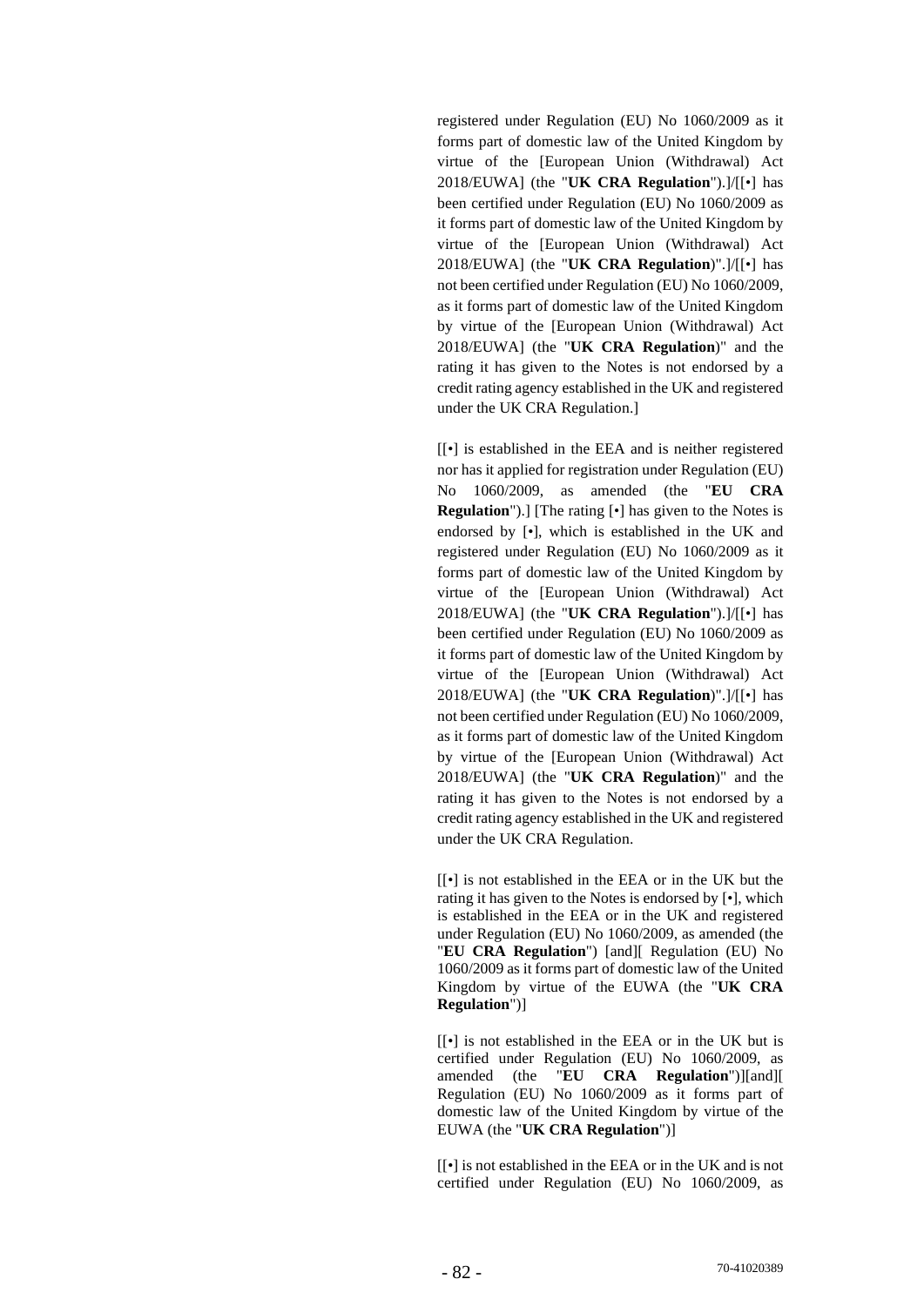registered under Regulation (EU) No 1060/2009 as it forms part of domestic law of the United Kingdom by virtue of the [European Union (Withdrawal) Act 2018/EUWA] (the "**UK CRA Regulation**").]/[[•] has been certified under Regulation (EU) No 1060/2009 as it forms part of domestic law of the United Kingdom by virtue of the [European Union (Withdrawal) Act 2018/EUWA] (the "**UK CRA Regulation**)".]/[[•] has not been certified under Regulation (EU) No 1060/2009, as it forms part of domestic law of the United Kingdom by virtue of the [European Union (Withdrawal) Act 2018/EUWA] (the "**UK CRA Regulation**)" and the rating it has given to the Notes is not endorsed by a credit rating agency established in the UK and registered under the UK CRA Regulation.]

[[•] is established in the EEA and is neither registered nor has it applied for registration under Regulation (EU) No 1060/2009, as amended (the "**EU CRA Regulation**").] [The rating [•] has given to the Notes is endorsed by [•], which is established in the UK and registered under Regulation (EU) No 1060/2009 as it forms part of domestic law of the United Kingdom by virtue of the [European Union (Withdrawal) Act 2018/EUWA] (the "**UK CRA Regulation**").]/[[•] has been certified under Regulation (EU) No 1060/2009 as it forms part of domestic law of the United Kingdom by virtue of the [European Union (Withdrawal) Act 2018/EUWA] (the "**UK CRA Regulation**)".]/[[•] has not been certified under Regulation (EU) No 1060/2009, as it forms part of domestic law of the United Kingdom by virtue of the [European Union (Withdrawal) Act 2018/EUWA] (the "**UK CRA Regulation**)" and the rating it has given to the Notes is not endorsed by a credit rating agency established in the UK and registered under the UK CRA Regulation.

[[•] is not established in the EEA or in the UK but the rating it has given to the Notes is endorsed by [•], which is established in the EEA or in the UK and registered under Regulation (EU) No 1060/2009, as amended (the "**EU CRA Regulation**") [and][ Regulation (EU) No 1060/2009 as it forms part of domestic law of the United Kingdom by virtue of the EUWA (the "**UK CRA Regulation**")]

[[•] is not established in the EEA or in the UK but is certified under Regulation (EU) No 1060/2009, as amended (the "**EU CRA Regulation**")][and][ Regulation (EU) No 1060/2009 as it forms part of domestic law of the United Kingdom by virtue of the EUWA (the "**UK CRA Regulation**")]

[[•] is not established in the EEA or in the UK and is not certified under Regulation (EU) No 1060/2009, as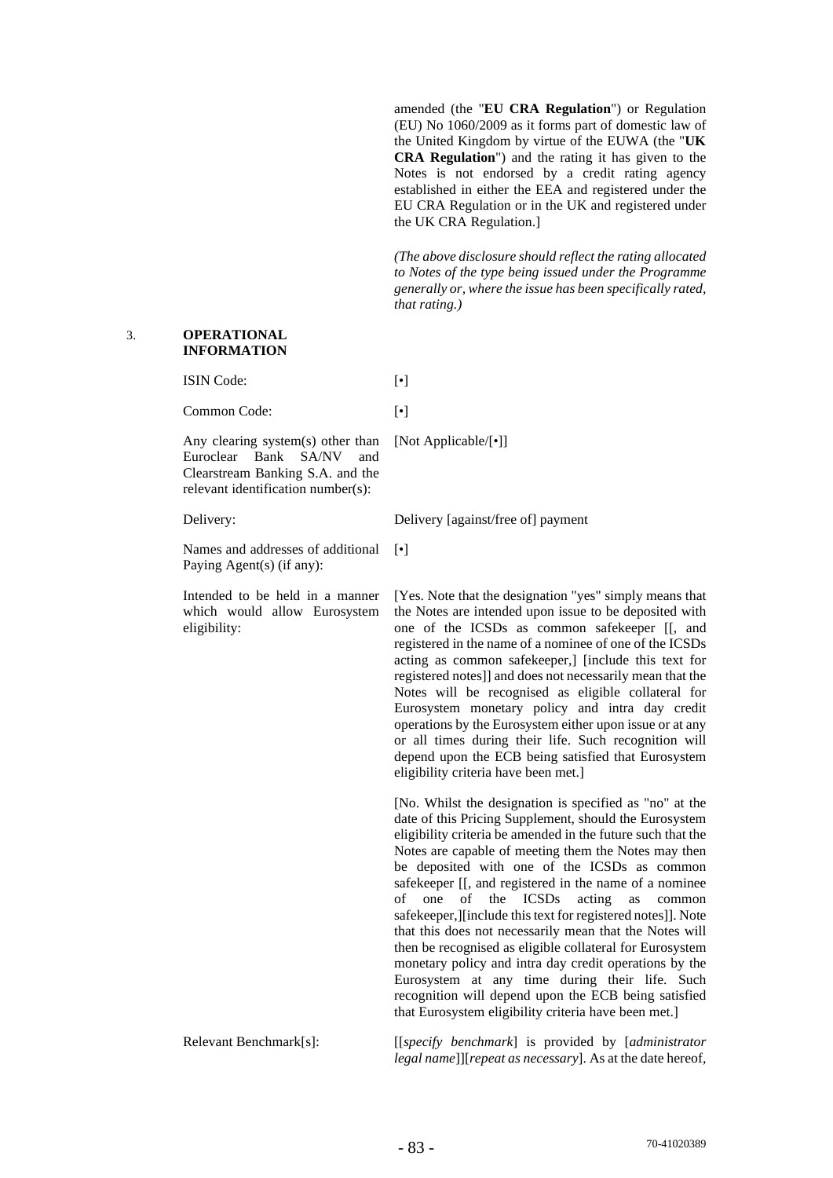amended (the "**EU CRA Regulation**") or Regulation (EU) No 1060/2009 as it forms part of domestic law of the United Kingdom by virtue of the EUWA (the "**UK CRA Regulation**") and the rating it has given to the Notes is not endorsed by a credit rating agency established in either the EEA and registered under the EU CRA Regulation or in the UK and registered under the UK CRA Regulation.]

*(The above disclosure should reflect the rating allocated to Notes of the type being issued under the Programme generally or, where the issue has been specifically rated, that rating.)*

3. **OPERATIONAL INFORMATION**

| | |
|---|---|
| ISIN Code: | [•] |
| Common Code: | [•] |
| Any clearing system(s) other than Euroclear Bank SA/NV and Clearstream Banking S.A. and the relevant identification number(s): | [Not Applicable/[•]] |
| Delivery: | Delivery [against/free of] payment |
| Names and addresses of additional Paying Agent(s) (if any): | [•] |
| Intended to be held in a manner which would allow Eurosystem eligibility: | [Yes. Note that the designation "yes" simply means that the Notes are intended upon issue to be deposited with one of the ICSDs as common safekeeper [[, and registered in the name of a nominee of one of the ICSDs acting as common safekeeper,] [include this text for registered notes]] and does not necessarily mean that the Notes will be recognised as eligible collateral for Eurosystem monetary policy and intra day credit operations by the Eurosystem either upon issue or at any or all times during their life. Such recognition will depend upon the ECB being satisfied that Eurosystem eligibility criteria have been met.]<br><br>[No. Whilst the designation is specified as "no" at the date of this Pricing Supplement, should the Eurosystem eligibility criteria be amended in the future such that the Notes are capable of meeting them the Notes may then be deposited with one of the ICSDs as common safekeeper [[, and registered in the name of a nominee of one of the ICSDs acting as common safekeeper,][include this text for registered notes]]. Note that this does not necessarily mean that the Notes will then be recognised as eligible collateral for Eurosystem monetary policy and intra day credit operations by the Eurosystem at any time during their life. Such recognition will depend upon the ECB being satisfied that Eurosystem eligibility criteria have been met.] |
| Relevant Benchmark[s]: | [[*specify benchmark*] is provided by [*administrator legal name*]][*repeat as necessary*]. As at the date hereof, |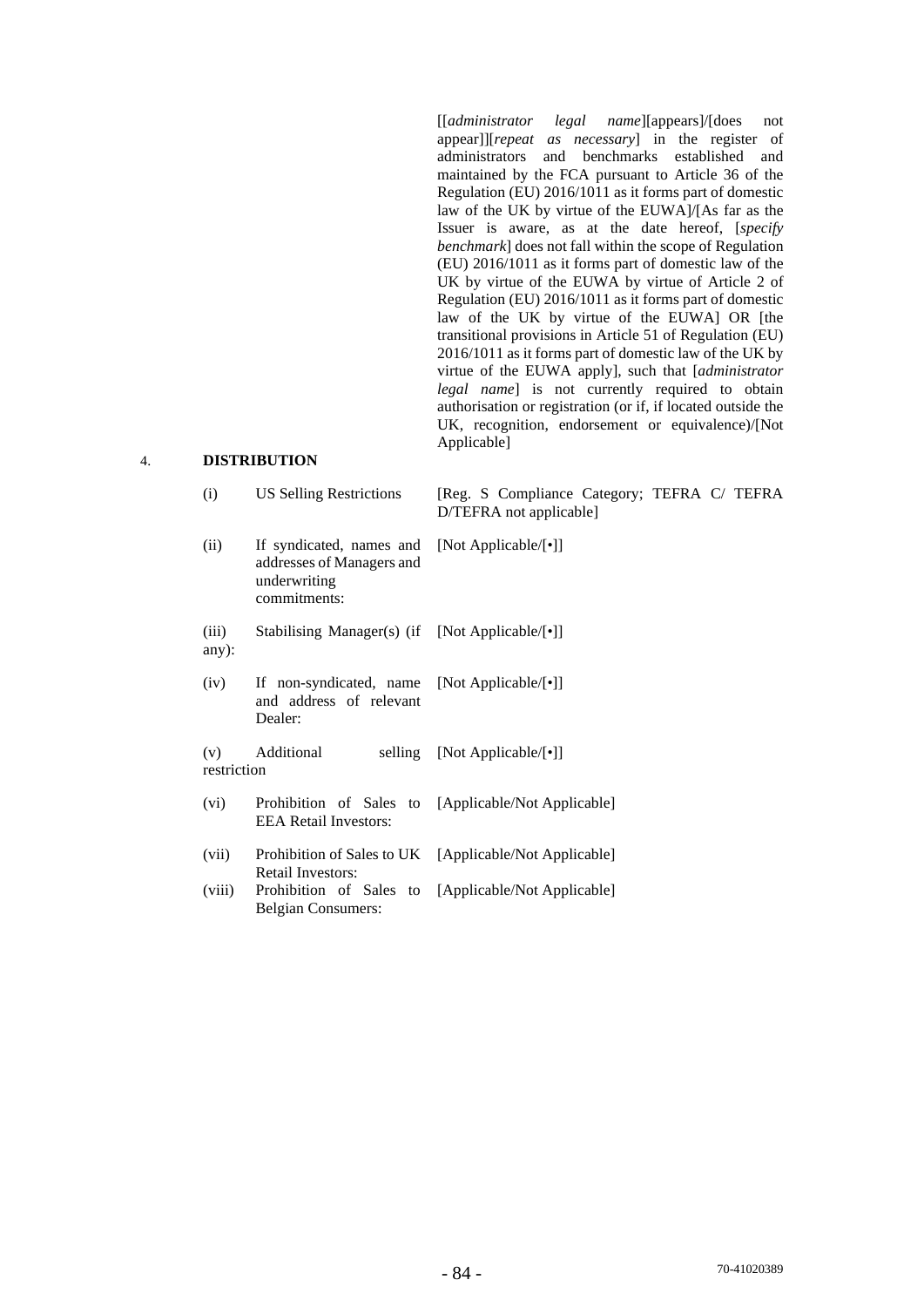[[*administrator legal name*][appears]/[does not appear]][*repeat as necessary*] in the register of administrators and benchmarks established and maintained by the FCA pursuant to Article 36 of the Regulation (EU) 2016/1011 as it forms part of domestic law of the UK by virtue of the EUWA]/[As far as the Issuer is aware, as at the date hereof, [*specify benchmark*] does not fall within the scope of Regulation (EU) 2016/1011 as it forms part of domestic law of the UK by virtue of the EUWA by virtue of Article 2 of Regulation (EU) 2016/1011 as it forms part of domestic law of the UK by virtue of the EUWA] OR [the transitional provisions in Article 51 of Regulation (EU) 2016/1011 as it forms part of domestic law of the UK by virtue of the EUWA apply], such that [*administrator legal name*] is not currently required to obtain authorisation or registration (or if, if located outside the UK, recognition, endorsement or equivalence)/[Not Applicable]

4. **DISTRIBUTION**

| | | |
|---|---|---|
| (i) | US Selling Restrictions | [Reg. S Compliance Category; TEFRA C/ TEFRA D/TEFRA not applicable] |
| (ii) | If syndicated, names and addresses of Managers and underwriting commitments: | [Not Applicable/[•]] |
| (iii) | Stabilising Manager(s) (if any): | [Not Applicable/[•]] |
| (iv) | If non-syndicated, name and address of relevant Dealer: | [Not Applicable/[•]] |
| (v) | Additional selling restriction | [Not Applicable/[•]] |
| (vi) | Prohibition of Sales to EEA Retail Investors: | [Applicable/Not Applicable] |
| (vii) | Prohibition of Sales to UK Retail Investors: | [Applicable/Not Applicable] |
| (viii) | Prohibition of Sales to Belgian Consumers: | [Applicable/Not Applicable] |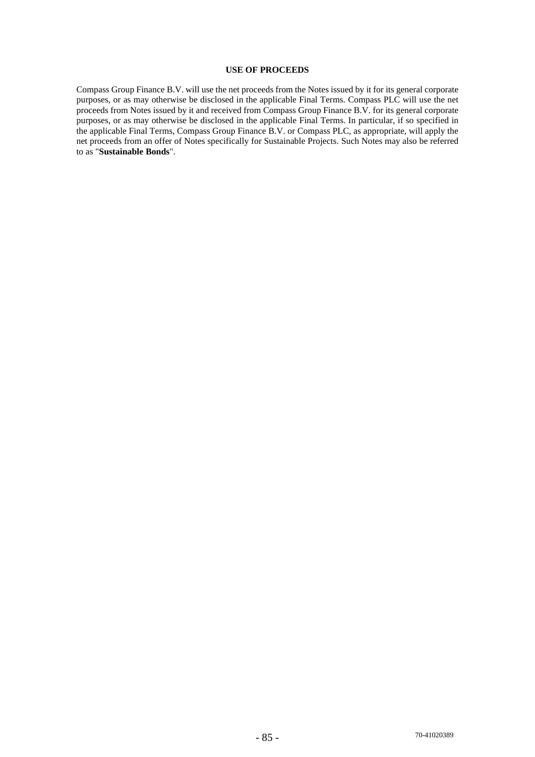## USE OF PROCEEDS

Compass Group Finance B.V. will use the net proceeds from the Notes issued by it for its general corporate purposes, or as may otherwise be disclosed in the applicable Final Terms. Compass PLC will use the net proceeds from Notes issued by it and received from Compass Group Finance B.V. for its general corporate purposes, or as may otherwise be disclosed in the applicable Final Terms. In particular, if so specified in the applicable Final Terms, Compass Group Finance B.V. or Compass PLC, as appropriate, will apply the net proceeds from an offer of Notes specifically for Sustainable Projects. Such Notes may also be referred to as "**Sustainable Bonds**".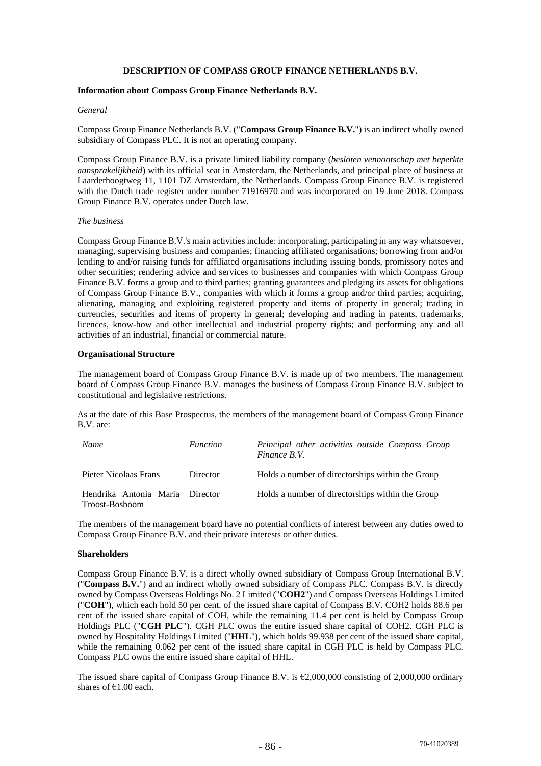# DESCRIPTION OF COMPASS GROUP FINANCE NETHERLANDS B.V.

## Information about Compass Group Finance Netherlands B.V.

*General*

Compass Group Finance Netherlands B.V. ("**Compass Group Finance B.V.**") is an indirect wholly owned subsidiary of Compass PLC. It is not an operating company.

Compass Group Finance B.V. is a private limited liability company (*besloten vennootschap met beperkte aansprakelijkheid*) with its official seat in Amsterdam, the Netherlands, and principal place of business at Laarderhoogtweg 11, 1101 DZ Amsterdam, the Netherlands. Compass Group Finance B.V. is registered with the Dutch trade register under number 71916970 and was incorporated on 19 June 2018. Compass Group Finance B.V. operates under Dutch law.

*The business*

Compass Group Finance B.V.'s main activities include: incorporating, participating in any way whatsoever, managing, supervising business and companies; financing affiliated organisations; borrowing from and/or lending to and/or raising funds for affiliated organisations including issuing bonds, promissory notes and other securities; rendering advice and services to businesses and companies with which Compass Group Finance B.V. forms a group and to third parties; granting guarantees and pledging its assets for obligations of Compass Group Finance B.V., companies with which it forms a group and/or third parties; acquiring, alienating, managing and exploiting registered property and items of property in general; trading in currencies, securities and items of property in general; developing and trading in patents, trademarks, licences, know-how and other intellectual and industrial property rights; and performing any and all activities of an industrial, financial or commercial nature.

## Organisational Structure

The management board of Compass Group Finance B.V. is made up of two members. The management board of Compass Group Finance B.V. manages the business of Compass Group Finance B.V. subject to constitutional and legislative restrictions.

As at the date of this Base Prospectus, the members of the management board of Compass Group Finance B.V. are:

| *Name* | *Function* | *Principal other activities outside Compass Group Finance B.V.* |
|---|---|---|
| Pieter Nicolaas Frans | Director | Holds a number of directorships within the Group |
| Hendrika Antonia Maria Troost-Bosboom | Director | Holds a number of directorships within the Group |

The members of the management board have no potential conflicts of interest between any duties owed to Compass Group Finance B.V. and their private interests or other duties.

## Shareholders

Compass Group Finance B.V. is a direct wholly owned subsidiary of Compass Group International B.V. ("**Compass B.V.**") and an indirect wholly owned subsidiary of Compass PLC. Compass B.V. is directly owned by Compass Overseas Holdings No. 2 Limited ("**COH2**") and Compass Overseas Holdings Limited ("**COH**"), which each hold 50 per cent. of the issued share capital of Compass B.V. COH2 holds 88.6 per cent of the issued share capital of COH, while the remaining 11.4 per cent is held by Compass Group Holdings PLC ("**CGH PLC**"). CGH PLC owns the entire issued share capital of COH2. CGH PLC is owned by Hospitality Holdings Limited ("**HHL**"), which holds 99.938 per cent of the issued share capital, while the remaining 0.062 per cent of the issued share capital in CGH PLC is held by Compass PLC. Compass PLC owns the entire issued share capital of HHL.

The issued share capital of Compass Group Finance B.V. is €2,000,000 consisting of 2,000,000 ordinary shares of €1.00 each.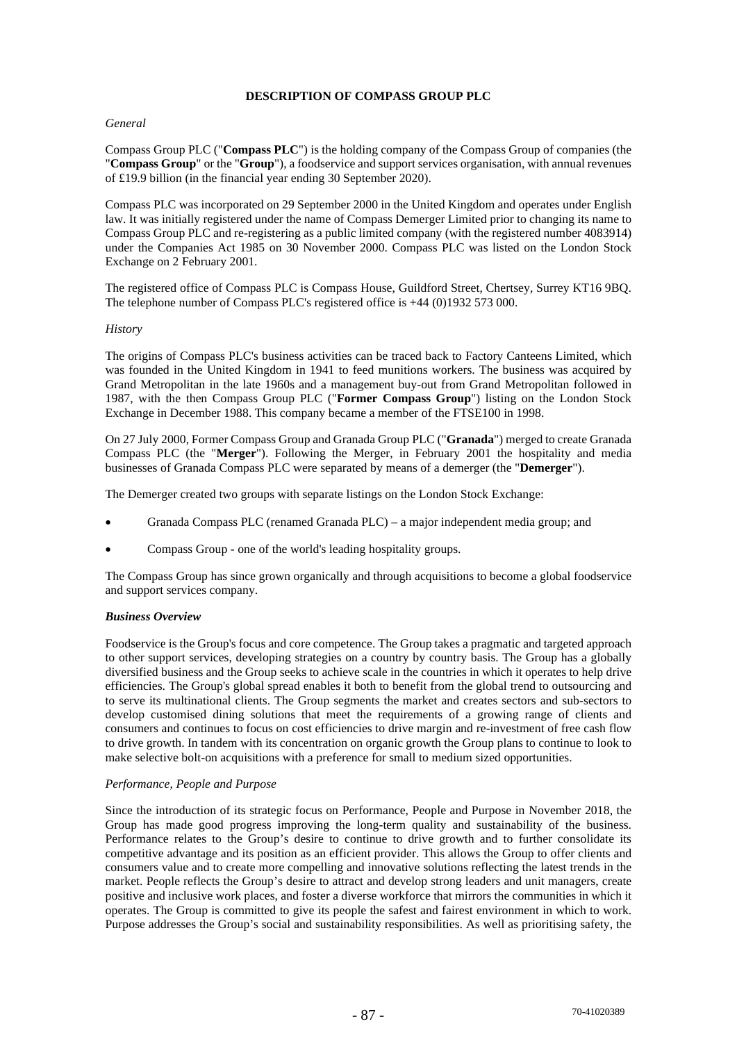# DESCRIPTION OF COMPASS GROUP PLC

*General*

Compass Group PLC ("**Compass PLC**") is the holding company of the Compass Group of companies (the "**Compass Group**" or the "**Group**"), a foodservice and support services organisation, with annual revenues of £19.9 billion (in the financial year ending 30 September 2020).

Compass PLC was incorporated on 29 September 2000 in the United Kingdom and operates under English law. It was initially registered under the name of Compass Demerger Limited prior to changing its name to Compass Group PLC and re-registering as a public limited company (with the registered number 4083914) under the Companies Act 1985 on 30 November 2000. Compass PLC was listed on the London Stock Exchange on 2 February 2001.

The registered office of Compass PLC is Compass House, Guildford Street, Chertsey, Surrey KT16 9BQ. The telephone number of Compass PLC's registered office is +44 (0)1932 573 000.

*History*

The origins of Compass PLC's business activities can be traced back to Factory Canteens Limited, which was founded in the United Kingdom in 1941 to feed munitions workers. The business was acquired by Grand Metropolitan in the late 1960s and a management buy-out from Grand Metropolitan followed in 1987, with the then Compass Group PLC ("**Former Compass Group**") listing on the London Stock Exchange in December 1988. This company became a member of the FTSE100 in 1998.

On 27 July 2000, Former Compass Group and Granada Group PLC ("**Granada**") merged to create Granada Compass PLC (the "**Merger**"). Following the Merger, in February 2001 the hospitality and media businesses of Granada Compass PLC were separated by means of a demerger (the "**Demerger**").

The Demerger created two groups with separate listings on the London Stock Exchange:

- Granada Compass PLC (renamed Granada PLC) – a major independent media group; and
- Compass Group - one of the world's leading hospitality groups.

The Compass Group has since grown organically and through acquisitions to become a global foodservice and support services company.

***Business Overview***

Foodservice is the Group's focus and core competence. The Group takes a pragmatic and targeted approach to other support services, developing strategies on a country by country basis. The Group has a globally diversified business and the Group seeks to achieve scale in the countries in which it operates to help drive efficiencies. The Group's global spread enables it both to benefit from the global trend to outsourcing and to serve its multinational clients. The Group segments the market and creates sectors and sub-sectors to develop customised dining solutions that meet the requirements of a growing range of clients and consumers and continues to focus on cost efficiencies to drive margin and re-investment of free cash flow to drive growth. In tandem with its concentration on organic growth the Group plans to continue to look to make selective bolt-on acquisitions with a preference for small to medium sized opportunities.

*Performance, People and Purpose*

Since the introduction of its strategic focus on Performance, People and Purpose in November 2018, the Group has made good progress improving the long-term quality and sustainability of the business. Performance relates to the Group's desire to continue to drive growth and to further consolidate its competitive advantage and its position as an efficient provider. This allows the Group to offer clients and consumers value and to create more compelling and innovative solutions reflecting the latest trends in the market. People reflects the Group's desire to attract and develop strong leaders and unit managers, create positive and inclusive work places, and foster a diverse workforce that mirrors the communities in which it operates. The Group is committed to give its people the safest and fairest environment in which to work. Purpose addresses the Group's social and sustainability responsibilities. As well as prioritising safety, the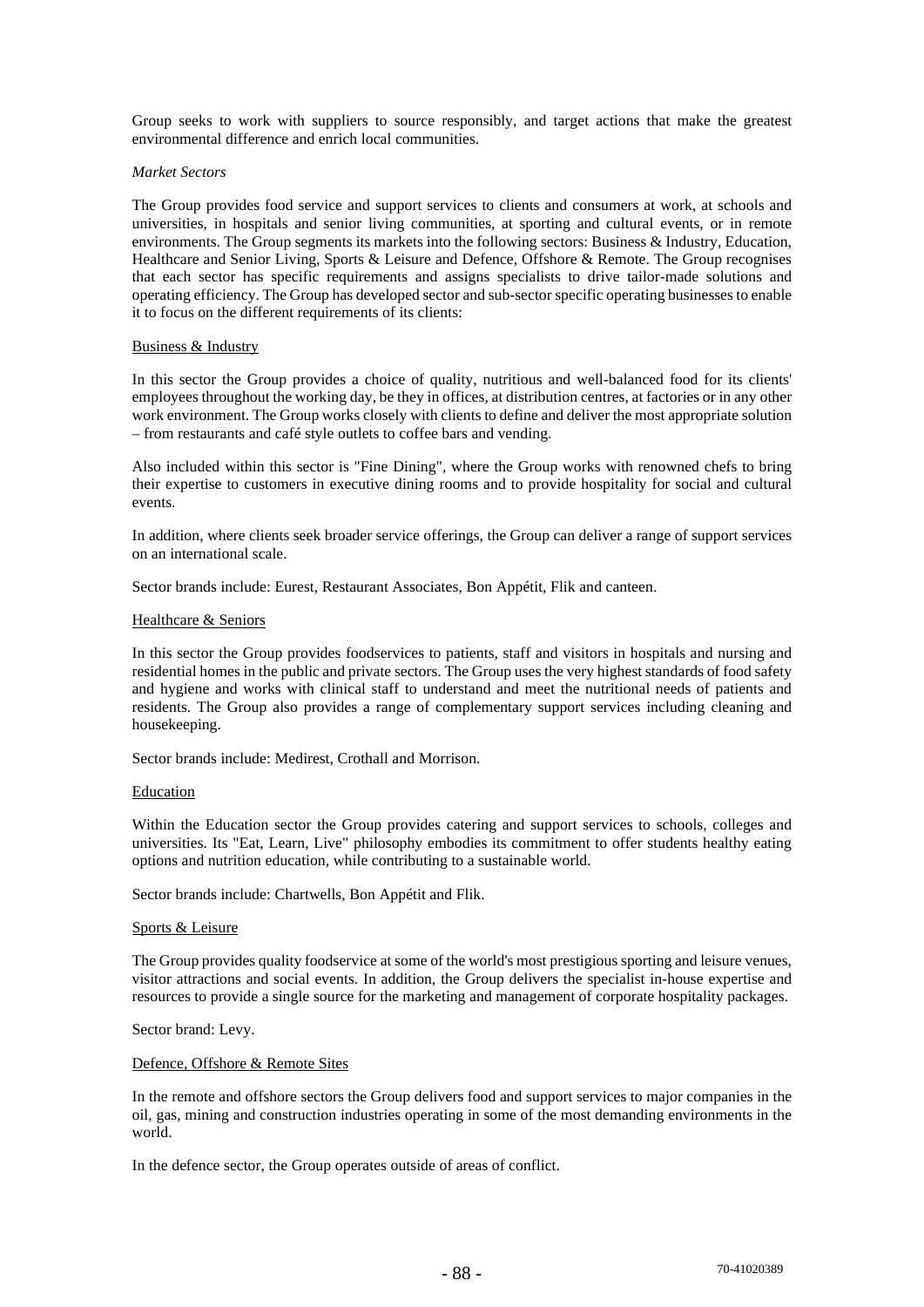Group seeks to work with suppliers to source responsibly, and target actions that make the greatest environmental difference and enrich local communities.

*Market Sectors*

The Group provides food service and support services to clients and consumers at work, at schools and universities, in hospitals and senior living communities, at sporting and cultural events, or in remote environments. The Group segments its markets into the following sectors: Business & Industry, Education, Healthcare and Senior Living, Sports & Leisure and Defence, Offshore & Remote. The Group recognises that each sector has specific requirements and assigns specialists to drive tailor-made solutions and operating efficiency. The Group has developed sector and sub-sector specific operating businesses to enable it to focus on the different requirements of its clients:

Business & Industry

In this sector the Group provides a choice of quality, nutritious and well-balanced food for its clients' employees throughout the working day, be they in offices, at distribution centres, at factories or in any other work environment. The Group works closely with clients to define and deliver the most appropriate solution – from restaurants and café style outlets to coffee bars and vending.

Also included within this sector is "Fine Dining", where the Group works with renowned chefs to bring their expertise to customers in executive dining rooms and to provide hospitality for social and cultural events.

In addition, where clients seek broader service offerings, the Group can deliver a range of support services on an international scale.

Sector brands include: Eurest, Restaurant Associates, Bon Appétit, Flik and canteen.

Healthcare & Seniors

In this sector the Group provides foodservices to patients, staff and visitors in hospitals and nursing and residential homes in the public and private sectors. The Group uses the very highest standards of food safety and hygiene and works with clinical staff to understand and meet the nutritional needs of patients and residents. The Group also provides a range of complementary support services including cleaning and housekeeping.

Sector brands include: Medirest, Crothall and Morrison.

Education

Within the Education sector the Group provides catering and support services to schools, colleges and universities. Its "Eat, Learn, Live" philosophy embodies its commitment to offer students healthy eating options and nutrition education, while contributing to a sustainable world.

Sector brands include: Chartwells, Bon Appétit and Flik.

Sports & Leisure

The Group provides quality foodservice at some of the world's most prestigious sporting and leisure venues, visitor attractions and social events. In addition, the Group delivers the specialist in-house expertise and resources to provide a single source for the marketing and management of corporate hospitality packages.

Sector brand: Levy.

Defence, Offshore & Remote Sites

In the remote and offshore sectors the Group delivers food and support services to major companies in the oil, gas, mining and construction industries operating in some of the most demanding environments in the world.

In the defence sector, the Group operates outside of areas of conflict.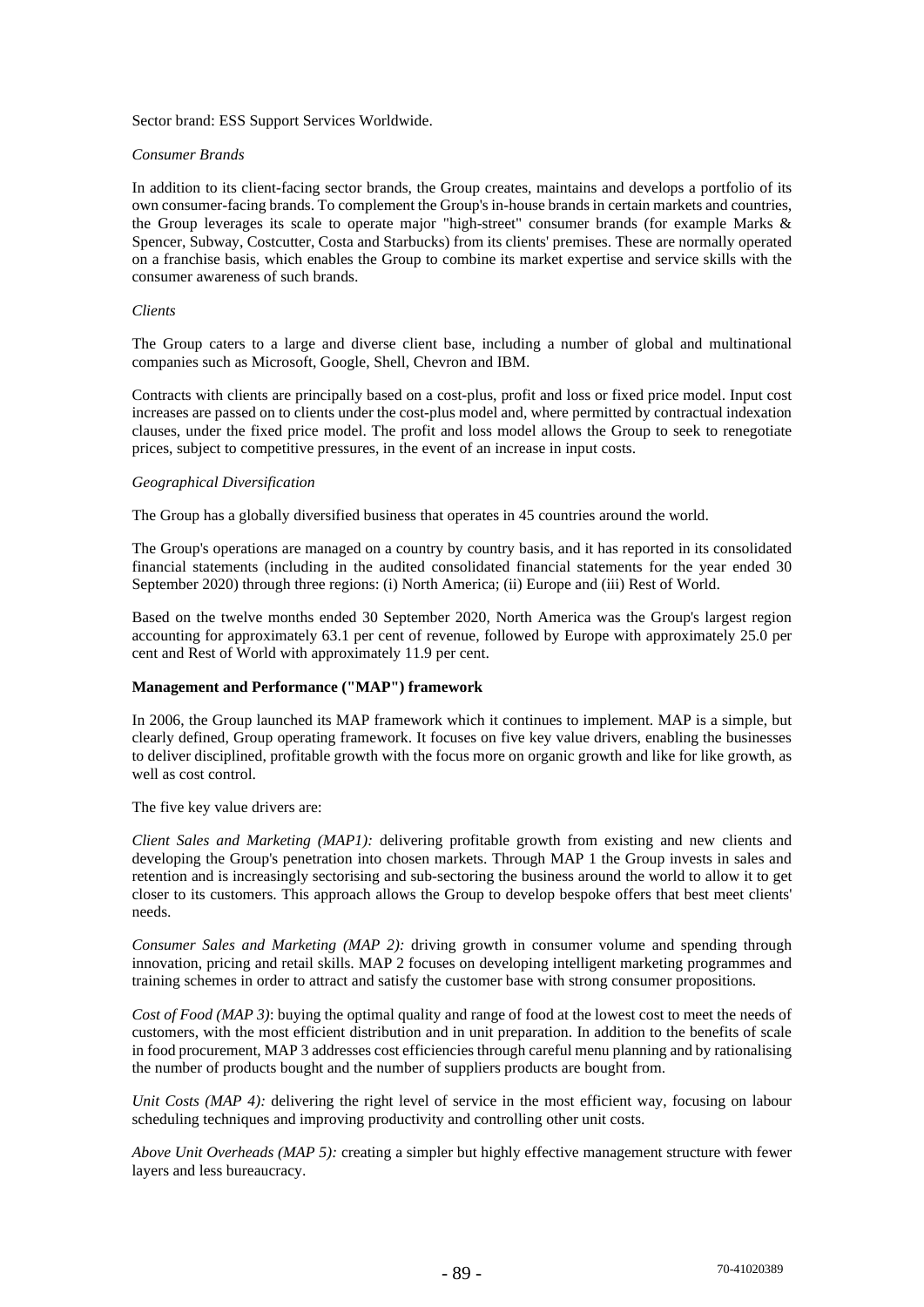Sector brand: ESS Support Services Worldwide.

*Consumer Brands*

In addition to its client-facing sector brands, the Group creates, maintains and develops a portfolio of its own consumer-facing brands. To complement the Group's in-house brands in certain markets and countries, the Group leverages its scale to operate major "high-street" consumer brands (for example Marks & Spencer, Subway, Costcutter, Costa and Starbucks) from its clients' premises. These are normally operated on a franchise basis, which enables the Group to combine its market expertise and service skills with the consumer awareness of such brands.

*Clients*

The Group caters to a large and diverse client base, including a number of global and multinational companies such as Microsoft, Google, Shell, Chevron and IBM.

Contracts with clients are principally based on a cost-plus, profit and loss or fixed price model. Input cost increases are passed on to clients under the cost-plus model and, where permitted by contractual indexation clauses, under the fixed price model. The profit and loss model allows the Group to seek to renegotiate prices, subject to competitive pressures, in the event of an increase in input costs.

*Geographical Diversification*

The Group has a globally diversified business that operates in 45 countries around the world.

The Group's operations are managed on a country by country basis, and it has reported in its consolidated financial statements (including in the audited consolidated financial statements for the year ended 30 September 2020) through three regions: (i) North America; (ii) Europe and (iii) Rest of World.

Based on the twelve months ended 30 September 2020, North America was the Group's largest region accounting for approximately 63.1 per cent of revenue, followed by Europe with approximately 25.0 per cent and Rest of World with approximately 11.9 per cent.

**Management and Performance ("MAP") framework**

In 2006, the Group launched its MAP framework which it continues to implement. MAP is a simple, but clearly defined, Group operating framework. It focuses on five key value drivers, enabling the businesses to deliver disciplined, profitable growth with the focus more on organic growth and like for like growth, as well as cost control.

The five key value drivers are:

*Client Sales and Marketing (MAP1):* delivering profitable growth from existing and new clients and developing the Group's penetration into chosen markets. Through MAP 1 the Group invests in sales and retention and is increasingly sectorising and sub-sectoring the business around the world to allow it to get closer to its customers. This approach allows the Group to develop bespoke offers that best meet clients' needs.

*Consumer Sales and Marketing (MAP 2):* driving growth in consumer volume and spending through innovation, pricing and retail skills. MAP 2 focuses on developing intelligent marketing programmes and training schemes in order to attract and satisfy the customer base with strong consumer propositions.

*Cost of Food (MAP 3)*: buying the optimal quality and range of food at the lowest cost to meet the needs of customers, with the most efficient distribution and in unit preparation. In addition to the benefits of scale in food procurement, MAP 3 addresses cost efficiencies through careful menu planning and by rationalising the number of products bought and the number of suppliers products are bought from.

*Unit Costs (MAP 4):* delivering the right level of service in the most efficient way, focusing on labour scheduling techniques and improving productivity and controlling other unit costs.

*Above Unit Overheads (MAP 5):* creating a simpler but highly effective management structure with fewer layers and less bureaucracy.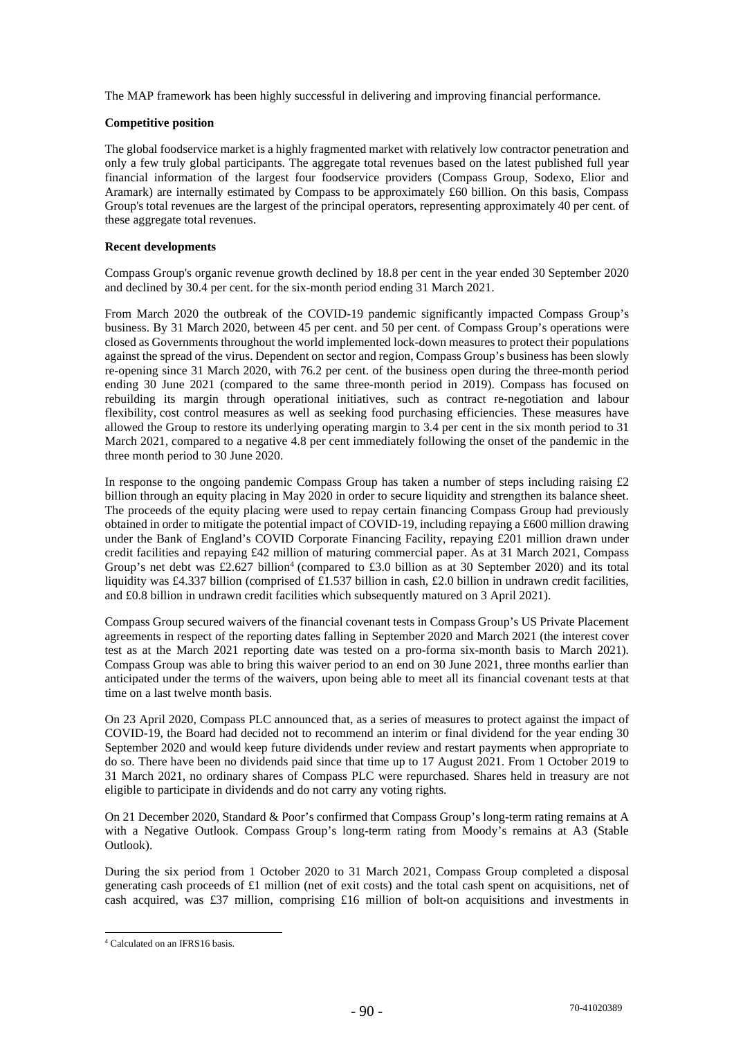The MAP framework has been highly successful in delivering and improving financial performance.

**Competitive position**

The global foodservice market is a highly fragmented market with relatively low contractor penetration and only a few truly global participants. The aggregate total revenues based on the latest published full year financial information of the largest four foodservice providers (Compass Group, Sodexo, Elior and Aramark) are internally estimated by Compass to be approximately £60 billion. On this basis, Compass Group's total revenues are the largest of the principal operators, representing approximately 40 per cent. of these aggregate total revenues.

**Recent developments**

Compass Group's organic revenue growth declined by 18.8 per cent in the year ended 30 September 2020 and declined by 30.4 per cent. for the six-month period ending 31 March 2021.

From March 2020 the outbreak of the COVID-19 pandemic significantly impacted Compass Group's business. By 31 March 2020, between 45 per cent. and 50 per cent. of Compass Group's operations were closed as Governments throughout the world implemented lock-down measures to protect their populations against the spread of the virus. Dependent on sector and region, Compass Group's business has been slowly re-opening since 31 March 2020, with 76.2 per cent. of the business open during the three-month period ending 30 June 2021 (compared to the same three-month period in 2019). Compass has focused on rebuilding its margin through operational initiatives, such as contract re-negotiation and labour flexibility, cost control measures as well as seeking food purchasing efficiencies. These measures have allowed the Group to restore its underlying operating margin to 3.4 per cent in the six month period to 31 March 2021, compared to a negative 4.8 per cent immediately following the onset of the pandemic in the three month period to 30 June 2020.

In response to the ongoing pandemic Compass Group has taken a number of steps including raising £2 billion through an equity placing in May 2020 in order to secure liquidity and strengthen its balance sheet. The proceeds of the equity placing were used to repay certain financing Compass Group had previously obtained in order to mitigate the potential impact of COVID-19, including repaying a £600 million drawing under the Bank of England's COVID Corporate Financing Facility, repaying £201 million drawn under credit facilities and repaying £42 million of maturing commercial paper. As at 31 March 2021, Compass Group's net debt was £2.627 billion[4] (compared to £3.0 billion as at 30 September 2020) and its total liquidity was £4.337 billion (comprised of £1.537 billion in cash, £2.0 billion in undrawn credit facilities, and £0.8 billion in undrawn credit facilities which subsequently matured on 3 April 2021).

Compass Group secured waivers of the financial covenant tests in Compass Group's US Private Placement agreements in respect of the reporting dates falling in September 2020 and March 2021 (the interest cover test as at the March 2021 reporting date was tested on a pro-forma six-month basis to March 2021). Compass Group was able to bring this waiver period to an end on 30 June 2021, three months earlier than anticipated under the terms of the waivers, upon being able to meet all its financial covenant tests at that time on a last twelve month basis.

On 23 April 2020, Compass PLC announced that, as a series of measures to protect against the impact of COVID-19, the Board had decided not to recommend an interim or final dividend for the year ending 30 September 2020 and would keep future dividends under review and restart payments when appropriate to do so. There have been no dividends paid since that time up to 17 August 2021. From 1 October 2019 to 31 March 2021, no ordinary shares of Compass PLC were repurchased. Shares held in treasury are not eligible to participate in dividends and do not carry any voting rights.

On 21 December 2020, Standard & Poor's confirmed that Compass Group's long-term rating remains at A with a Negative Outlook. Compass Group's long-term rating from Moody's remains at A3 (Stable Outlook).

During the six period from 1 October 2020 to 31 March 2021, Compass Group completed a disposal generating cash proceeds of £1 million (net of exit costs) and the total cash spent on acquisitions, net of cash acquired, was £37 million, comprising £16 million of bolt-on acquisitions and investments in

[4] Calculated on an IFRS16 basis.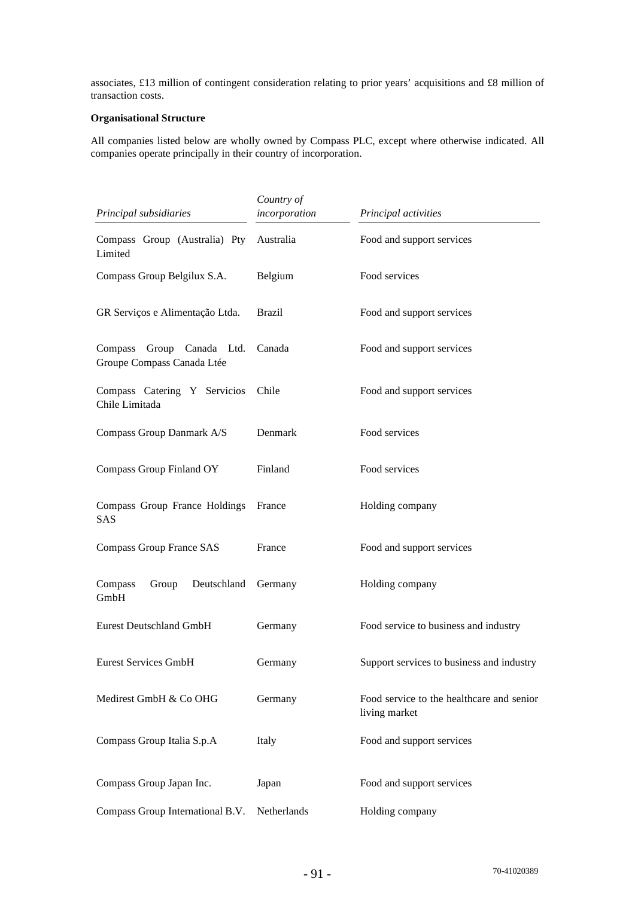associates, £13 million of contingent consideration relating to prior years' acquisitions and £8 million of transaction costs.

**Organisational Structure**

All companies listed below are wholly owned by Compass PLC, except where otherwise indicated. All companies operate principally in their country of incorporation.

| *Principal subsidiaries* | *Country of incorporation* | *Principal activities* |
|---|---|---|
| Compass Group (Australia) Pty Limited | Australia | Food and support services |
| Compass Group Belgilux S.A. | Belgium | Food services |
| GR Serviços e Alimentação Ltda. | Brazil | Food and support services |
| Compass Group Canada Ltd. Groupe Compass Canada Ltée | Canada | Food and support services |
| Compass Catering Y Servicios Chile Limitada | Chile | Food and support services |
| Compass Group Danmark A/S | Denmark | Food services |
| Compass Group Finland OY | Finland | Food services |
| Compass Group France Holdings SAS | France | Holding company |
| Compass Group France SAS | France | Food and support services |
| Compass Group Deutschland GmbH | Germany | Holding company |
| Eurest Deutschland GmbH | Germany | Food service to business and industry |
| Eurest Services GmbH | Germany | Support services to business and industry |
| Medirest GmbH & Co OHG | Germany | Food service to the healthcare and senior living market |
| Compass Group Italia S.p.A | Italy | Food and support services |
| Compass Group Japan Inc. | Japan | Food and support services |
| Compass Group International B.V. | Netherlands | Holding company |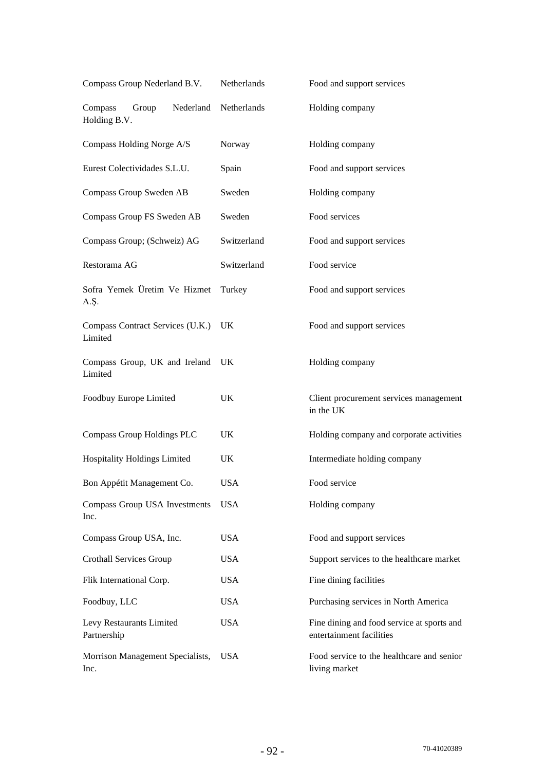| | | |
|---|---|---|
| Compass Group Nederland B.V. | Netherlands | Food and support services |
| Compass Group Nederland Holding B.V. | Netherlands | Holding company |
| Compass Holding Norge A/S | Norway | Holding company |
| Eurest Colectividades S.L.U. | Spain | Food and support services |
| Compass Group Sweden AB | Sweden | Holding company |
| Compass Group FS Sweden AB | Sweden | Food services |
| Compass Group; (Schweiz) AG | Switzerland | Food and support services |
| Restorama AG | Switzerland | Food service |
| Sofra Yemek Üretim Ve Hizmet A.Ş. | Turkey | Food and support services |
| Compass Contract Services (U.K.) Limited | UK | Food and support services |
| Compass Group, UK and Ireland Limited | UK | Holding company |
| Foodbuy Europe Limited | UK | Client procurement services management in the UK |
| Compass Group Holdings PLC | UK | Holding company and corporate activities |
| Hospitality Holdings Limited | UK | Intermediate holding company |
| Bon Appétit Management Co. | USA | Food service |
| Compass Group USA Investments Inc. | USA | Holding company |
| Compass Group USA, Inc. | USA | Food and support services |
| Crothall Services Group | USA | Support services to the healthcare market |
| Flik International Corp. | USA | Fine dining facilities |
| Foodbuy, LLC | USA | Purchasing services in North America |
| Levy Restaurants Limited Partnership | USA | Fine dining and food service at sports and entertainment facilities |
| Morrison Management Specialists, Inc. | USA | Food service to the healthcare and senior living market |

70-41020389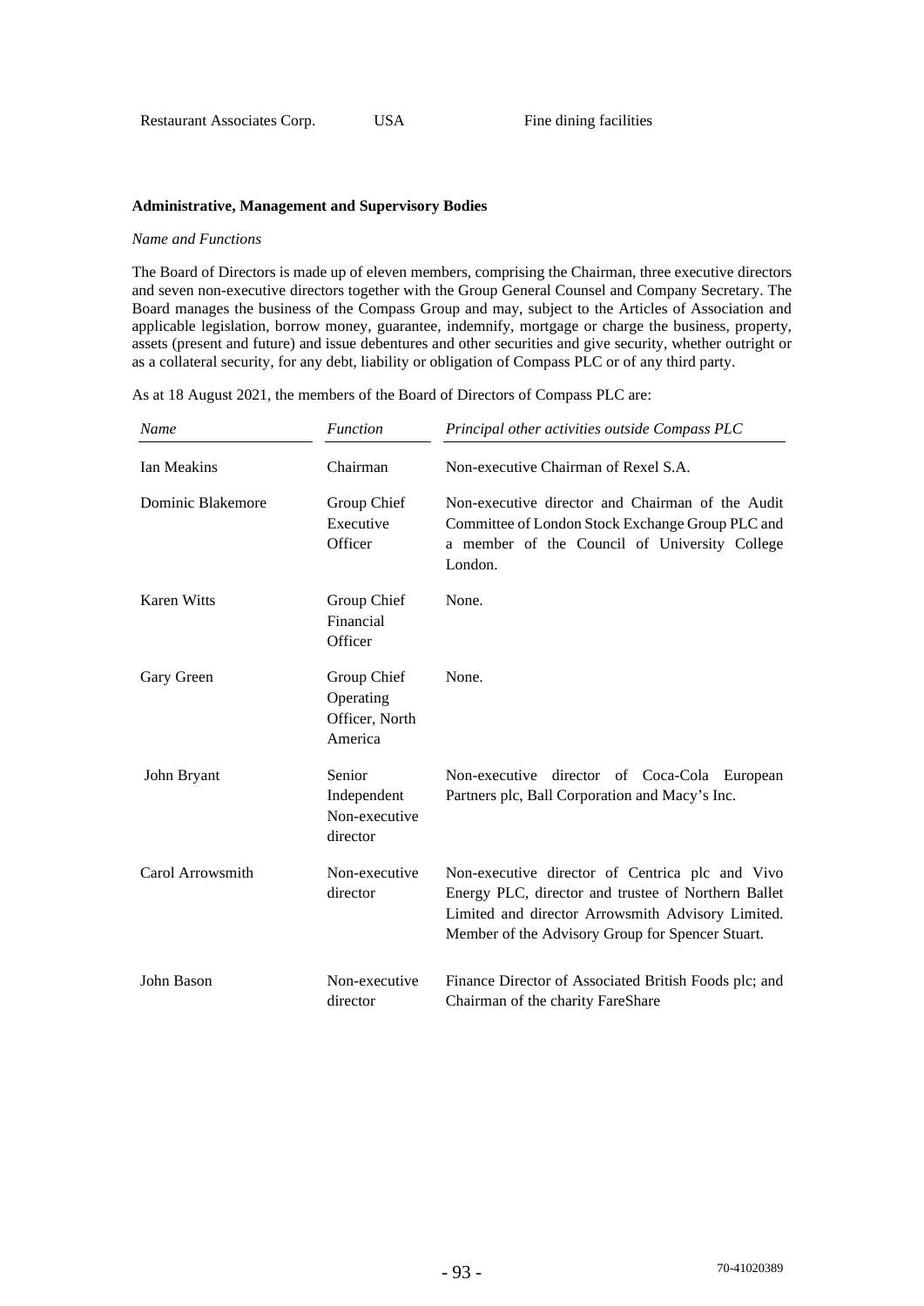| Restaurant Associates Corp. | USA | Fine dining facilities |
|---|---|---|

**Administrative, Management and Supervisory Bodies**

*Name and Functions*

The Board of Directors is made up of eleven members, comprising the Chairman, three executive directors and seven non-executive directors together with the Group General Counsel and Company Secretary. The Board manages the business of the Compass Group and may, subject to the Articles of Association and applicable legislation, borrow money, guarantee, indemnify, mortgage or charge the business, property, assets (present and future) and issue debentures and other securities and give security, whether outright or as a collateral security, for any debt, liability or obligation of Compass PLC or of any third party.

As at 18 August 2021, the members of the Board of Directors of Compass PLC are:

| *Name* | *Function* | *Principal other activities outside Compass PLC* |
|---|---|---|
| Ian Meakins | Chairman | Non-executive Chairman of Rexel S.A. |
| Dominic Blakemore | Group Chief Executive Officer | Non-executive director and Chairman of the Audit Committee of London Stock Exchange Group PLC and a member of the Council of University College London. |
| Karen Witts | Group Chief Financial Officer | None. |
| Gary Green | Group Chief Operating Officer, North America | None. |
| John Bryant | Senior Independent Non-executive director | Non-executive director of Coca-Cola European Partners plc, Ball Corporation and Macy's Inc. |
| Carol Arrowsmith | Non-executive director | Non-executive director of Centrica plc and Vivo Energy PLC, director and trustee of Northern Ballet Limited and director Arrowsmith Advisory Limited. Member of the Advisory Group for Spencer Stuart. |
| John Bason | Non-executive director | Finance Director of Associated British Foods plc; and Chairman of the charity FareShare |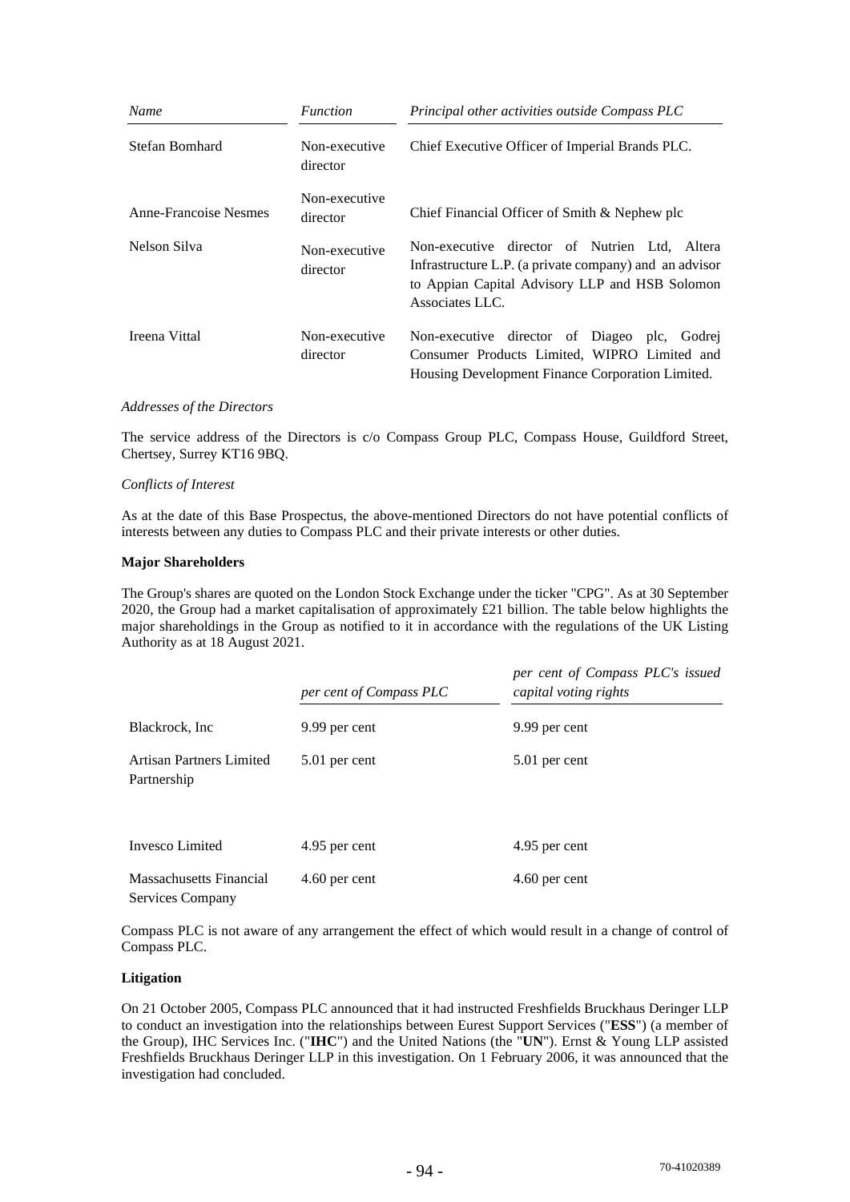| *Name* | *Function* | *Principal other activities outside Compass PLC* |
|---|---|---|
| Stefan Bomhard | Non-executive director | Chief Executive Officer of Imperial Brands PLC. |
| Anne-Francoise Nesmes | Non-executive director | Chief Financial Officer of Smith & Nephew plc |
| Nelson Silva | Non-executive director | Non-executive director of Nutrien Ltd, Altera Infrastructure L.P. (a private company) and an advisor to Appian Capital Advisory LLP and HSB Solomon Associates LLC. |
| Ireena Vittal | Non-executive director | Non-executive director of Diageo plc, Godrej Consumer Products Limited, WIPRO Limited and Housing Development Finance Corporation Limited. |

*Addresses of the Directors*

The service address of the Directors is c/o Compass Group PLC, Compass House, Guildford Street, Chertsey, Surrey KT16 9BQ.

*Conflicts of Interest*

As at the date of this Base Prospectus, the above-mentioned Directors do not have potential conflicts of interests between any duties to Compass PLC and their private interests or other duties.

**Major Shareholders**

The Group's shares are quoted on the London Stock Exchange under the ticker "CPG". As at 30 September 2020, the Group had a market capitalisation of approximately £21 billion. The table below highlights the major shareholdings in the Group as notified to it in accordance with the regulations of the UK Listing Authority as at 18 August 2021.

| | *per cent of Compass PLC* | *per cent of Compass PLC's issued capital voting rights* |
|---|---|---|
| Blackrock, Inc | 9.99 per cent | 9.99 per cent |
| Artisan Partners Limited Partnership | 5.01 per cent | 5.01 per cent |
| Invesco Limited | 4.95 per cent | 4.95 per cent |
| Massachusetts Financial Services Company | 4.60 per cent | 4.60 per cent |

Compass PLC is not aware of any arrangement the effect of which would result in a change of control of Compass PLC.

**Litigation**

On 21 October 2005, Compass PLC announced that it had instructed Freshfields Bruckhaus Deringer LLP to conduct an investigation into the relationships between Eurest Support Services ("**ESS**") (a member of the Group), IHC Services Inc. ("**IHC**") and the United Nations (the "**UN**"). Ernst & Young LLP assisted Freshfields Bruckhaus Deringer LLP in this investigation. On 1 February 2006, it was announced that the investigation had concluded.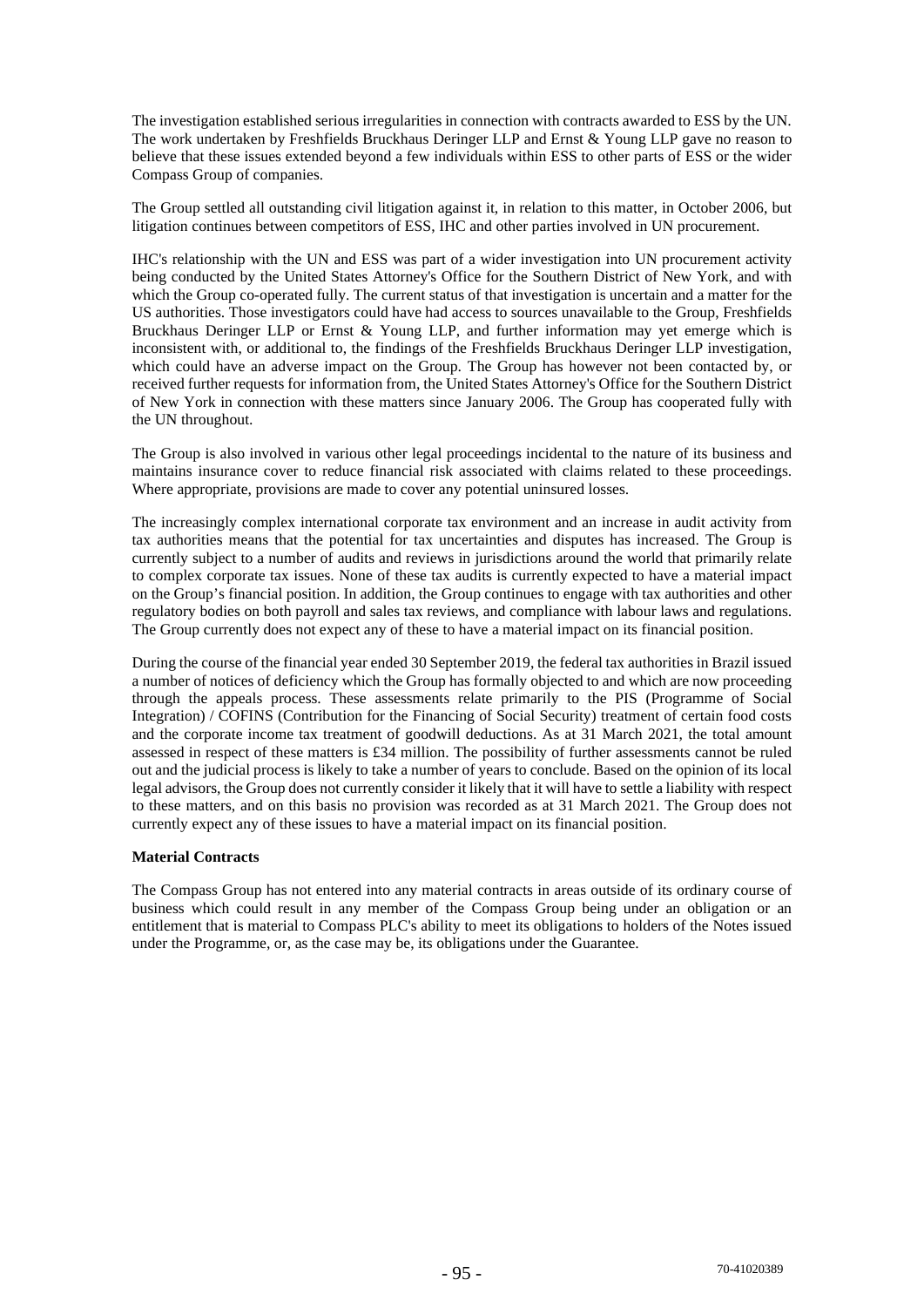The investigation established serious irregularities in connection with contracts awarded to ESS by the UN. The work undertaken by Freshfields Bruckhaus Deringer LLP and Ernst & Young LLP gave no reason to believe that these issues extended beyond a few individuals within ESS to other parts of ESS or the wider Compass Group of companies.

The Group settled all outstanding civil litigation against it, in relation to this matter, in October 2006, but litigation continues between competitors of ESS, IHC and other parties involved in UN procurement.

IHC's relationship with the UN and ESS was part of a wider investigation into UN procurement activity being conducted by the United States Attorney's Office for the Southern District of New York, and with which the Group co-operated fully. The current status of that investigation is uncertain and a matter for the US authorities. Those investigators could have had access to sources unavailable to the Group, Freshfields Bruckhaus Deringer LLP or Ernst & Young LLP, and further information may yet emerge which is inconsistent with, or additional to, the findings of the Freshfields Bruckhaus Deringer LLP investigation, which could have an adverse impact on the Group. The Group has however not been contacted by, or received further requests for information from, the United States Attorney's Office for the Southern District of New York in connection with these matters since January 2006. The Group has cooperated fully with the UN throughout.

The Group is also involved in various other legal proceedings incidental to the nature of its business and maintains insurance cover to reduce financial risk associated with claims related to these proceedings. Where appropriate, provisions are made to cover any potential uninsured losses.

The increasingly complex international corporate tax environment and an increase in audit activity from tax authorities means that the potential for tax uncertainties and disputes has increased. The Group is currently subject to a number of audits and reviews in jurisdictions around the world that primarily relate to complex corporate tax issues. None of these tax audits is currently expected to have a material impact on the Group's financial position. In addition, the Group continues to engage with tax authorities and other regulatory bodies on both payroll and sales tax reviews, and compliance with labour laws and regulations. The Group currently does not expect any of these to have a material impact on its financial position.

During the course of the financial year ended 30 September 2019, the federal tax authorities in Brazil issued a number of notices of deficiency which the Group has formally objected to and which are now proceeding through the appeals process. These assessments relate primarily to the PIS (Programme of Social Integration) / COFINS (Contribution for the Financing of Social Security) treatment of certain food costs and the corporate income tax treatment of goodwill deductions. As at 31 March 2021, the total amount assessed in respect of these matters is £34 million. The possibility of further assessments cannot be ruled out and the judicial process is likely to take a number of years to conclude. Based on the opinion of its local legal advisors, the Group does not currently consider it likely that it will have to settle a liability with respect to these matters, and on this basis no provision was recorded as at 31 March 2021. The Group does not currently expect any of these issues to have a material impact on its financial position.

**Material Contracts**

The Compass Group has not entered into any material contracts in areas outside of its ordinary course of business which could result in any member of the Compass Group being under an obligation or an entitlement that is material to Compass PLC's ability to meet its obligations to holders of the Notes issued under the Programme, or, as the case may be, its obligations under the Guarantee.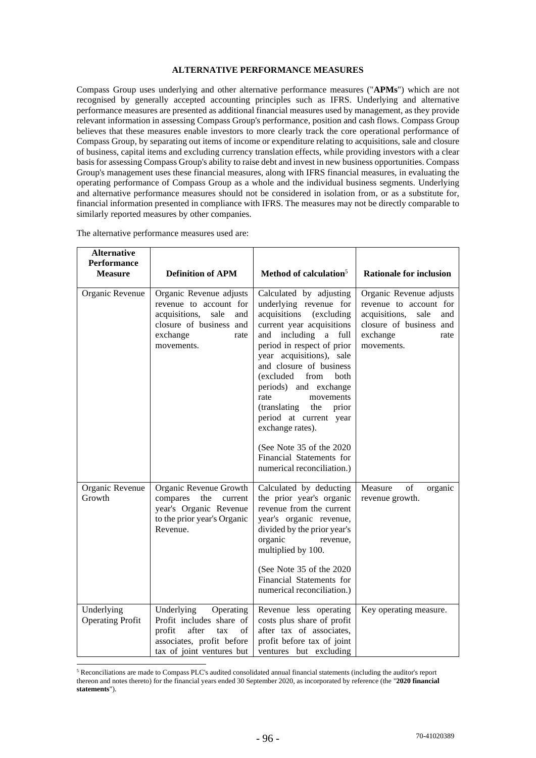## ALTERNATIVE PERFORMANCE MEASURES

Compass Group uses underlying and other alternative performance measures ("**APMs**") which are not recognised by generally accepted accounting principles such as IFRS. Underlying and alternative performance measures are presented as additional financial measures used by management, as they provide relevant information in assessing Compass Group's performance, position and cash flows. Compass Group believes that these measures enable investors to more clearly track the core operational performance of Compass Group, by separating out items of income or expenditure relating to acquisitions, sale and closure of business, capital items and excluding currency translation effects, while providing investors with a clear basis for assessing Compass Group's ability to raise debt and invest in new business opportunities. Compass Group's management uses these financial measures, along with IFRS financial measures, in evaluating the operating performance of Compass Group as a whole and the individual business segments. Underlying and alternative performance measures should not be considered in isolation from, or as a substitute for, financial information presented in compliance with IFRS. The measures may not be directly comparable to similarly reported measures by other companies.

The alternative performance measures used are:

| Alternative Performance Measure | Definition of APM | Method of calculation[5] | Rationale for inclusion |
|---|---|---|---|
| Organic Revenue | Organic Revenue adjusts revenue to account for acquisitions, sale and closure of business and exchange rate movements. | Calculated by adjusting underlying revenue for acquisitions (excluding current year acquisitions and including a full period in respect of prior year acquisitions), sale and closure of business (excluded from both periods) and exchange rate movements (translating the prior period at current year exchange rates).<br><br>(See Note 35 of the 2020 Financial Statements for numerical reconciliation.) | Organic Revenue adjusts revenue to account for acquisitions, sale and closure of business and exchange rate movements. |
| Organic Revenue Growth | Organic Revenue Growth compares the current year's Organic Revenue to the prior year's Organic Revenue. | Calculated by deducting the prior year's organic revenue from the current year's organic revenue, divided by the prior year's organic revenue, multiplied by 100.<br><br>(See Note 35 of the 2020 Financial Statements for numerical reconciliation.) | Measure of organic revenue growth. |
| Underlying Operating Profit | Underlying Operating Profit includes share of profit after tax of associates, profit before tax of joint ventures but | Revenue less operating costs plus share of profit after tax of associates, profit before tax of joint ventures but excluding | Key operating measure. |

[5] Reconciliations are made to Compass PLC's audited consolidated annual financial statements (including the auditor's report thereon and notes thereto) for the financial years ended 30 September 2020, as incorporated by reference (the "**2020 financial statements**").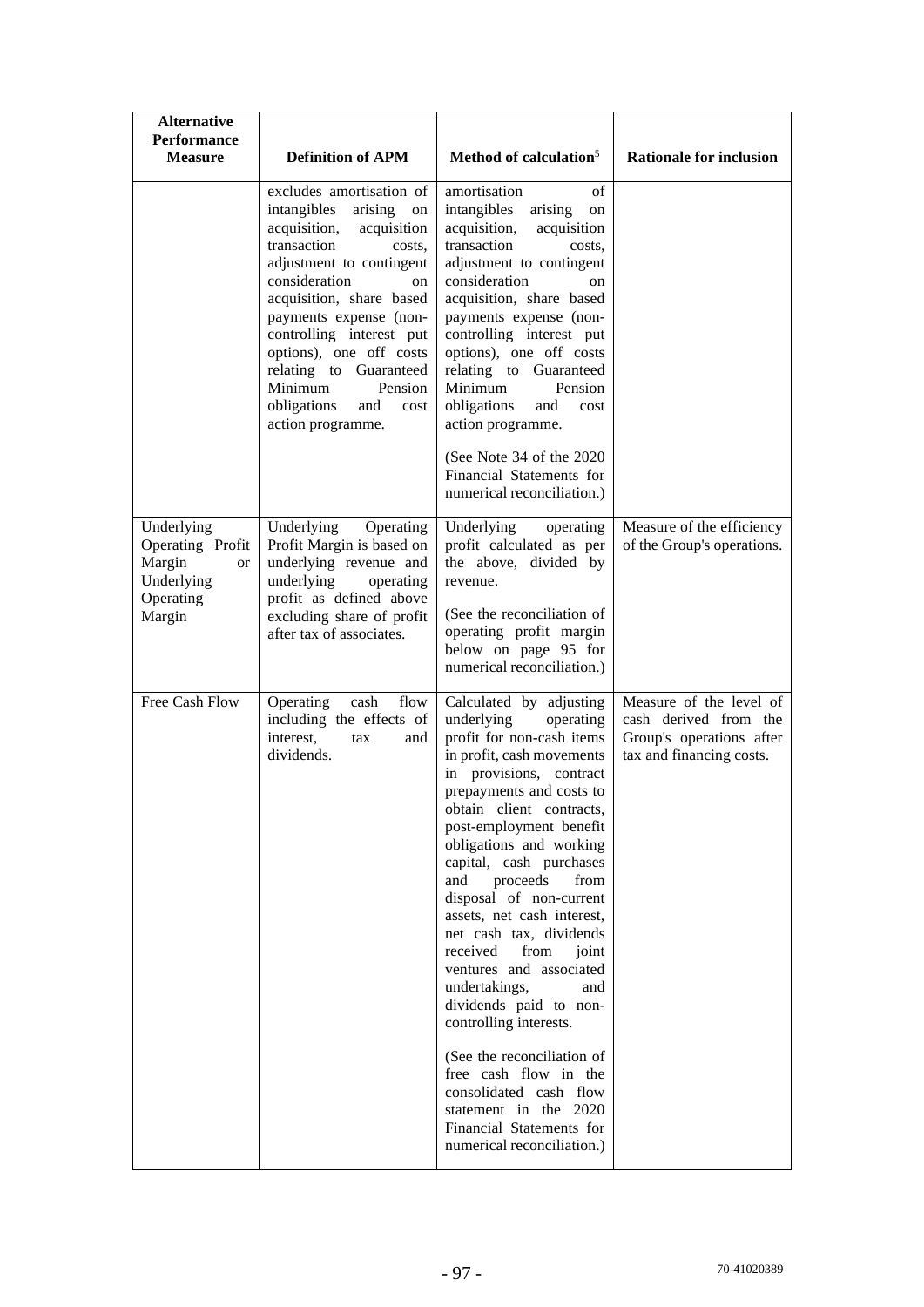| Alternative Performance Measure | Definition of APM | Method of calculation[5] | Rationale for inclusion |
|---|---|---|---|
| | excludes amortisation of intangibles arising on acquisition, acquisition transaction costs, adjustment to contingent consideration on acquisition, share based payments expense (non-controlling interest put options), one off costs relating to Guaranteed Minimum Pension obligations and cost action programme. | amortisation of intangibles arising on acquisition, acquisition transaction costs, adjustment to contingent consideration on acquisition, share based payments expense (non-controlling interest put options), one off costs relating to Guaranteed Minimum Pension obligations and cost action programme.<br><br>(See Note 34 of the 2020 Financial Statements for numerical reconciliation.) | |
| Underlying Operating Profit Margin or Underlying Operating Margin | Underlying Operating Profit Margin is based on underlying revenue and underlying operating profit as defined above excluding share of profit after tax of associates. | Underlying operating profit calculated as per the above, divided by revenue.<br><br>(See the reconciliation of operating profit margin below on page 95 for numerical reconciliation.) | Measure of the efficiency of the Group's operations. |
| Free Cash Flow | Operating cash flow including the effects of interest, tax and dividends. | Calculated by adjusting underlying operating profit for non-cash items in profit, cash movements in provisions, contract prepayments and costs to obtain client contracts, post-employment benefit obligations and working capital, cash purchases and proceeds from disposal of non-current assets, net cash interest, net cash tax, dividends received from joint ventures and associated undertakings, and dividends paid to non-controlling interests.<br><br>(See the reconciliation of free cash flow in the consolidated cash flow statement in the 2020 Financial Statements for numerical reconciliation.) | Measure of the level of cash derived from the Group's operations after tax and financing costs. |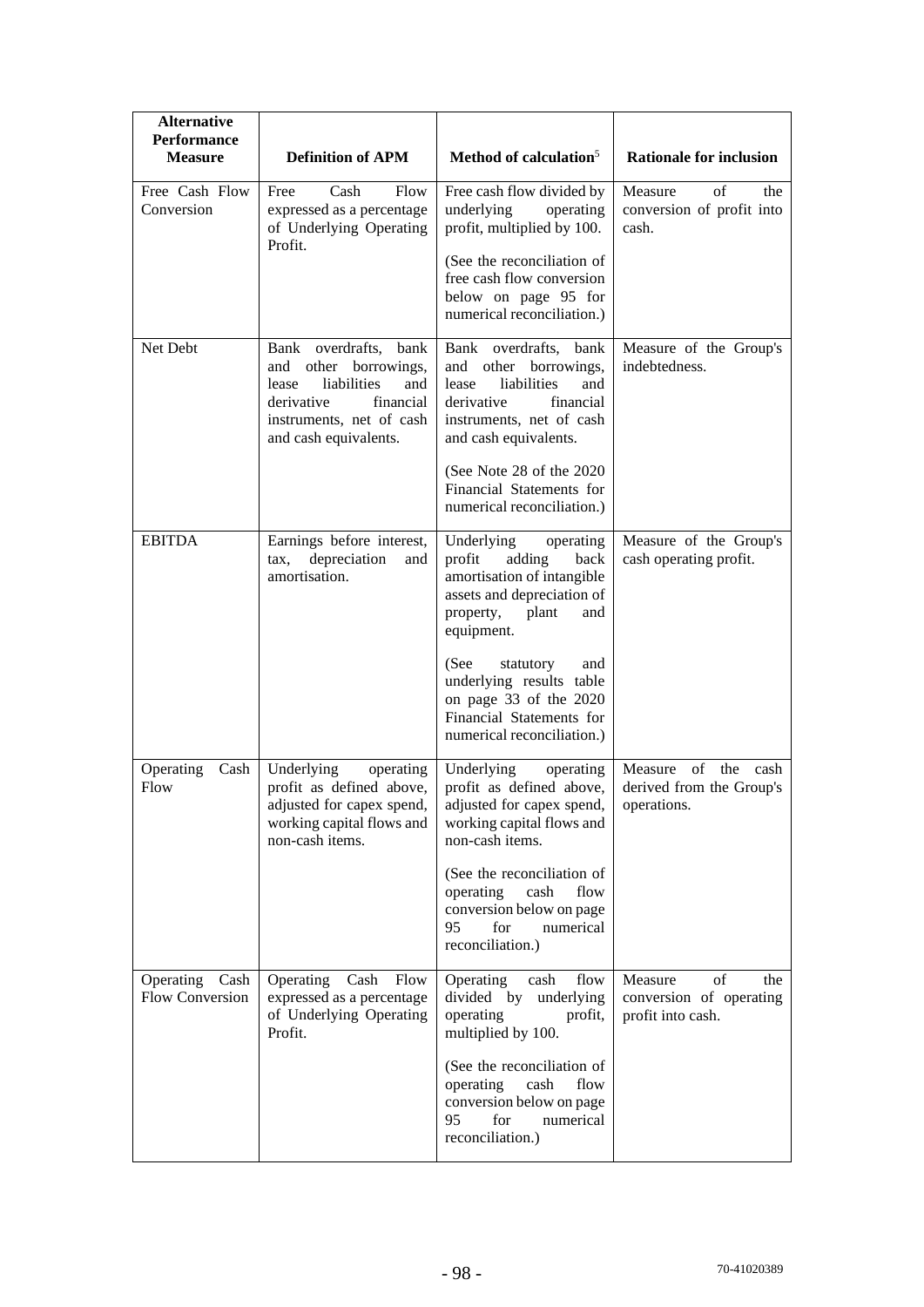| Alternative Performance Measure | Definition of APM | Method of calculation[5] | Rationale for inclusion |
|---|---|---|---|
| Free Cash Flow Conversion | Free Cash Flow expressed as a percentage of Underlying Operating Profit. | Free cash flow divided by underlying operating profit, multiplied by 100.<br><br>(See the reconciliation of free cash flow conversion below on page 95 for numerical reconciliation.) | Measure of the conversion of profit into cash. |
| Net Debt | Bank overdrafts, bank and other borrowings, lease liabilities and derivative financial instruments, net of cash and cash equivalents. | Bank overdrafts, bank and other borrowings, lease liabilities and derivative financial instruments, net of cash and cash equivalents.<br><br>(See Note 28 of the 2020 Financial Statements for numerical reconciliation.) | Measure of the Group's indebtedness. |
| EBITDA | Earnings before interest, tax, depreciation and amortisation. | Underlying operating profit adding back amortisation of intangible assets and depreciation of property, plant and equipment.<br><br>(See statutory and underlying results table on page 33 of the 2020 Financial Statements for numerical reconciliation.) | Measure of the Group's cash operating profit. |
| Operating Cash Flow | Underlying operating profit as defined above, adjusted for capex spend, working capital flows and non-cash items. | Underlying operating profit as defined above, adjusted for capex spend, working capital flows and non-cash items.<br><br>(See the reconciliation of operating cash flow conversion below on page 95 for numerical reconciliation.) | Measure of the cash derived from the Group's operations. |
| Operating Cash Flow Conversion | Operating Cash Flow expressed as a percentage of Underlying Operating Profit. | Operating cash flow divided by underlying operating profit, multiplied by 100.<br><br>(See the reconciliation of operating cash flow conversion below on page 95 for numerical reconciliation.) | Measure of the conversion of operating profit into cash. |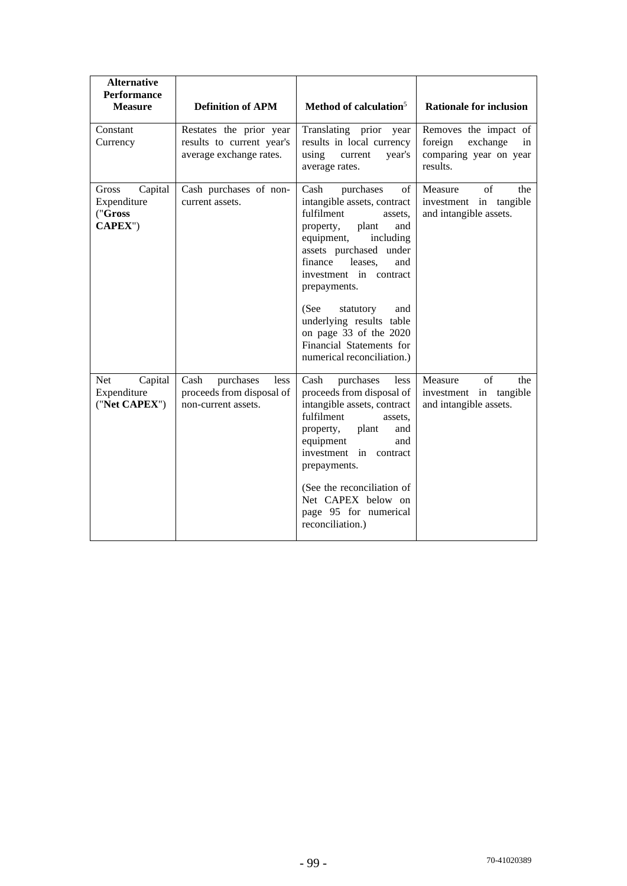| Alternative Performance Measure | Definition of APM | Method of calculation[5] | Rationale for inclusion |
|---|---|---|---|
| Constant Currency | Restates the prior year results to current year's average exchange rates. | Translating prior year results in local currency using current year's average rates. | Removes the impact of foreign exchange in comparing year on year results. |
| Gross Capital Expenditure ("**Gross CAPEX**") | Cash purchases of non-current assets. | Cash purchases of intangible assets, contract fulfilment assets, property, plant and equipment, including assets purchased under finance leases, and investment in contract prepayments.<br><br>(See statutory and underlying results table on page 33 of the 2020 Financial Statements for numerical reconciliation.) | Measure of the investment in tangible and intangible assets. |
| Net Capital Expenditure ("**Net CAPEX**") | Cash purchases less proceeds from disposal of non-current assets. | Cash purchases less proceeds from disposal of intangible assets, contract fulfilment assets, property, plant and equipment and investment in contract prepayments.<br><br>(See the reconciliation of Net CAPEX below on page 95 for numerical reconciliation.) | Measure of the investment in tangible and intangible assets. |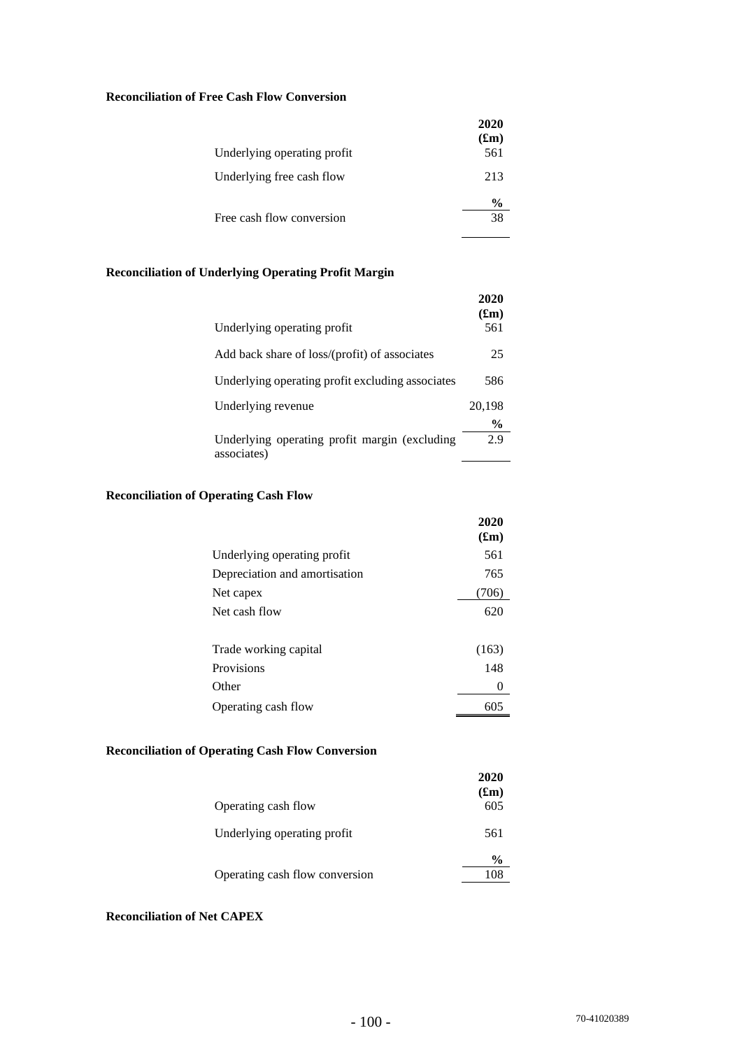**Reconciliation of Free Cash Flow Conversion**

| | 2020 (£m) |
|---|---|
| Underlying operating profit | 561 |
| Underlying free cash flow | 213 |
| | % |
| Free cash flow conversion | 38 |

**Reconciliation of Underlying Operating Profit Margin**

| | 2020 (£m) |
|---|---|
| Underlying operating profit | 561 |
| Add back share of loss/(profit) of associates | 25 |
| Underlying operating profit excluding associates | 586 |
| Underlying revenue | 20,198 |
| | % |
| Underlying operating profit margin (excluding associates) | 2.9 |

**Reconciliation of Operating Cash Flow**

| | 2020 (£m) |
|---|---|
| Underlying operating profit | 561 |
| Depreciation and amortisation | 765 |
| Net capex | (706) |
| Net cash flow | 620 |
| | |
| Trade working capital | (163) |
| Provisions | 148 |
| Other | 0 |
| Operating cash flow | 605 |

**Reconciliation of Operating Cash Flow Conversion**

| | 2020 (£m) |
|---|---|
| Operating cash flow | 605 |
| Underlying operating profit | 561 |
| | % |
| Operating cash flow conversion | 108 |

**Reconciliation of Net CAPEX**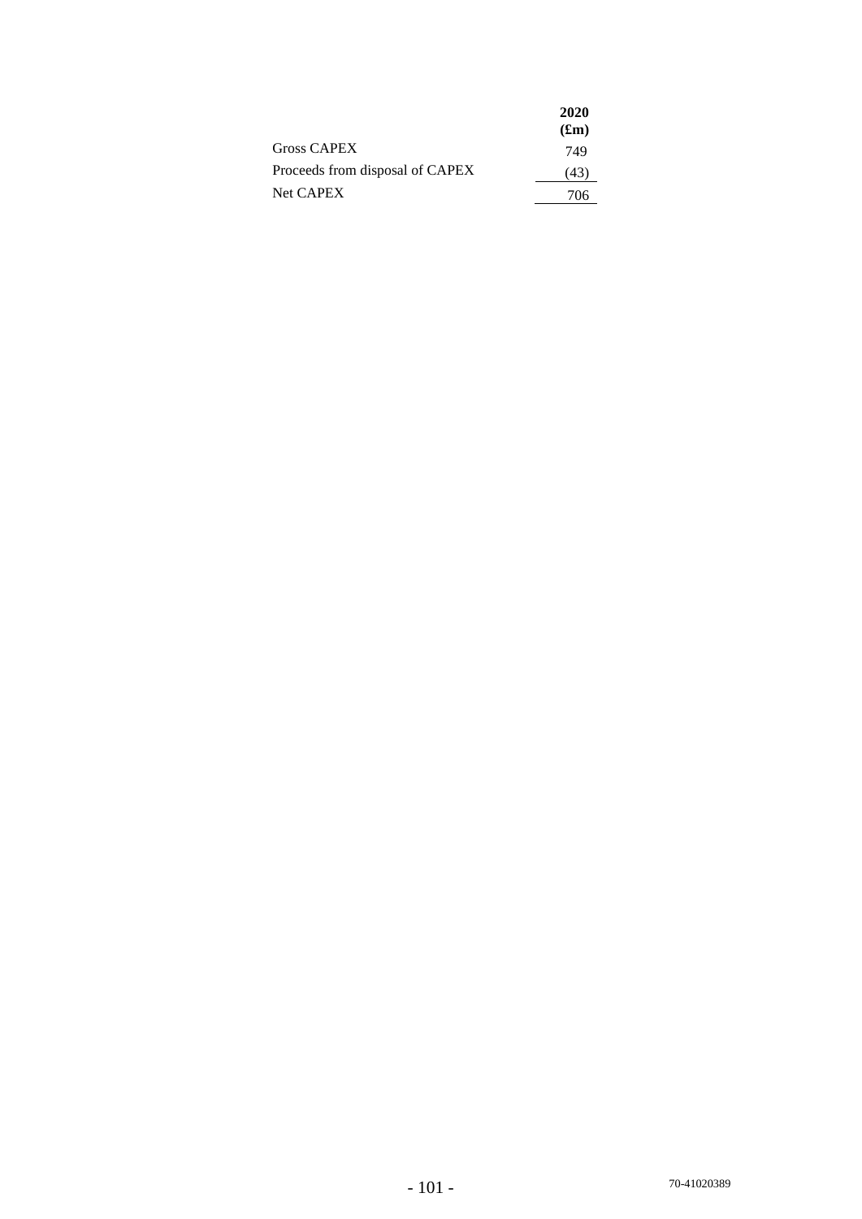| | 2020 (£m) |
|---|---|
| Gross CAPEX | 749 |
| Proceeds from disposal of CAPEX | (43) |
| Net CAPEX | 706 |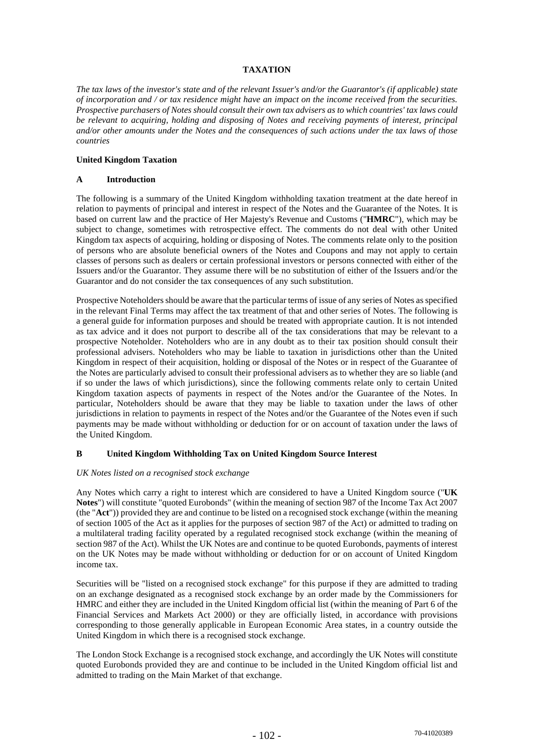# TAXATION

*The tax laws of the investor's state and of the relevant Issuer's and/or the Guarantor's (if applicable) state of incorporation and / or tax residence might have an impact on the income received from the securities. Prospective purchasers of Notes should consult their own tax advisers as to which countries' tax laws could be relevant to acquiring, holding and disposing of Notes and receiving payments of interest, principal and/or other amounts under the Notes and the consequences of such actions under the tax laws of those countries*

## United Kingdom Taxation

### A Introduction

The following is a summary of the United Kingdom withholding taxation treatment at the date hereof in relation to payments of principal and interest in respect of the Notes and the Guarantee of the Notes. It is based on current law and the practice of Her Majesty's Revenue and Customs ("**HMRC**"), which may be subject to change, sometimes with retrospective effect. The comments do not deal with other United Kingdom tax aspects of acquiring, holding or disposing of Notes. The comments relate only to the position of persons who are absolute beneficial owners of the Notes and Coupons and may not apply to certain classes of persons such as dealers or certain professional investors or persons connected with either of the Issuers and/or the Guarantor. They assume there will be no substitution of either of the Issuers and/or the Guarantor and do not consider the tax consequences of any such substitution.

Prospective Noteholders should be aware that the particular terms of issue of any series of Notes as specified in the relevant Final Terms may affect the tax treatment of that and other series of Notes. The following is a general guide for information purposes and should be treated with appropriate caution. It is not intended as tax advice and it does not purport to describe all of the tax considerations that may be relevant to a prospective Noteholder. Noteholders who are in any doubt as to their tax position should consult their professional advisers. Noteholders who may be liable to taxation in jurisdictions other than the United Kingdom in respect of their acquisition, holding or disposal of the Notes or in respect of the Guarantee of the Notes are particularly advised to consult their professional advisers as to whether they are so liable (and if so under the laws of which jurisdictions), since the following comments relate only to certain United Kingdom taxation aspects of payments in respect of the Notes and/or the Guarantee of the Notes. In particular, Noteholders should be aware that they may be liable to taxation under the laws of other jurisdictions in relation to payments in respect of the Notes and/or the Guarantee of the Notes even if such payments may be made without withholding or deduction for or on account of taxation under the laws of the United Kingdom.

### B United Kingdom Withholding Tax on United Kingdom Source Interest

*UK Notes listed on a recognised stock exchange*

Any Notes which carry a right to interest which are considered to have a United Kingdom source ("**UK Notes**") will constitute "quoted Eurobonds" (within the meaning of section 987 of the Income Tax Act 2007 (the "**Act**")) provided they are and continue to be listed on a recognised stock exchange (within the meaning of section 1005 of the Act as it applies for the purposes of section 987 of the Act) or admitted to trading on a multilateral trading facility operated by a regulated recognised stock exchange (within the meaning of section 987 of the Act). Whilst the UK Notes are and continue to be quoted Eurobonds, payments of interest on the UK Notes may be made without withholding or deduction for or on account of United Kingdom income tax.

Securities will be "listed on a recognised stock exchange" for this purpose if they are admitted to trading on an exchange designated as a recognised stock exchange by an order made by the Commissioners for HMRC and either they are included in the United Kingdom official list (within the meaning of Part 6 of the Financial Services and Markets Act 2000) or they are officially listed, in accordance with provisions corresponding to those generally applicable in European Economic Area states, in a country outside the United Kingdom in which there is a recognised stock exchange.

The London Stock Exchange is a recognised stock exchange, and accordingly the UK Notes will constitute quoted Eurobonds provided they are and continue to be included in the United Kingdom official list and admitted to trading on the Main Market of that exchange.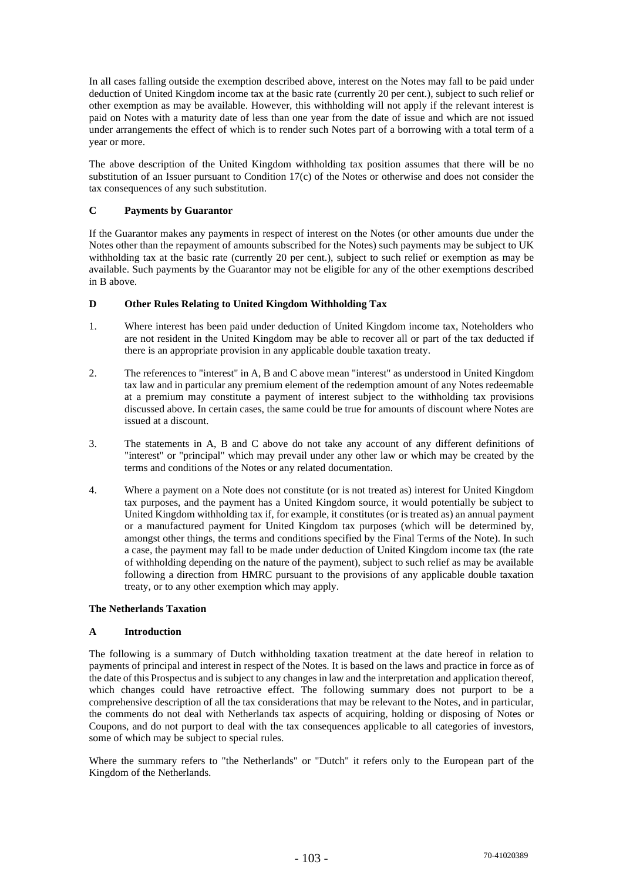In all cases falling outside the exemption described above, interest on the Notes may fall to be paid under deduction of United Kingdom income tax at the basic rate (currently 20 per cent.), subject to such relief or other exemption as may be available. However, this withholding will not apply if the relevant interest is paid on Notes with a maturity date of less than one year from the date of issue and which are not issued under arrangements the effect of which is to render such Notes part of a borrowing with a total term of a year or more.

The above description of the United Kingdom withholding tax position assumes that there will be no substitution of an Issuer pursuant to Condition 17(c) of the Notes or otherwise and does not consider the tax consequences of any such substitution.

### C Payments by Guarantor

If the Guarantor makes any payments in respect of interest on the Notes (or other amounts due under the Notes other than the repayment of amounts subscribed for the Notes) such payments may be subject to UK withholding tax at the basic rate (currently 20 per cent.), subject to such relief or exemption as may be available. Such payments by the Guarantor may not be eligible for any of the other exemptions described in B above.

### D Other Rules Relating to United Kingdom Withholding Tax

1. Where interest has been paid under deduction of United Kingdom income tax, Noteholders who are not resident in the United Kingdom may be able to recover all or part of the tax deducted if there is an appropriate provision in any applicable double taxation treaty.

2. The references to "interest" in A, B and C above mean "interest" as understood in United Kingdom tax law and in particular any premium element of the redemption amount of any Notes redeemable at a premium may constitute a payment of interest subject to the withholding tax provisions discussed above. In certain cases, the same could be true for amounts of discount where Notes are issued at a discount.

3. The statements in A, B and C above do not take any account of any different definitions of "interest" or "principal" which may prevail under any other law or which may be created by the terms and conditions of the Notes or any related documentation.

4. Where a payment on a Note does not constitute (or is not treated as) interest for United Kingdom tax purposes, and the payment has a United Kingdom source, it would potentially be subject to United Kingdom withholding tax if, for example, it constitutes (or is treated as) an annual payment or a manufactured payment for United Kingdom tax purposes (which will be determined by, amongst other things, the terms and conditions specified by the Final Terms of the Note). In such a case, the payment may fall to be made under deduction of United Kingdom income tax (the rate of withholding depending on the nature of the payment), subject to such relief as may be available following a direction from HMRC pursuant to the provisions of any applicable double taxation treaty, or to any other exemption which may apply.

## The Netherlands Taxation

### A Introduction

The following is a summary of Dutch withholding taxation treatment at the date hereof in relation to payments of principal and interest in respect of the Notes. It is based on the laws and practice in force as of the date of this Prospectus and is subject to any changes in law and the interpretation and application thereof, which changes could have retroactive effect. The following summary does not purport to be a comprehensive description of all the tax considerations that may be relevant to the Notes, and in particular, the comments do not deal with Netherlands tax aspects of acquiring, holding or disposing of Notes or Coupons, and do not purport to deal with the tax consequences applicable to all categories of investors, some of which may be subject to special rules.

Where the summary refers to "the Netherlands" or "Dutch" it refers only to the European part of the Kingdom of the Netherlands.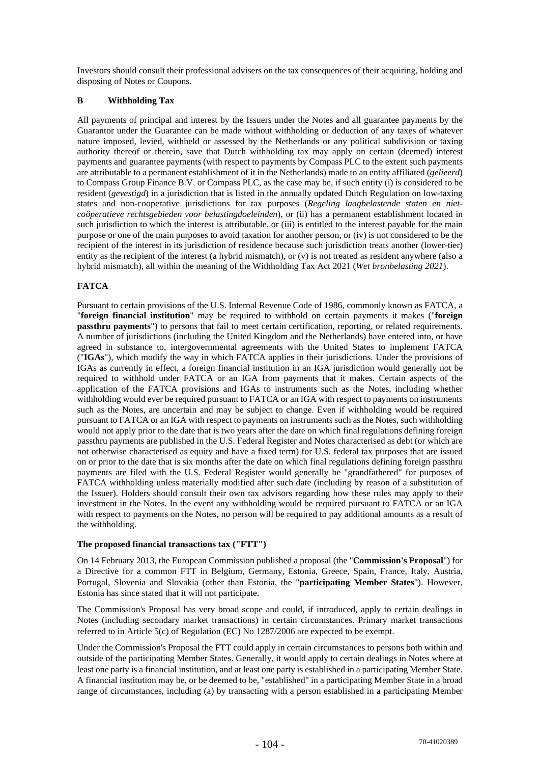Investors should consult their professional advisers on the tax consequences of their acquiring, holding and disposing of Notes or Coupons.

## B Withholding Tax

All payments of principal and interest by the Issuers under the Notes and all guarantee payments by the Guarantor under the Guarantee can be made without withholding or deduction of any taxes of whatever nature imposed, levied, withheld or assessed by the Netherlands or any political subdivision or taxing authority thereof or therein, save that Dutch withholding tax may apply on certain (deemed) interest payments and guarantee payments (with respect to payments by Compass PLC to the extent such payments are attributable to a permanent establishment of it in the Netherlands) made to an entity affiliated (*gelieerd*) to Compass Group Finance B.V. or Compass PLC, as the case may be, if such entity (i) is considered to be resident (*gevestigd*) in a jurisdiction that is listed in the annually updated Dutch Regulation on low-taxing states and non-cooperative jurisdictions for tax purposes (*Regeling laagbelastende staten en niet-coöperatieve rechtsgebieden voor belastingdoeleinden*), or (ii) has a permanent establishment located in such jurisdiction to which the interest is attributable, or (iii) is entitled to the interest payable for the main purpose or one of the main purposes to avoid taxation for another person, or (iv) is not considered to be the recipient of the interest in its jurisdiction of residence because such jurisdiction treats another (lower-tier) entity as the recipient of the interest (a hybrid mismatch), or (v) is not treated as resident anywhere (also a hybrid mismatch), all within the meaning of the Withholding Tax Act 2021 (*Wet bronbelasting 2021*).

## FATCA

Pursuant to certain provisions of the U.S. Internal Revenue Code of 1986, commonly known as FATCA, a "**foreign financial institution**" may be required to withhold on certain payments it makes ("**foreign passthru payments**") to persons that fail to meet certain certification, reporting, or related requirements. A number of jurisdictions (including the United Kingdom and the Netherlands) have entered into, or have agreed in substance to, intergovernmental agreements with the United States to implement FATCA ("**IGAs**"), which modify the way in which FATCA applies in their jurisdictions. Under the provisions of IGAs as currently in effect, a foreign financial institution in an IGA jurisdiction would generally not be required to withhold under FATCA or an IGA from payments that it makes. Certain aspects of the application of the FATCA provisions and IGAs to instruments such as the Notes, including whether withholding would ever be required pursuant to FATCA or an IGA with respect to payments on instruments such as the Notes, are uncertain and may be subject to change. Even if withholding would be required pursuant to FATCA or an IGA with respect to payments on instruments such as the Notes, such withholding would not apply prior to the date that is two years after the date on which final regulations defining foreign passthru payments are published in the U.S. Federal Register and Notes characterised as debt (or which are not otherwise characterised as equity and have a fixed term) for U.S. federal tax purposes that are issued on or prior to the date that is six months after the date on which final regulations defining foreign passthru payments are filed with the U.S. Federal Register would generally be "grandfathered" for purposes of FATCA withholding unless materially modified after such date (including by reason of a substitution of the Issuer). Holders should consult their own tax advisors regarding how these rules may apply to their investment in the Notes. In the event any withholding would be required pursuant to FATCA or an IGA with respect to payments on the Notes, no person will be required to pay additional amounts as a result of the withholding.

## The proposed financial transactions tax ("FTT")

On 14 February 2013, the European Commission published a proposal (the "**Commission's Proposal**") for a Directive for a common FTT in Belgium, Germany, Estonia, Greece, Spain, France, Italy, Austria, Portugal, Slovenia and Slovakia (other than Estonia, the "**participating Member States**"). However, Estonia has since stated that it will not participate.

The Commission's Proposal has very broad scope and could, if introduced, apply to certain dealings in Notes (including secondary market transactions) in certain circumstances. Primary market transactions referred to in Article 5(c) of Regulation (EC) No 1287/2006 are expected to be exempt.

Under the Commission's Proposal the FTT could apply in certain circumstances to persons both within and outside of the participating Member States. Generally, it would apply to certain dealings in Notes where at least one party is a financial institution, and at least one party is established in a participating Member State. A financial institution may be, or be deemed to be, "established" in a participating Member State in a broad range of circumstances, including (a) by transacting with a person established in a participating Member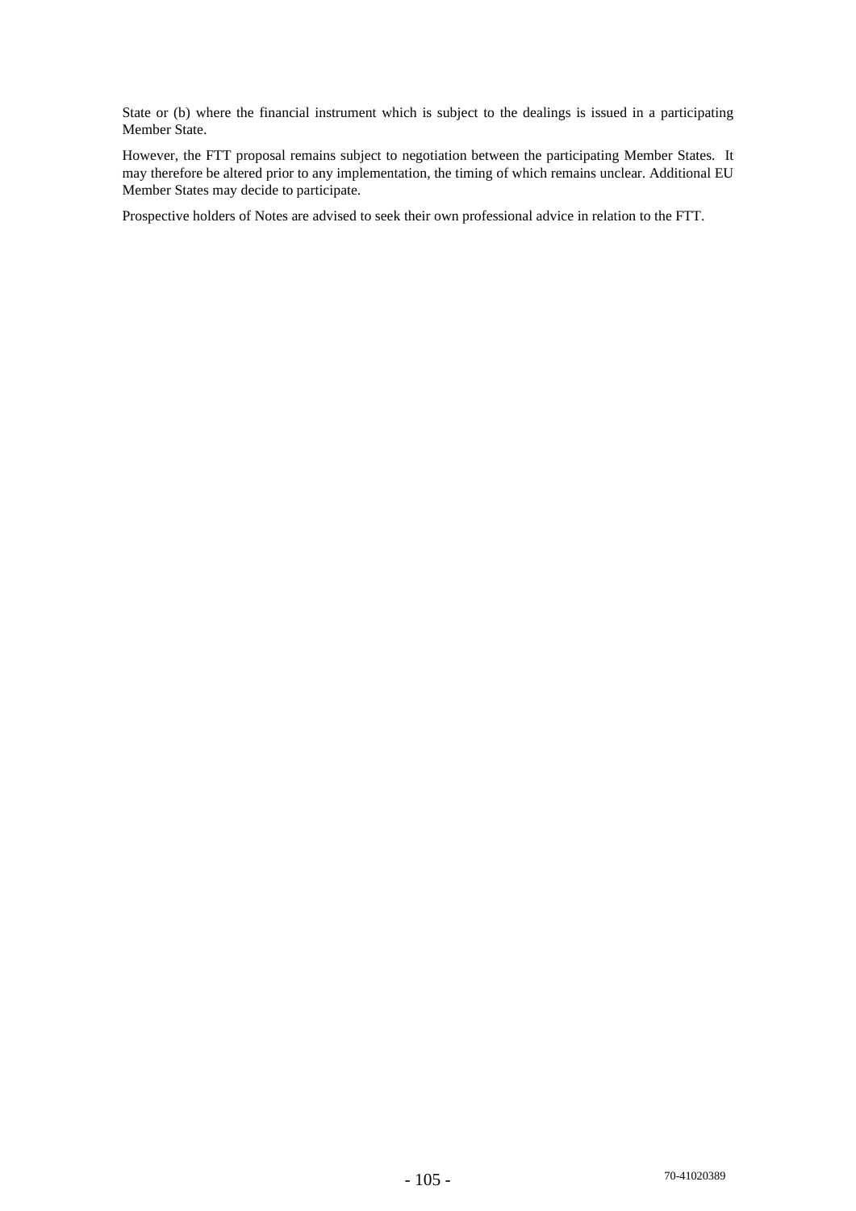State or (b) where the financial instrument which is subject to the dealings is issued in a participating Member State.

However, the FTT proposal remains subject to negotiation between the participating Member States. It may therefore be altered prior to any implementation, the timing of which remains unclear. Additional EU Member States may decide to participate.

Prospective holders of Notes are advised to seek their own professional advice in relation to the FTT.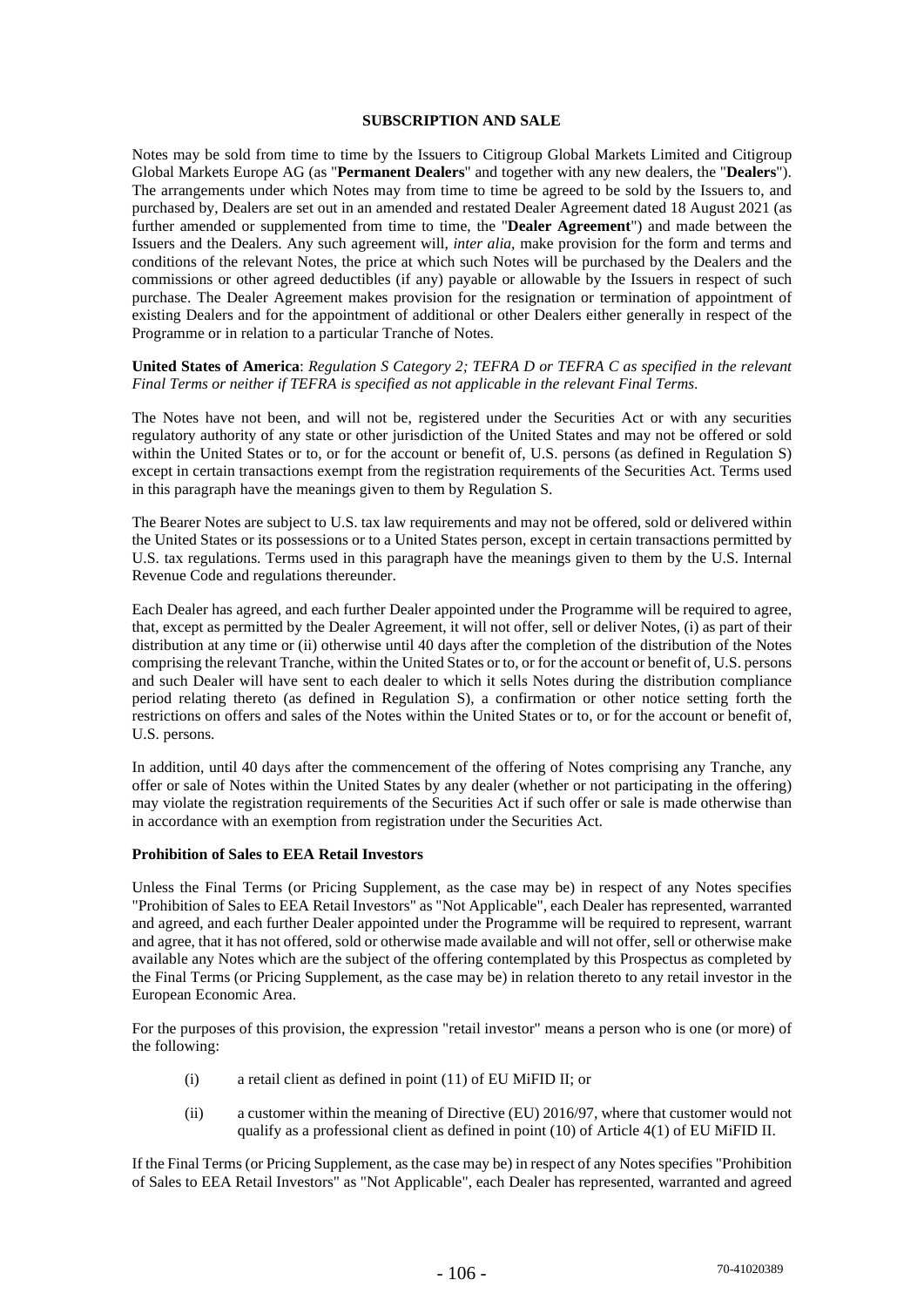## SUBSCRIPTION AND SALE

Notes may be sold from time to time by the Issuers to Citigroup Global Markets Limited and Citigroup Global Markets Europe AG (as "**Permanent Dealers**" and together with any new dealers, the "**Dealers**"). The arrangements under which Notes may from time to time be agreed to be sold by the Issuers to, and purchased by, Dealers are set out in an amended and restated Dealer Agreement dated 18 August 2021 (as further amended or supplemented from time to time, the "**Dealer Agreement**") and made between the Issuers and the Dealers. Any such agreement will, *inter alia*, make provision for the form and terms and conditions of the relevant Notes, the price at which such Notes will be purchased by the Dealers and the commissions or other agreed deductibles (if any) payable or allowable by the Issuers in respect of such purchase. The Dealer Agreement makes provision for the resignation or termination of appointment of existing Dealers and for the appointment of additional or other Dealers either generally in respect of the Programme or in relation to a particular Tranche of Notes.

**United States of America**: *Regulation S Category 2; TEFRA D or TEFRA C as specified in the relevant Final Terms or neither if TEFRA is specified as not applicable in the relevant Final Terms.*

The Notes have not been, and will not be, registered under the Securities Act or with any securities regulatory authority of any state or other jurisdiction of the United States and may not be offered or sold within the United States or to, or for the account or benefit of, U.S. persons (as defined in Regulation S) except in certain transactions exempt from the registration requirements of the Securities Act. Terms used in this paragraph have the meanings given to them by Regulation S.

The Bearer Notes are subject to U.S. tax law requirements and may not be offered, sold or delivered within the United States or its possessions or to a United States person, except in certain transactions permitted by U.S. tax regulations. Terms used in this paragraph have the meanings given to them by the U.S. Internal Revenue Code and regulations thereunder.

Each Dealer has agreed, and each further Dealer appointed under the Programme will be required to agree, that, except as permitted by the Dealer Agreement, it will not offer, sell or deliver Notes, (i) as part of their distribution at any time or (ii) otherwise until 40 days after the completion of the distribution of the Notes comprising the relevant Tranche, within the United States or to, or for the account or benefit of, U.S. persons and such Dealer will have sent to each dealer to which it sells Notes during the distribution compliance period relating thereto (as defined in Regulation S), a confirmation or other notice setting forth the restrictions on offers and sales of the Notes within the United States or to, or for the account or benefit of, U.S. persons.

In addition, until 40 days after the commencement of the offering of Notes comprising any Tranche, any offer or sale of Notes within the United States by any dealer (whether or not participating in the offering) may violate the registration requirements of the Securities Act if such offer or sale is made otherwise than in accordance with an exemption from registration under the Securities Act.

**Prohibition of Sales to EEA Retail Investors**

Unless the Final Terms (or Pricing Supplement, as the case may be) in respect of any Notes specifies "Prohibition of Sales to EEA Retail Investors" as "Not Applicable", each Dealer has represented, warranted and agreed, and each further Dealer appointed under the Programme will be required to represent, warrant and agree, that it has not offered, sold or otherwise made available and will not offer, sell or otherwise make available any Notes which are the subject of the offering contemplated by this Prospectus as completed by the Final Terms (or Pricing Supplement, as the case may be) in relation thereto to any retail investor in the European Economic Area.

For the purposes of this provision, the expression "retail investor" means a person who is one (or more) of the following:

(i) a retail client as defined in point (11) of EU MiFID II; or

(ii) a customer within the meaning of Directive (EU) 2016/97, where that customer would not qualify as a professional client as defined in point (10) of Article 4(1) of EU MiFID II.

If the Final Terms (or Pricing Supplement, as the case may be) in respect of any Notes specifies "Prohibition of Sales to EEA Retail Investors" as "Not Applicable", each Dealer has represented, warranted and agreed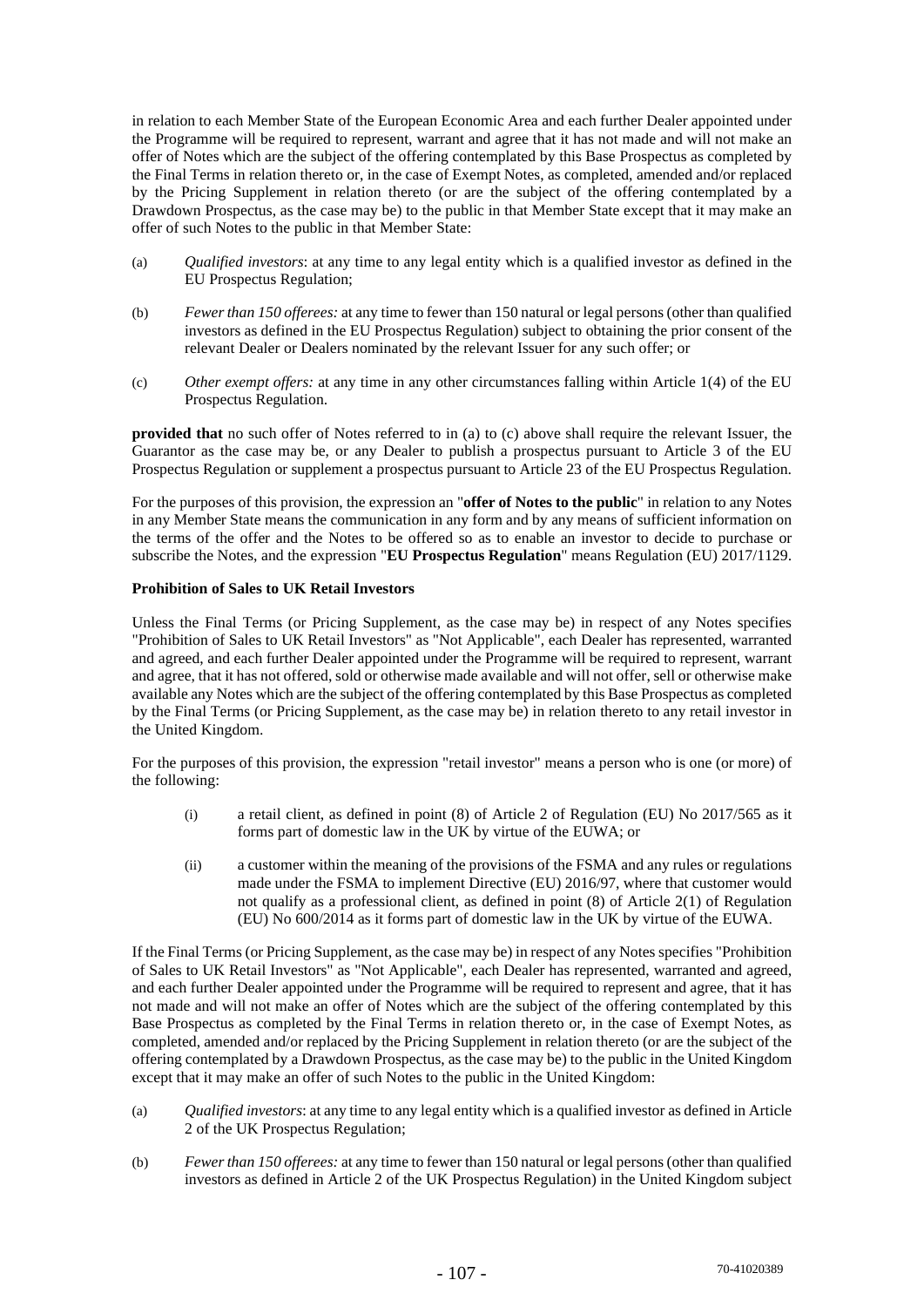in relation to each Member State of the European Economic Area and each further Dealer appointed under the Programme will be required to represent, warrant and agree that it has not made and will not make an offer of Notes which are the subject of the offering contemplated by this Base Prospectus as completed by the Final Terms in relation thereto or, in the case of Exempt Notes, as completed, amended and/or replaced by the Pricing Supplement in relation thereto (or are the subject of the offering contemplated by a Drawdown Prospectus, as the case may be) to the public in that Member State except that it may make an offer of such Notes to the public in that Member State:

(a) *Qualified investors*: at any time to any legal entity which is a qualified investor as defined in the EU Prospectus Regulation;

(b) *Fewer than 150 offerees:* at any time to fewer than 150 natural or legal persons (other than qualified investors as defined in the EU Prospectus Regulation) subject to obtaining the prior consent of the relevant Dealer or Dealers nominated by the relevant Issuer for any such offer; or

(c) *Other exempt offers:* at any time in any other circumstances falling within Article 1(4) of the EU Prospectus Regulation.

**provided that** no such offer of Notes referred to in (a) to (c) above shall require the relevant Issuer, the Guarantor as the case may be, or any Dealer to publish a prospectus pursuant to Article 3 of the EU Prospectus Regulation or supplement a prospectus pursuant to Article 23 of the EU Prospectus Regulation.

For the purposes of this provision, the expression an "**offer of Notes to the public**" in relation to any Notes in any Member State means the communication in any form and by any means of sufficient information on the terms of the offer and the Notes to be offered so as to enable an investor to decide to purchase or subscribe the Notes, and the expression "**EU Prospectus Regulation**" means Regulation (EU) 2017/1129.

**Prohibition of Sales to UK Retail Investors**

Unless the Final Terms (or Pricing Supplement, as the case may be) in respect of any Notes specifies "Prohibition of Sales to UK Retail Investors" as "Not Applicable", each Dealer has represented, warranted and agreed, and each further Dealer appointed under the Programme will be required to represent, warrant and agree, that it has not offered, sold or otherwise made available and will not offer, sell or otherwise make available any Notes which are the subject of the offering contemplated by this Base Prospectus as completed by the Final Terms (or Pricing Supplement, as the case may be) in relation thereto to any retail investor in the United Kingdom.

For the purposes of this provision, the expression "retail investor" means a person who is one (or more) of the following:

(i) a retail client, as defined in point (8) of Article 2 of Regulation (EU) No 2017/565 as it forms part of domestic law in the UK by virtue of the EUWA; or

(ii) a customer within the meaning of the provisions of the FSMA and any rules or regulations made under the FSMA to implement Directive (EU) 2016/97, where that customer would not qualify as a professional client, as defined in point (8) of Article 2(1) of Regulation (EU) No 600/2014 as it forms part of domestic law in the UK by virtue of the EUWA.

If the Final Terms (or Pricing Supplement, as the case may be) in respect of any Notes specifies "Prohibition of Sales to UK Retail Investors" as "Not Applicable", each Dealer has represented, warranted and agreed, and each further Dealer appointed under the Programme will be required to represent and agree, that it has not made and will not make an offer of Notes which are the subject of the offering contemplated by this Base Prospectus as completed by the Final Terms in relation thereto or, in the case of Exempt Notes, as completed, amended and/or replaced by the Pricing Supplement in relation thereto (or are the subject of the offering contemplated by a Drawdown Prospectus, as the case may be) to the public in the United Kingdom except that it may make an offer of such Notes to the public in the United Kingdom:

(a) *Qualified investors*: at any time to any legal entity which is a qualified investor as defined in Article 2 of the UK Prospectus Regulation;

(b) *Fewer than 150 offerees:* at any time to fewer than 150 natural or legal persons (other than qualified investors as defined in Article 2 of the UK Prospectus Regulation) in the United Kingdom subject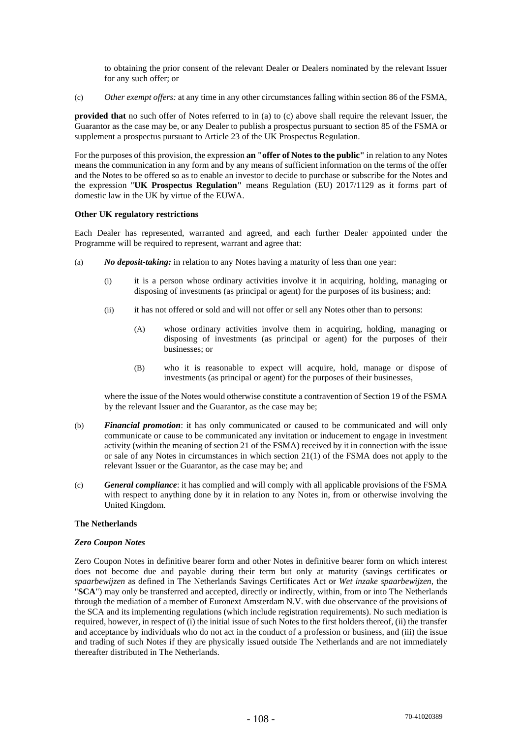to obtaining the prior consent of the relevant Dealer or Dealers nominated by the relevant Issuer for any such offer; or

(c) *Other exempt offers:* at any time in any other circumstances falling within section 86 of the FSMA,

**provided that** no such offer of Notes referred to in (a) to (c) above shall require the relevant Issuer, the Guarantor as the case may be, or any Dealer to publish a prospectus pursuant to section 85 of the FSMA or supplement a prospectus pursuant to Article 23 of the UK Prospectus Regulation.

For the purposes of this provision, the expression **an "offer of Notes to the public"** in relation to any Notes means the communication in any form and by any means of sufficient information on the terms of the offer and the Notes to be offered so as to enable an investor to decide to purchase or subscribe for the Notes and the expression "**UK Prospectus Regulation**" means Regulation (EU) 2017/1129 as it forms part of domestic law in the UK by virtue of the EUWA.

**Other UK regulatory restrictions**

Each Dealer has represented, warranted and agreed, and each further Dealer appointed under the Programme will be required to represent, warrant and agree that:

(a) ***No deposit-taking:*** in relation to any Notes having a maturity of less than one year:

   (i) it is a person whose ordinary activities involve it in acquiring, holding, managing or disposing of investments (as principal or agent) for the purposes of its business; and:

   (ii) it has not offered or sold and will not offer or sell any Notes other than to persons:

      (A) whose ordinary activities involve them in acquiring, holding, managing or disposing of investments (as principal or agent) for the purposes of their businesses; or

      (B) who it is reasonable to expect will acquire, hold, manage or dispose of investments (as principal or agent) for the purposes of their businesses,

   where the issue of the Notes would otherwise constitute a contravention of Section 19 of the FSMA by the relevant Issuer and the Guarantor, as the case may be;

(b) ***Financial promotion***: it has only communicated or caused to be communicated and will only communicate or cause to be communicated any invitation or inducement to engage in investment activity (within the meaning of section 21 of the FSMA) received by it in connection with the issue or sale of any Notes in circumstances in which section 21(1) of the FSMA does not apply to the relevant Issuer or the Guarantor, as the case may be; and

(c) ***General compliance***: it has complied and will comply with all applicable provisions of the FSMA with respect to anything done by it in relation to any Notes in, from or otherwise involving the United Kingdom.

**The Netherlands**

***Zero Coupon Notes***

Zero Coupon Notes in definitive bearer form and other Notes in definitive bearer form on which interest does not become due and payable during their term but only at maturity (savings certificates or *spaarbewijzen* as defined in The Netherlands Savings Certificates Act or *Wet inzake spaarbewijzen*, the "**SCA**") may only be transferred and accepted, directly or indirectly, within, from or into The Netherlands through the mediation of a member of Euronext Amsterdam N.V. with due observance of the provisions of the SCA and its implementing regulations (which include registration requirements). No such mediation is required, however, in respect of (i) the initial issue of such Notes to the first holders thereof, (ii) the transfer and acceptance by individuals who do not act in the conduct of a profession or business, and (iii) the issue and trading of such Notes if they are physically issued outside The Netherlands and are not immediately thereafter distributed in The Netherlands.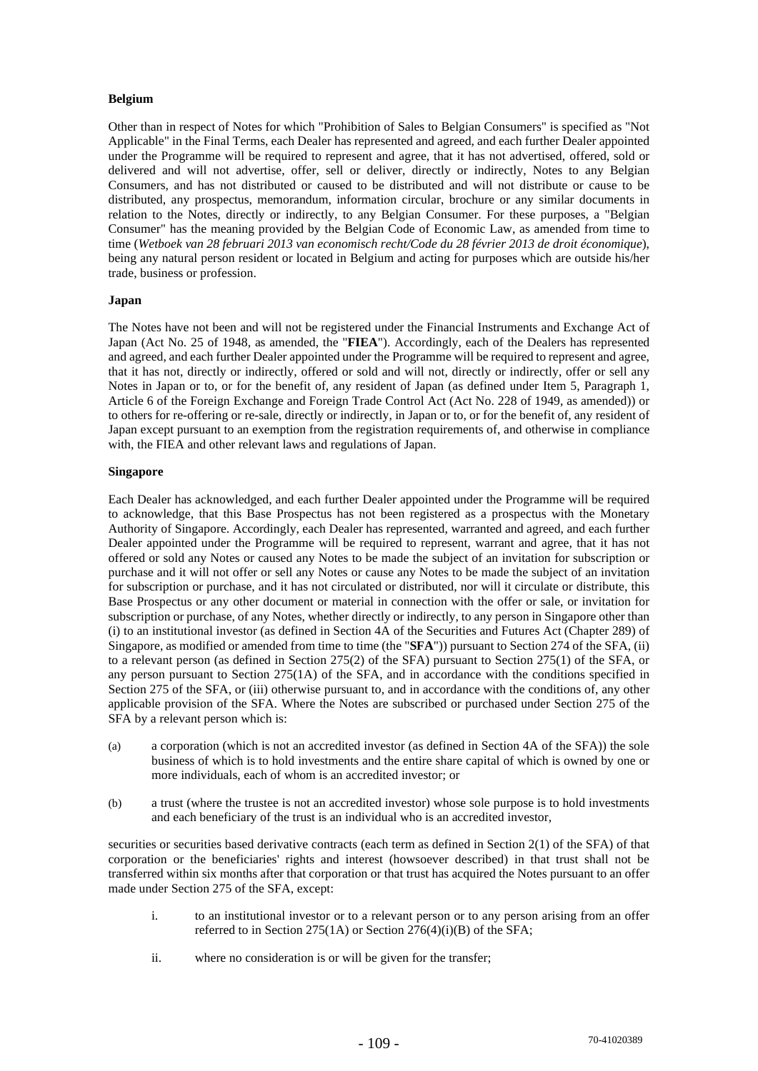**Belgium**

Other than in respect of Notes for which "Prohibition of Sales to Belgian Consumers" is specified as "Not Applicable" in the Final Terms, each Dealer has represented and agreed, and each further Dealer appointed under the Programme will be required to represent and agree, that it has not advertised, offered, sold or delivered and will not advertise, offer, sell or deliver, directly or indirectly, Notes to any Belgian Consumers, and has not distributed or caused to be distributed and will not distribute or cause to be distributed, any prospectus, memorandum, information circular, brochure or any similar documents in relation to the Notes, directly or indirectly, to any Belgian Consumer. For these purposes, a "Belgian Consumer" has the meaning provided by the Belgian Code of Economic Law, as amended from time to time (*Wetboek van 28 februari 2013 van economisch recht/Code du 28 février 2013 de droit économique*), being any natural person resident or located in Belgium and acting for purposes which are outside his/her trade, business or profession.

**Japan**

The Notes have not been and will not be registered under the Financial Instruments and Exchange Act of Japan (Act No. 25 of 1948, as amended, the "**FIEA**"). Accordingly, each of the Dealers has represented and agreed, and each further Dealer appointed under the Programme will be required to represent and agree, that it has not, directly or indirectly, offered or sold and will not, directly or indirectly, offer or sell any Notes in Japan or to, or for the benefit of, any resident of Japan (as defined under Item 5, Paragraph 1, Article 6 of the Foreign Exchange and Foreign Trade Control Act (Act No. 228 of 1949, as amended)) or to others for re-offering or re-sale, directly or indirectly, in Japan or to, or for the benefit of, any resident of Japan except pursuant to an exemption from the registration requirements of, and otherwise in compliance with, the FIEA and other relevant laws and regulations of Japan.

**Singapore**

Each Dealer has acknowledged, and each further Dealer appointed under the Programme will be required to acknowledge, that this Base Prospectus has not been registered as a prospectus with the Monetary Authority of Singapore. Accordingly, each Dealer has represented, warranted and agreed, and each further Dealer appointed under the Programme will be required to represent, warrant and agree, that it has not offered or sold any Notes or caused any Notes to be made the subject of an invitation for subscription or purchase and it will not offer or sell any Notes or cause any Notes to be made the subject of an invitation for subscription or purchase, and it has not circulated or distributed, nor will it circulate or distribute, this Base Prospectus or any other document or material in connection with the offer or sale, or invitation for subscription or purchase, of any Notes, whether directly or indirectly, to any person in Singapore other than (i) to an institutional investor (as defined in Section 4A of the Securities and Futures Act (Chapter 289) of Singapore, as modified or amended from time to time (the "**SFA**")) pursuant to Section 274 of the SFA, (ii) to a relevant person (as defined in Section 275(2) of the SFA) pursuant to Section 275(1) of the SFA, or any person pursuant to Section 275(1A) of the SFA, and in accordance with the conditions specified in Section 275 of the SFA, or (iii) otherwise pursuant to, and in accordance with the conditions of, any other applicable provision of the SFA. Where the Notes are subscribed or purchased under Section 275 of the SFA by a relevant person which is:

(a) a corporation (which is not an accredited investor (as defined in Section 4A of the SFA)) the sole business of which is to hold investments and the entire share capital of which is owned by one or more individuals, each of whom is an accredited investor; or

(b) a trust (where the trustee is not an accredited investor) whose sole purpose is to hold investments and each beneficiary of the trust is an individual who is an accredited investor,

securities or securities based derivative contracts (each term as defined in Section 2(1) of the SFA) of that corporation or the beneficiaries' rights and interest (howsoever described) in that trust shall not be transferred within six months after that corporation or that trust has acquired the Notes pursuant to an offer made under Section 275 of the SFA, except:

i. to an institutional investor or to a relevant person or to any person arising from an offer referred to in Section 275(1A) or Section 276(4)(i)(B) of the SFA;

ii. where no consideration is or will be given for the transfer;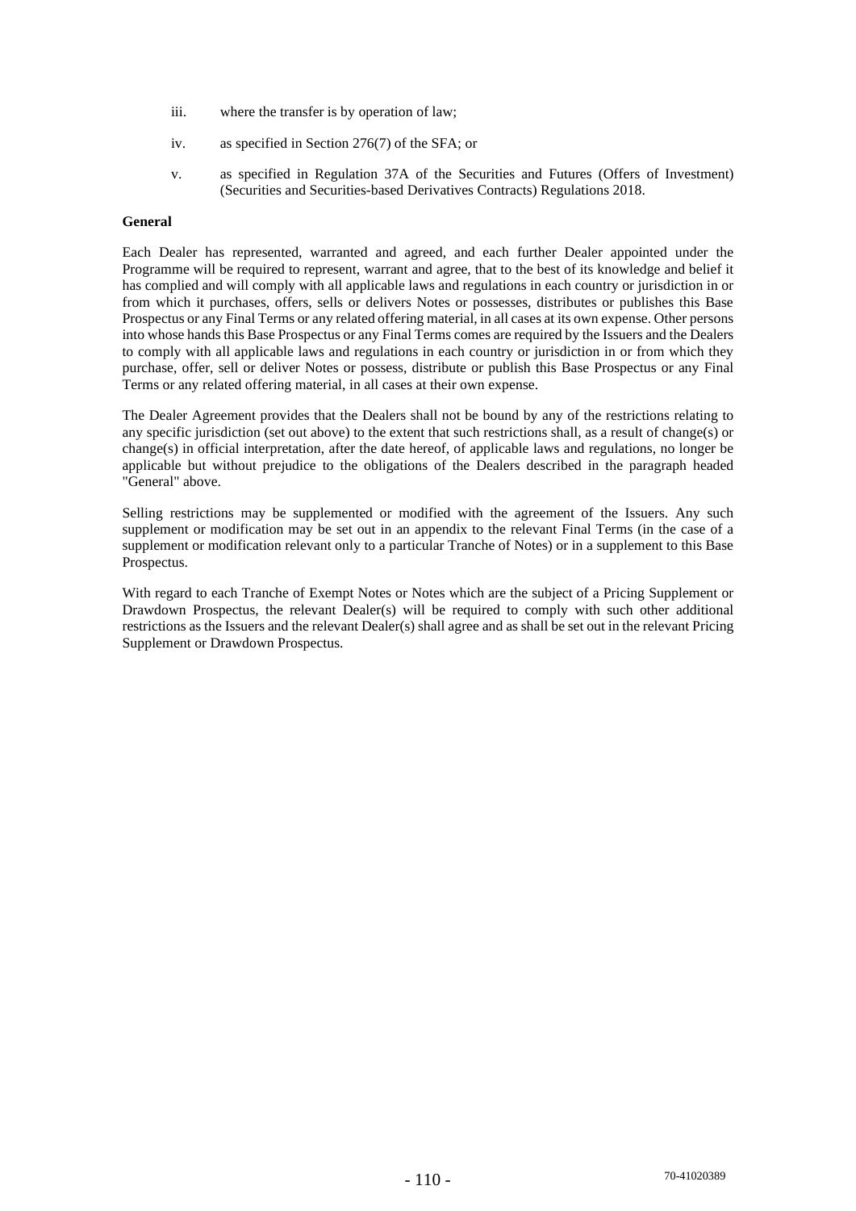iii. where the transfer is by operation of law;

iv. as specified in Section 276(7) of the SFA; or

v. as specified in Regulation 37A of the Securities and Futures (Offers of Investment) (Securities and Securities-based Derivatives Contracts) Regulations 2018.

**General**

Each Dealer has represented, warranted and agreed, and each further Dealer appointed under the Programme will be required to represent, warrant and agree, that to the best of its knowledge and belief it has complied and will comply with all applicable laws and regulations in each country or jurisdiction in or from which it purchases, offers, sells or delivers Notes or possesses, distributes or publishes this Base Prospectus or any Final Terms or any related offering material, in all cases at its own expense. Other persons into whose hands this Base Prospectus or any Final Terms comes are required by the Issuers and the Dealers to comply with all applicable laws and regulations in each country or jurisdiction in or from which they purchase, offer, sell or deliver Notes or possess, distribute or publish this Base Prospectus or any Final Terms or any related offering material, in all cases at their own expense.

The Dealer Agreement provides that the Dealers shall not be bound by any of the restrictions relating to any specific jurisdiction (set out above) to the extent that such restrictions shall, as a result of change(s) or change(s) in official interpretation, after the date hereof, of applicable laws and regulations, no longer be applicable but without prejudice to the obligations of the Dealers described in the paragraph headed "General" above.

Selling restrictions may be supplemented or modified with the agreement of the Issuers. Any such supplement or modification may be set out in an appendix to the relevant Final Terms (in the case of a supplement or modification relevant only to a particular Tranche of Notes) or in a supplement to this Base Prospectus.

With regard to each Tranche of Exempt Notes or Notes which are the subject of a Pricing Supplement or Drawdown Prospectus, the relevant Dealer(s) will be required to comply with such other additional restrictions as the Issuers and the relevant Dealer(s) shall agree and as shall be set out in the relevant Pricing Supplement or Drawdown Prospectus.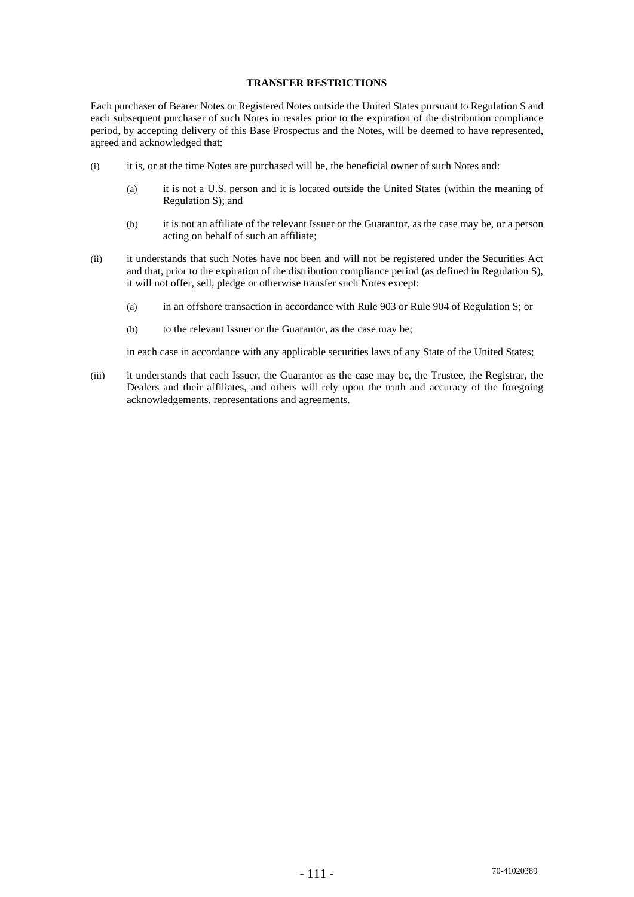## TRANSFER RESTRICTIONS

Each purchaser of Bearer Notes or Registered Notes outside the United States pursuant to Regulation S and each subsequent purchaser of such Notes in resales prior to the expiration of the distribution compliance period, by accepting delivery of this Base Prospectus and the Notes, will be deemed to have represented, agreed and acknowledged that:

(i) it is, or at the time Notes are purchased will be, the beneficial owner of such Notes and:

  (a) it is not a U.S. person and it is located outside the United States (within the meaning of Regulation S); and

  (b) it is not an affiliate of the relevant Issuer or the Guarantor, as the case may be, or a person acting on behalf of such an affiliate;

(ii) it understands that such Notes have not been and will not be registered under the Securities Act and that, prior to the expiration of the distribution compliance period (as defined in Regulation S), it will not offer, sell, pledge or otherwise transfer such Notes except:

  (a) in an offshore transaction in accordance with Rule 903 or Rule 904 of Regulation S; or

  (b) to the relevant Issuer or the Guarantor, as the case may be;

  in each case in accordance with any applicable securities laws of any State of the United States;

(iii) it understands that each Issuer, the Guarantor as the case may be, the Trustee, the Registrar, the Dealers and their affiliates, and others will rely upon the truth and accuracy of the foregoing acknowledgements, representations and agreements.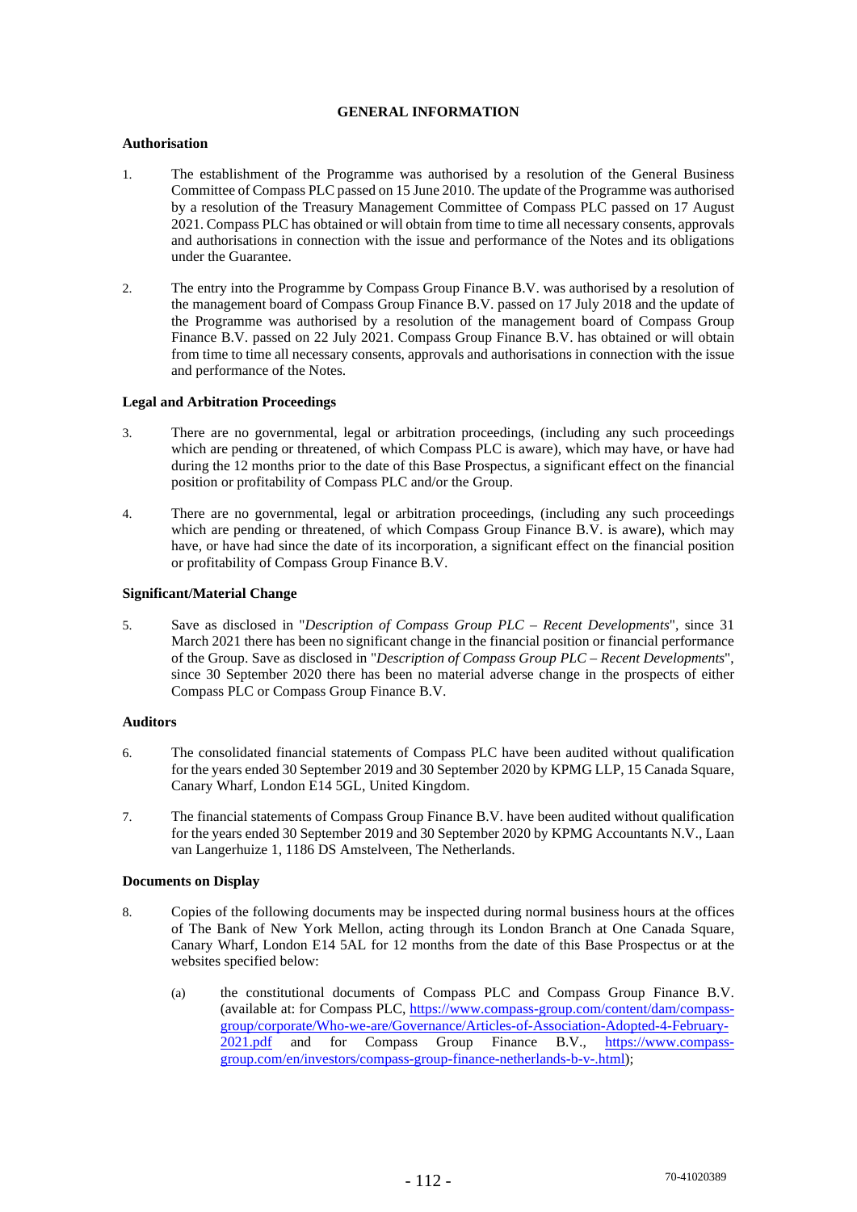# GENERAL INFORMATION

### Authorisation

1. The establishment of the Programme was authorised by a resolution of the General Business Committee of Compass PLC passed on 15 June 2010. The update of the Programme was authorised by a resolution of the Treasury Management Committee of Compass PLC passed on 17 August 2021. Compass PLC has obtained or will obtain from time to time all necessary consents, approvals and authorisations in connection with the issue and performance of the Notes and its obligations under the Guarantee.

2. The entry into the Programme by Compass Group Finance B.V. was authorised by a resolution of the management board of Compass Group Finance B.V. passed on 17 July 2018 and the update of the Programme was authorised by a resolution of the management board of Compass Group Finance B.V. passed on 22 July 2021. Compass Group Finance B.V. has obtained or will obtain from time to time all necessary consents, approvals and authorisations in connection with the issue and performance of the Notes.

### Legal and Arbitration Proceedings

3. There are no governmental, legal or arbitration proceedings, (including any such proceedings which are pending or threatened, of which Compass PLC is aware), which may have, or have had during the 12 months prior to the date of this Base Prospectus, a significant effect on the financial position or profitability of Compass PLC and/or the Group.

4. There are no governmental, legal or arbitration proceedings, (including any such proceedings which are pending or threatened, of which Compass Group Finance B.V. is aware), which may have, or have had since the date of its incorporation, a significant effect on the financial position or profitability of Compass Group Finance B.V.

### Significant/Material Change

5. Save as disclosed in "*Description of Compass Group PLC – Recent Developments*", since 31 March 2021 there has been no significant change in the financial position or financial performance of the Group. Save as disclosed in "*Description of Compass Group PLC – Recent Developments*", since 30 September 2020 there has been no material adverse change in the prospects of either Compass PLC or Compass Group Finance B.V.

### Auditors

6. The consolidated financial statements of Compass PLC have been audited without qualification for the years ended 30 September 2019 and 30 September 2020 by KPMG LLP, 15 Canada Square, Canary Wharf, London E14 5GL, United Kingdom.

7. The financial statements of Compass Group Finance B.V. have been audited without qualification for the years ended 30 September 2019 and 30 September 2020 by KPMG Accountants N.V., Laan van Langerhuize 1, 1186 DS Amstelveen, The Netherlands.

### Documents on Display

8. Copies of the following documents may be inspected during normal business hours at the offices of The Bank of New York Mellon, acting through its London Branch at One Canada Square, Canary Wharf, London E14 5AL for 12 months from the date of this Base Prospectus or at the websites specified below:

   (a) the constitutional documents of Compass PLC and Compass Group Finance B.V. (available at: for Compass PLC, https://www.compass-group.com/content/dam/compass-group/corporate/Who-we-are/Governance/Articles-of-Association-Adopted-4-February-2021.pdf and for Compass Group Finance B.V., https://www.compass-group.com/en/investors/compass-group-finance-netherlands-b-v-.html);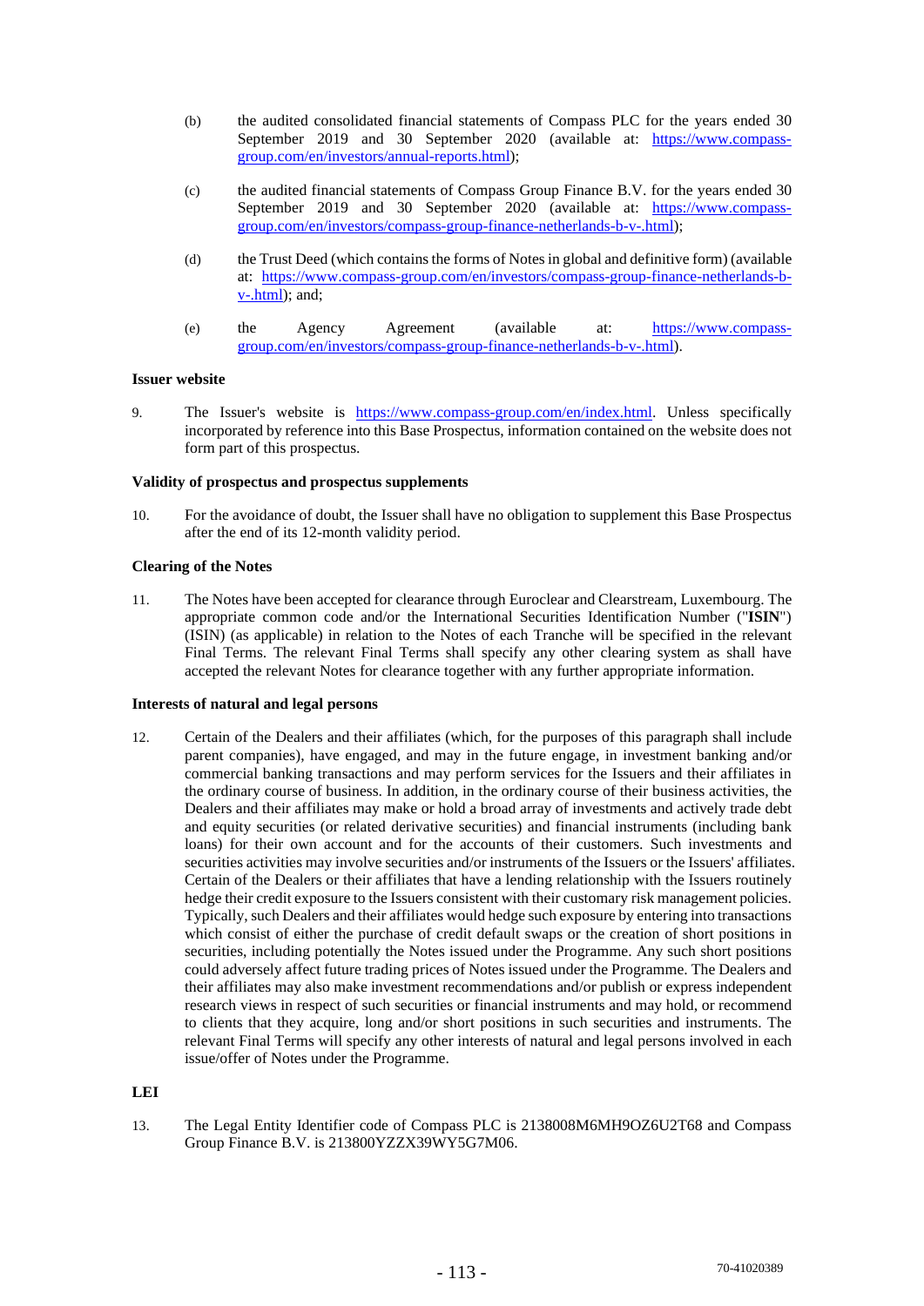(b) the audited consolidated financial statements of Compass PLC for the years ended 30 September 2019 and 30 September 2020 (available at: https://www.compass-group.com/en/investors/annual-reports.html);

(c) the audited financial statements of Compass Group Finance B.V. for the years ended 30 September 2019 and 30 September 2020 (available at: https://www.compass-group.com/en/investors/compass-group-finance-netherlands-b-v-.html);

(d) the Trust Deed (which contains the forms of Notes in global and definitive form) (available at: https://www.compass-group.com/en/investors/compass-group-finance-netherlands-b-v-.html); and;

(e) the Agency Agreement (available at: https://www.compass-group.com/en/investors/compass-group-finance-netherlands-b-v-.html).

**Issuer website**

9. The Issuer's website is https://www.compass-group.com/en/index.html. Unless specifically incorporated by reference into this Base Prospectus, information contained on the website does not form part of this prospectus.

**Validity of prospectus and prospectus supplements**

10. For the avoidance of doubt, the Issuer shall have no obligation to supplement this Base Prospectus after the end of its 12-month validity period.

**Clearing of the Notes**

11. The Notes have been accepted for clearance through Euroclear and Clearstream, Luxembourg. The appropriate common code and/or the International Securities Identification Number ("**ISIN**") (ISIN) (as applicable) in relation to the Notes of each Tranche will be specified in the relevant Final Terms. The relevant Final Terms shall specify any other clearing system as shall have accepted the relevant Notes for clearance together with any further appropriate information.

**Interests of natural and legal persons**

12. Certain of the Dealers and their affiliates (which, for the purposes of this paragraph shall include parent companies), have engaged, and may in the future engage, in investment banking and/or commercial banking transactions and may perform services for the Issuers and their affiliates in the ordinary course of business. In addition, in the ordinary course of their business activities, the Dealers and their affiliates may make or hold a broad array of investments and actively trade debt and equity securities (or related derivative securities) and financial instruments (including bank loans) for their own account and for the accounts of their customers. Such investments and securities activities may involve securities and/or instruments of the Issuers or the Issuers' affiliates. Certain of the Dealers or their affiliates that have a lending relationship with the Issuers routinely hedge their credit exposure to the Issuers consistent with their customary risk management policies. Typically, such Dealers and their affiliates would hedge such exposure by entering into transactions which consist of either the purchase of credit default swaps or the creation of short positions in securities, including potentially the Notes issued under the Programme. Any such short positions could adversely affect future trading prices of Notes issued under the Programme. The Dealers and their affiliates may also make investment recommendations and/or publish or express independent research views in respect of such securities or financial instruments and may hold, or recommend to clients that they acquire, long and/or short positions in such securities and instruments. The relevant Final Terms will specify any other interests of natural and legal persons involved in each issue/offer of Notes under the Programme.

**LEI**

13. The Legal Entity Identifier code of Compass PLC is 2138008M6MH9OZ6U2T68 and Compass Group Finance B.V. is 213800YZZX39WY5G7M06.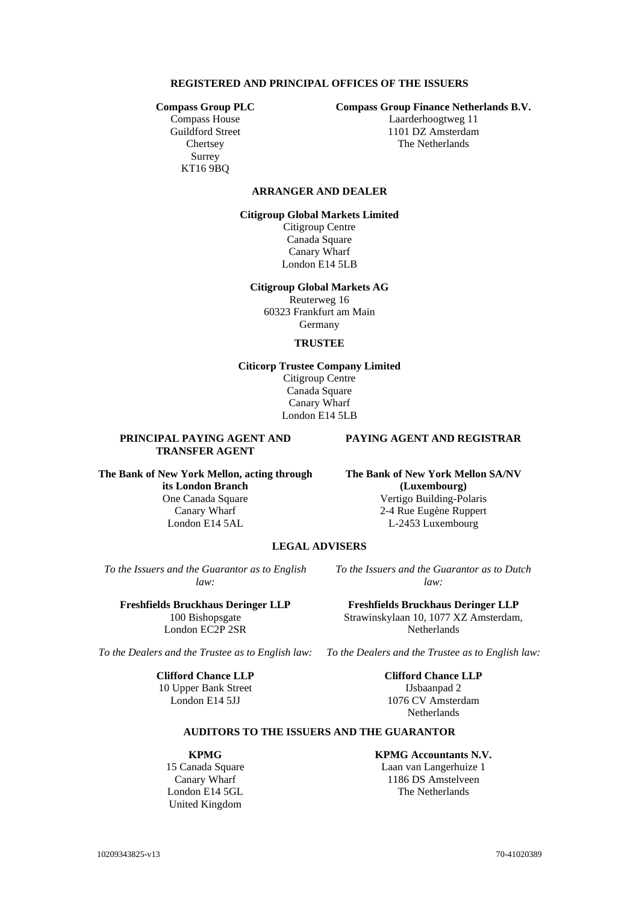## REGISTERED AND PRINCIPAL OFFICES OF THE ISSUERS

**Compass Group PLC**
Compass House
Guildford Street
Chertsey
Surrey
KT16 9BQ

**Compass Group Finance Netherlands B.V.**
Laarderhoogtweg 11
1101 DZ Amsterdam
The Netherlands

## ARRANGER AND DEALER

**Citigroup Global Markets Limited**
Citigroup Centre
Canada Square
Canary Wharf
London E14 5LB

**Citigroup Global Markets AG**
Reuterweg 16
60323 Frankfurt am Main
Germany

## TRUSTEE

**Citicorp Trustee Company Limited**
Citigroup Centre
Canada Square
Canary Wharf
London E14 5LB

## PRINCIPAL PAYING AGENT AND TRANSFER AGENT

**The Bank of New York Mellon, acting through its London Branch**
One Canada Square
Canary Wharf
London E14 5AL

## PAYING AGENT AND REGISTRAR

**The Bank of New York Mellon SA/NV (Luxembourg)**
Vertigo Building-Polaris
2-4 Rue Eugène Ruppert
L-2453 Luxembourg

## LEGAL ADVISERS

*To the Issuers and the Guarantor as to English law:*

**Freshfields Bruckhaus Deringer LLP**
100 Bishopsgate
London EC2P 2SR

*To the Issuers and the Guarantor as to Dutch law:*

**Freshfields Bruckhaus Deringer LLP**
Strawinskylaan 10, 1077 XZ Amsterdam,
Netherlands

*To the Dealers and the Trustee as to English law:*

**Clifford Chance LLP**
10 Upper Bank Street
London E14 5JJ

*To the Dealers and the Trustee as to English law:*

**Clifford Chance LLP**
IJsbaanpad 2
1076 CV Amsterdam
Netherlands

## AUDITORS TO THE ISSUERS AND THE GUARANTOR

**KPMG**
15 Canada Square
Canary Wharf
London E14 5GL
United Kingdom

**KPMG Accountants N.V.**
Laan van Langerhuize 1
1186 DS Amstelveen
The Netherlands